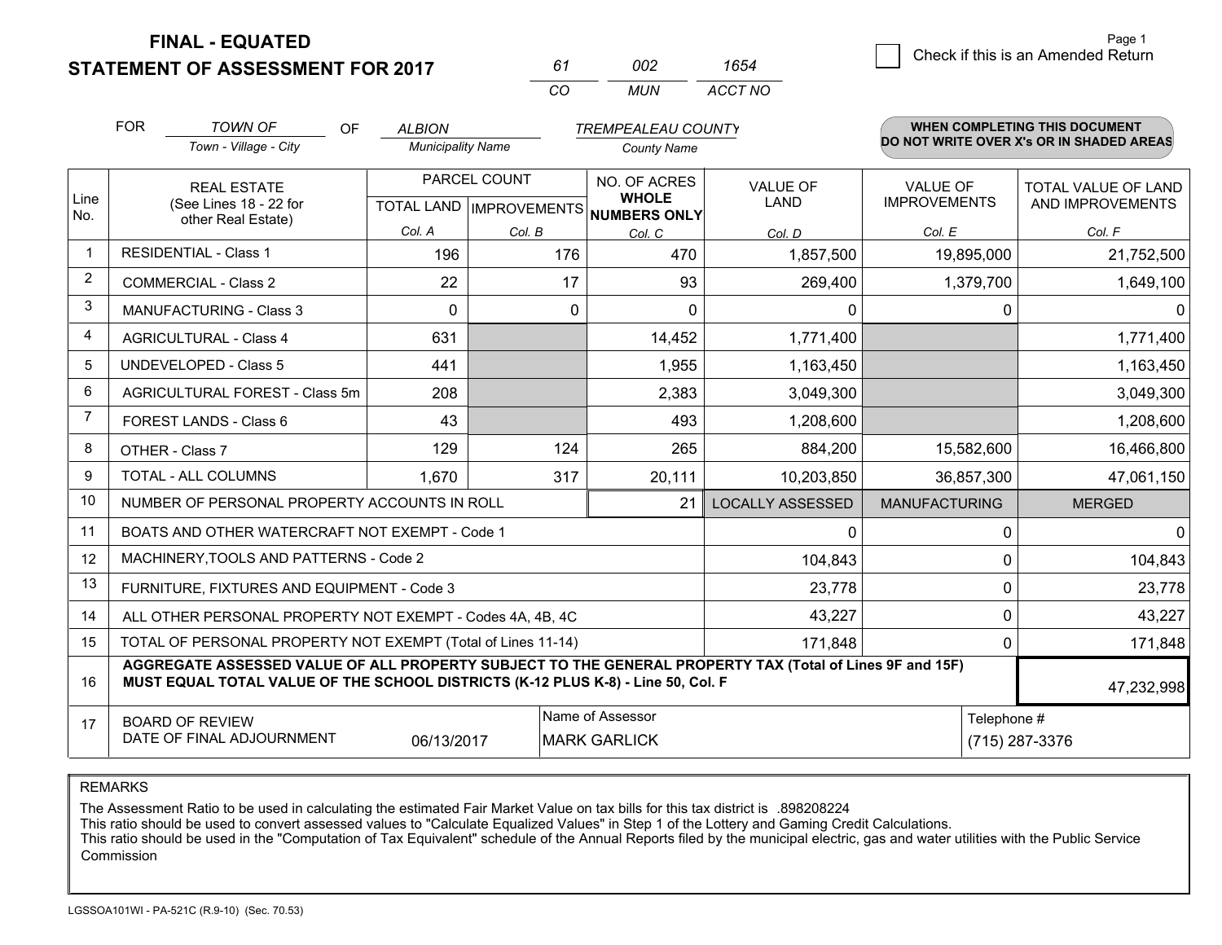# FINAL - EQUATED
## STATEMENT OF ASSESSMENT FOR 2017

| 61 | 002 | 1654 |
|---|---|---|
| CO | MUN | ACCT NO |

☐ Check if this is an Amended Return

FOR *TOWN OF* (Town - Village - City) OF *ALBION* (Municipality Name) *TREMPEALEAU COUNTY* (County Name)

**WHEN COMPLETING THIS DOCUMENT DO NOT WRITE OVER X's OR IN SHADED AREAS**

| Line No. | REAL ESTATE (See Lines 18 - 22 for other Real Estate) | PARCEL COUNT TOTAL LAND Col. A | PARCEL COUNT IMPROVEMENTS Col. B | NO. OF ACRES WHOLE NUMBERS ONLY Col. C | VALUE OF LAND Col. D | VALUE OF IMPROVEMENTS Col. E | TOTAL VALUE OF LAND AND IMPROVEMENTS Col. F |
|---|---|---|---|---|---|---|---|
| 1 | RESIDENTIAL - Class 1 | 196 | 176 | 470 | 1,857,500 | 19,895,000 | 21,752,500 |
| 2 | COMMERCIAL - Class 2 | 22 | 17 | 93 | 269,400 | 1,379,700 | 1,649,100 |
| 3 | MANUFACTURING - Class 3 | 0 | 0 | 0 | 0 | 0 | 0 |
| 4 | AGRICULTURAL - Class 4 | 631 | | 14,452 | 1,771,400 | | 1,771,400 |
| 5 | UNDEVELOPED - Class 5 | 441 | | 1,955 | 1,163,450 | | 1,163,450 |
| 6 | AGRICULTURAL FOREST - Class 5m | 208 | | 2,383 | 3,049,300 | | 3,049,300 |
| 7 | FOREST LANDS - Class 6 | 43 | | 493 | 1,208,600 | | 1,208,600 |
| 8 | OTHER - Class 7 | 129 | 124 | 265 | 884,200 | 15,582,600 | 16,466,800 |
| 9 | TOTAL - ALL COLUMNS | 1,670 | 317 | 20,111 | 10,203,850 | 36,857,300 | 47,061,150 |
| 10 | NUMBER OF PERSONAL PROPERTY ACCOUNTS IN ROLL | | | 21 | LOCALLY ASSESSED | MANUFACTURING | MERGED |
| 11 | BOATS AND OTHER WATERCRAFT NOT EXEMPT - Code 1 | | | | 0 | 0 | 0 |
| 12 | MACHINERY,TOOLS AND PATTERNS - Code 2 | | | | 104,843 | 0 | 104,843 |
| 13 | FURNITURE, FIXTURES AND EQUIPMENT - Code 3 | | | | 23,778 | 0 | 23,778 |
| 14 | ALL OTHER PERSONAL PROPERTY NOT EXEMPT - Codes 4A, 4B, 4C | | | | 43,227 | 0 | 43,227 |
| 15 | TOTAL OF PERSONAL PROPERTY NOT EXEMPT (Total of Lines 11-14) | | | | 171,848 | 0 | 171,848 |
| 16 | **AGGREGATE ASSESSED VALUE OF ALL PROPERTY SUBJECT TO THE GENERAL PROPERTY TAX (Total of Lines 9F and 15F) MUST EQUAL TOTAL VALUE OF THE SCHOOL DISTRICTS (K-12 PLUS K-8) - Line 50, Col. F** | | | | | | 47,232,998 |
| 17 | BOARD OF REVIEW DATE OF FINAL ADJOURNMENT | 06/13/2017 | Name of Assessor | MARK GARLICK | | Telephone # | (715) 287-3376 |

REMARKS

The Assessment Ratio to be used in calculating the estimated Fair Market Value on tax bills for this tax district is .898208224
This ratio should be used to convert assessed values to "Calculate Equalized Values" in Step 1 of the Lottery and Gaming Credit Calculations.
This ratio should be used in the "Computation of Tax Equivalent" schedule of the Annual Reports filed by the municipal electric, gas and water utilities with the Public Service Commission

LGSSOA101WI - PA-521C (R.9-10) (Sec. 70.53)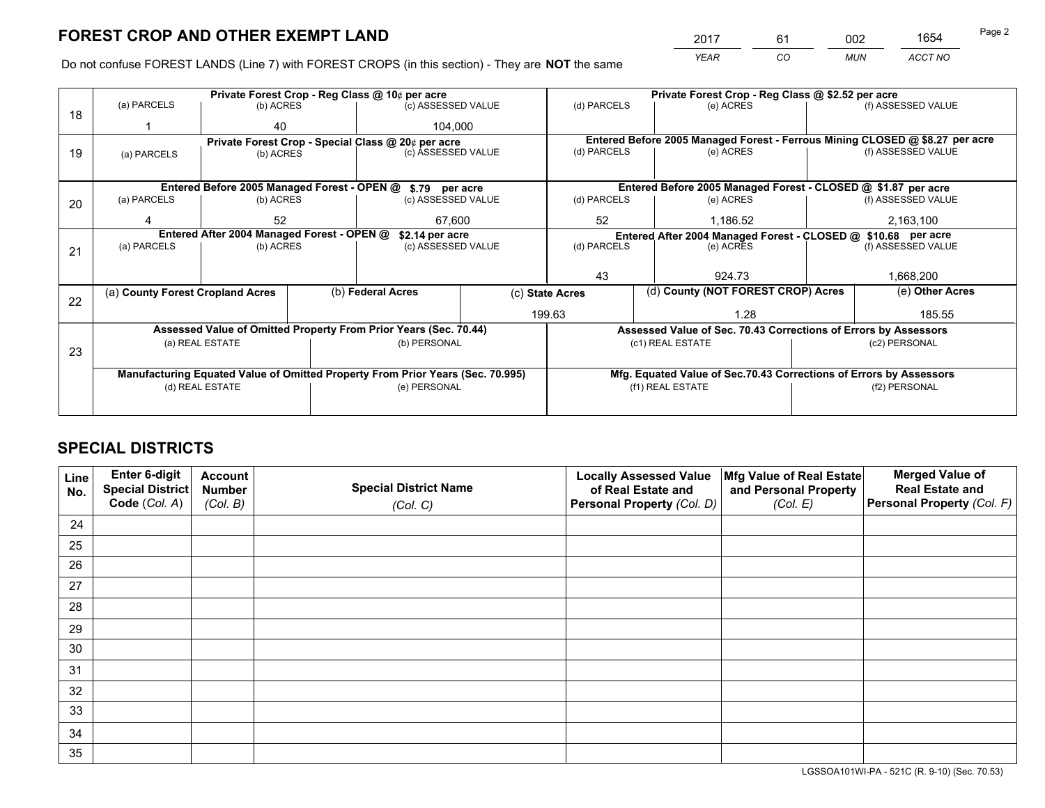# FOREST CROP AND OTHER EXEMPT LAND

| 2017 | 61 | 002 | 1654 |
|---|---|---|---|
| *YEAR* | *CO* | *MUN* | *ACCT NO* |

Do not confuse FOREST LANDS (Line 7) with FOREST CROPS (in this section) - They are **NOT** the same

| Line | Private Forest Crop - Reg Class @ 10¢ per acre | | | Private Forest Crop - Reg Class @ $2.52 per acre | | |
|---|---|---|---|---|---|---|
| 18 | (a) PARCELS | (b) ACRES | (c) ASSESSED VALUE | (d) PARCELS | (e) ACRES | (f) ASSESSED VALUE |
| | 1 | 40 | 104,000 | | | |
| | **Private Forest Crop - Special Class @ 20¢ per acre** | | | **Entered Before 2005 Managed Forest - Ferrous Mining CLOSED @ $8.27 per acre** | | |
| 19 | (a) PARCELS | (b) ACRES | (c) ASSESSED VALUE | (d) PARCELS | (e) ACRES | (f) ASSESSED VALUE |
| | | | | | | |
| | **Entered Before 2005 Managed Forest - OPEN @ $.79 per acre** | | | **Entered Before 2005 Managed Forest - CLOSED @ $1.87 per acre** | | |
| 20 | (a) PARCELS | (b) ACRES | (c) ASSESSED VALUE | (d) PARCELS | (e) ACRES | (f) ASSESSED VALUE |
| | 4 | 52 | 67,600 | 52 | 1,186.52 | 2,163,100 |
| | **Entered After 2004 Managed Forest - OPEN @ $2.14 per acre** | | | **Entered After 2004 Managed Forest - CLOSED @ $10.68 per acre** | | |
| 21 | (a) PARCELS | (b) ACRES | (c) ASSESSED VALUE | (d) PARCELS | (e) ACRES | (f) ASSESSED VALUE |
| | | | | 43 | 924.73 | 1,668,200 |

| Line | (a) County Forest Cropland Acres | (b) Federal Acres | (c) State Acres | (d) County (NOT FOREST CROP) Acres | (e) Other Acres |
|---|---|---|---|---|---|
| 22 | | | 199.63 | 1.28 | 185.55 |

| Line | Assessed Value of Omitted Property From Prior Years (Sec. 70.44) | | Assessed Value of Sec. 70.43 Corrections of Errors by Assessors | |
|---|---|---|---|---|
| 23 | (a) REAL ESTATE | (b) PERSONAL | (c1) REAL ESTATE | (c2) PERSONAL |
| | | | | |
| | **Manufacturing Equated Value of Omitted Property From Prior Years (Sec. 70.995)** | | **Mfg. Equated Value of Sec.70.43 Corrections of Errors by Assessors** | |
| | (d) REAL ESTATE | (e) PERSONAL | (f1) REAL ESTATE | (f2) PERSONAL |
| | | | | |

# SPECIAL DISTRICTS

| Line No. | Enter 6-digit Special District Code (*Col. A*) | Account Number (*Col. B*) | Special District Name (*Col. C*) | Locally Assessed Value of Real Estate and Personal Property (*Col. D*) | Mfg Value of Real Estate and Personal Property (*Col. E*) | Merged Value of Real Estate and Personal Property (*Col. F*) |
|---|---|---|---|---|---|---|
| 24 | | | | | | |
| 25 | | | | | | |
| 26 | | | | | | |
| 27 | | | | | | |
| 28 | | | | | | |
| 29 | | | | | | |
| 30 | | | | | | |
| 31 | | | | | | |
| 32 | | | | | | |
| 33 | | | | | | |
| 34 | | | | | | |
| 35 | | | | | | |

LGSSOA101WI-PA - 521C (R. 9-10) (Sec. 70.53)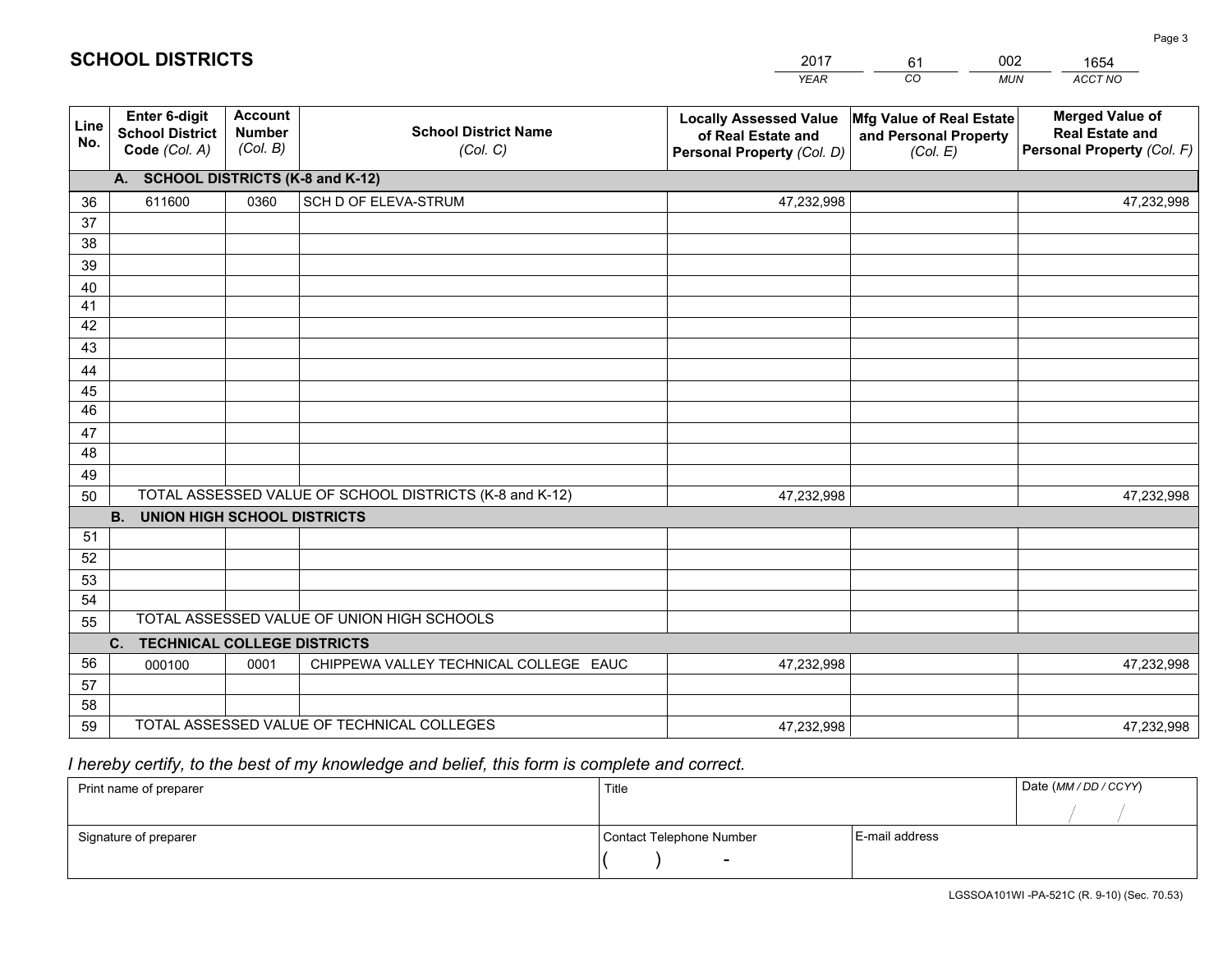# SCHOOL DISTRICTS

| 2017 | 61 | 002 | 1654 |
|---|---|---|---|
| *YEAR* | *CO* | *MUN* | *ACCT NO* |

| Line No. | Enter 6-digit School District Code *(Col. A)* | Account Number *(Col. B)* | School District Name *(Col. C)* | Locally Assessed Value of Real Estate and Personal Property *(Col. D)* | Mfg Value of Real Estate and Personal Property *(Col. E)* | Merged Value of Real Estate and Personal Property *(Col. F)* |
|---|---|---|---|---|---|---|
| | **A. SCHOOL DISTRICTS (K-8 and K-12)** | | | | | |
| 36 | 611600 | 0360 | SCH D OF ELEVA-STRUM | 47,232,998 | | 47,232,998 |
| 37 | | | | | | |
| 38 | | | | | | |
| 39 | | | | | | |
| 40 | | | | | | |
| 41 | | | | | | |
| 42 | | | | | | |
| 43 | | | | | | |
| 44 | | | | | | |
| 45 | | | | | | |
| 46 | | | | | | |
| 47 | | | | | | |
| 48 | | | | | | |
| 49 | | | | | | |
| 50 | TOTAL ASSESSED VALUE OF SCHOOL DISTRICTS (K-8 and K-12) | | | 47,232,998 | | 47,232,998 |
| | **B. UNION HIGH SCHOOL DISTRICTS** | | | | | |
| 51 | | | | | | |
| 52 | | | | | | |
| 53 | | | | | | |
| 54 | | | | | | |
| 55 | TOTAL ASSESSED VALUE OF UNION HIGH SCHOOLS | | | | | |
| | **C. TECHNICAL COLLEGE DISTRICTS** | | | | | |
| 56 | 000100 | 0001 | CHIPPEWA VALLEY TECHNICAL COLLEGE EAUC | 47,232,998 | | 47,232,998 |
| 57 | | | | | | |
| 58 | | | | | | |
| 59 | TOTAL ASSESSED VALUE OF TECHNICAL COLLEGES | | | 47,232,998 | | 47,232,998 |

*I hereby certify, to the best of my knowledge and belief, this form is complete and correct.*

| Print name of preparer | Title | | Date *(MM / DD / CCYY)* |
|---|---|---|---|
| | | | / / |
| Signature of preparer | Contact Telephone Number | E-mail address | |
| | ( ) - | | |

LGSSOA101WI -PA-521C (R. 9-10) (Sec. 70.53)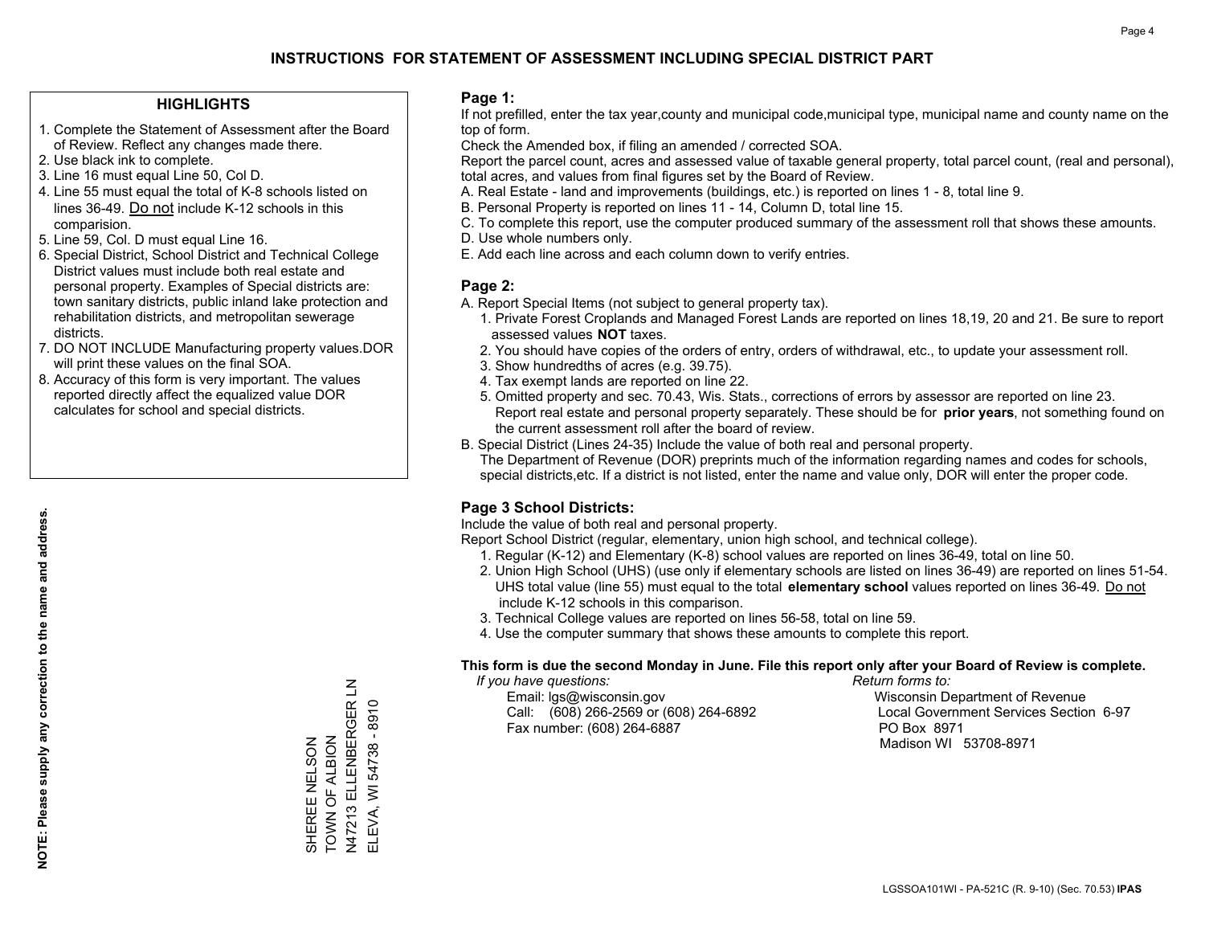# INSTRUCTIONS FOR STATEMENT OF ASSESSMENT INCLUDING SPECIAL DISTRICT PART

## HIGHLIGHTS

1. Complete the Statement of Assessment after the Board of Review. Reflect any changes made there.
2. Use black ink to complete.
3. Line 16 must equal Line 50, Col D.
4. Line 55 must equal the total of K-8 schools listed on lines 36-49. Do not include K-12 schools in this comparision.
5. Line 59, Col. D must equal Line 16.
6. Special District, School District and Technical College District values must include both real estate and personal property. Examples of Special districts are: town sanitary districts, public inland lake protection and rehabilitation districts, and metropolitan sewerage districts.
7. DO NOT INCLUDE Manufacturing property values.DOR will print these values on the final SOA.
8. Accuracy of this form is very important. The values reported directly affect the equalized value DOR calculates for school and special districts.

**NOTE: Please supply any correction to the name and address.**

SHEREE NELSON
TOWN OF ALBION
N47213 ELLENBERGER LN
ELEVA, WI 54738 - 8910

## Page 1:

If not prefilled, enter the tax year,county and municipal code,municipal type, municipal name and county name on the top of form.

Check the Amended box, if filing an amended / corrected SOA.

Report the parcel count, acres and assessed value of taxable general property, total parcel count, (real and personal), total acres, and values from final figures set by the Board of Review.

A. Real Estate - land and improvements (buildings, etc.) is reported on lines 1 - 8, total line 9.
B. Personal Property is reported on lines 11 - 14, Column D, total line 15.
C. To complete this report, use the computer produced summary of the assessment roll that shows these amounts.
D. Use whole numbers only.
E. Add each line across and each column down to verify entries.

## Page 2:

A. Report Special Items (not subject to general property tax).
   1. Private Forest Croplands and Managed Forest Lands are reported on lines 18,19, 20 and 21. Be sure to report assessed values **NOT** taxes.
   2. You should have copies of the orders of entry, orders of withdrawal, etc., to update your assessment roll.
   3. Show hundredths of acres (e.g. 39.75).
   4. Tax exempt lands are reported on line 22.
   5. Omitted property and sec. 70.43, Wis. Stats., corrections of errors by assessor are reported on line 23. Report real estate and personal property separately. These should be for **prior years**, not something found on the current assessment roll after the board of review.
B. Special District (Lines 24-35) Include the value of both real and personal property.
   The Department of Revenue (DOR) preprints much of the information regarding names and codes for schools, special districts,etc. If a district is not listed, enter the name and value only, DOR will enter the proper code.

## Page 3 School Districts:

Include the value of both real and personal property.

Report School District (regular, elementary, union high school, and technical college).

1. Regular (K-12) and Elementary (K-8) school values are reported on lines 36-49, total on line 50.
2. Union High School (UHS) (use only if elementary schools are listed on lines 36-49) are reported on lines 51-54. UHS total value (line 55) must equal to the total **elementary school** values reported on lines 36-49. Do not include K-12 schools in this comparison.
3. Technical College values are reported on lines 56-58, total on line 59.
4. Use the computer summary that shows these amounts to complete this report.

**This form is due the second Monday in June. File this report only after your Board of Review is complete.**

*If you have questions:*
Email: lgs@wisconsin.gov
Call: (608) 266-2569 or (608) 264-6892
Fax number: (608) 264-6887

*Return forms to:*
Wisconsin Department of Revenue
Local Government Services Section 6-97
PO Box 8971
Madison WI 53708-8971

LGSSOA101WI - PA-521C (R. 9-10) (Sec. 70.53) **IPAS**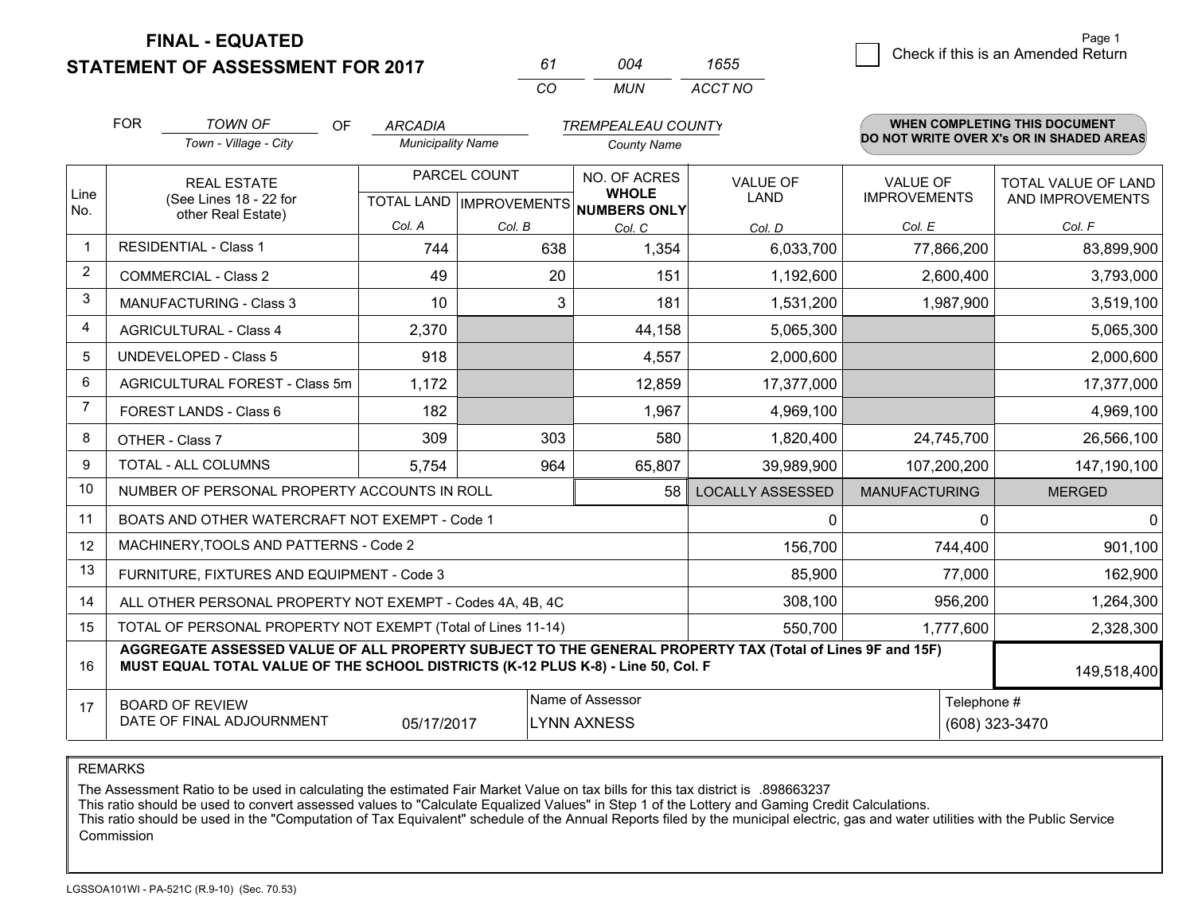# FINAL - EQUATED
## STATEMENT OF ASSESSMENT FOR 2017

| 61 | 004 | 1655 |
|---|---|---|
| CO | MUN | ACCT NO |

☐ Check if this is an Amended Return

FOR *TOWN OF* (Town - Village - City) OF *ARCADIA* (Municipality Name) *TREMPEALEAU COUNTY* (County Name)

**WHEN COMPLETING THIS DOCUMENT DO NOT WRITE OVER X's OR IN SHADED AREAS**

| Line No. | REAL ESTATE (See Lines 18 - 22 for other Real Estate) | PARCEL COUNT TOTAL LAND Col. A | PARCEL COUNT IMPROVEMENTS Col. B | NO. OF ACRES WHOLE NUMBERS ONLY Col. C | VALUE OF LAND Col. D | VALUE OF IMPROVEMENTS Col. E | TOTAL VALUE OF LAND AND IMPROVEMENTS Col. F |
|---|---|---|---|---|---|---|---|
| 1 | RESIDENTIAL - Class 1 | 744 | 638 | 1,354 | 6,033,700 | 77,866,200 | 83,899,900 |
| 2 | COMMERCIAL - Class 2 | 49 | 20 | 151 | 1,192,600 | 2,600,400 | 3,793,000 |
| 3 | MANUFACTURING - Class 3 | 10 | 3 | 181 | 1,531,200 | 1,987,900 | 3,519,100 |
| 4 | AGRICULTURAL - Class 4 | 2,370 | | 44,158 | 5,065,300 | | 5,065,300 |
| 5 | UNDEVELOPED - Class 5 | 918 | | 4,557 | 2,000,600 | | 2,000,600 |
| 6 | AGRICULTURAL FOREST - Class 5m | 1,172 | | 12,859 | 17,377,000 | | 17,377,000 |
| 7 | FOREST LANDS - Class 6 | 182 | | 1,967 | 4,969,100 | | 4,969,100 |
| 8 | OTHER - Class 7 | 309 | 303 | 580 | 1,820,400 | 24,745,700 | 26,566,100 |
| 9 | TOTAL - ALL COLUMNS | 5,754 | 964 | 65,807 | 39,989,900 | 107,200,200 | 147,190,100 |
| 10 | NUMBER OF PERSONAL PROPERTY ACCOUNTS IN ROLL | | | 58 | LOCALLY ASSESSED | MANUFACTURING | MERGED |
| 11 | BOATS AND OTHER WATERCRAFT NOT EXEMPT - Code 1 | | | | 0 | 0 | 0 |
| 12 | MACHINERY,TOOLS AND PATTERNS - Code 2 | | | | 156,700 | 744,400 | 901,100 |
| 13 | FURNITURE, FIXTURES AND EQUIPMENT - Code 3 | | | | 85,900 | 77,000 | 162,900 |
| 14 | ALL OTHER PERSONAL PROPERTY NOT EXEMPT - Codes 4A, 4B, 4C | | | | 308,100 | 956,200 | 1,264,300 |
| 15 | TOTAL OF PERSONAL PROPERTY NOT EXEMPT (Total of Lines 11-14) | | | | 550,700 | 1,777,600 | 2,328,300 |
| 16 | **AGGREGATE ASSESSED VALUE OF ALL PROPERTY SUBJECT TO THE GENERAL PROPERTY TAX (Total of Lines 9F and 15F) MUST EQUAL TOTAL VALUE OF THE SCHOOL DISTRICTS (K-12 PLUS K-8) - Line 50, Col. F** | | | | | | 149,518,400 |
| 17 | BOARD OF REVIEW DATE OF FINAL ADJOURNMENT | 05/17/2017 | | Name of Assessor: LYNN AXNESS | | | Telephone #: (608) 323-3470 |

REMARKS

The Assessment Ratio to be used in calculating the estimated Fair Market Value on tax bills for this tax district is .898663237
This ratio should be used to convert assessed values to "Calculate Equalized Values" in Step 1 of the Lottery and Gaming Credit Calculations.
This ratio should be used in the "Computation of Tax Equivalent" schedule of the Annual Reports filed by the municipal electric, gas and water utilities with the Public Service Commission

LGSSOA101WI - PA-521C (R.9-10) (Sec. 70.53)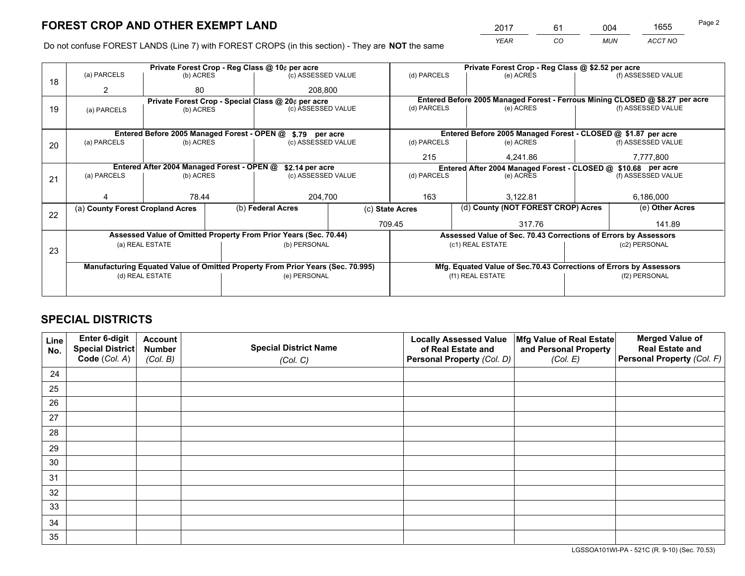# FOREST CROP AND OTHER EXEMPT LAND

| 2017 | 61 | 004 | 1655 |
|---|---|---|---|
| *YEAR* | *CO* | *MUN* | *ACCT NO* |

Do not confuse FOREST LANDS (Line 7) with FOREST CROPS (in this section) - They are **NOT** the same

| Line | Private Forest Crop - Reg Class @ 10¢ per acre | | | Private Forest Crop - Reg Class @ $2.52 per acre | | |
|---|---|---|---|---|---|---|
| | (a) PARCELS | (b) ACRES | (c) ASSESSED VALUE | (d) PARCELS | (e) ACRES | (f) ASSESSED VALUE |
| 18 | 2 | 80 | 208,800 | | | |
| | **Private Forest Crop - Special Class @ 20¢ per acre** | | | **Entered Before 2005 Managed Forest - Ferrous Mining CLOSED @ $8.27 per acre** | | |
| | (a) PARCELS | (b) ACRES | (c) ASSESSED VALUE | (d) PARCELS | (e) ACRES | (f) ASSESSED VALUE |
| 19 | | | | | | |
| | **Entered Before 2005 Managed Forest - OPEN @ $.79 per acre** | | | **Entered Before 2005 Managed Forest - CLOSED @ $1.87 per acre** | | |
| | (a) PARCELS | (b) ACRES | (c) ASSESSED VALUE | (d) PARCELS | (e) ACRES | (f) ASSESSED VALUE |
| 20 | | | | 215 | 4,241.86 | 7,777,800 |
| | **Entered After 2004 Managed Forest - OPEN @ $2.14 per acre** | | | **Entered After 2004 Managed Forest - CLOSED @ $10.68 per acre** | | |
| | (a) PARCELS | (b) ACRES | (c) ASSESSED VALUE | (d) PARCELS | (e) ACRES | (f) ASSESSED VALUE |
| 21 | 4 | 78.44 | 204,700 | 163 | 3,122.81 | 6,186,000 |

| Line | (a) County Forest Cropland Acres | (b) Federal Acres | (c) State Acres | (d) County (NOT FOREST CROP) Acres | (e) Other Acres |
|---|---|---|---|---|---|
| 22 | | | 709.45 | 317.76 | 141.89 |

| Line | Assessed Value of Omitted Property From Prior Years (Sec. 70.44) | | Assessed Value of Sec. 70.43 Corrections of Errors by Assessors | |
|---|---|---|---|---|
| 23 | (a) REAL ESTATE | (b) PERSONAL | (c1) REAL ESTATE | (c2) PERSONAL |
| | | | | |
| | **Manufacturing Equated Value of Omitted Property From Prior Years (Sec. 70.995)** | | **Mfg. Equated Value of Sec.70.43 Corrections of Errors by Assessors** | |
| | (d) REAL ESTATE | (e) PERSONAL | (f1) REAL ESTATE | (f2) PERSONAL |
| | | | | |

# SPECIAL DISTRICTS

| Line No. | Enter 6-digit Special District Code (*Col. A*) | Account Number (*Col. B*) | Special District Name (*Col. C*) | Locally Assessed Value of Real Estate and Personal Property (*Col. D*) | Mfg Value of Real Estate and Personal Property (*Col. E*) | Merged Value of Real Estate and Personal Property (*Col. F*) |
|---|---|---|---|---|---|---|
| 24 | | | | | | |
| 25 | | | | | | |
| 26 | | | | | | |
| 27 | | | | | | |
| 28 | | | | | | |
| 29 | | | | | | |
| 30 | | | | | | |
| 31 | | | | | | |
| 32 | | | | | | |
| 33 | | | | | | |
| 34 | | | | | | |
| 35 | | | | | | |

LGSSOA101WI-PA - 521C (R. 9-10) (Sec. 70.53)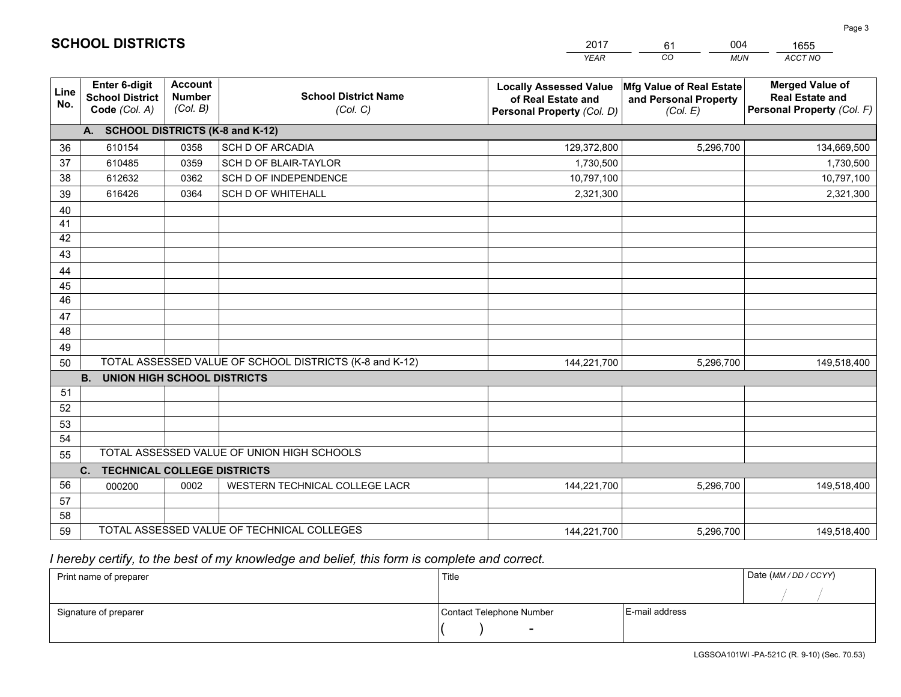# SCHOOL DISTRICTS

| 2017 | 61 | 004 | 1655 |
|---|---|---|---|
| YEAR | CO | MUN | ACCT NO |

| Line No. | Enter 6-digit School District Code (Col. A) | Account Number (Col. B) | School District Name (Col. C) | Locally Assessed Value of Real Estate and Personal Property (Col. D) | Mfg Value of Real Estate and Personal Property (Col. E) | Merged Value of Real Estate and Personal Property (Col. F) |
|---|---|---|---|---|---|---|
| | **A. SCHOOL DISTRICTS (K-8 and K-12)** | | | | | |
| 36 | 610154 | 0358 | SCH D OF ARCADIA | 129,372,800 | 5,296,700 | 134,669,500 |
| 37 | 610485 | 0359 | SCH D OF BLAIR-TAYLOR | 1,730,500 | | 1,730,500 |
| 38 | 612632 | 0362 | SCH D OF INDEPENDENCE | 10,797,100 | | 10,797,100 |
| 39 | 616426 | 0364 | SCH D OF WHITEHALL | 2,321,300 | | 2,321,300 |
| 40 | | | | | | |
| 41 | | | | | | |
| 42 | | | | | | |
| 43 | | | | | | |
| 44 | | | | | | |
| 45 | | | | | | |
| 46 | | | | | | |
| 47 | | | | | | |
| 48 | | | | | | |
| 49 | | | | | | |
| 50 | TOTAL ASSESSED VALUE OF SCHOOL DISTRICTS (K-8 and K-12) | | | 144,221,700 | 5,296,700 | 149,518,400 |
| | **B. UNION HIGH SCHOOL DISTRICTS** | | | | | |
| 51 | | | | | | |
| 52 | | | | | | |
| 53 | | | | | | |
| 54 | | | | | | |
| 55 | TOTAL ASSESSED VALUE OF UNION HIGH SCHOOLS | | | | | |
| | **C. TECHNICAL COLLEGE DISTRICTS** | | | | | |
| 56 | 000200 | 0002 | WESTERN TECHNICAL COLLEGE LACR | 144,221,700 | 5,296,700 | 149,518,400 |
| 57 | | | | | | |
| 58 | | | | | | |
| 59 | TOTAL ASSESSED VALUE OF TECHNICAL COLLEGES | | | 144,221,700 | 5,296,700 | 149,518,400 |

*I hereby certify, to the best of my knowledge and belief, this form is complete and correct.*

| Print name of preparer | Title | | Date (MM / DD / CCYY) |
|---|---|---|---|
| | | | / / |
| Signature of preparer | Contact Telephone Number | E-mail address | |
| | ( ) - | | |

LGSSOA101WI -PA-521C (R. 9-10) (Sec. 70.53)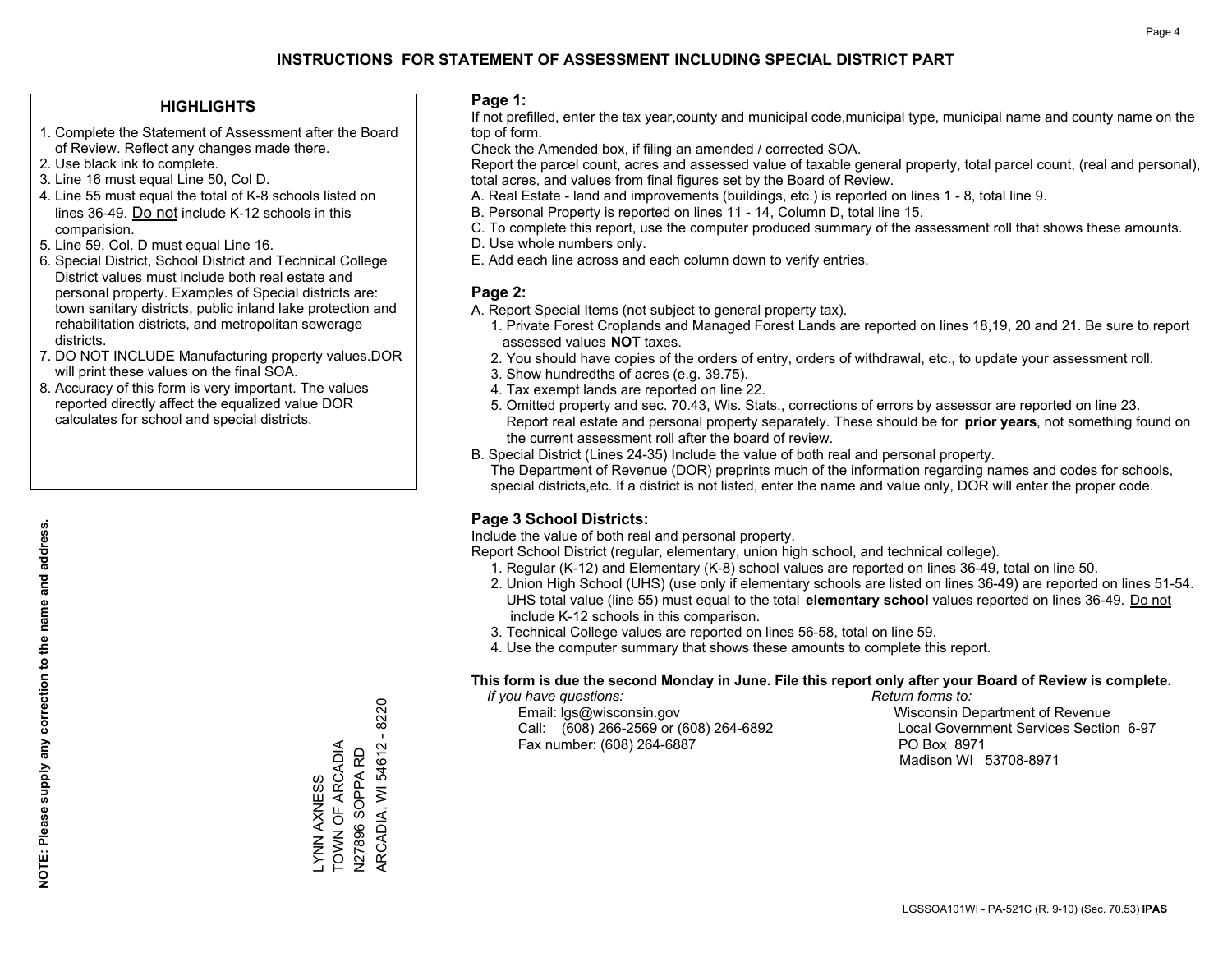# INSTRUCTIONS FOR STATEMENT OF ASSESSMENT INCLUDING SPECIAL DISTRICT PART

## HIGHLIGHTS

1. Complete the Statement of Assessment after the Board of Review. Reflect any changes made there.
2. Use black ink to complete.
3. Line 16 must equal Line 50, Col D.
4. Line 55 must equal the total of K-8 schools listed on lines 36-49. Do not include K-12 schools in this comparision.
5. Line 59, Col. D must equal Line 16.
6. Special District, School District and Technical College District values must include both real estate and personal property. Examples of Special districts are: town sanitary districts, public inland lake protection and rehabilitation districts, and metropolitan sewerage districts.
7. DO NOT INCLUDE Manufacturing property values.DOR will print these values on the final SOA.
8. Accuracy of this form is very important. The values reported directly affect the equalized value DOR calculates for school and special districts.

**NOTE: Please supply any correction to the name and address.**

LYNN AXNESS
TOWN OF ARCADIA
N27896 SOPPA RD
ARCADIA, WI 54612 - 8220

## Page 1:

If not prefilled, enter the tax year,county and municipal code,municipal type, municipal name and county name on the top of form.

Check the Amended box, if filing an amended / corrected SOA.

Report the parcel count, acres and assessed value of taxable general property, total parcel count, (real and personal), total acres, and values from final figures set by the Board of Review.

A. Real Estate - land and improvements (buildings, etc.) is reported on lines 1 - 8, total line 9.
B. Personal Property is reported on lines 11 - 14, Column D, total line 15.
C. To complete this report, use the computer produced summary of the assessment roll that shows these amounts.
D. Use whole numbers only.
E. Add each line across and each column down to verify entries.

## Page 2:

A. Report Special Items (not subject to general property tax).
   1. Private Forest Croplands and Managed Forest Lands are reported on lines 18,19, 20 and 21. Be sure to report assessed values **NOT** taxes.
   2. You should have copies of the orders of entry, orders of withdrawal, etc., to update your assessment roll.
   3. Show hundredths of acres (e.g. 39.75).
   4. Tax exempt lands are reported on line 22.
   5. Omitted property and sec. 70.43, Wis. Stats., corrections of errors by assessor are reported on line 23. Report real estate and personal property separately. These should be for **prior years**, not something found on the current assessment roll after the board of review.
B. Special District (Lines 24-35) Include the value of both real and personal property.
   The Department of Revenue (DOR) preprints much of the information regarding names and codes for schools, special districts,etc. If a district is not listed, enter the name and value only, DOR will enter the proper code.

## Page 3 School Districts:

Include the value of both real and personal property.

Report School District (regular, elementary, union high school, and technical college).

1. Regular (K-12) and Elementary (K-8) school values are reported on lines 36-49, total on line 50.
2. Union High School (UHS) (use only if elementary schools are listed on lines 36-49) are reported on lines 51-54. UHS total value (line 55) must equal to the total **elementary school** values reported on lines 36-49. Do not include K-12 schools in this comparison.
3. Technical College values are reported on lines 56-58, total on line 59.
4. Use the computer summary that shows these amounts to complete this report.

**This form is due the second Monday in June. File this report only after your Board of Review is complete.**

*If you have questions:*
Email: lgs@wisconsin.gov
Call: (608) 266-2569 or (608) 264-6892
Fax number: (608) 264-6887

*Return forms to:*
Wisconsin Department of Revenue
Local Government Services Section 6-97
PO Box 8971
Madison WI 53708-8971

LGSSOA101WI - PA-521C (R. 9-10) (Sec. 70.53) **IPAS**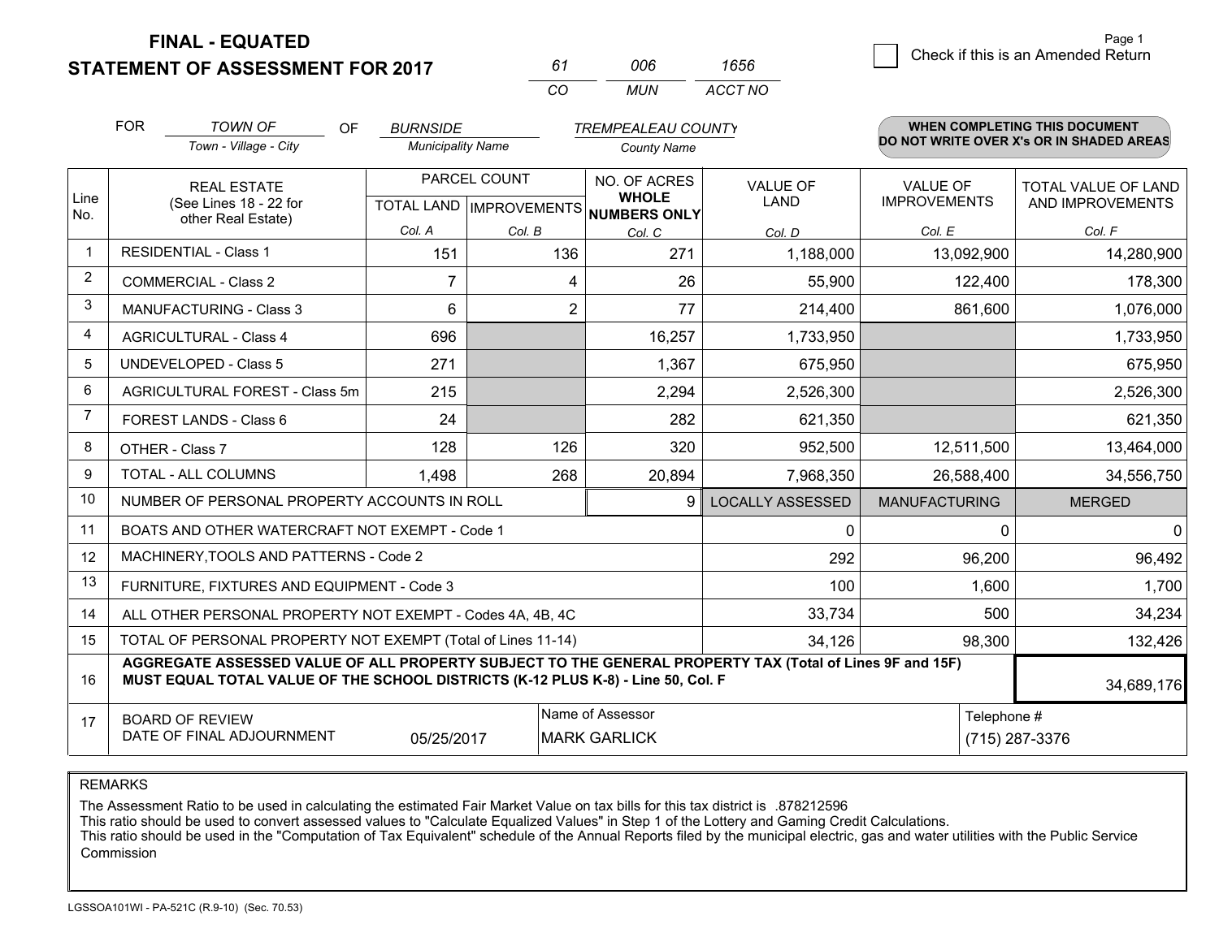**FINAL - EQUATED**
**STATEMENT OF ASSESSMENT FOR 2017**

| 61 | 006 | 1656 |
|---|---|---|
| CO | MUN | ACCT NO |

☐ Check if this is an Amended Return

FOR *TOWN OF* (Town - Village - City) OF *BURNSIDE* (Municipality Name) *TREMPEALEAU COUNTY* (County Name)

**WHEN COMPLETING THIS DOCUMENT DO NOT WRITE OVER X's OR IN SHADED AREAS**

| Line No. | REAL ESTATE (See Lines 18 - 22 for other Real Estate) | PARCEL COUNT TOTAL LAND Col. A | PARCEL COUNT IMPROVEMENTS Col. B | NO. OF ACRES WHOLE NUMBERS ONLY Col. C | VALUE OF LAND Col. D | VALUE OF IMPROVEMENTS Col. E | TOTAL VALUE OF LAND AND IMPROVEMENTS Col. F |
|---|---|---|---|---|---|---|---|
| 1 | RESIDENTIAL - Class 1 | 151 | 136 | 271 | 1,188,000 | 13,092,900 | 14,280,900 |
| 2 | COMMERCIAL - Class 2 | 7 | 4 | 26 | 55,900 | 122,400 | 178,300 |
| 3 | MANUFACTURING - Class 3 | 6 | 2 | 77 | 214,400 | 861,600 | 1,076,000 |
| 4 | AGRICULTURAL - Class 4 | 696 | | 16,257 | 1,733,950 | | 1,733,950 |
| 5 | UNDEVELOPED - Class 5 | 271 | | 1,367 | 675,950 | | 675,950 |
| 6 | AGRICULTURAL FOREST - Class 5m | 215 | | 2,294 | 2,526,300 | | 2,526,300 |
| 7 | FOREST LANDS - Class 6 | 24 | | 282 | 621,350 | | 621,350 |
| 8 | OTHER - Class 7 | 128 | 126 | 320 | 952,500 | 12,511,500 | 13,464,000 |
| 9 | TOTAL - ALL COLUMNS | 1,498 | 268 | 20,894 | 7,968,350 | 26,588,400 | 34,556,750 |
| 10 | NUMBER OF PERSONAL PROPERTY ACCOUNTS IN ROLL | | | 9 | LOCALLY ASSESSED | MANUFACTURING | MERGED |
| 11 | BOATS AND OTHER WATERCRAFT NOT EXEMPT - Code 1 | | | | 0 | 0 | 0 |
| 12 | MACHINERY,TOOLS AND PATTERNS - Code 2 | | | | 292 | 96,200 | 96,492 |
| 13 | FURNITURE, FIXTURES AND EQUIPMENT - Code 3 | | | | 100 | 1,600 | 1,700 |
| 14 | ALL OTHER PERSONAL PROPERTY NOT EXEMPT - Codes 4A, 4B, 4C | | | | 33,734 | 500 | 34,234 |
| 15 | TOTAL OF PERSONAL PROPERTY NOT EXEMPT (Total of Lines 11-14) | | | | 34,126 | 98,300 | 132,426 |
| 16 | **AGGREGATE ASSESSED VALUE OF ALL PROPERTY SUBJECT TO THE GENERAL PROPERTY TAX (Total of Lines 9F and 15F) MUST EQUAL TOTAL VALUE OF THE SCHOOL DISTRICTS (K-12 PLUS K-8) - Line 50, Col. F** | | | | | | 34,689,176 |
| 17 | BOARD OF REVIEW DATE OF FINAL ADJOURNMENT | 05/25/2017 | Name of Assessor: MARK GARLICK | | | Telephone #: (715) 287-3376 | |

REMARKS

The Assessment Ratio to be used in calculating the estimated Fair Market Value on tax bills for this tax district is .878212596
This ratio should be used to convert assessed values to "Calculate Equalized Values" in Step 1 of the Lottery and Gaming Credit Calculations.
This ratio should be used in the "Computation of Tax Equivalent" schedule of the Annual Reports filed by the municipal electric, gas and water utilities with the Public Service Commission

LGSSOA101WI - PA-521C (R.9-10) (Sec. 70.53)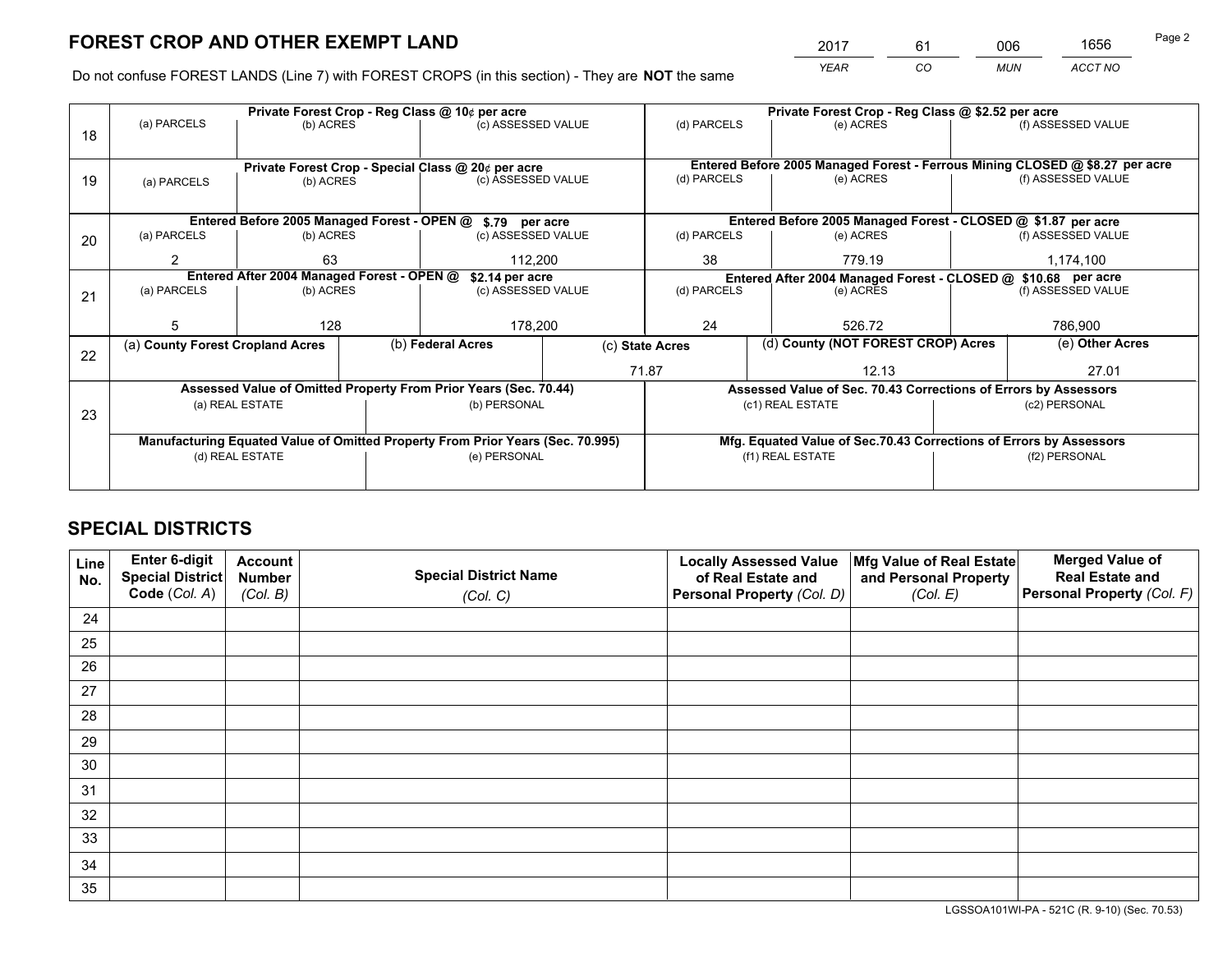# FOREST CROP AND OTHER EXEMPT LAND

| YEAR | CO | MUN | ACCT NO |
|---|---|---|---|
| 2017 | 61 | 006 | 1656 |

Do not confuse FOREST LANDS (Line 7) with FOREST CROPS (in this section) - They are **NOT** the same

| Line | Private Forest Crop - Reg Class @ 10¢ per acre | | | Private Forest Crop - Reg Class @ $2.52 per acre | | |
|---|---|---|---|---|---|---|
| 18 | (a) PARCELS | (b) ACRES | (c) ASSESSED VALUE | (d) PARCELS | (e) ACRES | (f) ASSESSED VALUE |
| | | | | | | |
| | **Private Forest Crop - Special Class @ 20¢ per acre** | | | **Entered Before 2005 Managed Forest - Ferrous Mining CLOSED @ $8.27 per acre** | | |
| 19 | (a) PARCELS | (b) ACRES | (c) ASSESSED VALUE | (d) PARCELS | (e) ACRES | (f) ASSESSED VALUE |
| | | | | | | |
| | **Entered Before 2005 Managed Forest - OPEN @ $.79 per acre** | | | **Entered Before 2005 Managed Forest - CLOSED @ $1.87 per acre** | | |
| 20 | (a) PARCELS | (b) ACRES | (c) ASSESSED VALUE | (d) PARCELS | (e) ACRES | (f) ASSESSED VALUE |
| | 2 | 63 | 112,200 | 38 | 779.19 | 1,174,100 |
| | **Entered After 2004 Managed Forest - OPEN @ $2.14 per acre** | | | **Entered After 2004 Managed Forest - CLOSED @ $10.68 per acre** | | |
| 21 | (a) PARCELS | (b) ACRES | (c) ASSESSED VALUE | (d) PARCELS | (e) ACRES | (f) ASSESSED VALUE |
| | 5 | 128 | 178,200 | 24 | 526.72 | 786,900 |

| Line | (a) County Forest Cropland Acres | (b) Federal Acres | (c) State Acres | (d) County (NOT FOREST CROP) Acres | (e) Other Acres |
|---|---|---|---|---|---|
| 22 | | | 71.87 | 12.13 | 27.01 |

| Line | Assessed Value of Omitted Property From Prior Years (Sec. 70.44) | | Assessed Value of Sec. 70.43 Corrections of Errors by Assessors | |
|---|---|---|---|---|
| 23 | (a) REAL ESTATE | (b) PERSONAL | (c1) REAL ESTATE | (c2) PERSONAL |
| | | | | |
| | **Manufacturing Equated Value of Omitted Property From Prior Years (Sec. 70.995)** | | **Mfg. Equated Value of Sec.70.43 Corrections of Errors by Assessors** | |
| | (d) REAL ESTATE | (e) PERSONAL | (f1) REAL ESTATE | (f2) PERSONAL |
| | | | | |

# SPECIAL DISTRICTS

| Line No. | Enter 6-digit Special District Code (Col. A) | Account Number (Col. B) | Special District Name (Col. C) | Locally Assessed Value of Real Estate and Personal Property (Col. D) | Mfg Value of Real Estate and Personal Property (Col. E) | Merged Value of Real Estate and Personal Property (Col. F) |
|---|---|---|---|---|---|---|
| 24 | | | | | | |
| 25 | | | | | | |
| 26 | | | | | | |
| 27 | | | | | | |
| 28 | | | | | | |
| 29 | | | | | | |
| 30 | | | | | | |
| 31 | | | | | | |
| 32 | | | | | | |
| 33 | | | | | | |
| 34 | | | | | | |
| 35 | | | | | | |

LGSSOA101WI-PA - 521C (R. 9-10) (Sec. 70.53)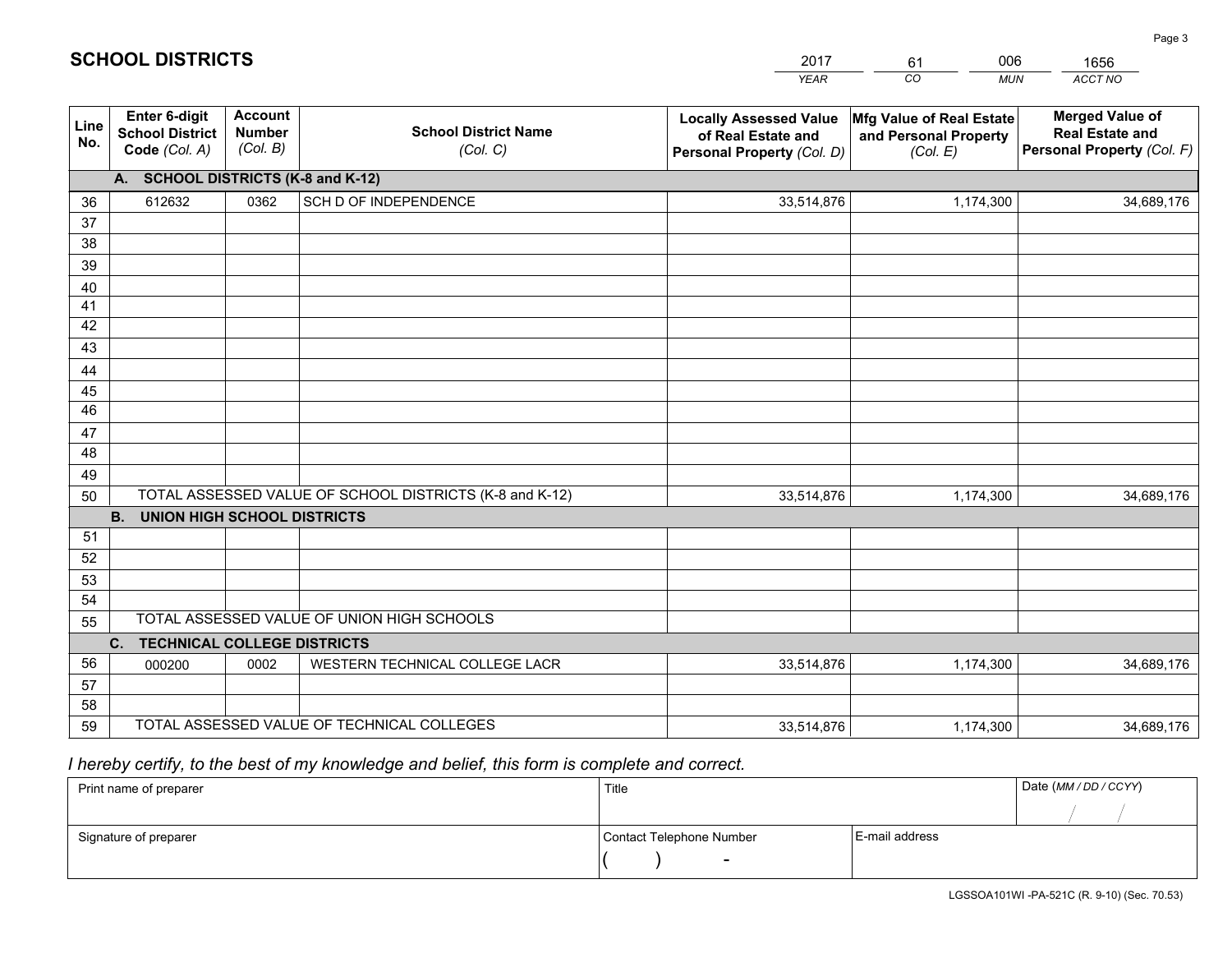# SCHOOL DISTRICTS

| 2017 | 61 | 006 | 1656 |
|---|---|---|---|
| *YEAR* | *CO* | *MUN* | *ACCT NO* |

| Line No. | Enter 6-digit School District Code *(Col. A)* | Account Number *(Col. B)* | School District Name *(Col. C)* | Locally Assessed Value of Real Estate and Personal Property *(Col. D)* | Mfg Value of Real Estate and Personal Property *(Col. E)* | Merged Value of Real Estate and Personal Property *(Col. F)* |
|---|---|---|---|---|---|---|
| **A. SCHOOL DISTRICTS (K-8 and K-12)** | | | | | | |
| 36 | 612632 | 0362 | SCH D OF INDEPENDENCE | 33,514,876 | 1,174,300 | 34,689,176 |
| 37 | | | | | | |
| 38 | | | | | | |
| 39 | | | | | | |
| 40 | | | | | | |
| 41 | | | | | | |
| 42 | | | | | | |
| 43 | | | | | | |
| 44 | | | | | | |
| 45 | | | | | | |
| 46 | | | | | | |
| 47 | | | | | | |
| 48 | | | | | | |
| 49 | | | | | | |
| 50 | TOTAL ASSESSED VALUE OF SCHOOL DISTRICTS (K-8 and K-12) | | | 33,514,876 | 1,174,300 | 34,689,176 |
| **B. UNION HIGH SCHOOL DISTRICTS** | | | | | | |
| 51 | | | | | | |
| 52 | | | | | | |
| 53 | | | | | | |
| 54 | | | | | | |
| 55 | TOTAL ASSESSED VALUE OF UNION HIGH SCHOOLS | | | | | |
| **C. TECHNICAL COLLEGE DISTRICTS** | | | | | | |
| 56 | 000200 | 0002 | WESTERN TECHNICAL COLLEGE LACR | 33,514,876 | 1,174,300 | 34,689,176 |
| 57 | | | | | | |
| 58 | | | | | | |
| 59 | TOTAL ASSESSED VALUE OF TECHNICAL COLLEGES | | | 33,514,876 | 1,174,300 | 34,689,176 |

*I hereby certify, to the best of my knowledge and belief, this form is complete and correct.*

| Print name of preparer | Title | | Date *(MM / DD / CCYY)* |
|---|---|---|---|
| | | | / / |
| Signature of preparer | Contact Telephone Number | E-mail address | |
| | ( ) - | | |

LGSSOA101WI -PA-521C (R. 9-10) (Sec. 70.53)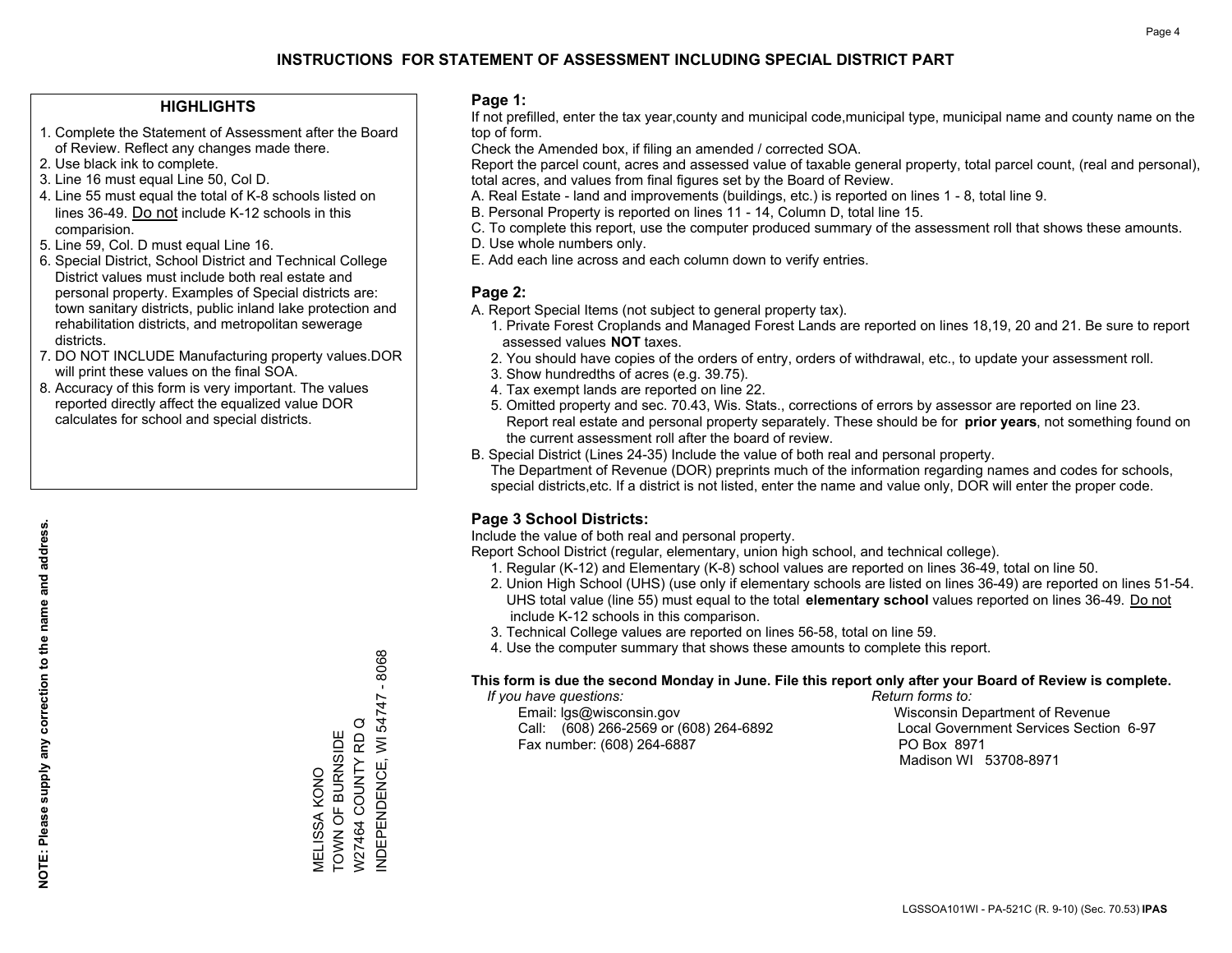# INSTRUCTIONS FOR STATEMENT OF ASSESSMENT INCLUDING SPECIAL DISTRICT PART

## HIGHLIGHTS

1. Complete the Statement of Assessment after the Board of Review. Reflect any changes made there.
2. Use black ink to complete.
3. Line 16 must equal Line 50, Col D.
4. Line 55 must equal the total of K-8 schools listed on lines 36-49. Do not include K-12 schools in this comparision.
5. Line 59, Col. D must equal Line 16.
6. Special District, School District and Technical College District values must include both real estate and personal property. Examples of Special districts are: town sanitary districts, public inland lake protection and rehabilitation districts, and metropolitan sewerage districts.
7. DO NOT INCLUDE Manufacturing property values.DOR will print these values on the final SOA.
8. Accuracy of this form is very important. The values reported directly affect the equalized value DOR calculates for school and special districts.

**NOTE: Please supply any correction to the name and address.**

MELISSA KONO
TOWN OF BURNSIDE
W27464 COUNTY RD Q
INDEPENDENCE, WI 54747 - 8068

## Page 1:

If not prefilled, enter the tax year,county and municipal code,municipal type, municipal name and county name on the top of form.

Check the Amended box, if filing an amended / corrected SOA.

Report the parcel count, acres and assessed value of taxable general property, total parcel count, (real and personal), total acres, and values from final figures set by the Board of Review.

A. Real Estate - land and improvements (buildings, etc.) is reported on lines 1 - 8, total line 9.
B. Personal Property is reported on lines 11 - 14, Column D, total line 15.
C. To complete this report, use the computer produced summary of the assessment roll that shows these amounts.
D. Use whole numbers only.
E. Add each line across and each column down to verify entries.

## Page 2:

A. Report Special Items (not subject to general property tax).
   1. Private Forest Croplands and Managed Forest Lands are reported on lines 18,19, 20 and 21. Be sure to report assessed values **NOT** taxes.
   2. You should have copies of the orders of entry, orders of withdrawal, etc., to update your assessment roll.
   3. Show hundredths of acres (e.g. 39.75).
   4. Tax exempt lands are reported on line 22.
   5. Omitted property and sec. 70.43, Wis. Stats., corrections of errors by assessor are reported on line 23. Report real estate and personal property separately. These should be for **prior years**, not something found on the current assessment roll after the board of review.
B. Special District (Lines 24-35) Include the value of both real and personal property.
   The Department of Revenue (DOR) preprints much of the information regarding names and codes for schools, special districts,etc. If a district is not listed, enter the name and value only, DOR will enter the proper code.

## Page 3 School Districts:

Include the value of both real and personal property.

Report School District (regular, elementary, union high school, and technical college).

1. Regular (K-12) and Elementary (K-8) school values are reported on lines 36-49, total on line 50.
2. Union High School (UHS) (use only if elementary schools are listed on lines 36-49) are reported on lines 51-54. UHS total value (line 55) must equal to the total **elementary school** values reported on lines 36-49. Do not include K-12 schools in this comparison.
3. Technical College values are reported on lines 56-58, total on line 59.
4. Use the computer summary that shows these amounts to complete this report.

**This form is due the second Monday in June. File this report only after your Board of Review is complete.**

*If you have questions:*
Email: lgs@wisconsin.gov
Call: (608) 266-2569 or (608) 264-6892
Fax number: (608) 264-6887

*Return forms to:*
Wisconsin Department of Revenue
Local Government Services Section 6-97
PO Box 8971
Madison WI 53708-8971

LGSSOA101WI - PA-521C (R. 9-10) (Sec. 70.53) **IPAS**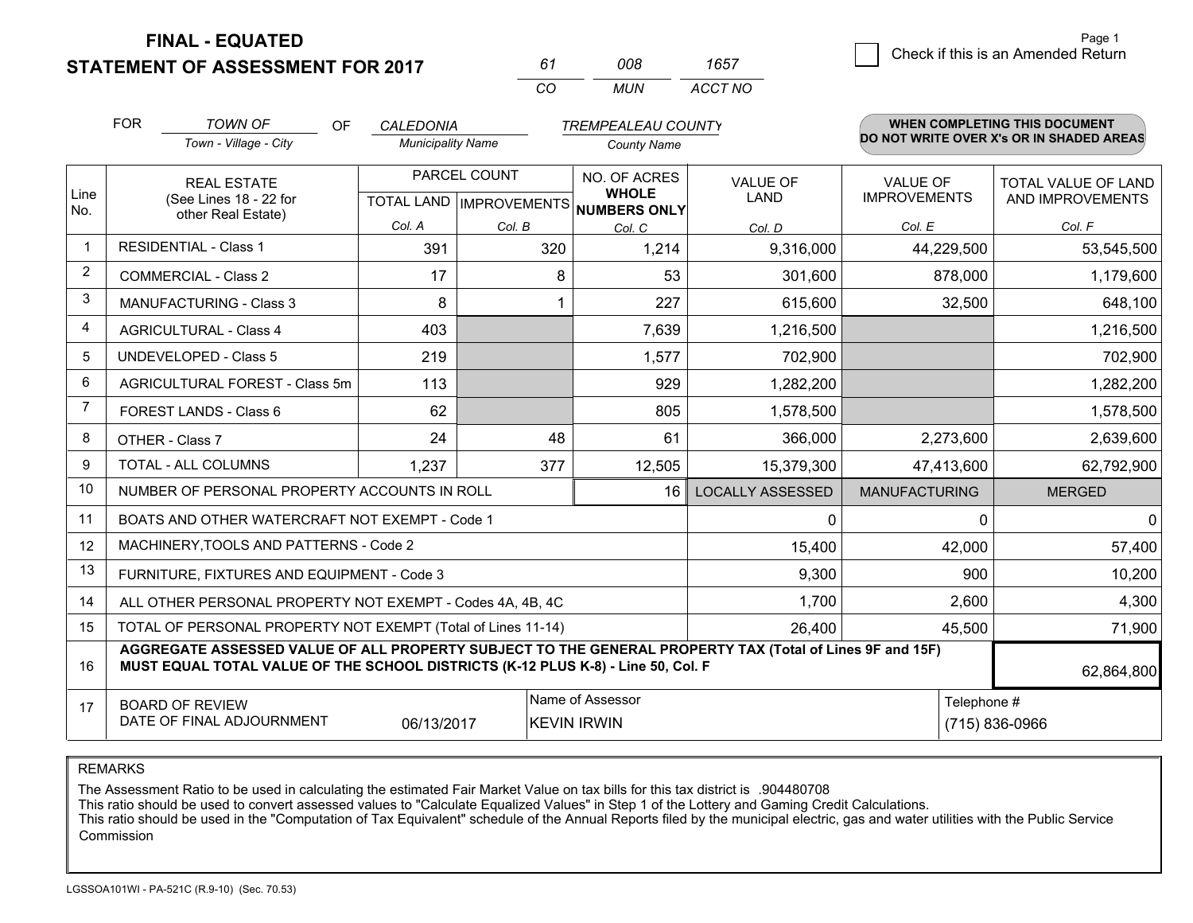# FINAL - EQUATED
## STATEMENT OF ASSESSMENT FOR 2017

| 61 | 008 | 1657 |
|---|---|---|
| CO | MUN | ACCT NO |

Page 1

☐ Check if this is an Amended Return

FOR *TOWN OF* (Town - Village - City) OF *CALEDONIA* (Municipality Name) *TREMPEALEAU COUNTY* (County Name)

**WHEN COMPLETING THIS DOCUMENT DO NOT WRITE OVER X's OR IN SHADED AREAS**

| Line No. | REAL ESTATE (See Lines 18 - 22 for other Real Estate) | PARCEL COUNT | | NO. OF ACRES WHOLE NUMBERS ONLY | VALUE OF LAND | VALUE OF IMPROVEMENTS | TOTAL VALUE OF LAND AND IMPROVEMENTS |
|---|---|---|---|---|---|---|---|
| | | TOTAL LAND Col. A | IMPROVEMENTS Col. B | Col. C | Col. D | Col. E | Col. F |
| 1 | RESIDENTIAL - Class 1 | 391 | 320 | 1,214 | 9,316,000 | 44,229,500 | 53,545,500 |
| 2 | COMMERCIAL - Class 2 | 17 | 8 | 53 | 301,600 | 878,000 | 1,179,600 |
| 3 | MANUFACTURING - Class 3 | 8 | 1 | 227 | 615,600 | 32,500 | 648,100 |
| 4 | AGRICULTURAL - Class 4 | 403 | | 7,639 | 1,216,500 | | 1,216,500 |
| 5 | UNDEVELOPED - Class 5 | 219 | | 1,577 | 702,900 | | 702,900 |
| 6 | AGRICULTURAL FOREST - Class 5m | 113 | | 929 | 1,282,200 | | 1,282,200 |
| 7 | FOREST LANDS - Class 6 | 62 | | 805 | 1,578,500 | | 1,578,500 |
| 8 | OTHER - Class 7 | 24 | 48 | 61 | 366,000 | 2,273,600 | 2,639,600 |
| 9 | TOTAL - ALL COLUMNS | 1,237 | 377 | 12,505 | 15,379,300 | 47,413,600 | 62,792,900 |
| 10 | NUMBER OF PERSONAL PROPERTY ACCOUNTS IN ROLL | | | 16 | LOCALLY ASSESSED | MANUFACTURING | MERGED |
| 11 | BOATS AND OTHER WATERCRAFT NOT EXEMPT - Code 1 | | | | 0 | 0 | 0 |
| 12 | MACHINERY,TOOLS AND PATTERNS - Code 2 | | | | 15,400 | 42,000 | 57,400 |
| 13 | FURNITURE, FIXTURES AND EQUIPMENT - Code 3 | | | | 9,300 | 900 | 10,200 |
| 14 | ALL OTHER PERSONAL PROPERTY NOT EXEMPT - Codes 4A, 4B, 4C | | | | 1,700 | 2,600 | 4,300 |
| 15 | TOTAL OF PERSONAL PROPERTY NOT EXEMPT (Total of Lines 11-14) | | | | 26,400 | 45,500 | 71,900 |
| 16 | **AGGREGATE ASSESSED VALUE OF ALL PROPERTY SUBJECT TO THE GENERAL PROPERTY TAX (Total of Lines 9F and 15F) MUST EQUAL TOTAL VALUE OF THE SCHOOL DISTRICTS (K-12 PLUS K-8) - Line 50, Col. F** | | | | | | 62,864,800 |
| 17 | BOARD OF REVIEW DATE OF FINAL ADJOURNMENT | 06/13/2017 | | Name of Assessor: KEVIN IRWIN | | | Telephone #: (715) 836-0966 |

REMARKS

The Assessment Ratio to be used in calculating the estimated Fair Market Value on tax bills for this tax district is .904480708
This ratio should be used to convert assessed values to "Calculate Equalized Values" in Step 1 of the Lottery and Gaming Credit Calculations.
This ratio should be used in the "Computation of Tax Equivalent" schedule of the Annual Reports filed by the municipal electric, gas and water utilities with the Public Service Commission

LGSSOA101WI - PA-521C (R.9-10) (Sec. 70.53)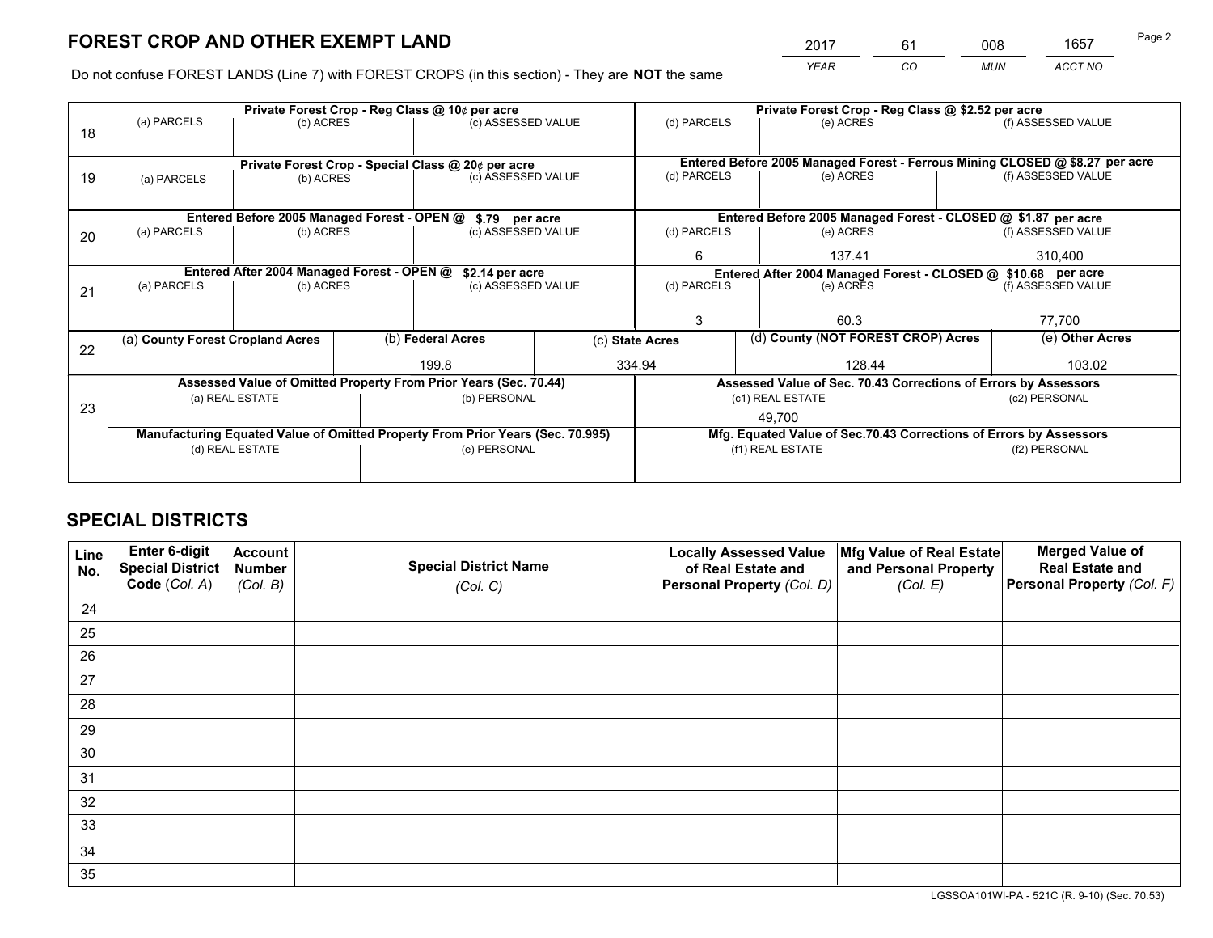# FOREST CROP AND OTHER EXEMPT LAND

| 2017 | 61 | 008 | 1657 |
|---|---|---|---|
| *YEAR* | *CO* | *MUN* | *ACCT NO* |

Do not confuse FOREST LANDS (Line 7) with FOREST CROPS (in this section) - They are **NOT** the same

| Line | Private Forest Crop - Reg Class @ 10¢ per acre | | | Private Forest Crop - Reg Class @ $2.52 per acre | | |
|---|---|---|---|---|---|---|
| 18 | (a) PARCELS | (b) ACRES | (c) ASSESSED VALUE | (d) PARCELS | (e) ACRES | (f) ASSESSED VALUE |
| | | | | | | |
| | **Private Forest Crop - Special Class @ 20¢ per acre** | | | **Entered Before 2005 Managed Forest - Ferrous Mining CLOSED @ $8.27 per acre** | | |
| 19 | (a) PARCELS | (b) ACRES | (c) ASSESSED VALUE | (d) PARCELS | (e) ACRES | (f) ASSESSED VALUE |
| | | | | | | |
| | **Entered Before 2005 Managed Forest - OPEN @ $.79 per acre** | | | **Entered Before 2005 Managed Forest - CLOSED @ $1.87 per acre** | | |
| 20 | (a) PARCELS | (b) ACRES | (c) ASSESSED VALUE | (d) PARCELS | (e) ACRES | (f) ASSESSED VALUE |
| | | | | 6 | 137.41 | 310,400 |
| | **Entered After 2004 Managed Forest - OPEN @ $2.14 per acre** | | | **Entered After 2004 Managed Forest - CLOSED @ $10.68 per acre** | | |
| 21 | (a) PARCELS | (b) ACRES | (c) ASSESSED VALUE | (d) PARCELS | (e) ACRES | (f) ASSESSED VALUE |
| | | | | 3 | 60.3 | 77,700 |

| Line | (a) County Forest Cropland Acres | (b) Federal Acres | (c) State Acres | (d) County (NOT FOREST CROP) Acres | (e) Other Acres |
|---|---|---|---|---|---|
| 22 | | 199.8 | 334.94 | 128.44 | 103.02 |

| Line | Assessed Value of Omitted Property From Prior Years (Sec. 70.44) | | Assessed Value of Sec. 70.43 Corrections of Errors by Assessors | |
|---|---|---|---|---|
| 23 | (a) REAL ESTATE | (b) PERSONAL | (c1) REAL ESTATE | (c2) PERSONAL |
| | | | 49,700 | |
| | **Manufacturing Equated Value of Omitted Property From Prior Years (Sec. 70.995)** | | **Mfg. Equated Value of Sec.70.43 Corrections of Errors by Assessors** | |
| | (d) REAL ESTATE | (e) PERSONAL | (f1) REAL ESTATE | (f2) PERSONAL |
| | | | | |

# SPECIAL DISTRICTS

| Line No. | Enter 6-digit Special District Code (*Col. A*) | Account Number (*Col. B*) | Special District Name (*Col. C*) | Locally Assessed Value of Real Estate and Personal Property (*Col. D*) | Mfg Value of Real Estate and Personal Property (*Col. E*) | Merged Value of Real Estate and Personal Property (*Col. F*) |
|---|---|---|---|---|---|---|
| 24 | | | | | | |
| 25 | | | | | | |
| 26 | | | | | | |
| 27 | | | | | | |
| 28 | | | | | | |
| 29 | | | | | | |
| 30 | | | | | | |
| 31 | | | | | | |
| 32 | | | | | | |
| 33 | | | | | | |
| 34 | | | | | | |
| 35 | | | | | | |

LGSSOA101WI-PA - 521C (R. 9-10) (Sec. 70.53)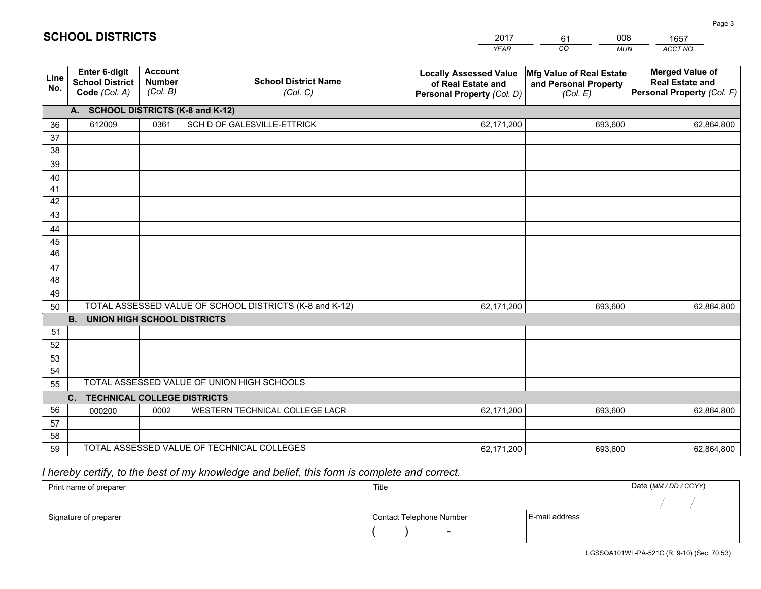# SCHOOL DISTRICTS

| 2017 | 61 | 008 | 1657 |
|---|---|---|---|
| *YEAR* | *CO* | *MUN* | *ACCT NO* |

| Line No. | Enter 6-digit School District Code *(Col. A)* | Account Number *(Col. B)* | School District Name *(Col. C)* | Locally Assessed Value of Real Estate and Personal Property *(Col. D)* | Mfg Value of Real Estate and Personal Property *(Col. E)* | Merged Value of Real Estate and Personal Property *(Col. F)* |
|---|---|---|---|---|---|---|
| | **A. SCHOOL DISTRICTS (K-8 and K-12)** | | | | | |
| 36 | 612009 | 0361 | SCH D OF GALESVILLE-ETTRICK | 62,171,200 | 693,600 | 62,864,800 |
| 37 | | | | | | |
| 38 | | | | | | |
| 39 | | | | | | |
| 40 | | | | | | |
| 41 | | | | | | |
| 42 | | | | | | |
| 43 | | | | | | |
| 44 | | | | | | |
| 45 | | | | | | |
| 46 | | | | | | |
| 47 | | | | | | |
| 48 | | | | | | |
| 49 | | | | | | |
| 50 | TOTAL ASSESSED VALUE OF SCHOOL DISTRICTS (K-8 and K-12) | | | 62,171,200 | 693,600 | 62,864,800 |
| | **B. UNION HIGH SCHOOL DISTRICTS** | | | | | |
| 51 | | | | | | |
| 52 | | | | | | |
| 53 | | | | | | |
| 54 | | | | | | |
| 55 | TOTAL ASSESSED VALUE OF UNION HIGH SCHOOLS | | | | | |
| | **C. TECHNICAL COLLEGE DISTRICTS** | | | | | |
| 56 | 000200 | 0002 | WESTERN TECHNICAL COLLEGE LACR | 62,171,200 | 693,600 | 62,864,800 |
| 57 | | | | | | |
| 58 | | | | | | |
| 59 | TOTAL ASSESSED VALUE OF TECHNICAL COLLEGES | | | 62,171,200 | 693,600 | 62,864,800 |

*I hereby certify, to the best of my knowledge and belief, this form is complete and correct.*

| Print name of preparer | Title | | Date *(MM / DD / CCYY)* |
|---|---|---|---|
| | | | / / |
| Signature of preparer | Contact Telephone Number | E-mail address | |
| | ( ) - | | |

LGSSOA101WI -PA-521C (R. 9-10) (Sec. 70.53)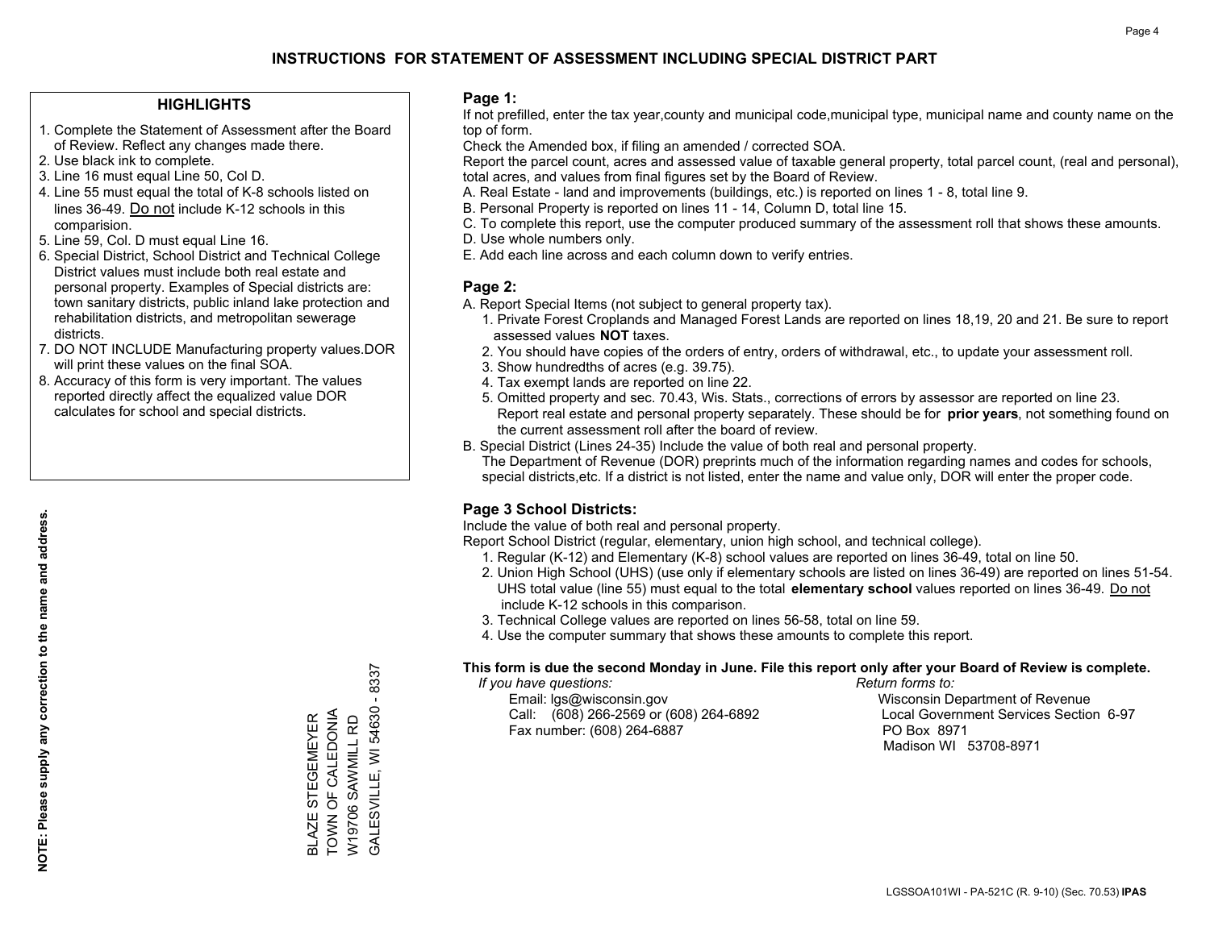# INSTRUCTIONS FOR STATEMENT OF ASSESSMENT INCLUDING SPECIAL DISTRICT PART

## HIGHLIGHTS

1. Complete the Statement of Assessment after the Board of Review. Reflect any changes made there.
2. Use black ink to complete.
3. Line 16 must equal Line 50, Col D.
4. Line 55 must equal the total of K-8 schools listed on lines 36-49. Do not include K-12 schools in this comparision.
5. Line 59, Col. D must equal Line 16.
6. Special District, School District and Technical College District values must include both real estate and personal property. Examples of Special districts are: town sanitary districts, public inland lake protection and rehabilitation districts, and metropolitan sewerage districts.
7. DO NOT INCLUDE Manufacturing property values.DOR will print these values on the final SOA.
8. Accuracy of this form is very important. The values reported directly affect the equalized value DOR calculates for school and special districts.

**NOTE: Please supply any correction to the name and address.**

BLAZE STEGEMEYER
TOWN OF CALEDONIA
W19706 SAWMILL RD
GALESVILLE, WI 54630 - 8337

## Page 1:

If not prefilled, enter the tax year,county and municipal code,municipal type, municipal name and county name on the top of form.

Check the Amended box, if filing an amended / corrected SOA.

Report the parcel count, acres and assessed value of taxable general property, total parcel count, (real and personal), total acres, and values from final figures set by the Board of Review.

A. Real Estate - land and improvements (buildings, etc.) is reported on lines 1 - 8, total line 9.
B. Personal Property is reported on lines 11 - 14, Column D, total line 15.
C. To complete this report, use the computer produced summary of the assessment roll that shows these amounts.
D. Use whole numbers only.
E. Add each line across and each column down to verify entries.

## Page 2:

A. Report Special Items (not subject to general property tax).
   1. Private Forest Croplands and Managed Forest Lands are reported on lines 18,19, 20 and 21. Be sure to report assessed values **NOT** taxes.
   2. You should have copies of the orders of entry, orders of withdrawal, etc., to update your assessment roll.
   3. Show hundredths of acres (e.g. 39.75).
   4. Tax exempt lands are reported on line 22.
   5. Omitted property and sec. 70.43, Wis. Stats., corrections of errors by assessor are reported on line 23. Report real estate and personal property separately. These should be for **prior years**, not something found on the current assessment roll after the board of review.
B. Special District (Lines 24-35) Include the value of both real and personal property. The Department of Revenue (DOR) preprints much of the information regarding names and codes for schools, special districts,etc. If a district is not listed, enter the name and value only, DOR will enter the proper code.

## Page 3 School Districts:

Include the value of both real and personal property.

Report School District (regular, elementary, union high school, and technical college).

1. Regular (K-12) and Elementary (K-8) school values are reported on lines 36-49, total on line 50.
2. Union High School (UHS) (use only if elementary schools are listed on lines 36-49) are reported on lines 51-54. UHS total value (line 55) must equal to the total **elementary school** values reported on lines 36-49. Do not include K-12 schools in this comparison.
3. Technical College values are reported on lines 56-58, total on line 59.
4. Use the computer summary that shows these amounts to complete this report.

**This form is due the second Monday in June. File this report only after your Board of Review is complete.**

*If you have questions:*
Email: lgs@wisconsin.gov
Call: (608) 266-2569 or (608) 264-6892
Fax number: (608) 264-6887

*Return forms to:*
Wisconsin Department of Revenue
Local Government Services Section 6-97
PO Box 8971
Madison WI 53708-8971

LGSSOA101WI - PA-521C (R. 9-10) (Sec. 70.53) **IPAS**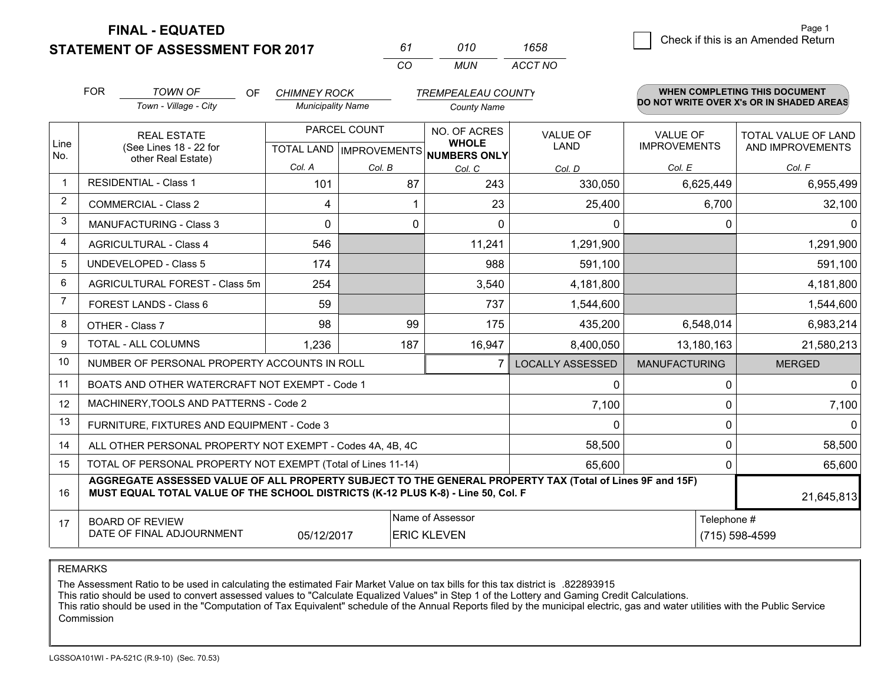# FINAL - EQUATED
## STATEMENT OF ASSESSMENT FOR 2017

| 61 | 010 | 1658 |
|---|---|---|
| CO | MUN | ACCT NO |

Page 1

☐ Check if this is an Amended Return

FOR *TOWN OF* (Town - Village - City) OF *CHIMNEY ROCK* (Municipality Name) *TREMPEALEAU COUNTY* (County Name)

**WHEN COMPLETING THIS DOCUMENT DO NOT WRITE OVER X's OR IN SHADED AREAS**

| Line No. | REAL ESTATE (See Lines 18 - 22 for other Real Estate) | PARCEL COUNT TOTAL LAND Col. A | PARCEL COUNT IMPROVEMENTS Col. B | NO. OF ACRES WHOLE NUMBERS ONLY Col. C | VALUE OF LAND Col. D | VALUE OF IMPROVEMENTS Col. E | TOTAL VALUE OF LAND AND IMPROVEMENTS Col. F |
|---|---|---|---|---|---|---|---|
| 1 | RESIDENTIAL - Class 1 | 101 | 87 | 243 | 330,050 | 6,625,449 | 6,955,499 |
| 2 | COMMERCIAL - Class 2 | 4 | 1 | 23 | 25,400 | 6,700 | 32,100 |
| 3 | MANUFACTURING - Class 3 | 0 | 0 | 0 | 0 | 0 | 0 |
| 4 | AGRICULTURAL - Class 4 | 546 | | 11,241 | 1,291,900 | | 1,291,900 |
| 5 | UNDEVELOPED - Class 5 | 174 | | 988 | 591,100 | | 591,100 |
| 6 | AGRICULTURAL FOREST - Class 5m | 254 | | 3,540 | 4,181,800 | | 4,181,800 |
| 7 | FOREST LANDS - Class 6 | 59 | | 737 | 1,544,600 | | 1,544,600 |
| 8 | OTHER - Class 7 | 98 | 99 | 175 | 435,200 | 6,548,014 | 6,983,214 |
| 9 | TOTAL - ALL COLUMNS | 1,236 | 187 | 16,947 | 8,400,050 | 13,180,163 | 21,580,213 |

| Line No. | | | LOCALLY ASSESSED | MANUFACTURING | MERGED |
|---|---|---|---|---|---|
| 10 | NUMBER OF PERSONAL PROPERTY ACCOUNTS IN ROLL | 7 | | | |
| 11 | BOATS AND OTHER WATERCRAFT NOT EXEMPT - Code 1 | | 0 | 0 | 0 |
| 12 | MACHINERY,TOOLS AND PATTERNS - Code 2 | | 7,100 | 0 | 7,100 |
| 13 | FURNITURE, FIXTURES AND EQUIPMENT - Code 3 | | 0 | 0 | 0 |
| 14 | ALL OTHER PERSONAL PROPERTY NOT EXEMPT - Codes 4A, 4B, 4C | | 58,500 | 0 | 58,500 |
| 15 | TOTAL OF PERSONAL PROPERTY NOT EXEMPT (Total of Lines 11-14) | | 65,600 | 0 | 65,600 |
| 16 | **AGGREGATE ASSESSED VALUE OF ALL PROPERTY SUBJECT TO THE GENERAL PROPERTY TAX (Total of Lines 9F and 15F) MUST EQUAL TOTAL VALUE OF THE SCHOOL DISTRICTS (K-12 PLUS K-8) - Line 50, Col. F** | | | | 21,645,813 |
| 17 | BOARD OF REVIEW DATE OF FINAL ADJOURNMENT: 05/12/2017 | | Name of Assessor: ERIC KLEVEN | | Telephone #: (715) 598-4599 |

REMARKS

The Assessment Ratio to be used in calculating the estimated Fair Market Value on tax bills for this tax district is .822893915
This ratio should be used to convert assessed values to "Calculate Equalized Values" in Step 1 of the Lottery and Gaming Credit Calculations.
This ratio should be used in the "Computation of Tax Equivalent" schedule of the Annual Reports filed by the municipal electric, gas and water utilities with the Public Service Commission

LGSSOA101WI - PA-521C (R.9-10) (Sec. 70.53)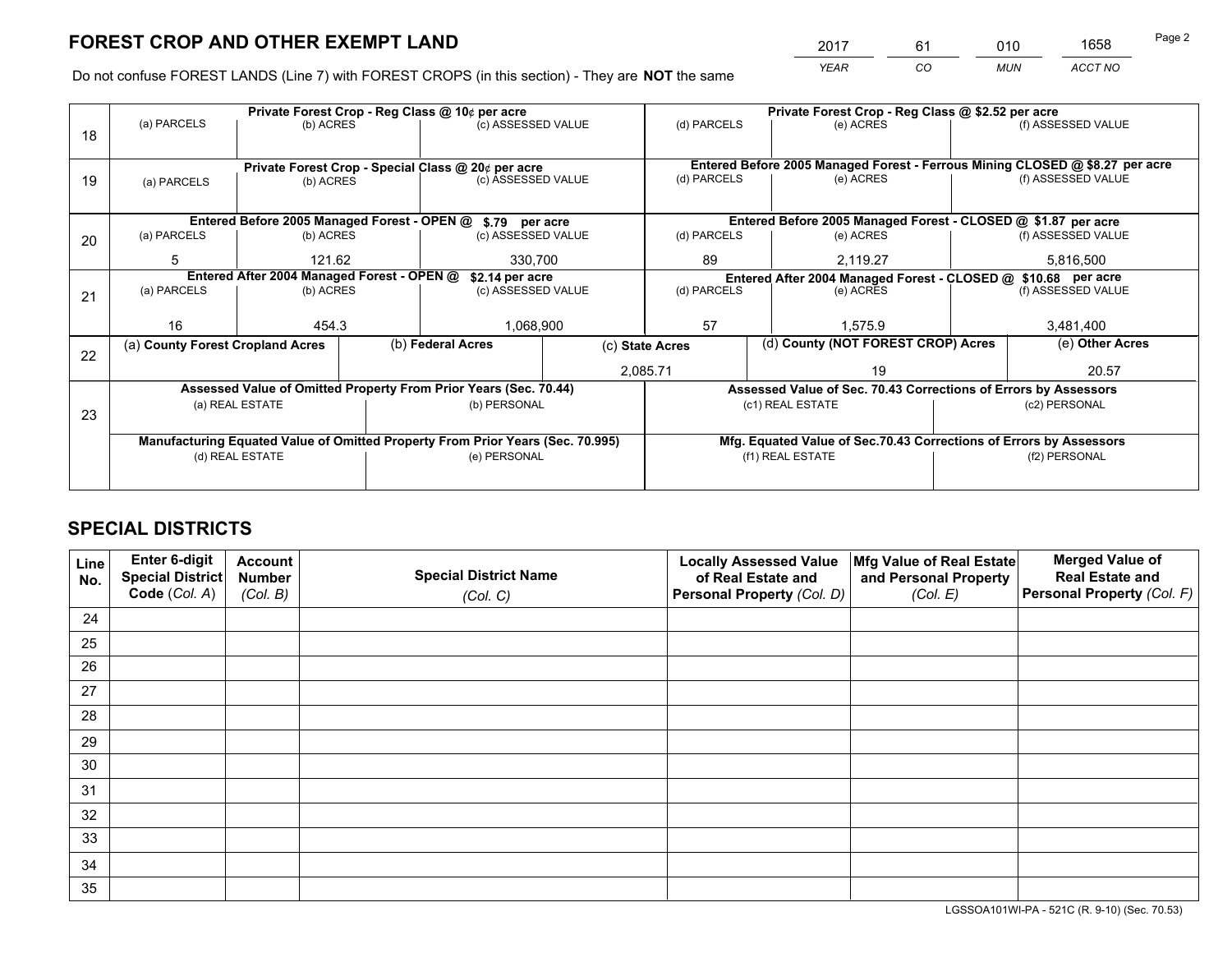# FOREST CROP AND OTHER EXEMPT LAND

| 2017 | 61 | 010 | 1658 |
|---|---|---|---|
| *YEAR* | *CO* | *MUN* | *ACCT NO* |

Do not confuse FOREST LANDS (Line 7) with FOREST CROPS (in this section) - They are **NOT** the same

| Line | Private Forest Crop - Reg Class @ 10¢ per acre | | | Private Forest Crop - Reg Class @ $2.52 per acre | | |
|---|---|---|---|---|---|---|
| 18 | (a) PARCELS | (b) ACRES | (c) ASSESSED VALUE | (d) PARCELS | (e) ACRES | (f) ASSESSED VALUE |
| | | | | | | |
| | **Private Forest Crop - Special Class @ 20¢ per acre** | | | **Entered Before 2005 Managed Forest - Ferrous Mining CLOSED @ $8.27 per acre** | | |
| 19 | (a) PARCELS | (b) ACRES | (c) ASSESSED VALUE | (d) PARCELS | (e) ACRES | (f) ASSESSED VALUE |
| | | | | | | |
| | **Entered Before 2005 Managed Forest - OPEN @ $.79 per acre** | | | **Entered Before 2005 Managed Forest - CLOSED @ $1.87 per acre** | | |
| 20 | (a) PARCELS | (b) ACRES | (c) ASSESSED VALUE | (d) PARCELS | (e) ACRES | (f) ASSESSED VALUE |
| | 5 | 121.62 | 330,700 | 89 | 2,119.27 | 5,816,500 |
| | **Entered After 2004 Managed Forest - OPEN @ $2.14 per acre** | | | **Entered After 2004 Managed Forest - CLOSED @ $10.68 per acre** | | |
| 21 | (a) PARCELS | (b) ACRES | (c) ASSESSED VALUE | (d) PARCELS | (e) ACRES | (f) ASSESSED VALUE |
| | 16 | 454.3 | 1,068,900 | 57 | 1,575.9 | 3,481,400 |

| Line | (a) County Forest Cropland Acres | (b) Federal Acres | (c) State Acres | (d) County (NOT FOREST CROP) Acres | (e) Other Acres |
|---|---|---|---|---|---|
| 22 | | | 2,085.71 | 19 | 20.57 |

| Line | Assessed Value of Omitted Property From Prior Years (Sec. 70.44) | | Assessed Value of Sec. 70.43 Corrections of Errors by Assessors | |
|---|---|---|---|---|
| 23 | (a) REAL ESTATE | (b) PERSONAL | (c1) REAL ESTATE | (c2) PERSONAL |
| | | | | |
| | **Manufacturing Equated Value of Omitted Property From Prior Years (Sec. 70.995)** | | **Mfg. Equated Value of Sec.70.43 Corrections of Errors by Assessors** | |
| | (d) REAL ESTATE | (e) PERSONAL | (f1) REAL ESTATE | (f2) PERSONAL |
| | | | | |

# SPECIAL DISTRICTS

| Line No. | Enter 6-digit Special District Code (*Col. A*) | Account Number (*Col. B*) | Special District Name (*Col. C*) | Locally Assessed Value of Real Estate and Personal Property (*Col. D*) | Mfg Value of Real Estate and Personal Property (*Col. E*) | Merged Value of Real Estate and Personal Property (*Col. F*) |
|---|---|---|---|---|---|---|
| 24 | | | | | | |
| 25 | | | | | | |
| 26 | | | | | | |
| 27 | | | | | | |
| 28 | | | | | | |
| 29 | | | | | | |
| 30 | | | | | | |
| 31 | | | | | | |
| 32 | | | | | | |
| 33 | | | | | | |
| 34 | | | | | | |
| 35 | | | | | | |

LGSSOA101WI-PA - 521C (R. 9-10) (Sec. 70.53)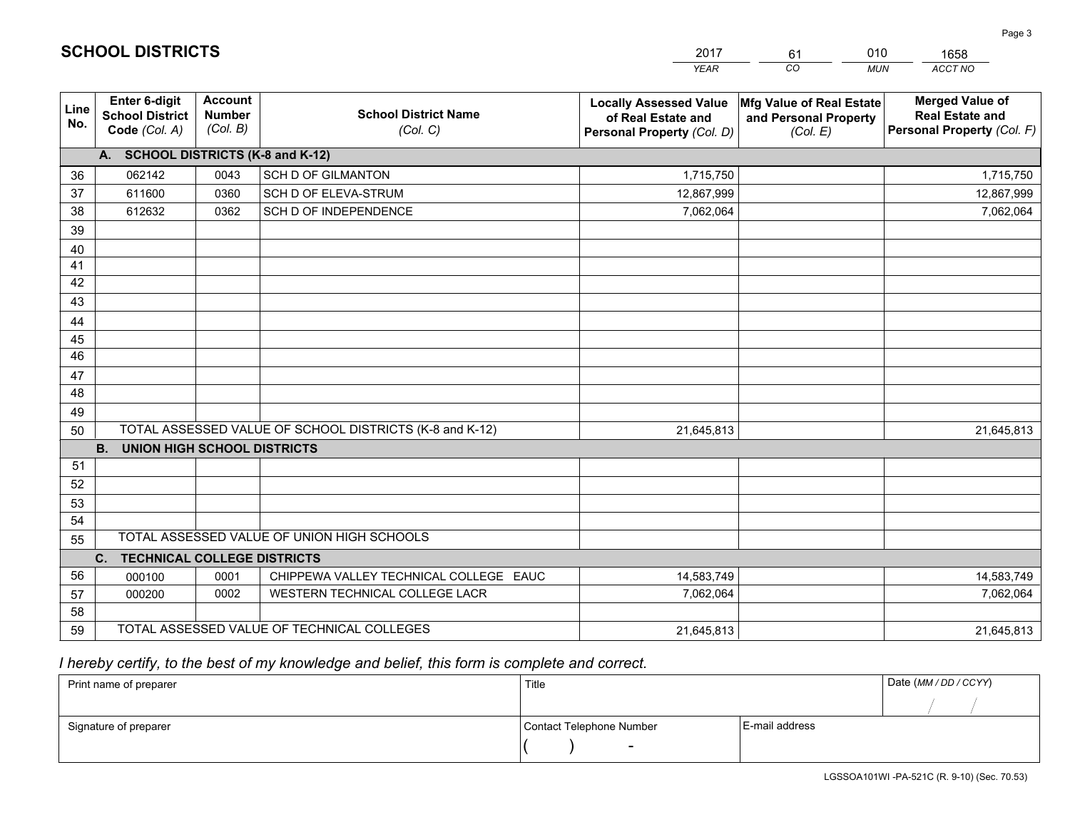## SCHOOL DISTRICTS

| 2017 | 61 | 010 | 1658 |
|---|---|---|---|
| *YEAR* | *CO* | *MUN* | *ACCT NO* |

| Line No. | Enter 6-digit School District Code *(Col. A)* | Account Number *(Col. B)* | School District Name *(Col. C)* | Locally Assessed Value of Real Estate and Personal Property *(Col. D)* | Mfg Value of Real Estate and Personal Property *(Col. E)* | Merged Value of Real Estate and Personal Property *(Col. F)* |
|---|---|---|---|---|---|---|
| **A. SCHOOL DISTRICTS (K-8 and K-12)** | | | | | | |
| 36 | 062142 | 0043 | SCH D OF GILMANTON | 1,715,750 | | 1,715,750 |
| 37 | 611600 | 0360 | SCH D OF ELEVA-STRUM | 12,867,999 | | 12,867,999 |
| 38 | 612632 | 0362 | SCH D OF INDEPENDENCE | 7,062,064 | | 7,062,064 |
| 39 | | | | | | |
| 40 | | | | | | |
| 41 | | | | | | |
| 42 | | | | | | |
| 43 | | | | | | |
| 44 | | | | | | |
| 45 | | | | | | |
| 46 | | | | | | |
| 47 | | | | | | |
| 48 | | | | | | |
| 49 | | | | | | |
| 50 | TOTAL ASSESSED VALUE OF SCHOOL DISTRICTS (K-8 and K-12) | | | 21,645,813 | | 21,645,813 |
| **B. UNION HIGH SCHOOL DISTRICTS** | | | | | | |
| 51 | | | | | | |
| 52 | | | | | | |
| 53 | | | | | | |
| 54 | | | | | | |
| 55 | TOTAL ASSESSED VALUE OF UNION HIGH SCHOOLS | | | | | |
| **C. TECHNICAL COLLEGE DISTRICTS** | | | | | | |
| 56 | 000100 | 0001 | CHIPPEWA VALLEY TECHNICAL COLLEGE EAUC | 14,583,749 | | 14,583,749 |
| 57 | 000200 | 0002 | WESTERN TECHNICAL COLLEGE LACR | 7,062,064 | | 7,062,064 |
| 58 | | | | | | |
| 59 | TOTAL ASSESSED VALUE OF TECHNICAL COLLEGES | | | 21,645,813 | | 21,645,813 |

*I hereby certify, to the best of my knowledge and belief, this form is complete and correct.*

| Print name of preparer | Title | | Date *(MM / DD / CCYY)* |
|---|---|---|---|
| | | | / / |
| Signature of preparer | Contact Telephone Number | E-mail address | |
| | ( ) - | | |

LGSSOA101WI -PA-521C (R. 9-10) (Sec. 70.53)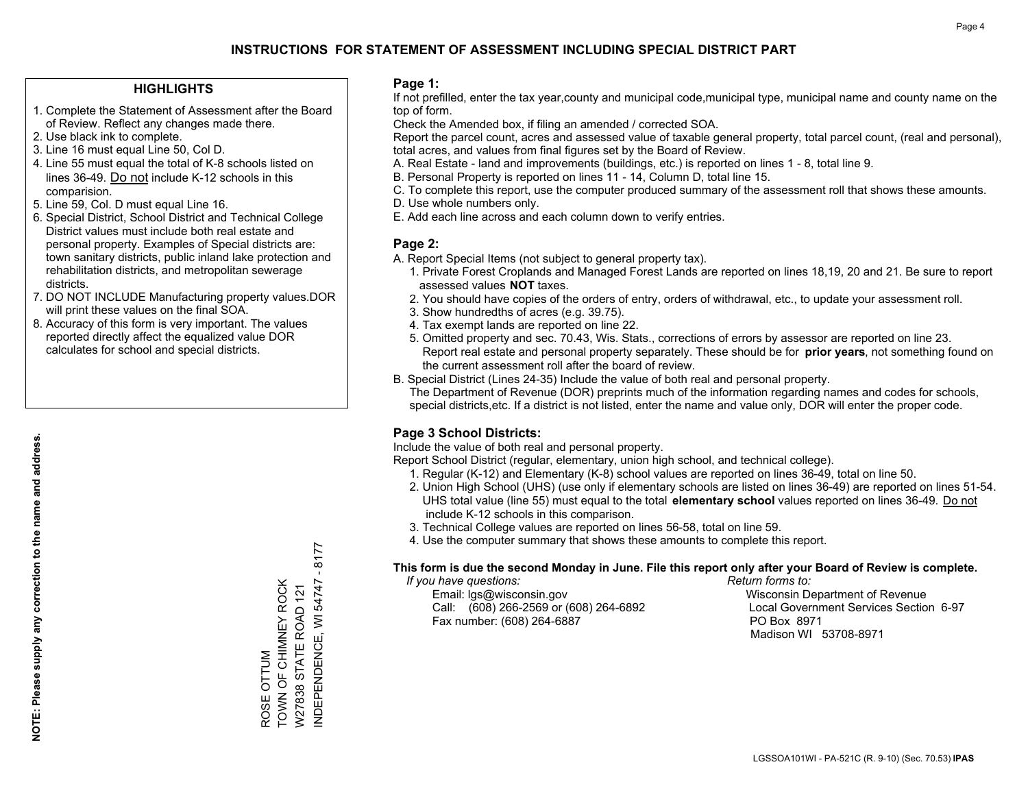# INSTRUCTIONS FOR STATEMENT OF ASSESSMENT INCLUDING SPECIAL DISTRICT PART

## HIGHLIGHTS

1. Complete the Statement of Assessment after the Board of Review. Reflect any changes made there.
2. Use black ink to complete.
3. Line 16 must equal Line 50, Col D.
4. Line 55 must equal the total of K-8 schools listed on lines 36-49. Do not include K-12 schools in this comparision.
5. Line 59, Col. D must equal Line 16.
6. Special District, School District and Technical College District values must include both real estate and personal property. Examples of Special districts are: town sanitary districts, public inland lake protection and rehabilitation districts, and metropolitan sewerage districts.
7. DO NOT INCLUDE Manufacturing property values.DOR will print these values on the final SOA.
8. Accuracy of this form is very important. The values reported directly affect the equalized value DOR calculates for school and special districts.

**NOTE: Please supply any correction to the name and address.**

ROSE OTTUM
TOWN OF CHIMNEY ROCK
W27838 STATE ROAD 121
INDEPENDENCE, WI 54747 - 8177

## Page 1:

If not prefilled, enter the tax year,county and municipal code,municipal type, municipal name and county name on the top of form.

Check the Amended box, if filing an amended / corrected SOA.

Report the parcel count, acres and assessed value of taxable general property, total parcel count, (real and personal), total acres, and values from final figures set by the Board of Review.

A. Real Estate - land and improvements (buildings, etc.) is reported on lines 1 - 8, total line 9.
B. Personal Property is reported on lines 11 - 14, Column D, total line 15.
C. To complete this report, use the computer produced summary of the assessment roll that shows these amounts.
D. Use whole numbers only.
E. Add each line across and each column down to verify entries.

## Page 2:

A. Report Special Items (not subject to general property tax).
   1. Private Forest Croplands and Managed Forest Lands are reported on lines 18,19, 20 and 21. Be sure to report assessed values **NOT** taxes.
   2. You should have copies of the orders of entry, orders of withdrawal, etc., to update your assessment roll.
   3. Show hundredths of acres (e.g. 39.75).
   4. Tax exempt lands are reported on line 22.
   5. Omitted property and sec. 70.43, Wis. Stats., corrections of errors by assessor are reported on line 23. Report real estate and personal property separately. These should be for **prior years**, not something found on the current assessment roll after the board of review.
B. Special District (Lines 24-35) Include the value of both real and personal property.
   The Department of Revenue (DOR) preprints much of the information regarding names and codes for schools, special districts,etc. If a district is not listed, enter the name and value only, DOR will enter the proper code.

## Page 3 School Districts:

Include the value of both real and personal property.

Report School District (regular, elementary, union high school, and technical college).

1. Regular (K-12) and Elementary (K-8) school values are reported on lines 36-49, total on line 50.
2. Union High School (UHS) (use only if elementary schools are listed on lines 36-49) are reported on lines 51-54. UHS total value (line 55) must equal to the total **elementary school** values reported on lines 36-49. Do not include K-12 schools in this comparison.
3. Technical College values are reported on lines 56-58, total on line 59.
4. Use the computer summary that shows these amounts to complete this report.

**This form is due the second Monday in June. File this report only after your Board of Review is complete.**

*If you have questions:*
Email: lgs@wisconsin.gov
Call: (608) 266-2569 or (608) 264-6892
Fax number: (608) 264-6887

*Return forms to:*
Wisconsin Department of Revenue
Local Government Services Section 6-97
PO Box 8971
Madison WI 53708-8971

LGSSOA101WI - PA-521C (R. 9-10) (Sec. 70.53) **IPAS**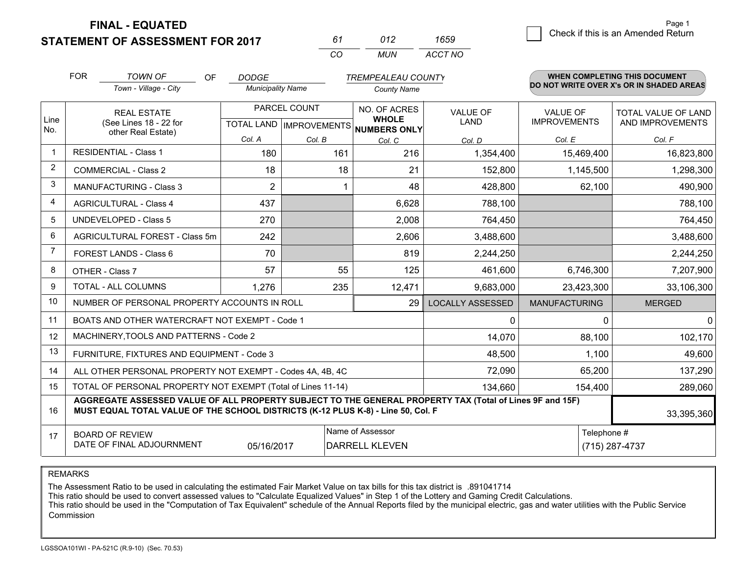**FINAL - EQUATED**
**STATEMENT OF ASSESSMENT FOR 2017**

| 61 | 012 | 1659 |
|---|---|---|
| CO | MUN | ACCT NO |

Page 1

☐ Check if this is an Amended Return

FOR *TOWN OF* (Town - Village - City) OF *DODGE* (Municipality Name) *TREMPEALEAU COUNTY* (County Name)

**WHEN COMPLETING THIS DOCUMENT DO NOT WRITE OVER X's OR IN SHADED AREAS**

| Line No. | REAL ESTATE (See Lines 18 - 22 for other Real Estate) | PARCEL COUNT TOTAL LAND Col. A | PARCEL COUNT IMPROVEMENTS Col. B | NO. OF ACRES WHOLE NUMBERS ONLY Col. C | VALUE OF LAND Col. D | VALUE OF IMPROVEMENTS Col. E | TOTAL VALUE OF LAND AND IMPROVEMENTS Col. F |
|---|---|---|---|---|---|---|---|
| 1 | RESIDENTIAL - Class 1 | 180 | 161 | 216 | 1,354,400 | 15,469,400 | 16,823,800 |
| 2 | COMMERCIAL - Class 2 | 18 | 18 | 21 | 152,800 | 1,145,500 | 1,298,300 |
| 3 | MANUFACTURING - Class 3 | 2 | 1 | 48 | 428,800 | 62,100 | 490,900 |
| 4 | AGRICULTURAL - Class 4 | 437 | | 6,628 | 788,100 | | 788,100 |
| 5 | UNDEVELOPED - Class 5 | 270 | | 2,008 | 764,450 | | 764,450 |
| 6 | AGRICULTURAL FOREST - Class 5m | 242 | | 2,606 | 3,488,600 | | 3,488,600 |
| 7 | FOREST LANDS - Class 6 | 70 | | 819 | 2,244,250 | | 2,244,250 |
| 8 | OTHER - Class 7 | 57 | 55 | 125 | 461,600 | 6,746,300 | 7,207,900 |
| 9 | TOTAL - ALL COLUMNS | 1,276 | 235 | 12,471 | 9,683,000 | 23,423,300 | 33,106,300 |
| 10 | NUMBER OF PERSONAL PROPERTY ACCOUNTS IN ROLL | | | 29 | LOCALLY ASSESSED | MANUFACTURING | MERGED |
| 11 | BOATS AND OTHER WATERCRAFT NOT EXEMPT - Code 1 | | | | 0 | 0 | 0 |
| 12 | MACHINERY,TOOLS AND PATTERNS - Code 2 | | | | 14,070 | 88,100 | 102,170 |
| 13 | FURNITURE, FIXTURES AND EQUIPMENT - Code 3 | | | | 48,500 | 1,100 | 49,600 |
| 14 | ALL OTHER PERSONAL PROPERTY NOT EXEMPT - Codes 4A, 4B, 4C | | | | 72,090 | 65,200 | 137,290 |
| 15 | TOTAL OF PERSONAL PROPERTY NOT EXEMPT (Total of Lines 11-14) | | | | 134,660 | 154,400 | 289,060 |
| 16 | **AGGREGATE ASSESSED VALUE OF ALL PROPERTY SUBJECT TO THE GENERAL PROPERTY TAX (Total of Lines 9F and 15F) MUST EQUAL TOTAL VALUE OF THE SCHOOL DISTRICTS (K-12 PLUS K-8) - Line 50, Col. F** | | | | | | 33,395,360 |
| 17 | BOARD OF REVIEW DATE OF FINAL ADJOURNMENT | 05/16/2017 | Name of Assessor: DARRELL KLEVEN | | | Telephone #: (715) 287-4737 | |

REMARKS

The Assessment Ratio to be used in calculating the estimated Fair Market Value on tax bills for this tax district is .891041714
This ratio should be used to convert assessed values to "Calculate Equalized Values" in Step 1 of the Lottery and Gaming Credit Calculations.
This ratio should be used in the "Computation of Tax Equivalent" schedule of the Annual Reports filed by the municipal electric, gas and water utilities with the Public Service Commission

LGSSOA101WI - PA-521C (R.9-10) (Sec. 70.53)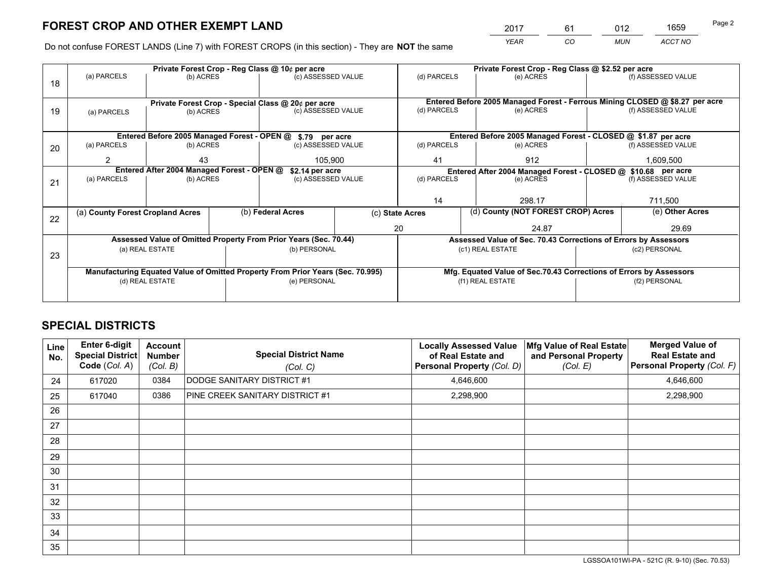# FOREST CROP AND OTHER EXEMPT LAND

| YEAR | CO | MUN | ACCT NO |
|---|---|---|---|
| 2017 | 61 | 012 | 1659 |

Do not confuse FOREST LANDS (Line 7) with FOREST CROPS (in this section) - They are **NOT** the same

| Line | Private Forest Crop - Reg Class @ 10¢ per acre | | | Private Forest Crop - Reg Class @ $2.52 per acre | | |
|---|---|---|---|---|---|---|
| | (a) PARCELS | (b) ACRES | (c) ASSESSED VALUE | (d) PARCELS | (e) ACRES | (f) ASSESSED VALUE |
| 18 | | | | | | |
| | **Private Forest Crop - Special Class @ 20¢ per acre** | | | **Entered Before 2005 Managed Forest - Ferrous Mining CLOSED @ $8.27 per acre** | | |
| | (a) PARCELS | (b) ACRES | (c) ASSESSED VALUE | (d) PARCELS | (e) ACRES | (f) ASSESSED VALUE |
| 19 | | | | | | |
| | **Entered Before 2005 Managed Forest - OPEN @ $.79 per acre** | | | **Entered Before 2005 Managed Forest - CLOSED @ $1.87 per acre** | | |
| | (a) PARCELS | (b) ACRES | (c) ASSESSED VALUE | (d) PARCELS | (e) ACRES | (f) ASSESSED VALUE |
| 20 | 2 | 43 | 105,900 | 41 | 912 | 1,609,500 |
| | **Entered After 2004 Managed Forest - OPEN @ $2.14 per acre** | | | **Entered After 2004 Managed Forest - CLOSED @ $10.68 per acre** | | |
| | (a) PARCELS | (b) ACRES | (c) ASSESSED VALUE | (d) PARCELS | (e) ACRES | (f) ASSESSED VALUE |
| 21 | | | | 14 | 298.17 | 711,500 |

| Line | (a) County Forest Cropland Acres | (b) Federal Acres | (c) State Acres | (d) County (NOT FOREST CROP) Acres | (e) Other Acres |
|---|---|---|---|---|---|
| 22 | | | 20 | 24.87 | 29.69 |

| Line | Assessed Value of Omitted Property From Prior Years (Sec. 70.44) | | Assessed Value of Sec. 70.43 Corrections of Errors by Assessors | |
|---|---|---|---|---|
| | (a) REAL ESTATE | (b) PERSONAL | (c1) REAL ESTATE | (c2) PERSONAL |
| 23 | | | | |
| | **Manufacturing Equated Value of Omitted Property From Prior Years (Sec. 70.995)** | | **Mfg. Equated Value of Sec.70.43 Corrections of Errors by Assessors** | |
| | (d) REAL ESTATE | (e) PERSONAL | (f1) REAL ESTATE | (f2) PERSONAL |
| | | | | |

# SPECIAL DISTRICTS

| Line No. | Enter 6-digit Special District Code (Col. A) | Account Number (Col. B) | Special District Name (Col. C) | Locally Assessed Value of Real Estate and Personal Property (Col. D) | Mfg Value of Real Estate and Personal Property (Col. E) | Merged Value of Real Estate and Personal Property (Col. F) |
|---|---|---|---|---|---|---|
| 24 | 617020 | 0384 | DODGE SANITARY DISTRICT #1 | 4,646,600 | | 4,646,600 |
| 25 | 617040 | 0386 | PINE CREEK SANITARY DISTRICT #1 | 2,298,900 | | 2,298,900 |
| 26 | | | | | | |
| 27 | | | | | | |
| 28 | | | | | | |
| 29 | | | | | | |
| 30 | | | | | | |
| 31 | | | | | | |
| 32 | | | | | | |
| 33 | | | | | | |
| 34 | | | | | | |
| 35 | | | | | | |

LGSSOA101WI-PA - 521C (R. 9-10) (Sec. 70.53)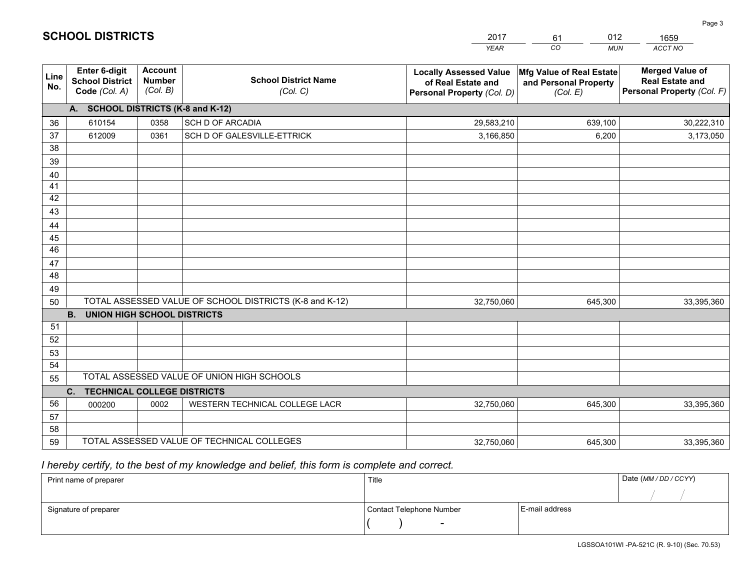# SCHOOL DISTRICTS

| 2017 | 61 | 012 | 1659 |
|---|---|---|---|
| *YEAR* | *CO* | *MUN* | *ACCT NO* |

| Line No. | Enter 6-digit School District Code *(Col. A)* | Account Number *(Col. B)* | School District Name *(Col. C)* | Locally Assessed Value of Real Estate and Personal Property *(Col. D)* | Mfg Value of Real Estate and Personal Property *(Col. E)* | Merged Value of Real Estate and Personal Property *(Col. F)* |
|---|---|---|---|---|---|---|
| **A. SCHOOL DISTRICTS (K-8 and K-12)** | | | | | | |
| 36 | 610154 | 0358 | SCH D OF ARCADIA | 29,583,210 | 639,100 | 30,222,310 |
| 37 | 612009 | 0361 | SCH D OF GALESVILLE-ETTRICK | 3,166,850 | 6,200 | 3,173,050 |
| 38 | | | | | | |
| 39 | | | | | | |
| 40 | | | | | | |
| 41 | | | | | | |
| 42 | | | | | | |
| 43 | | | | | | |
| 44 | | | | | | |
| 45 | | | | | | |
| 46 | | | | | | |
| 47 | | | | | | |
| 48 | | | | | | |
| 49 | | | | | | |
| 50 | TOTAL ASSESSED VALUE OF SCHOOL DISTRICTS (K-8 and K-12) | | | 32,750,060 | 645,300 | 33,395,360 |
| **B. UNION HIGH SCHOOL DISTRICTS** | | | | | | |
| 51 | | | | | | |
| 52 | | | | | | |
| 53 | | | | | | |
| 54 | | | | | | |
| 55 | TOTAL ASSESSED VALUE OF UNION HIGH SCHOOLS | | | | | |
| **C. TECHNICAL COLLEGE DISTRICTS** | | | | | | |
| 56 | 000200 | 0002 | WESTERN TECHNICAL COLLEGE LACR | 32,750,060 | 645,300 | 33,395,360 |
| 57 | | | | | | |
| 58 | | | | | | |
| 59 | TOTAL ASSESSED VALUE OF TECHNICAL COLLEGES | | | 32,750,060 | 645,300 | 33,395,360 |

*I hereby certify, to the best of my knowledge and belief, this form is complete and correct.*

| Print name of preparer | Title | | Date *(MM / DD / CCYY)* |
|---|---|---|---|
| | | | / / |
| Signature of preparer | Contact Telephone Number | E-mail address | |
| | ( ) - | | |

LGSSOA101WI -PA-521C (R. 9-10) (Sec. 70.53)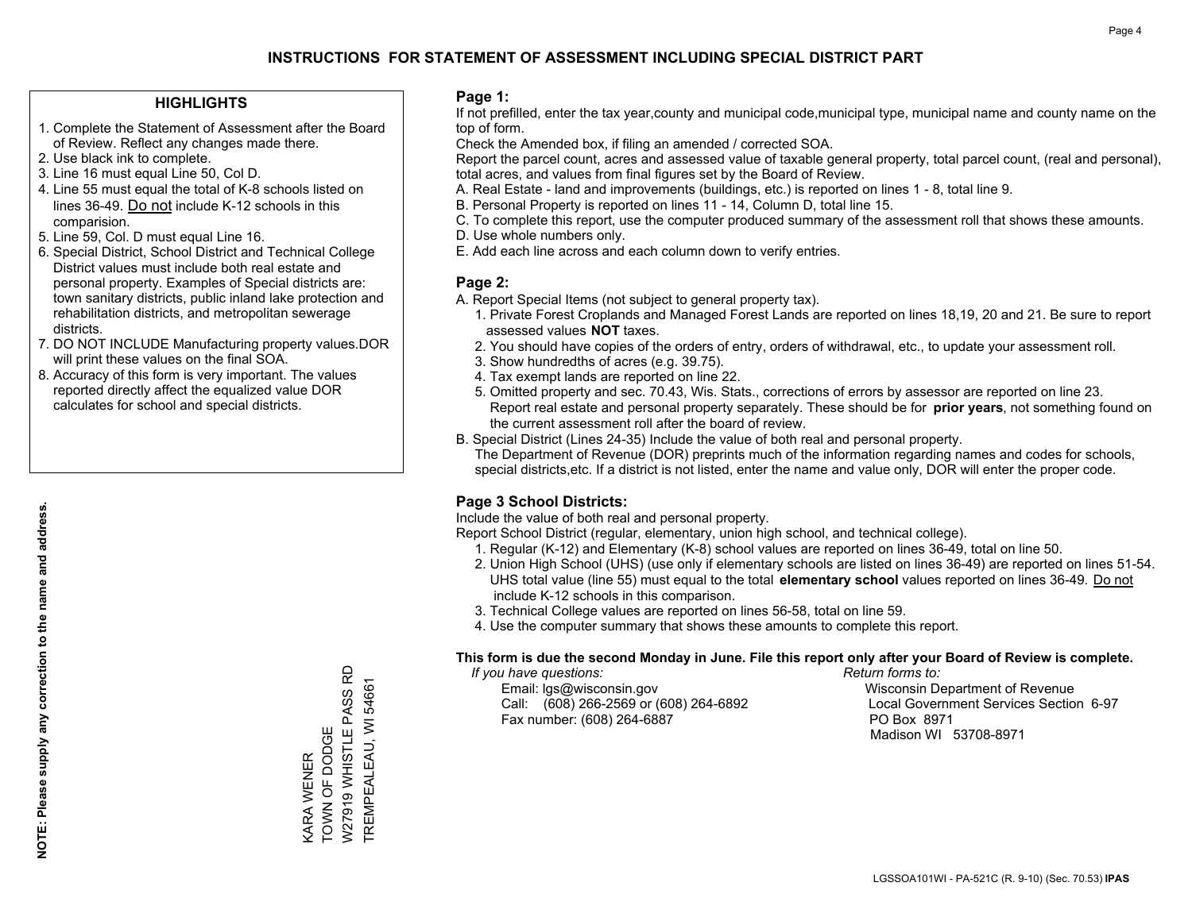# INSTRUCTIONS FOR STATEMENT OF ASSESSMENT INCLUDING SPECIAL DISTRICT PART

## HIGHLIGHTS

1. Complete the Statement of Assessment after the Board of Review. Reflect any changes made there.
2. Use black ink to complete.
3. Line 16 must equal Line 50, Col D.
4. Line 55 must equal the total of K-8 schools listed on lines 36-49. Do not include K-12 schools in this comparision.
5. Line 59, Col. D must equal Line 16.
6. Special District, School District and Technical College District values must include both real estate and personal property. Examples of Special districts are: town sanitary districts, public inland lake protection and rehabilitation districts, and metropolitan sewerage districts.
7. DO NOT INCLUDE Manufacturing property values.DOR will print these values on the final SOA.
8. Accuracy of this form is very important. The values reported directly affect the equalized value DOR calculates for school and special districts.

**NOTE: Please supply any correction to the name and address.**

KARA WENER
TOWN OF DODGE
W27919 WHISTLE PASS RD
TREMPEALEAU, WI 54661

## Page 1:

If not prefilled, enter the tax year,county and municipal code,municipal type, municipal name and county name on the top of form.

Check the Amended box, if filing an amended / corrected SOA.

Report the parcel count, acres and assessed value of taxable general property, total parcel count, (real and personal), total acres, and values from final figures set by the Board of Review.

A. Real Estate - land and improvements (buildings, etc.) is reported on lines 1 - 8, total line 9.
B. Personal Property is reported on lines 11 - 14, Column D, total line 15.
C. To complete this report, use the computer produced summary of the assessment roll that shows these amounts.
D. Use whole numbers only.
E. Add each line across and each column down to verify entries.

## Page 2:

A. Report Special Items (not subject to general property tax).
   1. Private Forest Croplands and Managed Forest Lands are reported on lines 18,19, 20 and 21. Be sure to report assessed values **NOT** taxes.
   2. You should have copies of the orders of entry, orders of withdrawal, etc., to update your assessment roll.
   3. Show hundredths of acres (e.g. 39.75).
   4. Tax exempt lands are reported on line 22.
   5. Omitted property and sec. 70.43, Wis. Stats., corrections of errors by assessor are reported on line 23. Report real estate and personal property separately. These should be for **prior years**, not something found on the current assessment roll after the board of review.
B. Special District (Lines 24-35) Include the value of both real and personal property.
   The Department of Revenue (DOR) preprints much of the information regarding names and codes for schools, special districts,etc. If a district is not listed, enter the name and value only, DOR will enter the proper code.

## Page 3 School Districts:

Include the value of both real and personal property.

Report School District (regular, elementary, union high school, and technical college).

1. Regular (K-12) and Elementary (K-8) school values are reported on lines 36-49, total on line 50.
2. Union High School (UHS) (use only if elementary schools are listed on lines 36-49) are reported on lines 51-54. UHS total value (line 55) must equal to the total **elementary school** values reported on lines 36-49. Do not include K-12 schools in this comparison.
3. Technical College values are reported on lines 56-58, total on line 59.
4. Use the computer summary that shows these amounts to complete this report.

**This form is due the second Monday in June. File this report only after your Board of Review is complete.**

*If you have questions:*
Email: lgs@wisconsin.gov
Call: (608) 266-2569 or (608) 264-6892
Fax number: (608) 264-6887

*Return forms to:*
Wisconsin Department of Revenue
Local Government Services Section 6-97
PO Box 8971
Madison WI 53708-8971

LGSSOA101WI - PA-521C (R. 9-10) (Sec. 70.53) **IPAS**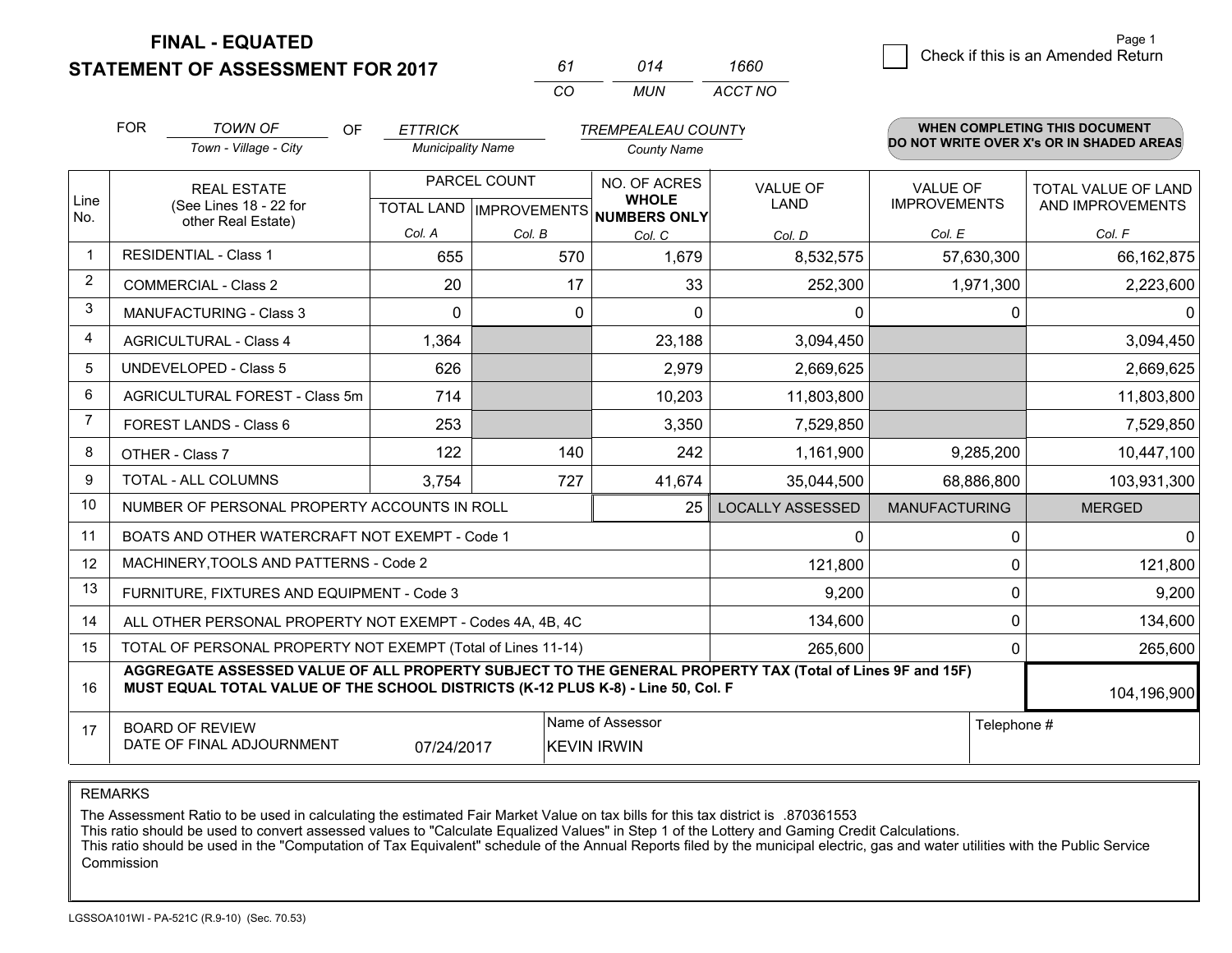# FINAL - EQUATED
# STATEMENT OF ASSESSMENT FOR 2017

| 61 | 014 | 1660 |
|---|---|---|
| CO | MUN | ACCT NO |

Page 1

☐ Check if this is an Amended Return

FOR *TOWN OF* (Town - Village - City) OF *ETTRICK* (Municipality Name) *TREMPEALEAU COUNTY* (County Name)

**WHEN COMPLETING THIS DOCUMENT DO NOT WRITE OVER X's OR IN SHADED AREAS**

| Line No. | REAL ESTATE (See Lines 18 - 22 for other Real Estate) | PARCEL COUNT TOTAL LAND Col. A | PARCEL COUNT IMPROVEMENTS Col. B | NO. OF ACRES WHOLE NUMBERS ONLY Col. C | VALUE OF LAND Col. D | VALUE OF IMPROVEMENTS Col. E | TOTAL VALUE OF LAND AND IMPROVEMENTS Col. F |
|---|---|---|---|---|---|---|---|
| 1 | RESIDENTIAL - Class 1 | 655 | 570 | 1,679 | 8,532,575 | 57,630,300 | 66,162,875 |
| 2 | COMMERCIAL - Class 2 | 20 | 17 | 33 | 252,300 | 1,971,300 | 2,223,600 |
| 3 | MANUFACTURING - Class 3 | 0 | 0 | 0 | 0 | 0 | 0 |
| 4 | AGRICULTURAL - Class 4 | 1,364 | | 23,188 | 3,094,450 | | 3,094,450 |
| 5 | UNDEVELOPED - Class 5 | 626 | | 2,979 | 2,669,625 | | 2,669,625 |
| 6 | AGRICULTURAL FOREST - Class 5m | 714 | | 10,203 | 11,803,800 | | 11,803,800 |
| 7 | FOREST LANDS - Class 6 | 253 | | 3,350 | 7,529,850 | | 7,529,850 |
| 8 | OTHER - Class 7 | 122 | 140 | 242 | 1,161,900 | 9,285,200 | 10,447,100 |
| 9 | TOTAL - ALL COLUMNS | 3,754 | 727 | 41,674 | 35,044,500 | 68,886,800 | 103,931,300 |
| 10 | NUMBER OF PERSONAL PROPERTY ACCOUNTS IN ROLL | | | 25 | LOCALLY ASSESSED | MANUFACTURING | MERGED |
| 11 | BOATS AND OTHER WATERCRAFT NOT EXEMPT - Code 1 | | | | 0 | 0 | 0 |
| 12 | MACHINERY,TOOLS AND PATTERNS - Code 2 | | | | 121,800 | 0 | 121,800 |
| 13 | FURNITURE, FIXTURES AND EQUIPMENT - Code 3 | | | | 9,200 | 0 | 9,200 |
| 14 | ALL OTHER PERSONAL PROPERTY NOT EXEMPT - Codes 4A, 4B, 4C | | | | 134,600 | 0 | 134,600 |
| 15 | TOTAL OF PERSONAL PROPERTY NOT EXEMPT (Total of Lines 11-14) | | | | 265,600 | 0 | 265,600 |
| 16 | **AGGREGATE ASSESSED VALUE OF ALL PROPERTY SUBJECT TO THE GENERAL PROPERTY TAX (Total of Lines 9F and 15F) MUST EQUAL TOTAL VALUE OF THE SCHOOL DISTRICTS (K-12 PLUS K-8) - Line 50, Col. F** | | | | | | 104,196,900 |
| 17 | BOARD OF REVIEW DATE OF FINAL ADJOURNMENT | 07/24/2017 | | Name of Assessor: KEVIN IRWIN | | Telephone # | |

REMARKS

The Assessment Ratio to be used in calculating the estimated Fair Market Value on tax bills for this tax district is .870361553

This ratio should be used to convert assessed values to "Calculate Equalized Values" in Step 1 of the Lottery and Gaming Credit Calculations.

This ratio should be used in the "Computation of Tax Equivalent" schedule of the Annual Reports filed by the municipal electric, gas and water utilities with the Public Service Commission

LGSSOA101WI - PA-521C (R.9-10) (Sec. 70.53)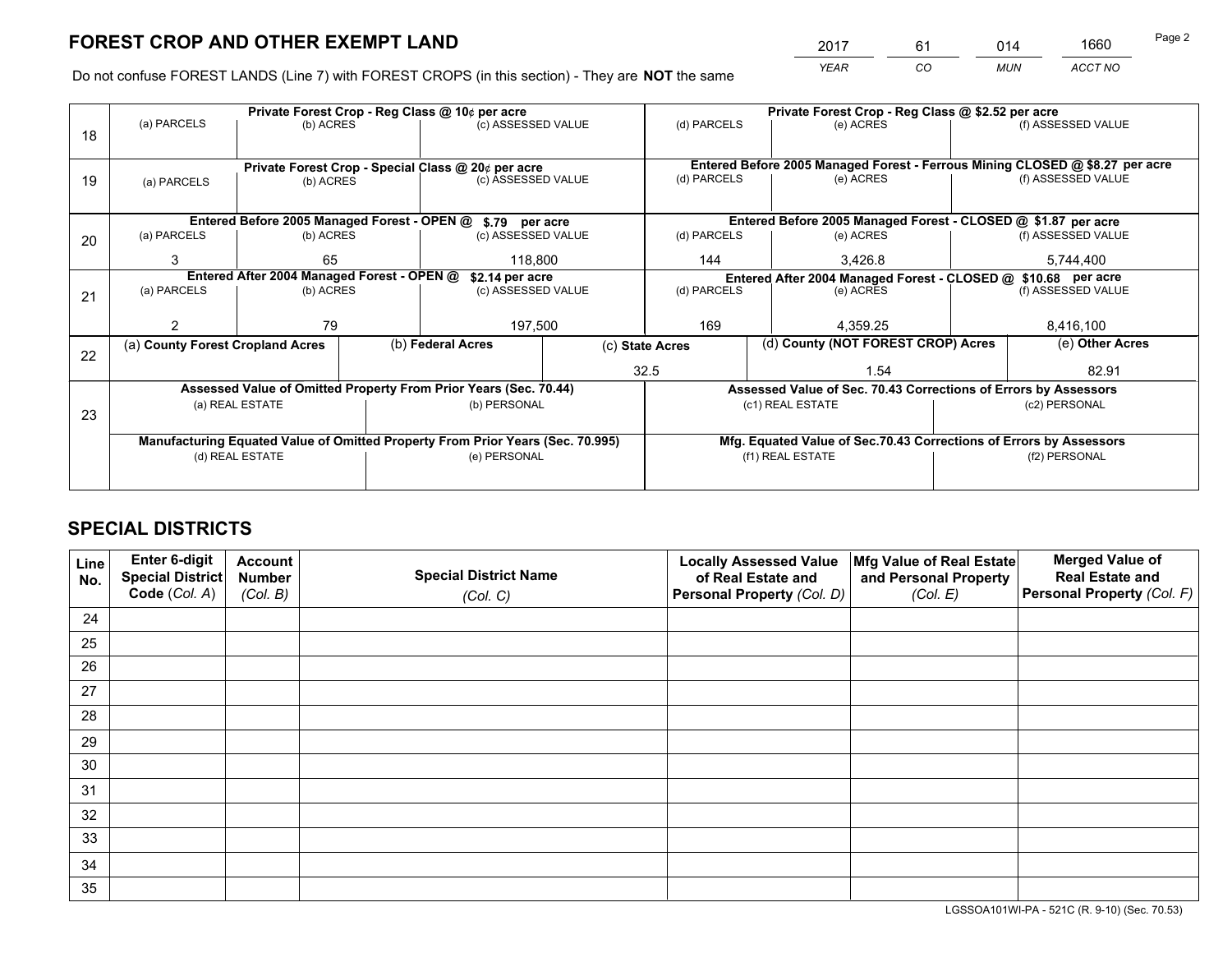# FOREST CROP AND OTHER EXEMPT LAND

| 2017 | 61 | 014 | 1660 |
|---|---|---|---|
| *YEAR* | *CO* | *MUN* | *ACCT NO* |

Do not confuse FOREST LANDS (Line 7) with FOREST CROPS (in this section) - They are **NOT** the same

| Line | Private Forest Crop - Reg Class @ 10¢ per acre | | | Private Forest Crop - Reg Class @ $2.52 per acre | | |
|---|---|---|---|---|---|---|
| | (a) PARCELS | (b) ACRES | (c) ASSESSED VALUE | (d) PARCELS | (e) ACRES | (f) ASSESSED VALUE |
| 18 | | | | | | |
| | **Private Forest Crop - Special Class @ 20¢ per acre** | | | **Entered Before 2005 Managed Forest - Ferrous Mining CLOSED @ $8.27 per acre** | | |
| | (a) PARCELS | (b) ACRES | (c) ASSESSED VALUE | (d) PARCELS | (e) ACRES | (f) ASSESSED VALUE |
| 19 | | | | | | |
| | **Entered Before 2005 Managed Forest - OPEN @ $.79 per acre** | | | **Entered Before 2005 Managed Forest - CLOSED @ $1.87 per acre** | | |
| | (a) PARCELS | (b) ACRES | (c) ASSESSED VALUE | (d) PARCELS | (e) ACRES | (f) ASSESSED VALUE |
| 20 | 3 | 65 | 118,800 | 144 | 3,426.8 | 5,744,400 |
| | **Entered After 2004 Managed Forest - OPEN @ $2.14 per acre** | | | **Entered After 2004 Managed Forest - CLOSED @ $10.68 per acre** | | |
| | (a) PARCELS | (b) ACRES | (c) ASSESSED VALUE | (d) PARCELS | (e) ACRES | (f) ASSESSED VALUE |
| 21 | 2 | 79 | 197,500 | 169 | 4,359.25 | 8,416,100 |

| Line | (a) County Forest Cropland Acres | (b) Federal Acres | (c) State Acres | (d) County (NOT FOREST CROP) Acres | (e) Other Acres |
|---|---|---|---|---|---|
| 22 | | | 32.5 | 1.54 | 82.91 |

| Line | Assessed Value of Omitted Property From Prior Years (Sec. 70.44) | | Assessed Value of Sec. 70.43 Corrections of Errors by Assessors | |
|---|---|---|---|---|
| | (a) REAL ESTATE | (b) PERSONAL | (c1) REAL ESTATE | (c2) PERSONAL |
| 23 | | | | |
| | **Manufacturing Equated Value of Omitted Property From Prior Years (Sec. 70.995)** | | **Mfg. Equated Value of Sec.70.43 Corrections of Errors by Assessors** | |
| | (d) REAL ESTATE | (e) PERSONAL | (f1) REAL ESTATE | (f2) PERSONAL |
| | | | | |

# SPECIAL DISTRICTS

| Line No. | Enter 6-digit Special District Code (*Col. A*) | Account Number (*Col. B*) | Special District Name (*Col. C*) | Locally Assessed Value of Real Estate and Personal Property (*Col. D*) | Mfg Value of Real Estate and Personal Property (*Col. E*) | Merged Value of Real Estate and Personal Property (*Col. F*) |
|---|---|---|---|---|---|---|
| 24 | | | | | | |
| 25 | | | | | | |
| 26 | | | | | | |
| 27 | | | | | | |
| 28 | | | | | | |
| 29 | | | | | | |
| 30 | | | | | | |
| 31 | | | | | | |
| 32 | | | | | | |
| 33 | | | | | | |
| 34 | | | | | | |
| 35 | | | | | | |

LGSSOA101WI-PA - 521C (R. 9-10) (Sec. 70.53)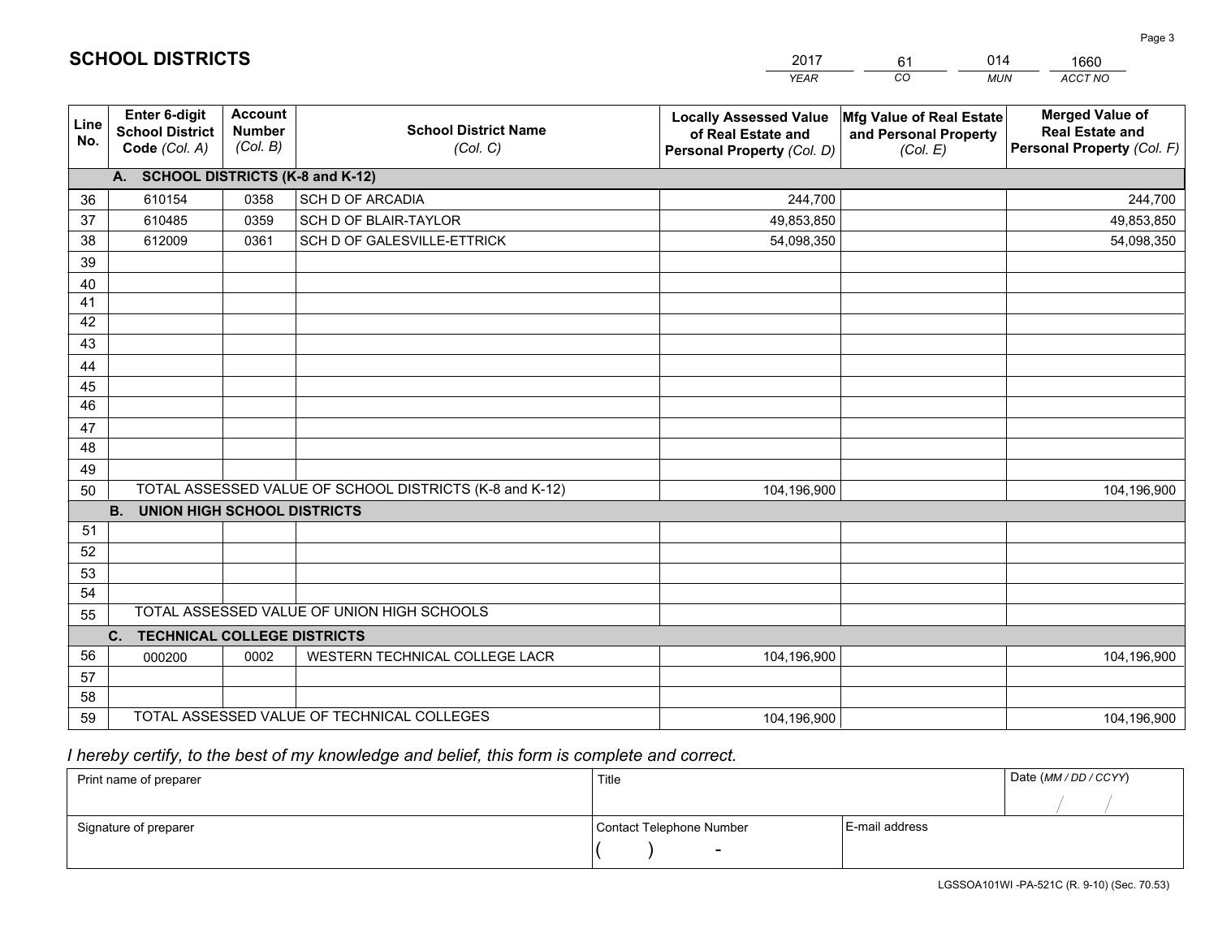# SCHOOL DISTRICTS

| 2017 | 61 | 014 | 1660 |
|---|---|---|---|
| *YEAR* | *CO* | *MUN* | *ACCT NO* |

| Line No. | Enter 6-digit School District Code *(Col. A)* | Account Number *(Col. B)* | School District Name *(Col. C)* | Locally Assessed Value of Real Estate and Personal Property *(Col. D)* | Mfg Value of Real Estate and Personal Property *(Col. E)* | Merged Value of Real Estate and Personal Property *(Col. F)* |
|---|---|---|---|---|---|---|
| | **A. SCHOOL DISTRICTS (K-8 and K-12)** | | | | | |
| 36 | 610154 | 0358 | SCH D OF ARCADIA | 244,700 | | 244,700 |
| 37 | 610485 | 0359 | SCH D OF BLAIR-TAYLOR | 49,853,850 | | 49,853,850 |
| 38 | 612009 | 0361 | SCH D OF GALESVILLE-ETTRICK | 54,098,350 | | 54,098,350 |
| 39 | | | | | | |
| 40 | | | | | | |
| 41 | | | | | | |
| 42 | | | | | | |
| 43 | | | | | | |
| 44 | | | | | | |
| 45 | | | | | | |
| 46 | | | | | | |
| 47 | | | | | | |
| 48 | | | | | | |
| 49 | | | | | | |
| 50 | TOTAL ASSESSED VALUE OF SCHOOL DISTRICTS (K-8 and K-12) | | | 104,196,900 | | 104,196,900 |
| | **B. UNION HIGH SCHOOL DISTRICTS** | | | | | |
| 51 | | | | | | |
| 52 | | | | | | |
| 53 | | | | | | |
| 54 | | | | | | |
| 55 | TOTAL ASSESSED VALUE OF UNION HIGH SCHOOLS | | | | | |
| | **C. TECHNICAL COLLEGE DISTRICTS** | | | | | |
| 56 | 000200 | 0002 | WESTERN TECHNICAL COLLEGE LACR | 104,196,900 | | 104,196,900 |
| 57 | | | | | | |
| 58 | | | | | | |
| 59 | TOTAL ASSESSED VALUE OF TECHNICAL COLLEGES | | | 104,196,900 | | 104,196,900 |

*I hereby certify, to the best of my knowledge and belief, this form is complete and correct.*

| Print name of preparer | Title | | Date *(MM / DD / CCYY)* |
|---|---|---|---|
| | | | / / |
| Signature of preparer | Contact Telephone Number | E-mail address | |
| | ( ) - | | |

LGSSOA101WI -PA-521C (R. 9-10) (Sec. 70.53)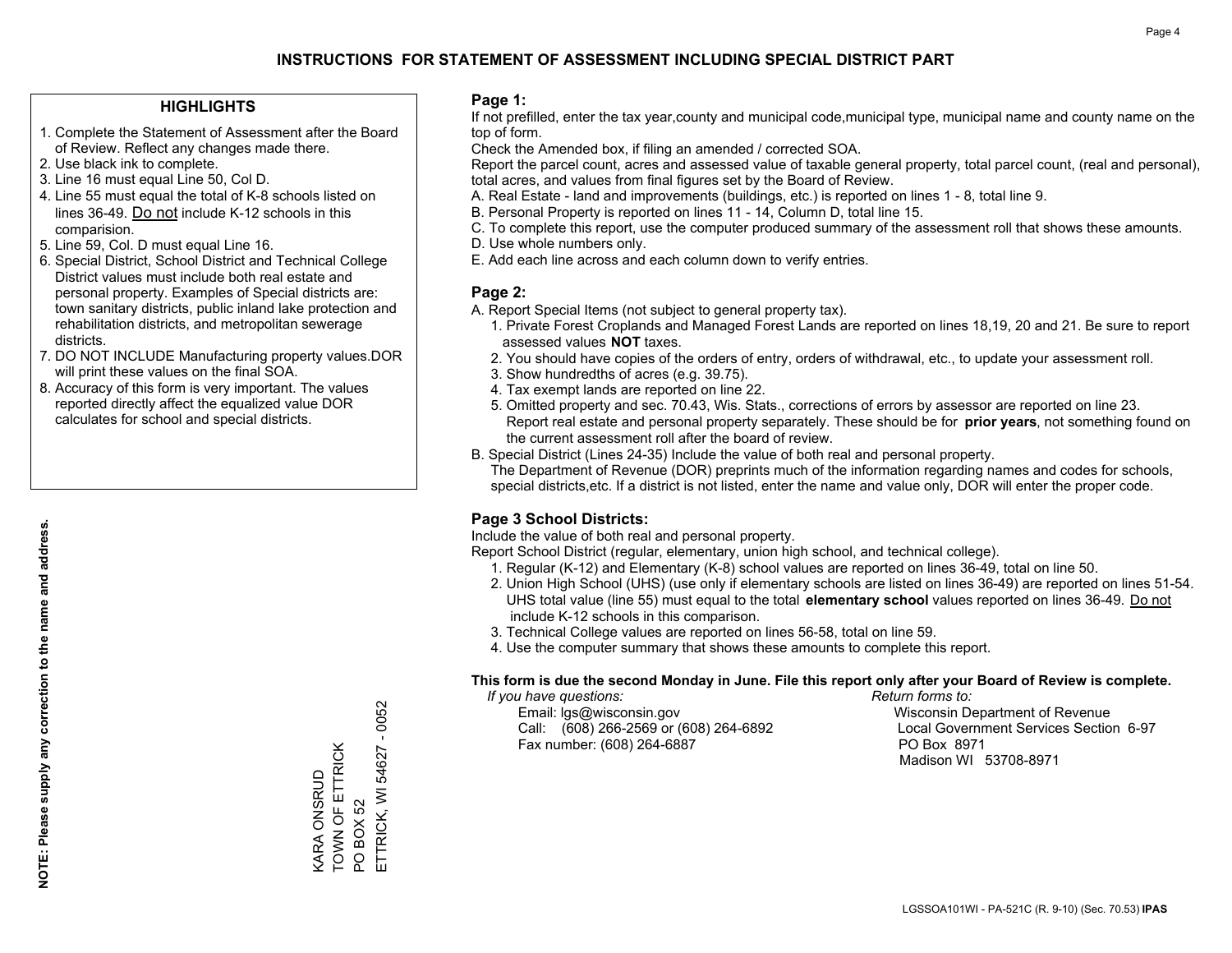# INSTRUCTIONS FOR STATEMENT OF ASSESSMENT INCLUDING SPECIAL DISTRICT PART

## HIGHLIGHTS

1. Complete the Statement of Assessment after the Board of Review. Reflect any changes made there.
2. Use black ink to complete.
3. Line 16 must equal Line 50, Col D.
4. Line 55 must equal the total of K-8 schools listed on lines 36-49. Do not include K-12 schools in this comparision.
5. Line 59, Col. D must equal Line 16.
6. Special District, School District and Technical College District values must include both real estate and personal property. Examples of Special districts are: town sanitary districts, public inland lake protection and rehabilitation districts, and metropolitan sewerage districts.
7. DO NOT INCLUDE Manufacturing property values.DOR will print these values on the final SOA.
8. Accuracy of this form is very important. The values reported directly affect the equalized value DOR calculates for school and special districts.

**NOTE: Please supply any correction to the name and address.**

KARA ONSRUD
TOWN OF ETTRICK
PO BOX 52
ETTRICK, WI 54627 - 0052

## Page 1:

If not prefilled, enter the tax year,county and municipal code,municipal type, municipal name and county name on the top of form.

Check the Amended box, if filing an amended / corrected SOA.

Report the parcel count, acres and assessed value of taxable general property, total parcel count, (real and personal), total acres, and values from final figures set by the Board of Review.

A. Real Estate - land and improvements (buildings, etc.) is reported on lines 1 - 8, total line 9.
B. Personal Property is reported on lines 11 - 14, Column D, total line 15.
C. To complete this report, use the computer produced summary of the assessment roll that shows these amounts.
D. Use whole numbers only.
E. Add each line across and each column down to verify entries.

## Page 2:

A. Report Special Items (not subject to general property tax).
   1. Private Forest Croplands and Managed Forest Lands are reported on lines 18,19, 20 and 21. Be sure to report assessed values **NOT** taxes.
   2. You should have copies of the orders of entry, orders of withdrawal, etc., to update your assessment roll.
   3. Show hundredths of acres (e.g. 39.75).
   4. Tax exempt lands are reported on line 22.
   5. Omitted property and sec. 70.43, Wis. Stats., corrections of errors by assessor are reported on line 23. Report real estate and personal property separately. These should be for **prior years**, not something found on the current assessment roll after the board of review.
B. Special District (Lines 24-35) Include the value of both real and personal property.
   The Department of Revenue (DOR) preprints much of the information regarding names and codes for schools, special districts,etc. If a district is not listed, enter the name and value only, DOR will enter the proper code.

## Page 3 School Districts:

Include the value of both real and personal property.

Report School District (regular, elementary, union high school, and technical college).

1. Regular (K-12) and Elementary (K-8) school values are reported on lines 36-49, total on line 50.
2. Union High School (UHS) (use only if elementary schools are listed on lines 36-49) are reported on lines 51-54. UHS total value (line 55) must equal to the total **elementary school** values reported on lines 36-49. Do not include K-12 schools in this comparison.
3. Technical College values are reported on lines 56-58, total on line 59.
4. Use the computer summary that shows these amounts to complete this report.

**This form is due the second Monday in June. File this report only after your Board of Review is complete.**

*If you have questions:*
Email: lgs@wisconsin.gov
Call: (608) 266-2569 or (608) 264-6892
Fax number: (608) 264-6887

*Return forms to:*
Wisconsin Department of Revenue
Local Government Services Section 6-97
PO Box 8971
Madison WI 53708-8971

LGSSOA101WI - PA-521C (R. 9-10) (Sec. 70.53) **IPAS**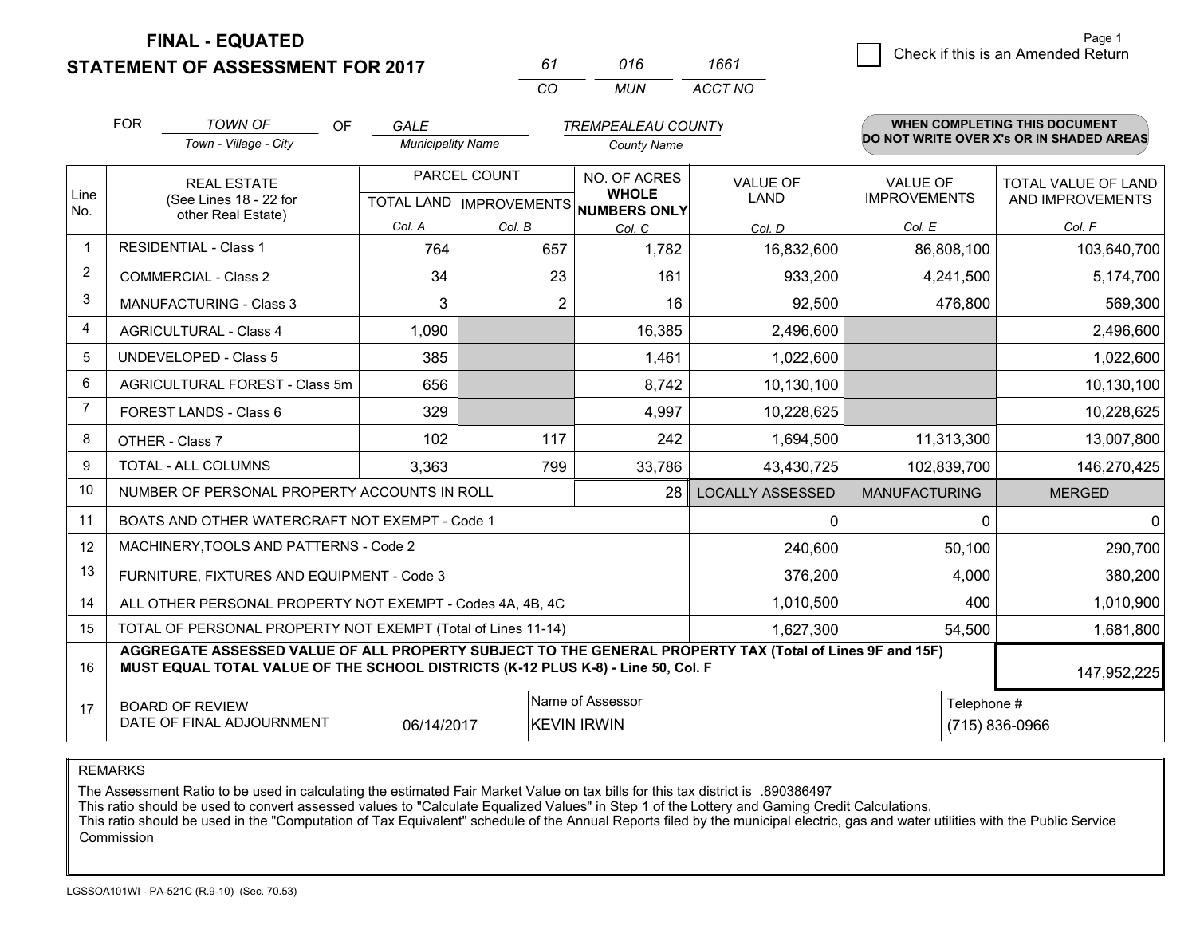**FINAL - EQUATED**
**STATEMENT OF ASSESSMENT FOR 2017**

| 61 | 016 | 1661 |
|---|---|---|
| CO | MUN | ACCT NO |

☐ Check if this is an Amended Return

FOR *TOWN OF* (Town - Village - City) OF *GALE* (Municipality Name) *TREMPEALEAU COUNTY* (County Name)

**WHEN COMPLETING THIS DOCUMENT DO NOT WRITE OVER X's OR IN SHADED AREAS**

| Line No. | REAL ESTATE (See Lines 18 - 22 for other Real Estate) | PARCEL COUNT | | NO. OF ACRES WHOLE NUMBERS ONLY | VALUE OF LAND | VALUE OF IMPROVEMENTS | TOTAL VALUE OF LAND AND IMPROVEMENTS |
|---|---|---|---|---|---|---|---|
| | | TOTAL LAND | IMPROVEMENTS | | | | |
| | | Col. A | Col. B | Col. C | Col. D | Col. E | Col. F |
| 1 | RESIDENTIAL - Class 1 | 764 | 657 | 1,782 | 16,832,600 | 86,808,100 | 103,640,700 |
| 2 | COMMERCIAL - Class 2 | 34 | 23 | 161 | 933,200 | 4,241,500 | 5,174,700 |
| 3 | MANUFACTURING - Class 3 | 3 | 2 | 16 | 92,500 | 476,800 | 569,300 |
| 4 | AGRICULTURAL - Class 4 | 1,090 | | 16,385 | 2,496,600 | | 2,496,600 |
| 5 | UNDEVELOPED - Class 5 | 385 | | 1,461 | 1,022,600 | | 1,022,600 |
| 6 | AGRICULTURAL FOREST - Class 5m | 656 | | 8,742 | 10,130,100 | | 10,130,100 |
| 7 | FOREST LANDS - Class 6 | 329 | | 4,997 | 10,228,625 | | 10,228,625 |
| 8 | OTHER - Class 7 | 102 | 117 | 242 | 1,694,500 | 11,313,300 | 13,007,800 |
| 9 | TOTAL - ALL COLUMNS | 3,363 | 799 | 33,786 | 43,430,725 | 102,839,700 | 146,270,425 |
| 10 | NUMBER OF PERSONAL PROPERTY ACCOUNTS IN ROLL | | | 28 | LOCALLY ASSESSED | MANUFACTURING | MERGED |
| 11 | BOATS AND OTHER WATERCRAFT NOT EXEMPT - Code 1 | | | | 0 | 0 | 0 |
| 12 | MACHINERY,TOOLS AND PATTERNS - Code 2 | | | | 240,600 | 50,100 | 290,700 |
| 13 | FURNITURE, FIXTURES AND EQUIPMENT - Code 3 | | | | 376,200 | 4,000 | 380,200 |
| 14 | ALL OTHER PERSONAL PROPERTY NOT EXEMPT - Codes 4A, 4B, 4C | | | | 1,010,500 | 400 | 1,010,900 |
| 15 | TOTAL OF PERSONAL PROPERTY NOT EXEMPT (Total of Lines 11-14) | | | | 1,627,300 | 54,500 | 1,681,800 |
| 16 | **AGGREGATE ASSESSED VALUE OF ALL PROPERTY SUBJECT TO THE GENERAL PROPERTY TAX (Total of Lines 9F and 15F) MUST EQUAL TOTAL VALUE OF THE SCHOOL DISTRICTS (K-12 PLUS K-8) - Line 50, Col. F** | | | | | | 147,952,225 |
| 17 | BOARD OF REVIEW DATE OF FINAL ADJOURNMENT | 06/14/2017 | | Name of Assessor: KEVIN IRWIN | | Telephone #: (715) 836-0966 | |

REMARKS

The Assessment Ratio to be used in calculating the estimated Fair Market Value on tax bills for this tax district is .890386497
This ratio should be used to convert assessed values to "Calculate Equalized Values" in Step 1 of the Lottery and Gaming Credit Calculations.
This ratio should be used in the "Computation of Tax Equivalent" schedule of the Annual Reports filed by the municipal electric, gas and water utilities with the Public Service Commission

LGSSOA101WI - PA-521C (R.9-10) (Sec. 70.53)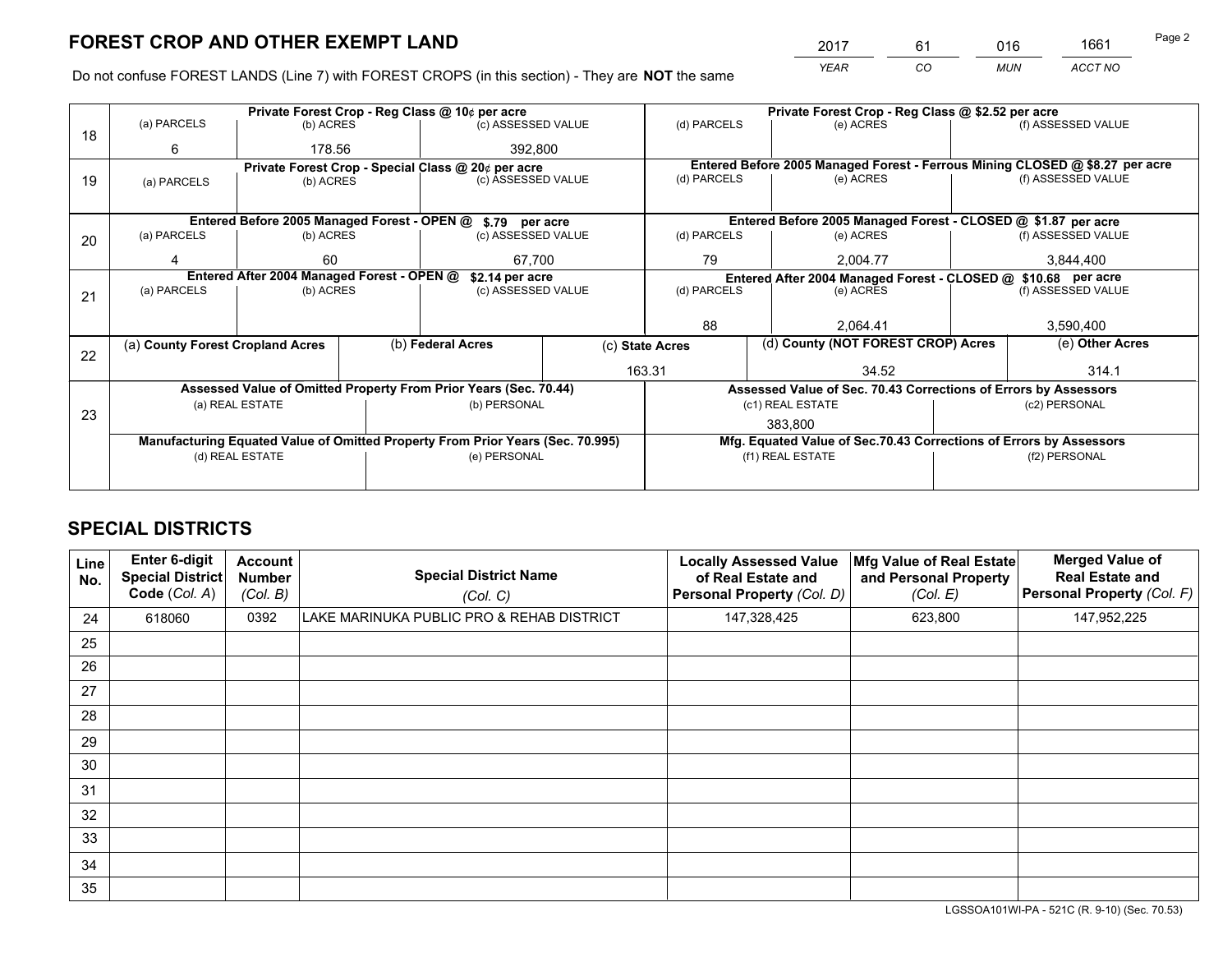# FOREST CROP AND OTHER EXEMPT LAND

| 2017 | 61 | 016 | 1661 |
|---|---|---|---|
| *YEAR* | *CO* | *MUN* | *ACCT NO* |

Do not confuse FOREST LANDS (Line 7) with FOREST CROPS (in this section) - They are **NOT** the same

| Line | | | | | | |
|---|---|---|---|---|---|---|
| 18 | **Private Forest Crop - Reg Class @ 10¢ per acre** | | | **Private Forest Crop - Reg Class @ $2.52 per acre** | | |
| | (a) PARCELS | (b) ACRES | (c) ASSESSED VALUE | (d) PARCELS | (e) ACRES | (f) ASSESSED VALUE |
| | 6 | 178.56 | 392,800 | | | |
| 19 | **Private Forest Crop - Special Class @ 20¢ per acre** | | | **Entered Before 2005 Managed Forest - Ferrous Mining CLOSED @ $8.27 per acre** | | |
| | (a) PARCELS | (b) ACRES | (c) ASSESSED VALUE | (d) PARCELS | (e) ACRES | (f) ASSESSED VALUE |
| | | | | | | |
| 20 | **Entered Before 2005 Managed Forest - OPEN @ $.79 per acre** | | | **Entered Before 2005 Managed Forest - CLOSED @ $1.87 per acre** | | |
| | (a) PARCELS | (b) ACRES | (c) ASSESSED VALUE | (d) PARCELS | (e) ACRES | (f) ASSESSED VALUE |
| | 4 | 60 | 67,700 | 79 | 2,004.77 | 3,844,400 |
| 21 | **Entered After 2004 Managed Forest - OPEN @ $2.14 per acre** | | | **Entered After 2004 Managed Forest - CLOSED @ $10.68 per acre** | | |
| | (a) PARCELS | (b) ACRES | (c) ASSESSED VALUE | (d) PARCELS | (e) ACRES | (f) ASSESSED VALUE |
| | | | | 88 | 2,064.41 | 3,590,400 |

| Line | (a) County Forest Cropland Acres | (b) Federal Acres | (c) State Acres | (d) County (NOT FOREST CROP) Acres | (e) Other Acres |
|---|---|---|---|---|---|
| 22 | | | 163.31 | 34.52 | 314.1 |

| Line | **Assessed Value of Omitted Property From Prior Years (Sec. 70.44)** | | **Assessed Value of Sec. 70.43 Corrections of Errors by Assessors** | |
|---|---|---|---|---|
| 23 | (a) REAL ESTATE | (b) PERSONAL | (c1) REAL ESTATE | (c2) PERSONAL |
| | | | 383,800 | |
| | **Manufacturing Equated Value of Omitted Property From Prior Years (Sec. 70.995)** | | **Mfg. Equated Value of Sec.70.43 Corrections of Errors by Assessors** | |
| | (d) REAL ESTATE | (e) PERSONAL | (f1) REAL ESTATE | (f2) PERSONAL |
| | | | | |

# SPECIAL DISTRICTS

| Line No. | Enter 6-digit Special District Code (*Col. A*) | Account Number (*Col. B*) | Special District Name (*Col. C*) | Locally Assessed Value of Real Estate and Personal Property (*Col. D*) | Mfg Value of Real Estate and Personal Property (*Col. E*) | Merged Value of Real Estate and Personal Property (*Col. F*) |
|---|---|---|---|---|---|---|
| 24 | 618060 | 0392 | LAKE MARINUKA PUBLIC PRO & REHAB DISTRICT | 147,328,425 | 623,800 | 147,952,225 |
| 25 | | | | | | |
| 26 | | | | | | |
| 27 | | | | | | |
| 28 | | | | | | |
| 29 | | | | | | |
| 30 | | | | | | |
| 31 | | | | | | |
| 32 | | | | | | |
| 33 | | | | | | |
| 34 | | | | | | |
| 35 | | | | | | |

LGSSOA101WI-PA - 521C (R. 9-10) (Sec. 70.53)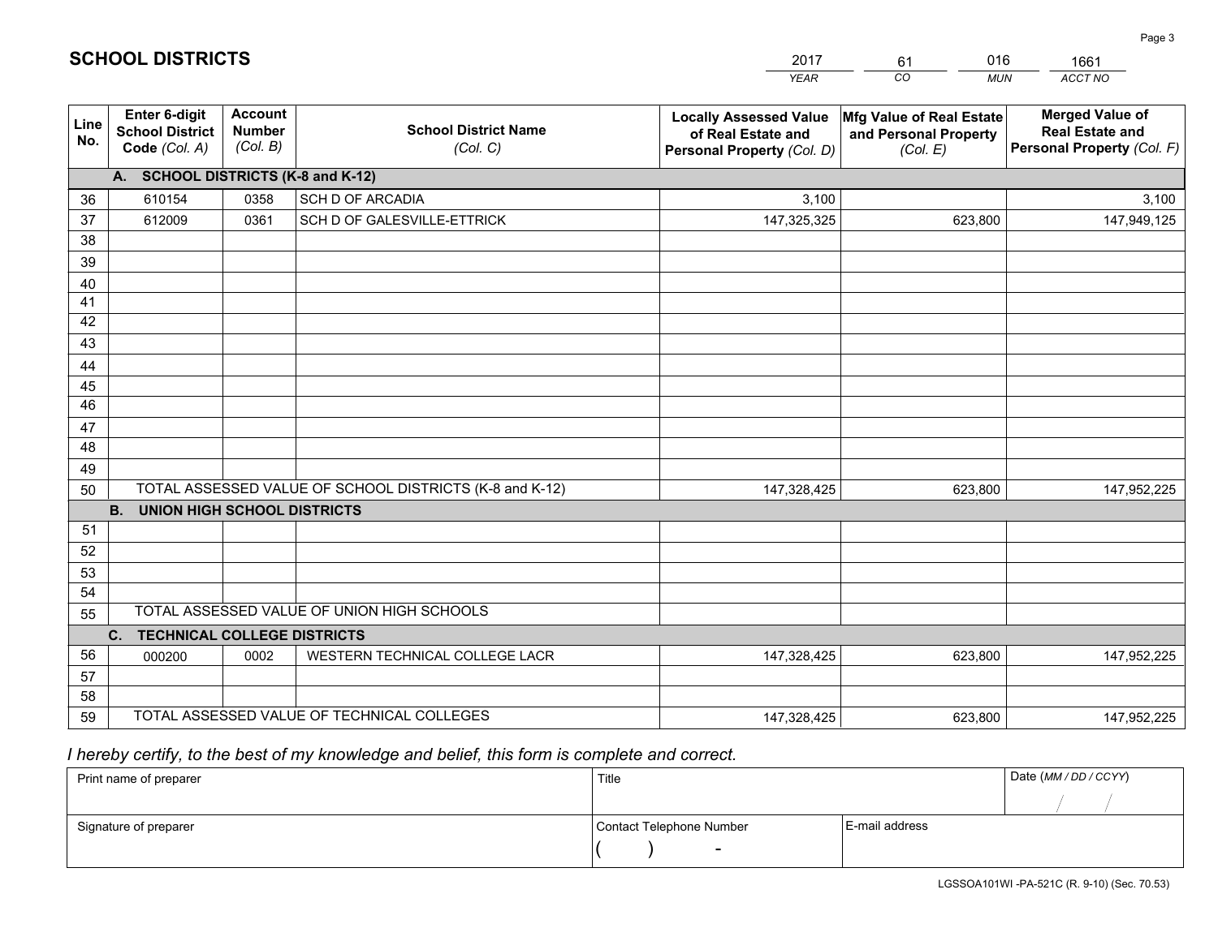## SCHOOL DISTRICTS

| 2017 | 61 | 016 | 1661 |
|---|---|---|---|
| *YEAR* | *CO* | *MUN* | *ACCT NO* |

| Line No. | Enter 6-digit School District Code *(Col. A)* | Account Number *(Col. B)* | School District Name *(Col. C)* | Locally Assessed Value of Real Estate and Personal Property *(Col. D)* | Mfg Value of Real Estate and Personal Property *(Col. E)* | Merged Value of Real Estate and Personal Property *(Col. F)* |
|---|---|---|---|---|---|---|
| | **A. SCHOOL DISTRICTS (K-8 and K-12)** | | | | | |
| 36 | 610154 | 0358 | SCH D OF ARCADIA | 3,100 | | 3,100 |
| 37 | 612009 | 0361 | SCH D OF GALESVILLE-ETTRICK | 147,325,325 | 623,800 | 147,949,125 |
| 38 | | | | | | |
| 39 | | | | | | |
| 40 | | | | | | |
| 41 | | | | | | |
| 42 | | | | | | |
| 43 | | | | | | |
| 44 | | | | | | |
| 45 | | | | | | |
| 46 | | | | | | |
| 47 | | | | | | |
| 48 | | | | | | |
| 49 | | | | | | |
| 50 | TOTAL ASSESSED VALUE OF SCHOOL DISTRICTS (K-8 and K-12) | | | 147,328,425 | 623,800 | 147,952,225 |
| | **B. UNION HIGH SCHOOL DISTRICTS** | | | | | |
| 51 | | | | | | |
| 52 | | | | | | |
| 53 | | | | | | |
| 54 | | | | | | |
| 55 | TOTAL ASSESSED VALUE OF UNION HIGH SCHOOLS | | | | | |
| | **C. TECHNICAL COLLEGE DISTRICTS** | | | | | |
| 56 | 000200 | 0002 | WESTERN TECHNICAL COLLEGE LACR | 147,328,425 | 623,800 | 147,952,225 |
| 57 | | | | | | |
| 58 | | | | | | |
| 59 | TOTAL ASSESSED VALUE OF TECHNICAL COLLEGES | | | 147,328,425 | 623,800 | 147,952,225 |

*I hereby certify, to the best of my knowledge and belief, this form is complete and correct.*

| Print name of preparer | Title | | Date *(MM / DD / CCYY)* |
|---|---|---|---|
| | | | / / |
| Signature of preparer | Contact Telephone Number | E-mail address | |
| | ( ) - | | |

LGSSOA101WI -PA-521C (R. 9-10) (Sec. 70.53)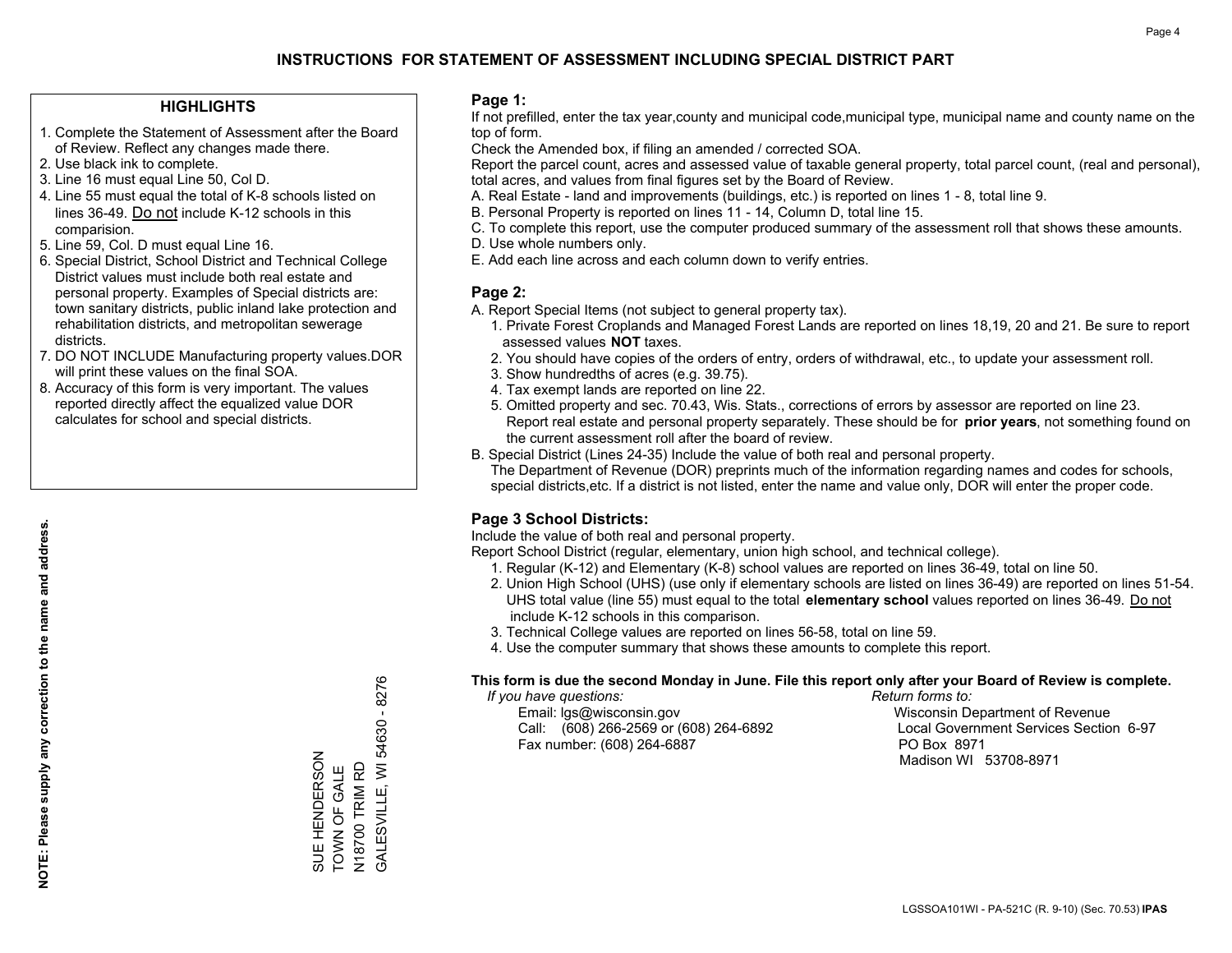# INSTRUCTIONS FOR STATEMENT OF ASSESSMENT INCLUDING SPECIAL DISTRICT PART

## HIGHLIGHTS

1. Complete the Statement of Assessment after the Board of Review. Reflect any changes made there.
2. Use black ink to complete.
3. Line 16 must equal Line 50, Col D.
4. Line 55 must equal the total of K-8 schools listed on lines 36-49. Do not include K-12 schools in this comparision.
5. Line 59, Col. D must equal Line 16.
6. Special District, School District and Technical College District values must include both real estate and personal property. Examples of Special districts are: town sanitary districts, public inland lake protection and rehabilitation districts, and metropolitan sewerage districts.
7. DO NOT INCLUDE Manufacturing property values.DOR will print these values on the final SOA.
8. Accuracy of this form is very important. The values reported directly affect the equalized value DOR calculates for school and special districts.

**NOTE: Please supply any correction to the name and address.**

SUE HENDERSON
TOWN OF GALE
N18700 TRIM RD
GALESVILLE, WI 54630 - 8276

## Page 1:

If not prefilled, enter the tax year,county and municipal code,municipal type, municipal name and county name on the top of form.

Check the Amended box, if filing an amended / corrected SOA.

Report the parcel count, acres and assessed value of taxable general property, total parcel count, (real and personal), total acres, and values from final figures set by the Board of Review.

A. Real Estate - land and improvements (buildings, etc.) is reported on lines 1 - 8, total line 9.
B. Personal Property is reported on lines 11 - 14, Column D, total line 15.
C. To complete this report, use the computer produced summary of the assessment roll that shows these amounts.
D. Use whole numbers only.
E. Add each line across and each column down to verify entries.

## Page 2:

A. Report Special Items (not subject to general property tax).
   1. Private Forest Croplands and Managed Forest Lands are reported on lines 18,19, 20 and 21. Be sure to report assessed values **NOT** taxes.
   2. You should have copies of the orders of entry, orders of withdrawal, etc., to update your assessment roll.
   3. Show hundredths of acres (e.g. 39.75).
   4. Tax exempt lands are reported on line 22.
   5. Omitted property and sec. 70.43, Wis. Stats., corrections of errors by assessor are reported on line 23. Report real estate and personal property separately. These should be for **prior years**, not something found on the current assessment roll after the board of review.
B. Special District (Lines 24-35) Include the value of both real and personal property.
   The Department of Revenue (DOR) preprints much of the information regarding names and codes for schools, special districts,etc. If a district is not listed, enter the name and value only, DOR will enter the proper code.

## Page 3 School Districts:

Include the value of both real and personal property.

Report School District (regular, elementary, union high school, and technical college).

1. Regular (K-12) and Elementary (K-8) school values are reported on lines 36-49, total on line 50.
2. Union High School (UHS) (use only if elementary schools are listed on lines 36-49) are reported on lines 51-54. UHS total value (line 55) must equal to the total **elementary school** values reported on lines 36-49. Do not include K-12 schools in this comparison.
3. Technical College values are reported on lines 56-58, total on line 59.
4. Use the computer summary that shows these amounts to complete this report.

**This form is due the second Monday in June. File this report only after your Board of Review is complete.**

*If you have questions:*
Email: lgs@wisconsin.gov
Call: (608) 266-2569 or (608) 264-6892
Fax number: (608) 264-6887

*Return forms to:*
Wisconsin Department of Revenue
Local Government Services Section 6-97
PO Box 8971
Madison WI 53708-8971

LGSSOA101WI - PA-521C (R. 9-10) (Sec. 70.53) **IPAS**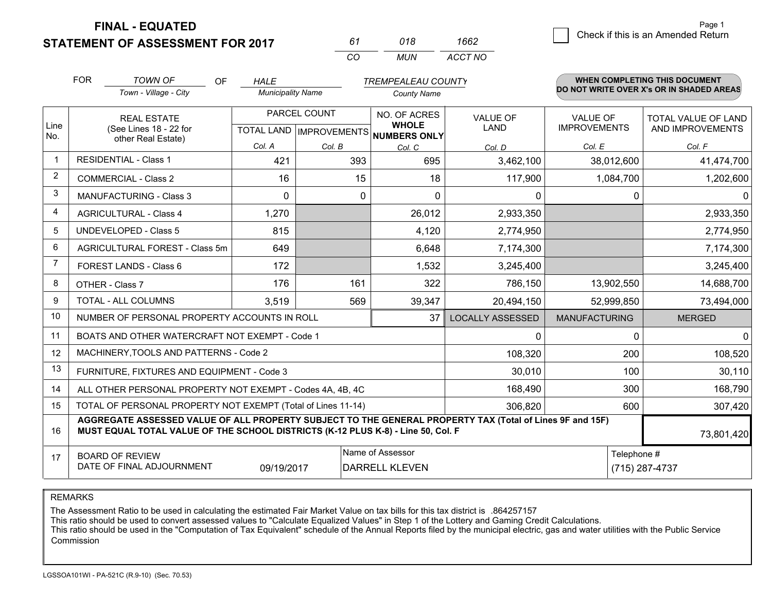**FINAL - EQUATED**
**STATEMENT OF ASSESSMENT FOR 2017**

| 61 | 018 | 1662 |
|---|---|---|
| CO | MUN | ACCT NO |

Page 1

☐ Check if this is an Amended Return

FOR *TOWN OF* (Town - Village - City) OF *HALE* (Municipality Name) *TREMPEALEAU COUNTY* (County Name)

**WHEN COMPLETING THIS DOCUMENT DO NOT WRITE OVER X's OR IN SHADED AREAS**

| Line No. | REAL ESTATE (See Lines 18 - 22 for other Real Estate) | PARCEL COUNT TOTAL LAND Col. A | PARCEL COUNT IMPROVEMENTS Col. B | NO. OF ACRES WHOLE NUMBERS ONLY Col. C | VALUE OF LAND Col. D | VALUE OF IMPROVEMENTS Col. E | TOTAL VALUE OF LAND AND IMPROVEMENTS Col. F |
|---|---|---|---|---|---|---|---|
| 1 | RESIDENTIAL - Class 1 | 421 | 393 | 695 | 3,462,100 | 38,012,600 | 41,474,700 |
| 2 | COMMERCIAL - Class 2 | 16 | 15 | 18 | 117,900 | 1,084,700 | 1,202,600 |
| 3 | MANUFACTURING - Class 3 | 0 | 0 | 0 | 0 | 0 | 0 |
| 4 | AGRICULTURAL - Class 4 | 1,270 | | 26,012 | 2,933,350 | | 2,933,350 |
| 5 | UNDEVELOPED - Class 5 | 815 | | 4,120 | 2,774,950 | | 2,774,950 |
| 6 | AGRICULTURAL FOREST - Class 5m | 649 | | 6,648 | 7,174,300 | | 7,174,300 |
| 7 | FOREST LANDS - Class 6 | 172 | | 1,532 | 3,245,400 | | 3,245,400 |
| 8 | OTHER - Class 7 | 176 | 161 | 322 | 786,150 | 13,902,550 | 14,688,700 |
| 9 | TOTAL - ALL COLUMNS | 3,519 | 569 | 39,347 | 20,494,150 | 52,999,850 | 73,494,000 |
| 10 | NUMBER OF PERSONAL PROPERTY ACCOUNTS IN ROLL | | | 37 | LOCALLY ASSESSED | MANUFACTURING | MERGED |
| 11 | BOATS AND OTHER WATERCRAFT NOT EXEMPT - Code 1 | | | | 0 | 0 | 0 |
| 12 | MACHINERY,TOOLS AND PATTERNS - Code 2 | | | | 108,320 | 200 | 108,520 |
| 13 | FURNITURE, FIXTURES AND EQUIPMENT - Code 3 | | | | 30,010 | 100 | 30,110 |
| 14 | ALL OTHER PERSONAL PROPERTY NOT EXEMPT - Codes 4A, 4B, 4C | | | | 168,490 | 300 | 168,790 |
| 15 | TOTAL OF PERSONAL PROPERTY NOT EXEMPT (Total of Lines 11-14) | | | | 306,820 | 600 | 307,420 |
| 16 | **AGGREGATE ASSESSED VALUE OF ALL PROPERTY SUBJECT TO THE GENERAL PROPERTY TAX (Total of Lines 9F and 15F) MUST EQUAL TOTAL VALUE OF THE SCHOOL DISTRICTS (K-12 PLUS K-8) - Line 50, Col. F** | | | | | | 73,801,420 |
| 17 | BOARD OF REVIEW DATE OF FINAL ADJOURNMENT | 09/19/2017 | | Name of Assessor: DARRELL KLEVEN | | Telephone #: (715) 287-4737 | |

REMARKS

The Assessment Ratio to be used in calculating the estimated Fair Market Value on tax bills for this tax district is .864257157
This ratio should be used to convert assessed values to "Calculate Equalized Values" in Step 1 of the Lottery and Gaming Credit Calculations.
This ratio should be used in the "Computation of Tax Equivalent" schedule of the Annual Reports filed by the municipal electric, gas and water utilities with the Public Service Commission

LGSSOA101WI - PA-521C (R.9-10) (Sec. 70.53)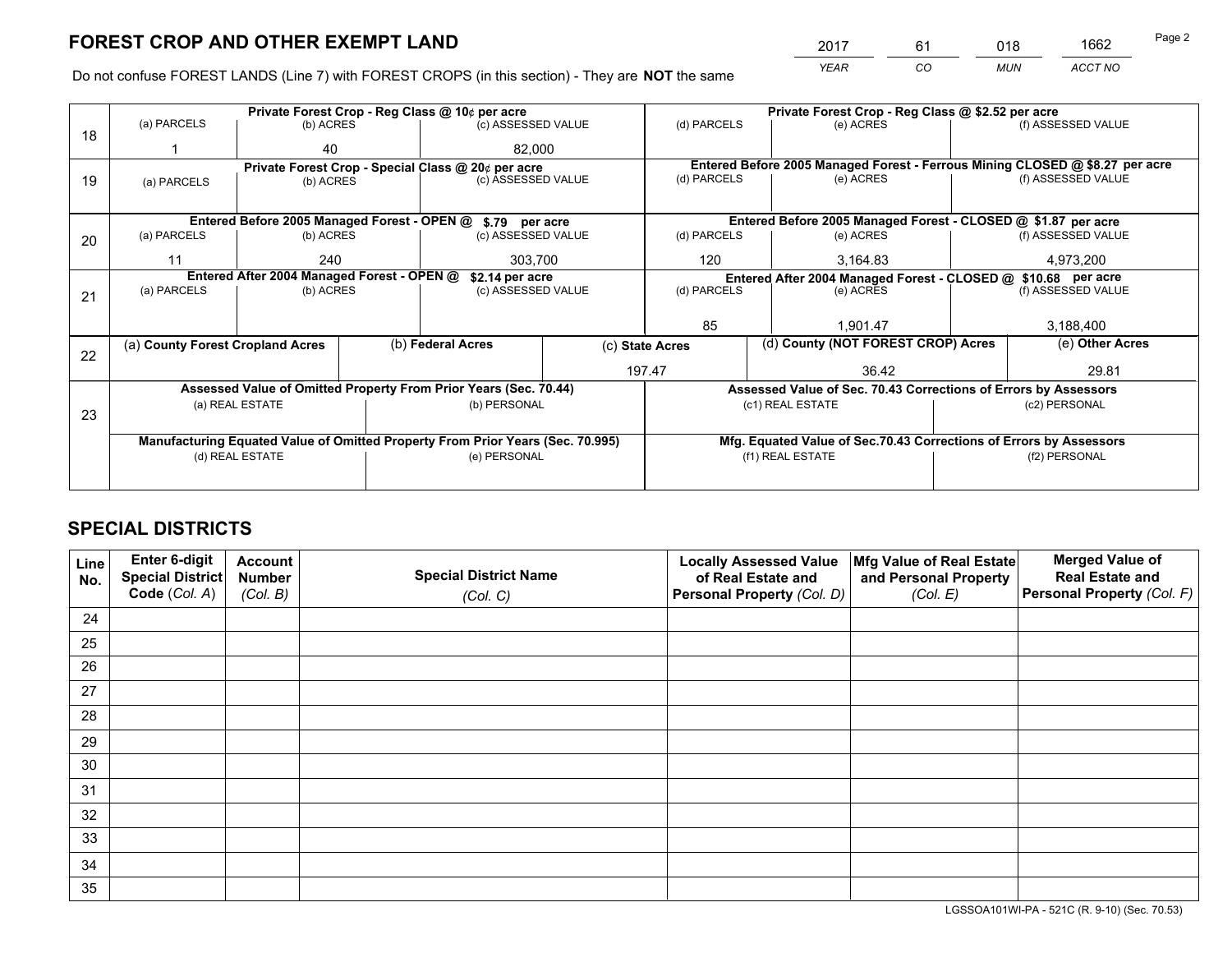# FOREST CROP AND OTHER EXEMPT LAND

| 2017 | 61 | 018 | 1662 |
|---|---|---|---|
| *YEAR* | *CO* | *MUN* | *ACCT NO* |

Do not confuse FOREST LANDS (Line 7) with FOREST CROPS (in this section) - They are **NOT** the same

| Line | | | | | | |
|---|---|---|---|---|---|---|
| 18 | Private Forest Crop - Reg Class @ 10¢ per acre | | | Private Forest Crop - Reg Class @ $2.52 per acre | | |
| | (a) PARCELS | (b) ACRES | (c) ASSESSED VALUE | (d) PARCELS | (e) ACRES | (f) ASSESSED VALUE |
| | 1 | 40 | 82,000 | | | |
| 19 | Private Forest Crop - Special Class @ 20¢ per acre | | | Entered Before 2005 Managed Forest - Ferrous Mining CLOSED @ $8.27 per acre | | |
| | (a) PARCELS | (b) ACRES | (c) ASSESSED VALUE | (d) PARCELS | (e) ACRES | (f) ASSESSED VALUE |
| | | | | | | |
| 20 | Entered Before 2005 Managed Forest - OPEN @ $.79 per acre | | | Entered Before 2005 Managed Forest - CLOSED @ $1.87 per acre | | |
| | (a) PARCELS | (b) ACRES | (c) ASSESSED VALUE | (d) PARCELS | (e) ACRES | (f) ASSESSED VALUE |
| | 11 | 240 | 303,700 | 120 | 3,164.83 | 4,973,200 |
| 21 | Entered After 2004 Managed Forest - OPEN @ $2.14 per acre | | | Entered After 2004 Managed Forest - CLOSED @ $10.68 per acre | | |
| | (a) PARCELS | (b) ACRES | (c) ASSESSED VALUE | (d) PARCELS | (e) ACRES | (f) ASSESSED VALUE |
| | | | | 85 | 1,901.47 | 3,188,400 |

| Line | (a) County Forest Cropland Acres | (b) Federal Acres | (c) State Acres | (d) County (NOT FOREST CROP) Acres | (e) Other Acres |
|---|---|---|---|---|---|
| 22 | | | 197.47 | 36.42 | 29.81 |

| Line | Assessed Value of Omitted Property From Prior Years (Sec. 70.44) | | Assessed Value of Sec. 70.43 Corrections of Errors by Assessors | |
|---|---|---|---|---|
| 23 | (a) REAL ESTATE | (b) PERSONAL | (c1) REAL ESTATE | (c2) PERSONAL |
| | | | | |
| | Manufacturing Equated Value of Omitted Property From Prior Years (Sec. 70.995) | | Mfg. Equated Value of Sec.70.43 Corrections of Errors by Assessors | |
| | (d) REAL ESTATE | (e) PERSONAL | (f1) REAL ESTATE | (f2) PERSONAL |
| | | | | |

# SPECIAL DISTRICTS

| Line No. | Enter 6-digit Special District Code (*Col. A*) | Account Number (*Col. B*) | Special District Name (*Col. C*) | Locally Assessed Value of Real Estate and Personal Property (*Col. D*) | Mfg Value of Real Estate and Personal Property (*Col. E*) | Merged Value of Real Estate and Personal Property (*Col. F*) |
|---|---|---|---|---|---|---|
| 24 | | | | | | |
| 25 | | | | | | |
| 26 | | | | | | |
| 27 | | | | | | |
| 28 | | | | | | |
| 29 | | | | | | |
| 30 | | | | | | |
| 31 | | | | | | |
| 32 | | | | | | |
| 33 | | | | | | |
| 34 | | | | | | |
| 35 | | | | | | |

LGSSOA101WI-PA - 521C (R. 9-10) (Sec. 70.53)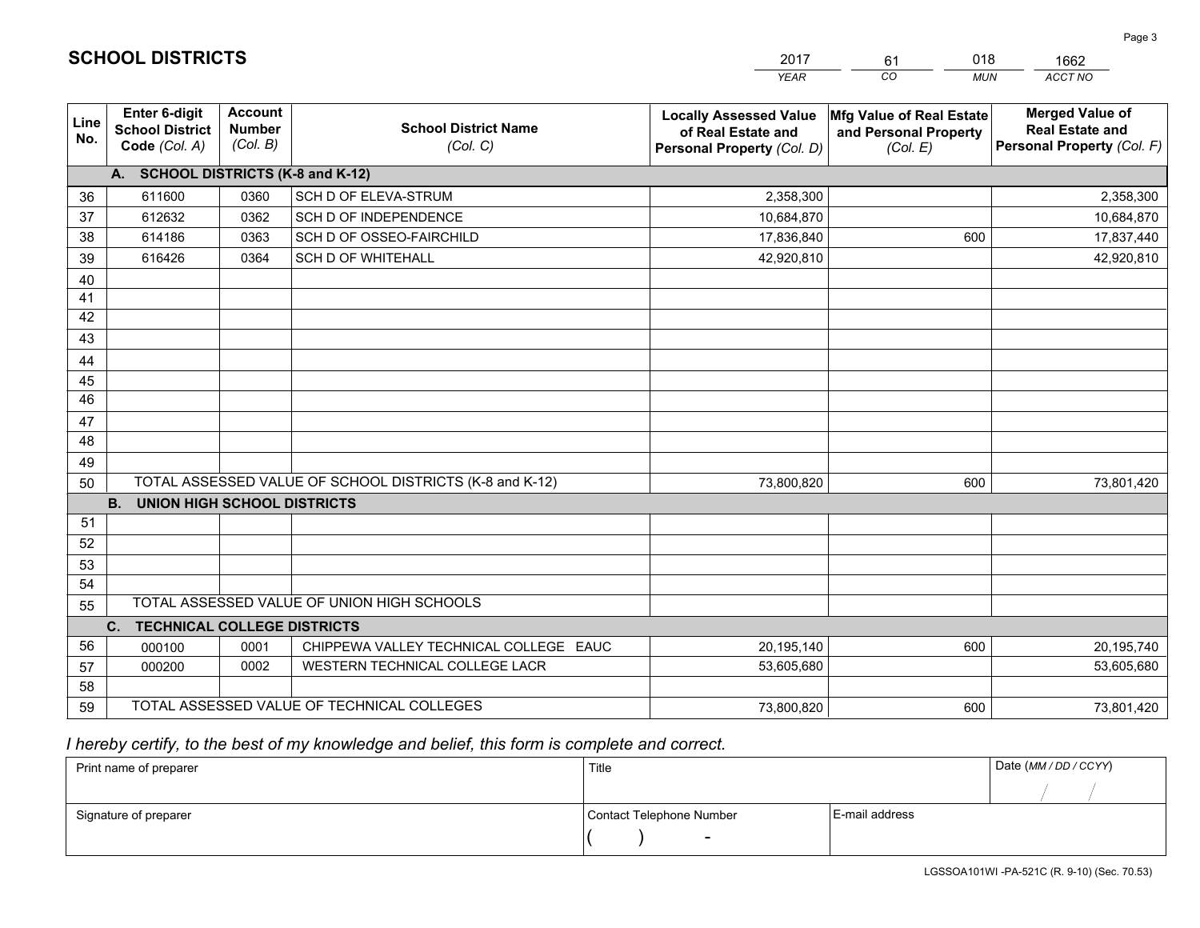# SCHOOL DISTRICTS

| 2017 | 61 | 018 | 1662 |
|---|---|---|---|
| *YEAR* | *CO* | *MUN* | *ACCT NO* |

| Line No. | Enter 6-digit School District Code *(Col. A)* | Account Number *(Col. B)* | School District Name *(Col. C)* | Locally Assessed Value of Real Estate and Personal Property *(Col. D)* | Mfg Value of Real Estate and Personal Property *(Col. E)* | Merged Value of Real Estate and Personal Property *(Col. F)* |
|---|---|---|---|---|---|---|
| **A. SCHOOL DISTRICTS (K-8 and K-12)** | | | | | | |
| 36 | 611600 | 0360 | SCH D OF ELEVA-STRUM | 2,358,300 | | 2,358,300 |
| 37 | 612632 | 0362 | SCH D OF INDEPENDENCE | 10,684,870 | | 10,684,870 |
| 38 | 614186 | 0363 | SCH D OF OSSEO-FAIRCHILD | 17,836,840 | 600 | 17,837,440 |
| 39 | 616426 | 0364 | SCH D OF WHITEHALL | 42,920,810 | | 42,920,810 |
| 40 | | | | | | |
| 41 | | | | | | |
| 42 | | | | | | |
| 43 | | | | | | |
| 44 | | | | | | |
| 45 | | | | | | |
| 46 | | | | | | |
| 47 | | | | | | |
| 48 | | | | | | |
| 49 | | | | | | |
| 50 | TOTAL ASSESSED VALUE OF SCHOOL DISTRICTS (K-8 and K-12) | | | 73,800,820 | 600 | 73,801,420 |
| **B. UNION HIGH SCHOOL DISTRICTS** | | | | | | |
| 51 | | | | | | |
| 52 | | | | | | |
| 53 | | | | | | |
| 54 | | | | | | |
| 55 | TOTAL ASSESSED VALUE OF UNION HIGH SCHOOLS | | | | | |
| **C. TECHNICAL COLLEGE DISTRICTS** | | | | | | |
| 56 | 000100 | 0001 | CHIPPEWA VALLEY TECHNICAL COLLEGE EAUC | 20,195,140 | 600 | 20,195,740 |
| 57 | 000200 | 0002 | WESTERN TECHNICAL COLLEGE LACR | 53,605,680 | | 53,605,680 |
| 58 | | | | | | |
| 59 | TOTAL ASSESSED VALUE OF TECHNICAL COLLEGES | | | 73,800,820 | 600 | 73,801,420 |

*I hereby certify, to the best of my knowledge and belief, this form is complete and correct.*

| Print name of preparer | Title | | Date *(MM / DD / CCYY)* |
|---|---|---|---|
| | | | / / |
| Signature of preparer | Contact Telephone Number | E-mail address | |
| | ( ) - | | |

LGSSOA101WI -PA-521C (R. 9-10) (Sec. 70.53)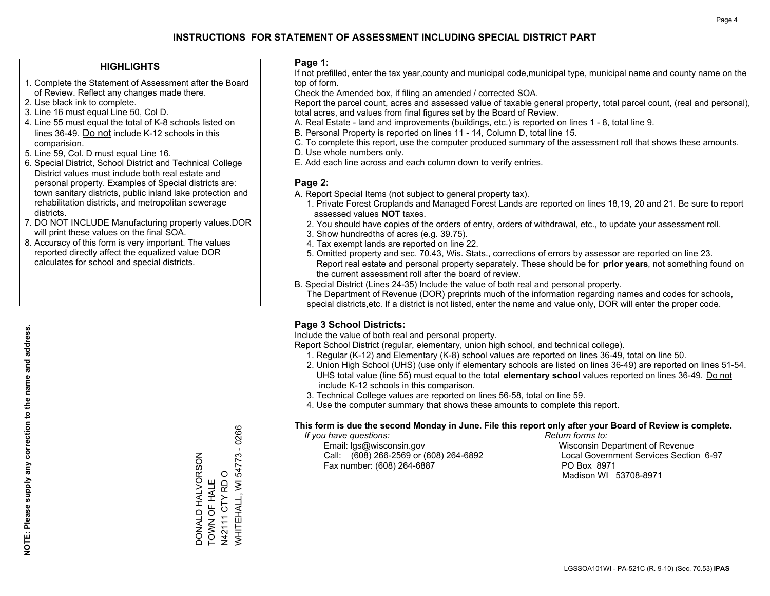# INSTRUCTIONS FOR STATEMENT OF ASSESSMENT INCLUDING SPECIAL DISTRICT PART

## HIGHLIGHTS

1. Complete the Statement of Assessment after the Board of Review. Reflect any changes made there.
2. Use black ink to complete.
3. Line 16 must equal Line 50, Col D.
4. Line 55 must equal the total of K-8 schools listed on lines 36-49. Do not include K-12 schools in this comparision.
5. Line 59, Col. D must equal Line 16.
6. Special District, School District and Technical College District values must include both real estate and personal property. Examples of Special districts are: town sanitary districts, public inland lake protection and rehabilitation districts, and metropolitan sewerage districts.
7. DO NOT INCLUDE Manufacturing property values.DOR will print these values on the final SOA.
8. Accuracy of this form is very important. The values reported directly affect the equalized value DOR calculates for school and special districts.

**NOTE: Please supply any correction to the name and address.**

DONALD HALVORSON
TOWN OF HALE
N42111 CTY RD O
WHITEHALL, WI 54773 - 0266

## Page 1:

If not prefilled, enter the tax year,county and municipal code,municipal type, municipal name and county name on the top of form.

Check the Amended box, if filing an amended / corrected SOA.

Report the parcel count, acres and assessed value of taxable general property, total parcel count, (real and personal), total acres, and values from final figures set by the Board of Review.

A. Real Estate - land and improvements (buildings, etc.) is reported on lines 1 - 8, total line 9.
B. Personal Property is reported on lines 11 - 14, Column D, total line 15.
C. To complete this report, use the computer produced summary of the assessment roll that shows these amounts.
D. Use whole numbers only.
E. Add each line across and each column down to verify entries.

## Page 2:

A. Report Special Items (not subject to general property tax).
   1. Private Forest Croplands and Managed Forest Lands are reported on lines 18,19, 20 and 21. Be sure to report assessed values **NOT** taxes.
   2. You should have copies of the orders of entry, orders of withdrawal, etc., to update your assessment roll.
   3. Show hundredths of acres (e.g. 39.75).
   4. Tax exempt lands are reported on line 22.
   5. Omitted property and sec. 70.43, Wis. Stats., corrections of errors by assessor are reported on line 23. Report real estate and personal property separately. These should be for **prior years**, not something found on the current assessment roll after the board of review.
B. Special District (Lines 24-35) Include the value of both real and personal property.
   The Department of Revenue (DOR) preprints much of the information regarding names and codes for schools, special districts,etc. If a district is not listed, enter the name and value only, DOR will enter the proper code.

## Page 3 School Districts:

Include the value of both real and personal property.

Report School District (regular, elementary, union high school, and technical college).

1. Regular (K-12) and Elementary (K-8) school values are reported on lines 36-49, total on line 50.
2. Union High School (UHS) (use only if elementary schools are listed on lines 36-49) are reported on lines 51-54. UHS total value (line 55) must equal to the total **elementary school** values reported on lines 36-49. Do not include K-12 schools in this comparison.
3. Technical College values are reported on lines 56-58, total on line 59.
4. Use the computer summary that shows these amounts to complete this report.

**This form is due the second Monday in June. File this report only after your Board of Review is complete.**

*If you have questions:*
Email: lgs@wisconsin.gov
Call: (608) 266-2569 or (608) 264-6892
Fax number: (608) 264-6887

*Return forms to:*
Wisconsin Department of Revenue
Local Government Services Section 6-97
PO Box 8971
Madison WI 53708-8971

LGSSOA101WI - PA-521C (R. 9-10) (Sec. 70.53) **IPAS**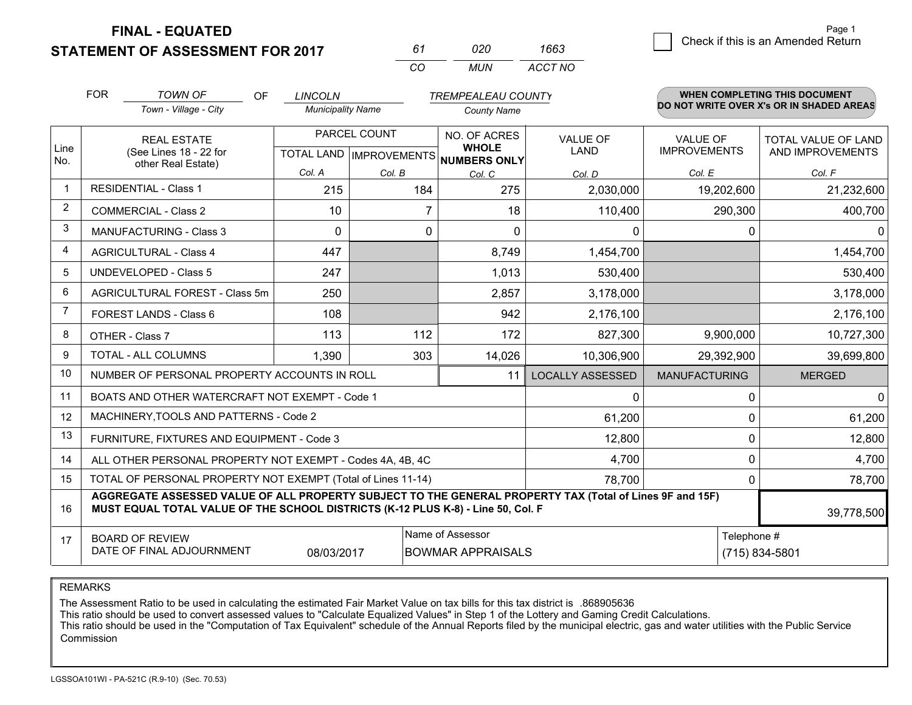# FINAL - EQUATED
## STATEMENT OF ASSESSMENT FOR 2017

| 61 | 020 | 1663 |
|---|---|---|
| CO | MUN | ACCT NO |

Check if this is an Amended Return

FOR TOWN OF (Town - Village - City) OF LINCOLN (Municipality Name) TREMPEALEAU COUNTY (County Name)

**WHEN COMPLETING THIS DOCUMENT DO NOT WRITE OVER X's OR IN SHADED AREAS**

| Line No. | REAL ESTATE (See Lines 18 - 22 for other Real Estate) | PARCEL COUNT TOTAL LAND Col. A | PARCEL COUNT IMPROVEMENTS Col. B | NO. OF ACRES WHOLE NUMBERS ONLY Col. C | VALUE OF LAND Col. D | VALUE OF IMPROVEMENTS Col. E | TOTAL VALUE OF LAND AND IMPROVEMENTS Col. F |
|---|---|---|---|---|---|---|---|
| 1 | RESIDENTIAL - Class 1 | 215 | 184 | 275 | 2,030,000 | 19,202,600 | 21,232,600 |
| 2 | COMMERCIAL - Class 2 | 10 | 7 | 18 | 110,400 | 290,300 | 400,700 |
| 3 | MANUFACTURING - Class 3 | 0 | 0 | 0 | 0 | 0 | 0 |
| 4 | AGRICULTURAL - Class 4 | 447 | | 8,749 | 1,454,700 | | 1,454,700 |
| 5 | UNDEVELOPED - Class 5 | 247 | | 1,013 | 530,400 | | 530,400 |
| 6 | AGRICULTURAL FOREST - Class 5m | 250 | | 2,857 | 3,178,000 | | 3,178,000 |
| 7 | FOREST LANDS - Class 6 | 108 | | 942 | 2,176,100 | | 2,176,100 |
| 8 | OTHER - Class 7 | 113 | 112 | 172 | 827,300 | 9,900,000 | 10,727,300 |
| 9 | TOTAL - ALL COLUMNS | 1,390 | 303 | 14,026 | 10,306,900 | 29,392,900 | 39,699,800 |
| 10 | NUMBER OF PERSONAL PROPERTY ACCOUNTS IN ROLL | | | 11 | LOCALLY ASSESSED | MANUFACTURING | MERGED |
| 11 | BOATS AND OTHER WATERCRAFT NOT EXEMPT - Code 1 | | | | 0 | 0 | 0 |
| 12 | MACHINERY,TOOLS AND PATTERNS - Code 2 | | | | 61,200 | 0 | 61,200 |
| 13 | FURNITURE, FIXTURES AND EQUIPMENT - Code 3 | | | | 12,800 | 0 | 12,800 |
| 14 | ALL OTHER PERSONAL PROPERTY NOT EXEMPT - Codes 4A, 4B, 4C | | | | 4,700 | 0 | 4,700 |
| 15 | TOTAL OF PERSONAL PROPERTY NOT EXEMPT (Total of Lines 11-14) | | | | 78,700 | 0 | 78,700 |
| 16 | **AGGREGATE ASSESSED VALUE OF ALL PROPERTY SUBJECT TO THE GENERAL PROPERTY TAX (Total of Lines 9F and 15F) MUST EQUAL TOTAL VALUE OF THE SCHOOL DISTRICTS (K-12 PLUS K-8) - Line 50, Col. F** | | | | | | 39,778,500 |
| 17 | BOARD OF REVIEW DATE OF FINAL ADJOURNMENT | 08/03/2017 | | Name of Assessor: BOWMAR APPRAISALS | | | Telephone #: (715) 834-5801 |

REMARKS

The Assessment Ratio to be used in calculating the estimated Fair Market Value on tax bills for this tax district is .868905636

This ratio should be used to convert assessed values to "Calculate Equalized Values" in Step 1 of the Lottery and Gaming Credit Calculations.

This ratio should be used in the "Computation of Tax Equivalent" schedule of the Annual Reports filed by the municipal electric, gas and water utilities with the Public Service Commission

LGSSOA101WI - PA-521C (R.9-10) (Sec. 70.53)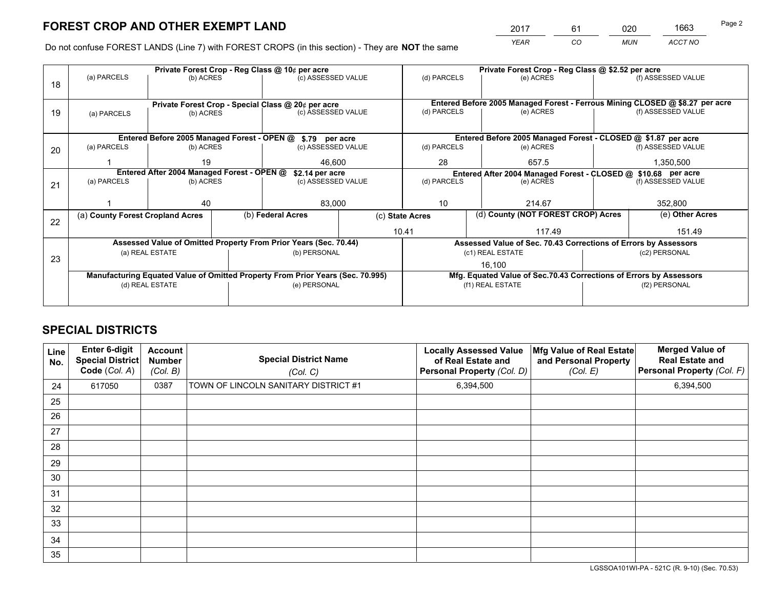# FOREST CROP AND OTHER EXEMPT LAND

| 2017 | 61 | 020 | 1663 |
|---|---|---|---|
| *YEAR* | *CO* | *MUN* | *ACCT NO* |

Do not confuse FOREST LANDS (Line 7) with FOREST CROPS (in this section) - They are **NOT** the same

| Line | Private Forest Crop - Reg Class @ 10¢ per acre | | | Private Forest Crop - Reg Class @ $2.52 per acre | | |
|---|---|---|---|---|---|---|
| | (a) PARCELS | (b) ACRES | (c) ASSESSED VALUE | (d) PARCELS | (e) ACRES | (f) ASSESSED VALUE |
| 18 | | | | | | |
| | **Private Forest Crop - Special Class @ 20¢ per acre** | | | **Entered Before 2005 Managed Forest - Ferrous Mining CLOSED @ $8.27 per acre** | | |
| 19 | (a) PARCELS | (b) ACRES | (c) ASSESSED VALUE | (d) PARCELS | (e) ACRES | (f) ASSESSED VALUE |
| | | | | | | |
| | **Entered Before 2005 Managed Forest - OPEN @ $.79 per acre** | | | **Entered Before 2005 Managed Forest - CLOSED @ $1.87 per acre** | | |
| 20 | (a) PARCELS | (b) ACRES | (c) ASSESSED VALUE | (d) PARCELS | (e) ACRES | (f) ASSESSED VALUE |
| | 1 | 19 | 46,600 | 28 | 657.5 | 1,350,500 |
| | **Entered After 2004 Managed Forest - OPEN @ $2.14 per acre** | | | **Entered After 2004 Managed Forest - CLOSED @ $10.68 per acre** | | |
| 21 | (a) PARCELS | (b) ACRES | (c) ASSESSED VALUE | (d) PARCELS | (e) ACRES | (f) ASSESSED VALUE |
| | 1 | 40 | 83,000 | 10 | 214.67 | 352,800 |

| Line | (a) County Forest Cropland Acres | (b) Federal Acres | (c) State Acres | (d) County (NOT FOREST CROP) Acres | (e) Other Acres |
|---|---|---|---|---|---|
| 22 | | | 10.41 | 117.49 | 151.49 |

| Line | Assessed Value of Omitted Property From Prior Years (Sec. 70.44) | | Assessed Value of Sec. 70.43 Corrections of Errors by Assessors | |
|---|---|---|---|---|
| 23 | (a) REAL ESTATE | (b) PERSONAL | (c1) REAL ESTATE | (c2) PERSONAL |
| | | | 16,100 | |
| | **Manufacturing Equated Value of Omitted Property From Prior Years (Sec. 70.995)** | | **Mfg. Equated Value of Sec.70.43 Corrections of Errors by Assessors** | |
| | (d) REAL ESTATE | (e) PERSONAL | (f1) REAL ESTATE | (f2) PERSONAL |
| | | | | |

# SPECIAL DISTRICTS

| Line No. | Enter 6-digit Special District Code (Col. A) | Account Number (Col. B) | Special District Name (Col. C) | Locally Assessed Value of Real Estate and Personal Property (Col. D) | Mfg Value of Real Estate and Personal Property (Col. E) | Merged Value of Real Estate and Personal Property (Col. F) |
|---|---|---|---|---|---|---|
| 24 | 617050 | 0387 | TOWN OF LINCOLN SANITARY DISTRICT #1 | 6,394,500 | | 6,394,500 |
| 25 | | | | | | |
| 26 | | | | | | |
| 27 | | | | | | |
| 28 | | | | | | |
| 29 | | | | | | |
| 30 | | | | | | |
| 31 | | | | | | |
| 32 | | | | | | |
| 33 | | | | | | |
| 34 | | | | | | |
| 35 | | | | | | |

LGSSOA101WI-PA - 521C (R. 9-10) (Sec. 70.53)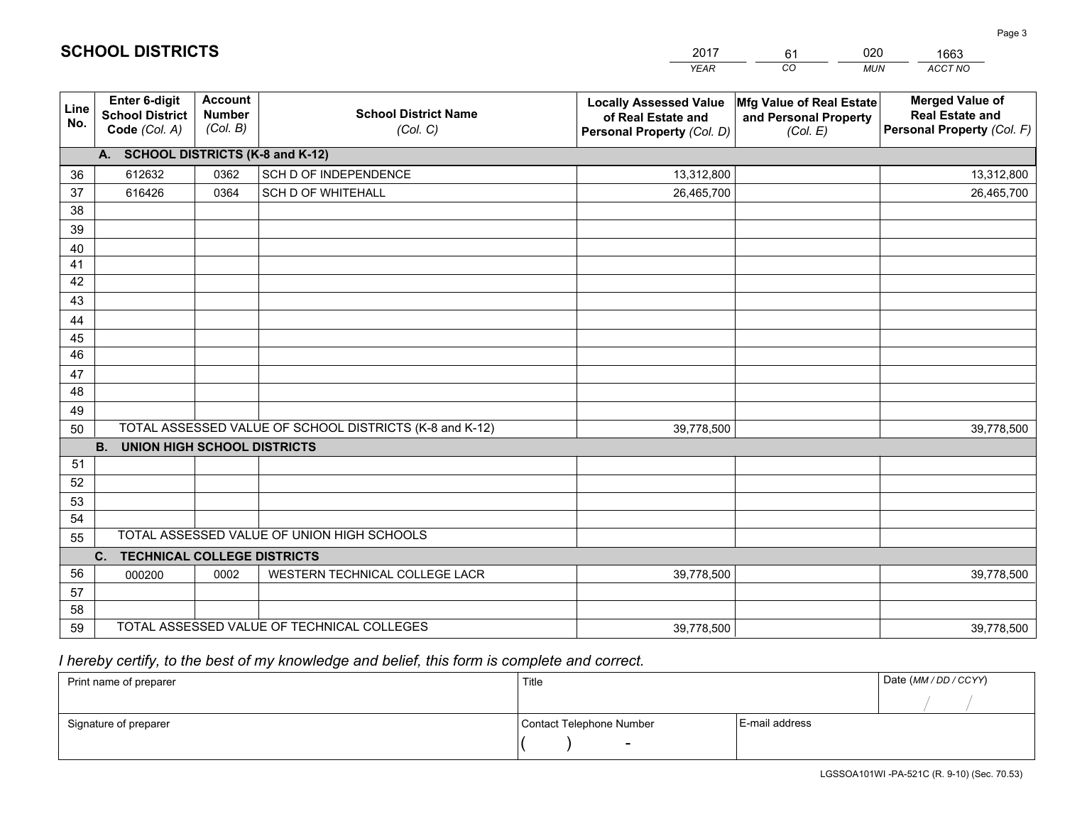# SCHOOL DISTRICTS

| 2017 | 61 | 020 | 1663 |
|---|---|---|---|
| YEAR | CO | MUN | ACCT NO |

| Line No. | Enter 6-digit School District Code (Col. A) | Account Number (Col. B) | School District Name (Col. C) | Locally Assessed Value of Real Estate and Personal Property (Col. D) | Mfg Value of Real Estate and Personal Property (Col. E) | Merged Value of Real Estate and Personal Property (Col. F) |
|---|---|---|---|---|---|---|
| **A. SCHOOL DISTRICTS (K-8 and K-12)** | | | | | | |
| 36 | 612632 | 0362 | SCH D OF INDEPENDENCE | 13,312,800 | | 13,312,800 |
| 37 | 616426 | 0364 | SCH D OF WHITEHALL | 26,465,700 | | 26,465,700 |
| 38 | | | | | | |
| 39 | | | | | | |
| 40 | | | | | | |
| 41 | | | | | | |
| 42 | | | | | | |
| 43 | | | | | | |
| 44 | | | | | | |
| 45 | | | | | | |
| 46 | | | | | | |
| 47 | | | | | | |
| 48 | | | | | | |
| 49 | | | | | | |
| 50 | TOTAL ASSESSED VALUE OF SCHOOL DISTRICTS (K-8 and K-12) | | | 39,778,500 | | 39,778,500 |
| **B. UNION HIGH SCHOOL DISTRICTS** | | | | | | |
| 51 | | | | | | |
| 52 | | | | | | |
| 53 | | | | | | |
| 54 | | | | | | |
| 55 | TOTAL ASSESSED VALUE OF UNION HIGH SCHOOLS | | | | | |
| **C. TECHNICAL COLLEGE DISTRICTS** | | | | | | |
| 56 | 000200 | 0002 | WESTERN TECHNICAL COLLEGE LACR | 39,778,500 | | 39,778,500 |
| 57 | | | | | | |
| 58 | | | | | | |
| 59 | TOTAL ASSESSED VALUE OF TECHNICAL COLLEGES | | | 39,778,500 | | 39,778,500 |

*I hereby certify, to the best of my knowledge and belief, this form is complete and correct.*

| Print name of preparer | Title | | Date (MM / DD / CCYY) |
|---|---|---|---|
| | | | / / |
| Signature of preparer | Contact Telephone Number | E-mail address | |
| | ( ) - | | |

LGSSOA101WI -PA-521C (R. 9-10) (Sec. 70.53)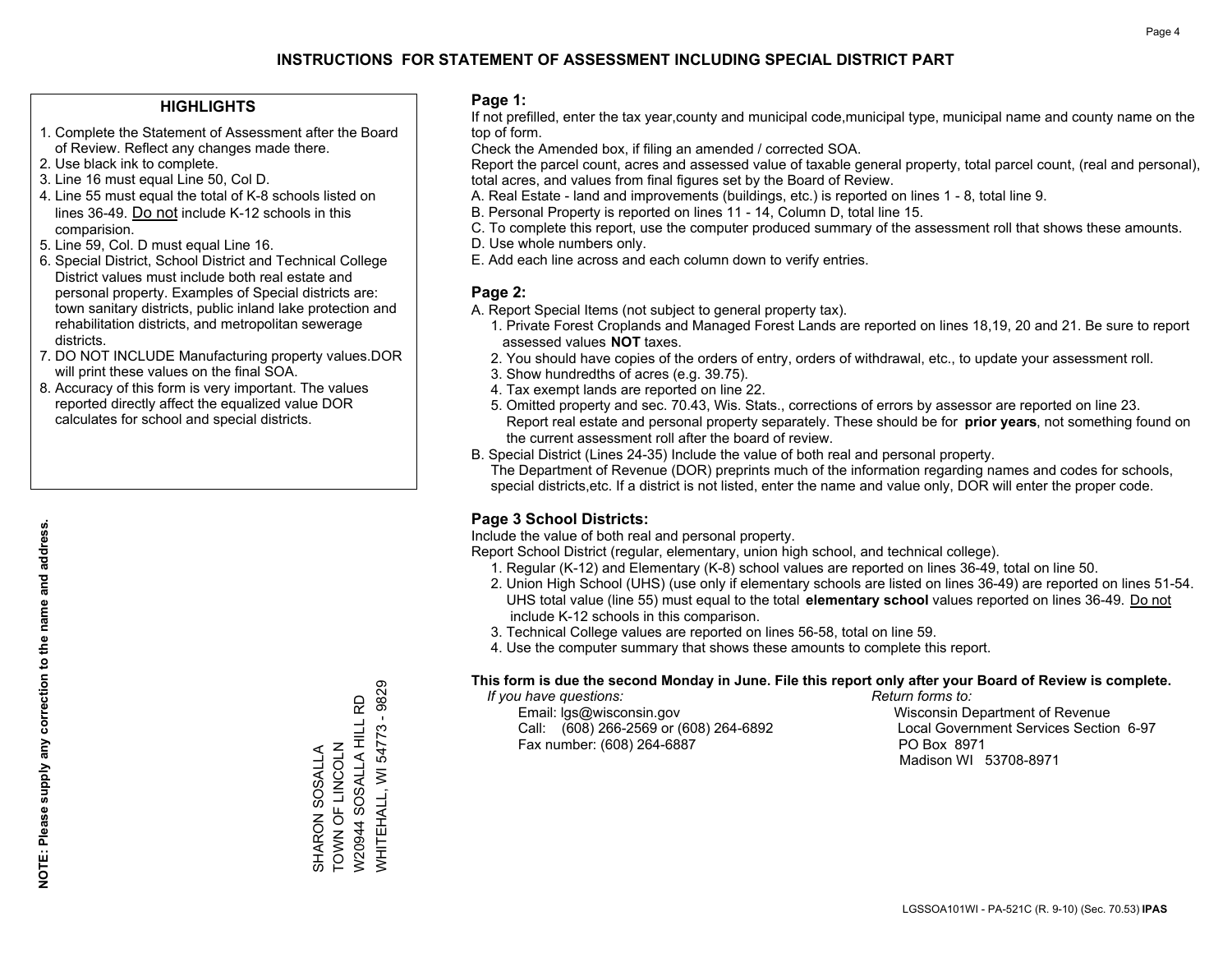# INSTRUCTIONS FOR STATEMENT OF ASSESSMENT INCLUDING SPECIAL DISTRICT PART

## HIGHLIGHTS

1. Complete the Statement of Assessment after the Board of Review. Reflect any changes made there.
2. Use black ink to complete.
3. Line 16 must equal Line 50, Col D.
4. Line 55 must equal the total of K-8 schools listed on lines 36-49. Do not include K-12 schools in this comparision.
5. Line 59, Col. D must equal Line 16.
6. Special District, School District and Technical College District values must include both real estate and personal property. Examples of Special districts are: town sanitary districts, public inland lake protection and rehabilitation districts, and metropolitan sewerage districts.
7. DO NOT INCLUDE Manufacturing property values.DOR will print these values on the final SOA.
8. Accuracy of this form is very important. The values reported directly affect the equalized value DOR calculates for school and special districts.

**NOTE: Please supply any correction to the name and address.**

SHARON SOSALLA
TOWN OF LINCOLN
W20944 SOSALLA HILL RD
WHITEHALL, WI 54773 - 9829

## Page 1:

If not prefilled, enter the tax year,county and municipal code,municipal type, municipal name and county name on the top of form.

Check the Amended box, if filing an amended / corrected SOA.

Report the parcel count, acres and assessed value of taxable general property, total parcel count, (real and personal), total acres, and values from final figures set by the Board of Review.

A. Real Estate - land and improvements (buildings, etc.) is reported on lines 1 - 8, total line 9.
B. Personal Property is reported on lines 11 - 14, Column D, total line 15.
C. To complete this report, use the computer produced summary of the assessment roll that shows these amounts.
D. Use whole numbers only.
E. Add each line across and each column down to verify entries.

## Page 2:

A. Report Special Items (not subject to general property tax).
   1. Private Forest Croplands and Managed Forest Lands are reported on lines 18,19, 20 and 21. Be sure to report assessed values **NOT** taxes.
   2. You should have copies of the orders of entry, orders of withdrawal, etc., to update your assessment roll.
   3. Show hundredths of acres (e.g. 39.75).
   4. Tax exempt lands are reported on line 22.
   5. Omitted property and sec. 70.43, Wis. Stats., corrections of errors by assessor are reported on line 23. Report real estate and personal property separately. These should be for **prior years**, not something found on the current assessment roll after the board of review.
B. Special District (Lines 24-35) Include the value of both real and personal property.
   The Department of Revenue (DOR) preprints much of the information regarding names and codes for schools, special districts,etc. If a district is not listed, enter the name and value only, DOR will enter the proper code.

## Page 3 School Districts:

Include the value of both real and personal property.

Report School District (regular, elementary, union high school, and technical college).

1. Regular (K-12) and Elementary (K-8) school values are reported on lines 36-49, total on line 50.
2. Union High School (UHS) (use only if elementary schools are listed on lines 36-49) are reported on lines 51-54. UHS total value (line 55) must equal to the total **elementary school** values reported on lines 36-49. Do not include K-12 schools in this comparison.
3. Technical College values are reported on lines 56-58, total on line 59.
4. Use the computer summary that shows these amounts to complete this report.

**This form is due the second Monday in June. File this report only after your Board of Review is complete.**

*If you have questions:*
Email: lgs@wisconsin.gov
Call: (608) 266-2569 or (608) 264-6892
Fax number: (608) 264-6887

*Return forms to:*
Wisconsin Department of Revenue
Local Government Services Section 6-97
PO Box 8971
Madison WI 53708-8971

LGSSOA101WI - PA-521C (R. 9-10) (Sec. 70.53) **IPAS**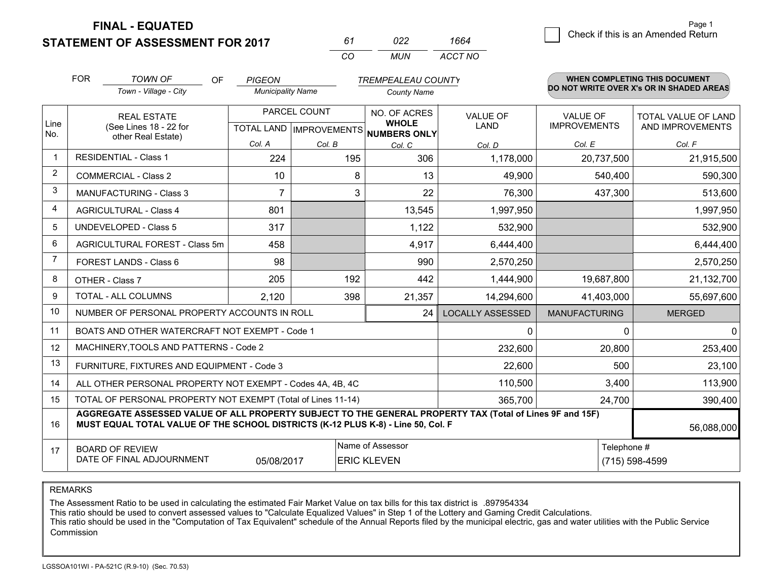**FINAL - EQUATED**

**STATEMENT OF ASSESSMENT FOR 2017**

| 61 | 022 | 1664 |
|---|---|---|
| CO | MUN | ACCT NO |

Page 1

☐ Check if this is an Amended Return

FOR *TOWN OF* (Town - Village - City) OF *PIGEON* (Municipality Name) *TREMPEALEAU COUNTY* (County Name)

**WHEN COMPLETING THIS DOCUMENT DO NOT WRITE OVER X's OR IN SHADED AREAS**

| Line No. | REAL ESTATE (See Lines 18 - 22 for other Real Estate) | PARCEL COUNT | | NO. OF ACRES **WHOLE NUMBERS ONLY** | VALUE OF LAND | VALUE OF IMPROVEMENTS | TOTAL VALUE OF LAND AND IMPROVEMENTS |
|---|---|---|---|---|---|---|---|
| | | TOTAL LAND | IMPROVEMENTS | | | | |
| | | Col. A | Col. B | Col. C | Col. D | Col. E | Col. F |
| 1 | RESIDENTIAL - Class 1 | 224 | 195 | 306 | 1,178,000 | 20,737,500 | 21,915,500 |
| 2 | COMMERCIAL - Class 2 | 10 | 8 | 13 | 49,900 | 540,400 | 590,300 |
| 3 | MANUFACTURING - Class 3 | 7 | 3 | 22 | 76,300 | 437,300 | 513,600 |
| 4 | AGRICULTURAL - Class 4 | 801 | | 13,545 | 1,997,950 | | 1,997,950 |
| 5 | UNDEVELOPED - Class 5 | 317 | | 1,122 | 532,900 | | 532,900 |
| 6 | AGRICULTURAL FOREST - Class 5m | 458 | | 4,917 | 6,444,400 | | 6,444,400 |
| 7 | FOREST LANDS - Class 6 | 98 | | 990 | 2,570,250 | | 2,570,250 |
| 8 | OTHER - Class 7 | 205 | 192 | 442 | 1,444,900 | 19,687,800 | 21,132,700 |
| 9 | TOTAL - ALL COLUMNS | 2,120 | 398 | 21,357 | 14,294,600 | 41,403,000 | 55,697,600 |
| 10 | NUMBER OF PERSONAL PROPERTY ACCOUNTS IN ROLL | | | 24 | LOCALLY ASSESSED | MANUFACTURING | MERGED |
| 11 | BOATS AND OTHER WATERCRAFT NOT EXEMPT - Code 1 | | | | 0 | 0 | 0 |
| 12 | MACHINERY,TOOLS AND PATTERNS - Code 2 | | | | 232,600 | 20,800 | 253,400 |
| 13 | FURNITURE, FIXTURES AND EQUIPMENT - Code 3 | | | | 22,600 | 500 | 23,100 |
| 14 | ALL OTHER PERSONAL PROPERTY NOT EXEMPT - Codes 4A, 4B, 4C | | | | 110,500 | 3,400 | 113,900 |
| 15 | TOTAL OF PERSONAL PROPERTY NOT EXEMPT (Total of Lines 11-14) | | | | 365,700 | 24,700 | 390,400 |
| 16 | **AGGREGATE ASSESSED VALUE OF ALL PROPERTY SUBJECT TO THE GENERAL PROPERTY TAX (Total of Lines 9F and 15F) MUST EQUAL TOTAL VALUE OF THE SCHOOL DISTRICTS (K-12 PLUS K-8) - Line 50, Col. F** | | | | | | 56,088,000 |
| 17 | BOARD OF REVIEW DATE OF FINAL ADJOURNMENT | 05/08/2017 | | Name of Assessor: ERIC KLEVEN | | Telephone #: (715) 598-4599 | |

REMARKS

The Assessment Ratio to be used in calculating the estimated Fair Market Value on tax bills for this tax district is .897954334

This ratio should be used to convert assessed values to "Calculate Equalized Values" in Step 1 of the Lottery and Gaming Credit Calculations.

This ratio should be used in the "Computation of Tax Equivalent" schedule of the Annual Reports filed by the municipal electric, gas and water utilities with the Public Service Commission

LGSSOA101WI - PA-521C (R.9-10) (Sec. 70.53)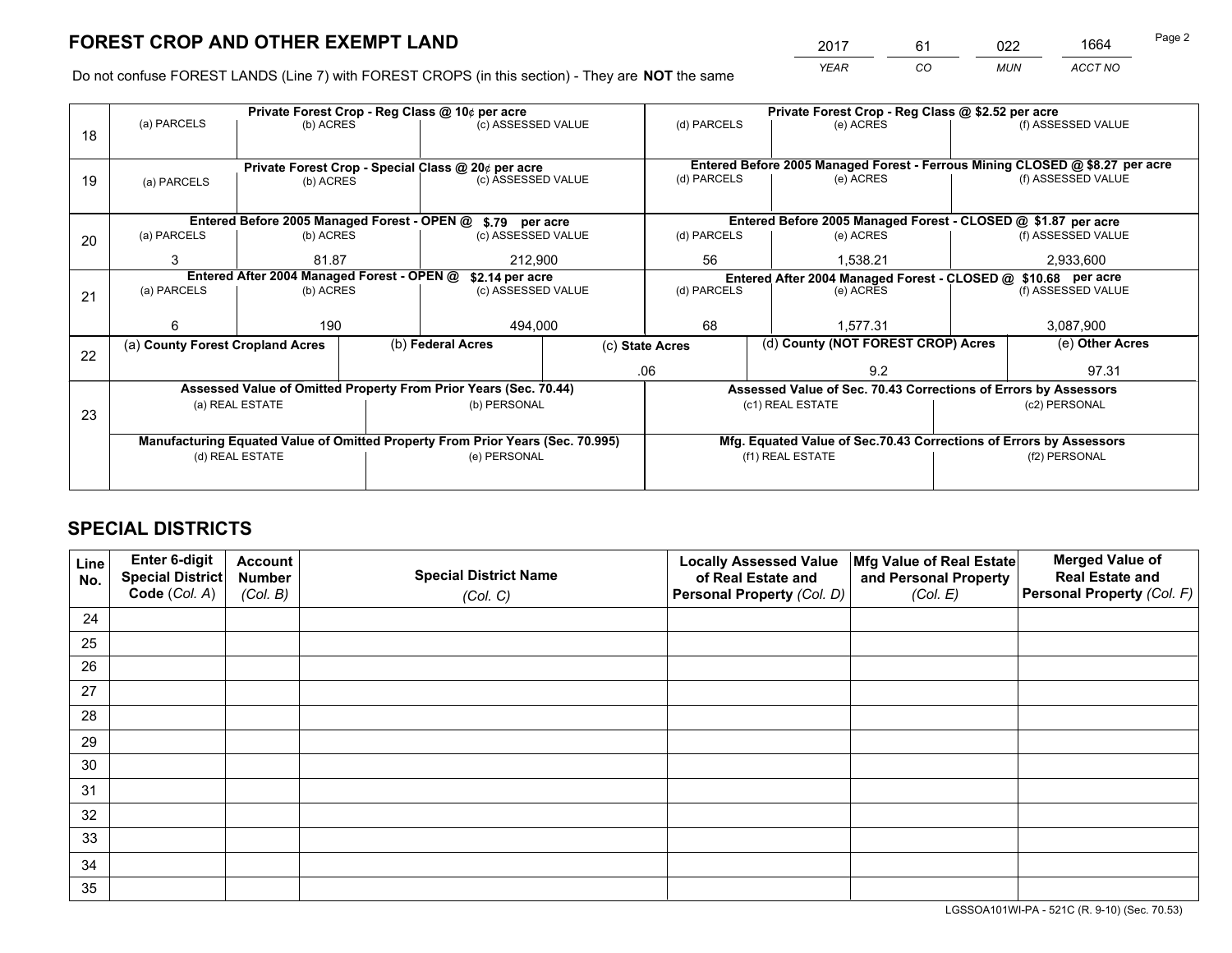# FOREST CROP AND OTHER EXEMPT LAND

| 2017 | 61 | 022 | 1664 |
|---|---|---|---|
| *YEAR* | *CO* | *MUN* | *ACCT NO* |

Do not confuse FOREST LANDS (Line 7) with FOREST CROPS (in this section) - They are **NOT** the same

| Line | Private Forest Crop - Reg Class @ 10¢ per acre | | | Private Forest Crop - Reg Class @ $2.52 per acre | | |
|---|---|---|---|---|---|---|
| 18 | (a) PARCELS | (b) ACRES | (c) ASSESSED VALUE | (d) PARCELS | (e) ACRES | (f) ASSESSED VALUE |
| | | | | | | |
| | **Private Forest Crop - Special Class @ 20¢ per acre** | | | **Entered Before 2005 Managed Forest - Ferrous Mining CLOSED @ $8.27 per acre** | | |
| 19 | (a) PARCELS | (b) ACRES | (c) ASSESSED VALUE | (d) PARCELS | (e) ACRES | (f) ASSESSED VALUE |
| | | | | | | |
| | **Entered Before 2005 Managed Forest - OPEN @ $.79 per acre** | | | **Entered Before 2005 Managed Forest - CLOSED @ $1.87 per acre** | | |
| 20 | (a) PARCELS | (b) ACRES | (c) ASSESSED VALUE | (d) PARCELS | (e) ACRES | (f) ASSESSED VALUE |
| | 3 | 81.87 | 212,900 | 56 | 1,538.21 | 2,933,600 |
| | **Entered After 2004 Managed Forest - OPEN @ $2.14 per acre** | | | **Entered After 2004 Managed Forest - CLOSED @ $10.68 per acre** | | |
| 21 | (a) PARCELS | (b) ACRES | (c) ASSESSED VALUE | (d) PARCELS | (e) ACRES | (f) ASSESSED VALUE |
| | 6 | 190 | 494,000 | 68 | 1,577.31 | 3,087,900 |

| Line | (a) County Forest Cropland Acres | (b) Federal Acres | (c) State Acres | (d) County (NOT FOREST CROP) Acres | (e) Other Acres |
|---|---|---|---|---|---|
| 22 | | | .06 | 9.2 | 97.31 |

| Line | Assessed Value of Omitted Property From Prior Years (Sec. 70.44) | | Assessed Value of Sec. 70.43 Corrections of Errors by Assessors | |
|---|---|---|---|---|
| 23 | (a) REAL ESTATE | (b) PERSONAL | (c1) REAL ESTATE | (c2) PERSONAL |
| | | | | |
| | **Manufacturing Equated Value of Omitted Property From Prior Years (Sec. 70.995)** | | **Mfg. Equated Value of Sec.70.43 Corrections of Errors by Assessors** | |
| | (d) REAL ESTATE | (e) PERSONAL | (f1) REAL ESTATE | (f2) PERSONAL |
| | | | | |

# SPECIAL DISTRICTS

| Line No. | Enter 6-digit Special District Code (*Col. A*) | Account Number (*Col. B*) | Special District Name (*Col. C*) | Locally Assessed Value of Real Estate and Personal Property (*Col. D*) | Mfg Value of Real Estate and Personal Property (*Col. E*) | Merged Value of Real Estate and Personal Property (*Col. F*) |
|---|---|---|---|---|---|---|
| 24 | | | | | | |
| 25 | | | | | | |
| 26 | | | | | | |
| 27 | | | | | | |
| 28 | | | | | | |
| 29 | | | | | | |
| 30 | | | | | | |
| 31 | | | | | | |
| 32 | | | | | | |
| 33 | | | | | | |
| 34 | | | | | | |
| 35 | | | | | | |

LGSSOA101WI-PA - 521C (R. 9-10) (Sec. 70.53)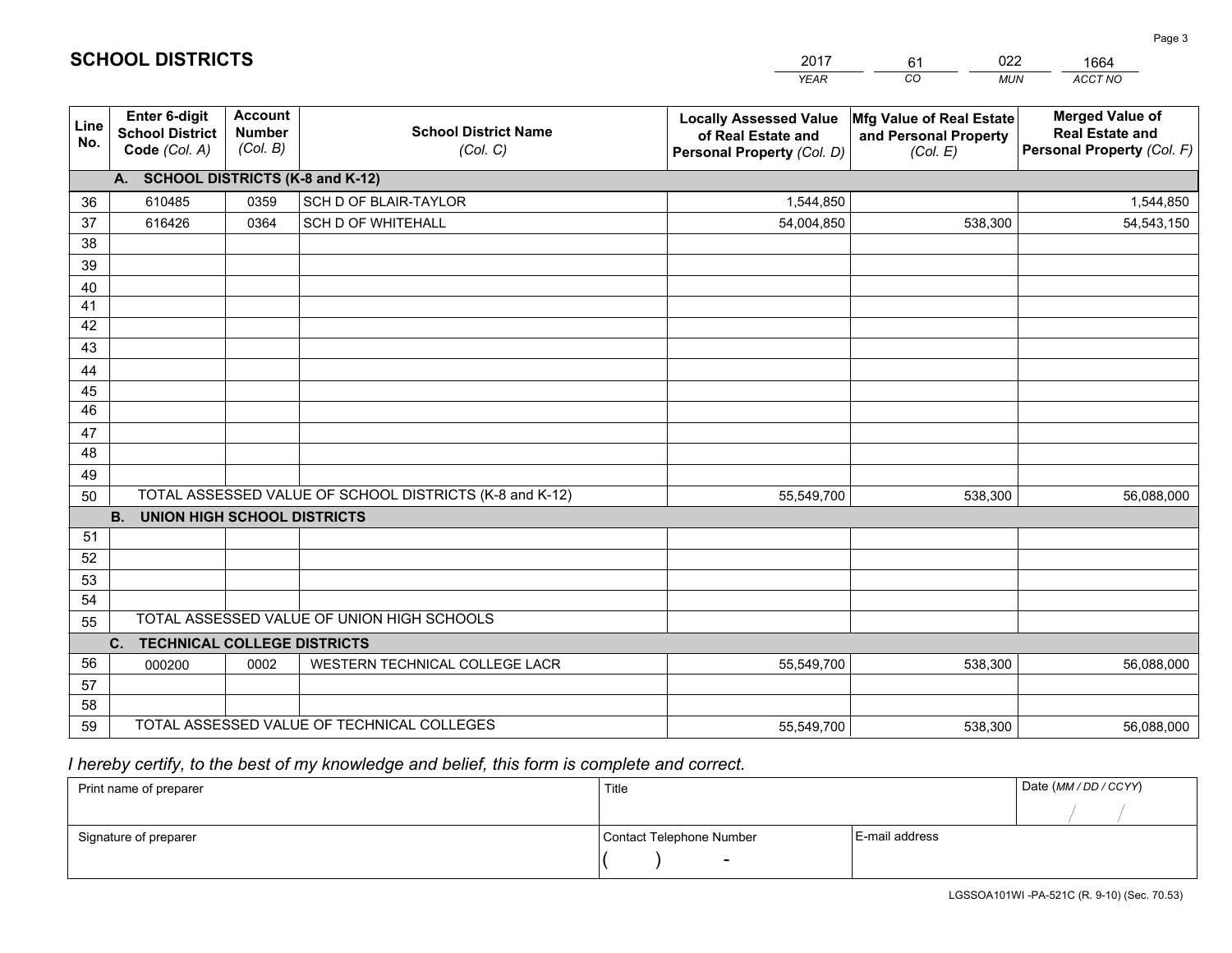# SCHOOL DISTRICTS

| 2017 | 61 | 022 | 1664 |
|---|---|---|---|
| *YEAR* | *CO* | *MUN* | *ACCT NO* |

| Line No. | Enter 6-digit School District Code *(Col. A)* | Account Number *(Col. B)* | School District Name *(Col. C)* | Locally Assessed Value of Real Estate and Personal Property *(Col. D)* | Mfg Value of Real Estate and Personal Property *(Col. E)* | Merged Value of Real Estate and Personal Property *(Col. F)* |
|---|---|---|---|---|---|---|
| **A. SCHOOL DISTRICTS (K-8 and K-12)** | | | | | | |
| 36 | 610485 | 0359 | SCH D OF BLAIR-TAYLOR | 1,544,850 | | 1,544,850 |
| 37 | 616426 | 0364 | SCH D OF WHITEHALL | 54,004,850 | 538,300 | 54,543,150 |
| 38 | | | | | | |
| 39 | | | | | | |
| 40 | | | | | | |
| 41 | | | | | | |
| 42 | | | | | | |
| 43 | | | | | | |
| 44 | | | | | | |
| 45 | | | | | | |
| 46 | | | | | | |
| 47 | | | | | | |
| 48 | | | | | | |
| 49 | | | | | | |
| 50 | TOTAL ASSESSED VALUE OF SCHOOL DISTRICTS (K-8 and K-12) | | | 55,549,700 | 538,300 | 56,088,000 |
| **B. UNION HIGH SCHOOL DISTRICTS** | | | | | | |
| 51 | | | | | | |
| 52 | | | | | | |
| 53 | | | | | | |
| 54 | | | | | | |
| 55 | TOTAL ASSESSED VALUE OF UNION HIGH SCHOOLS | | | | | |
| **C. TECHNICAL COLLEGE DISTRICTS** | | | | | | |
| 56 | 000200 | 0002 | WESTERN TECHNICAL COLLEGE LACR | 55,549,700 | 538,300 | 56,088,000 |
| 57 | | | | | | |
| 58 | | | | | | |
| 59 | TOTAL ASSESSED VALUE OF TECHNICAL COLLEGES | | | 55,549,700 | 538,300 | 56,088,000 |

*I hereby certify, to the best of my knowledge and belief, this form is complete and correct.*

| Print name of preparer | Title | | Date *(MM / DD / CCYY)* |
|---|---|---|---|
| | | | / / |
| Signature of preparer | Contact Telephone Number | E-mail address | |
| | ( ) - | | |

LGSSOA101WI -PA-521C (R. 9-10) (Sec. 70.53)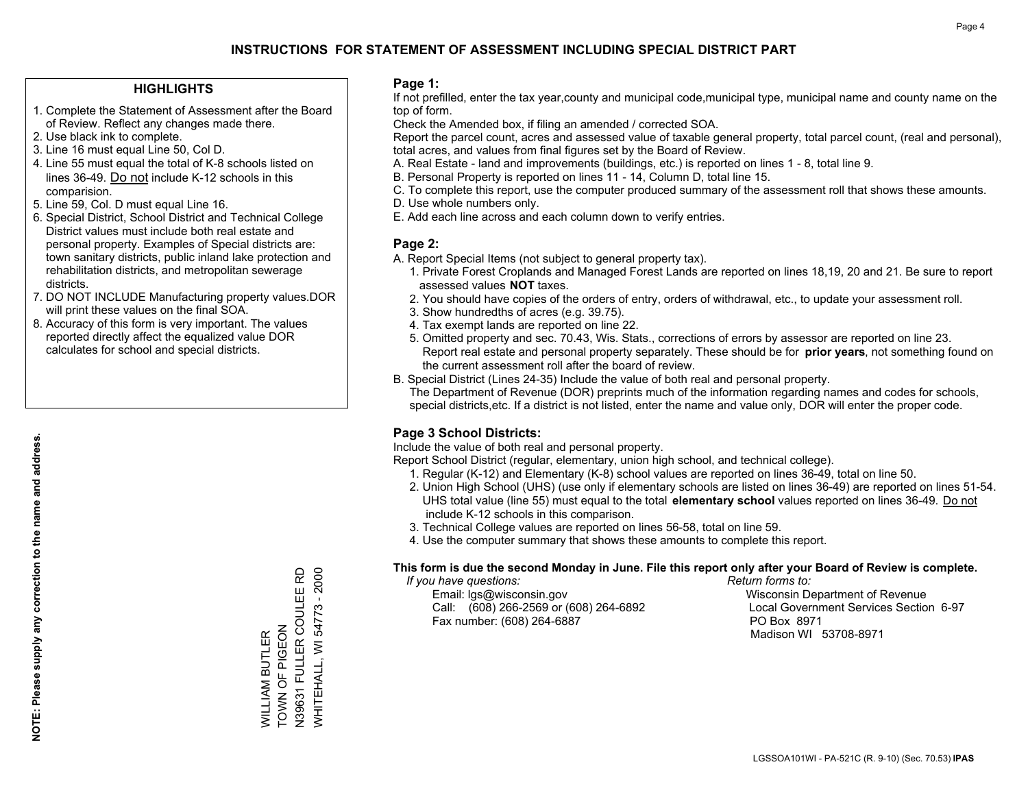# INSTRUCTIONS FOR STATEMENT OF ASSESSMENT INCLUDING SPECIAL DISTRICT PART

## HIGHLIGHTS

1. Complete the Statement of Assessment after the Board of Review. Reflect any changes made there.
2. Use black ink to complete.
3. Line 16 must equal Line 50, Col D.
4. Line 55 must equal the total of K-8 schools listed on lines 36-49. Do not include K-12 schools in this comparision.
5. Line 59, Col. D must equal Line 16.
6. Special District, School District and Technical College District values must include both real estate and personal property. Examples of Special districts are: town sanitary districts, public inland lake protection and rehabilitation districts, and metropolitan sewerage districts.
7. DO NOT INCLUDE Manufacturing property values.DOR will print these values on the final SOA.
8. Accuracy of this form is very important. The values reported directly affect the equalized value DOR calculates for school and special districts.

**NOTE: Please supply any correction to the name and address.**

WILLIAM BUTLER
TOWN OF PIGEON
N39631 FULLER COULEE RD
WHITEHALL, WI 54773 - 2000

## Page 1:

If not prefilled, enter the tax year,county and municipal code,municipal type, municipal name and county name on the top of form.

Check the Amended box, if filing an amended / corrected SOA.

Report the parcel count, acres and assessed value of taxable general property, total parcel count, (real and personal), total acres, and values from final figures set by the Board of Review.

A. Real Estate - land and improvements (buildings, etc.) is reported on lines 1 - 8, total line 9.
B. Personal Property is reported on lines 11 - 14, Column D, total line 15.
C. To complete this report, use the computer produced summary of the assessment roll that shows these amounts.
D. Use whole numbers only.
E. Add each line across and each column down to verify entries.

## Page 2:

A. Report Special Items (not subject to general property tax).
   1. Private Forest Croplands and Managed Forest Lands are reported on lines 18,19, 20 and 21. Be sure to report assessed values **NOT** taxes.
   2. You should have copies of the orders of entry, orders of withdrawal, etc., to update your assessment roll.
   3. Show hundredths of acres (e.g. 39.75).
   4. Tax exempt lands are reported on line 22.
   5. Omitted property and sec. 70.43, Wis. Stats., corrections of errors by assessor are reported on line 23. Report real estate and personal property separately. These should be for **prior years**, not something found on the current assessment roll after the board of review.
B. Special District (Lines 24-35) Include the value of both real and personal property.
   The Department of Revenue (DOR) preprints much of the information regarding names and codes for schools, special districts,etc. If a district is not listed, enter the name and value only, DOR will enter the proper code.

## Page 3 School Districts:

Include the value of both real and personal property.

Report School District (regular, elementary, union high school, and technical college).

1. Regular (K-12) and Elementary (K-8) school values are reported on lines 36-49, total on line 50.
2. Union High School (UHS) (use only if elementary schools are listed on lines 36-49) are reported on lines 51-54. UHS total value (line 55) must equal to the total **elementary school** values reported on lines 36-49. Do not include K-12 schools in this comparison.
3. Technical College values are reported on lines 56-58, total on line 59.
4. Use the computer summary that shows these amounts to complete this report.

**This form is due the second Monday in June. File this report only after your Board of Review is complete.**

*If you have questions:*
Email: lgs@wisconsin.gov
Call: (608) 266-2569 or (608) 264-6892
Fax number: (608) 264-6887

*Return forms to:*
Wisconsin Department of Revenue
Local Government Services Section 6-97
PO Box 8971
Madison WI 53708-8971

LGSSOA101WI - PA-521C (R. 9-10) (Sec. 70.53) **IPAS**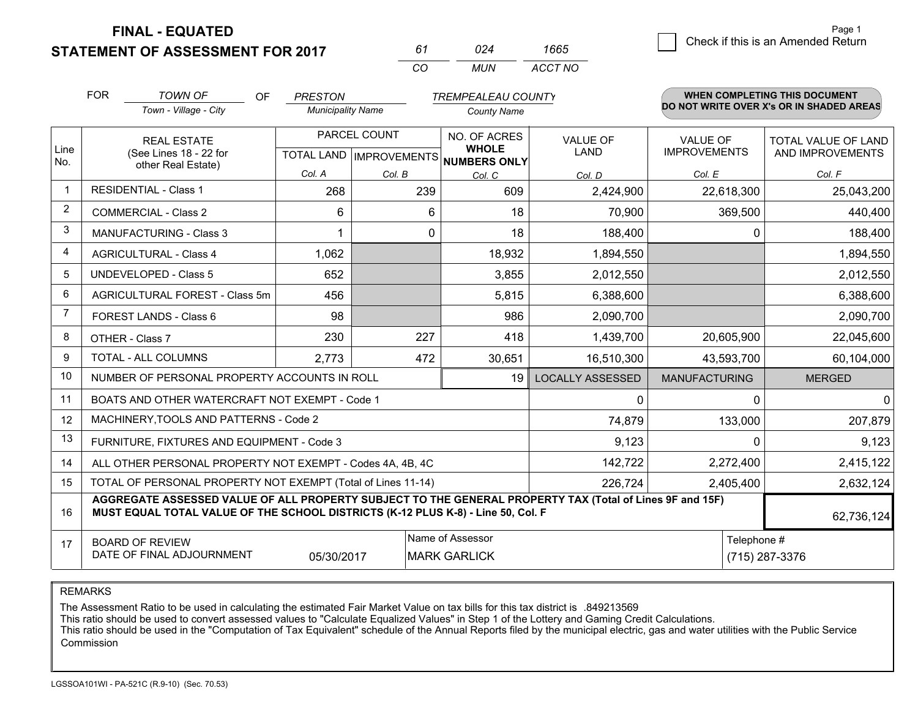# FINAL - EQUATED
# STATEMENT OF ASSESSMENT FOR 2017

| 61 | 024 | 1665 |
|---|---|---|
| CO | MUN | ACCT NO |

Page 1

☐ Check if this is an Amended Return

FOR *TOWN OF* (Town - Village - City) OF *PRESTON* (Municipality Name) *TREMPEALEAU COUNTY* (County Name)

**WHEN COMPLETING THIS DOCUMENT DO NOT WRITE OVER X's OR IN SHADED AREAS**

| Line No. | REAL ESTATE (See Lines 18 - 22 for other Real Estate) | PARCEL COUNT TOTAL LAND Col. A | PARCEL COUNT IMPROVEMENTS Col. B | NO. OF ACRES WHOLE NUMBERS ONLY Col. C | VALUE OF LAND Col. D | VALUE OF IMPROVEMENTS Col. E | TOTAL VALUE OF LAND AND IMPROVEMENTS Col. F |
|---|---|---|---|---|---|---|---|
| 1 | RESIDENTIAL - Class 1 | 268 | 239 | 609 | 2,424,900 | 22,618,300 | 25,043,200 |
| 2 | COMMERCIAL - Class 2 | 6 | 6 | 18 | 70,900 | 369,500 | 440,400 |
| 3 | MANUFACTURING - Class 3 | 1 | 0 | 18 | 188,400 | 0 | 188,400 |
| 4 | AGRICULTURAL - Class 4 | 1,062 | | 18,932 | 1,894,550 | | 1,894,550 |
| 5 | UNDEVELOPED - Class 5 | 652 | | 3,855 | 2,012,550 | | 2,012,550 |
| 6 | AGRICULTURAL FOREST - Class 5m | 456 | | 5,815 | 6,388,600 | | 6,388,600 |
| 7 | FOREST LANDS - Class 6 | 98 | | 986 | 2,090,700 | | 2,090,700 |
| 8 | OTHER - Class 7 | 230 | 227 | 418 | 1,439,700 | 20,605,900 | 22,045,600 |
| 9 | TOTAL - ALL COLUMNS | 2,773 | 472 | 30,651 | 16,510,300 | 43,593,700 | 60,104,000 |
| 10 | NUMBER OF PERSONAL PROPERTY ACCOUNTS IN ROLL | | | 19 | LOCALLY ASSESSED | MANUFACTURING | MERGED |
| 11 | BOATS AND OTHER WATERCRAFT NOT EXEMPT - Code 1 | | | | 0 | 0 | 0 |
| 12 | MACHINERY,TOOLS AND PATTERNS - Code 2 | | | | 74,879 | 133,000 | 207,879 |
| 13 | FURNITURE, FIXTURES AND EQUIPMENT - Code 3 | | | | 9,123 | 0 | 9,123 |
| 14 | ALL OTHER PERSONAL PROPERTY NOT EXEMPT - Codes 4A, 4B, 4C | | | | 142,722 | 2,272,400 | 2,415,122 |
| 15 | TOTAL OF PERSONAL PROPERTY NOT EXEMPT (Total of Lines 11-14) | | | | 226,724 | 2,405,400 | 2,632,124 |
| 16 | **AGGREGATE ASSESSED VALUE OF ALL PROPERTY SUBJECT TO THE GENERAL PROPERTY TAX (Total of Lines 9F and 15F) MUST EQUAL TOTAL VALUE OF THE SCHOOL DISTRICTS (K-12 PLUS K-8) - Line 50, Col. F** | | | | | | 62,736,124 |
| 17 | BOARD OF REVIEW DATE OF FINAL ADJOURNMENT | 05/30/2017 | Name of Assessor | MARK GARLICK | | Telephone # | (715) 287-3376 |

REMARKS

The Assessment Ratio to be used in calculating the estimated Fair Market Value on tax bills for this tax district is .849213569
This ratio should be used to convert assessed values to "Calculate Equalized Values" in Step 1 of the Lottery and Gaming Credit Calculations.
This ratio should be used in the "Computation of Tax Equivalent" schedule of the Annual Reports filed by the municipal electric, gas and water utilities with the Public Service Commission

LGSSOA101WI - PA-521C (R.9-10) (Sec. 70.53)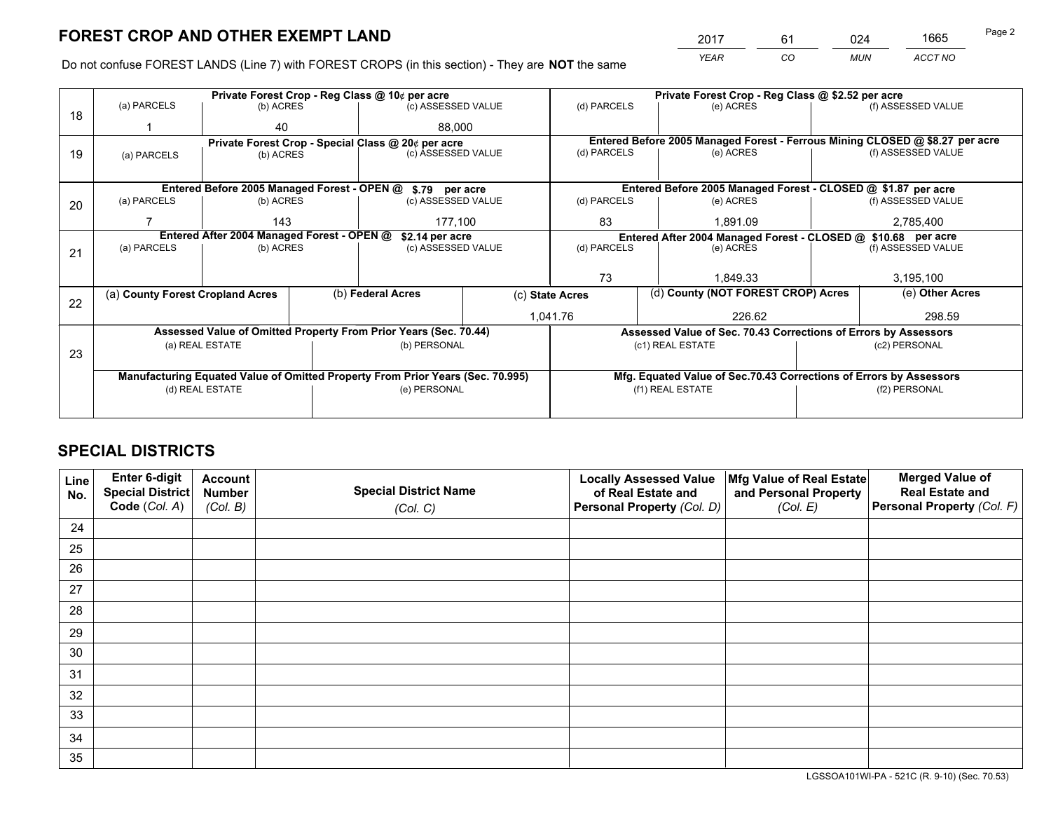# FOREST CROP AND OTHER EXEMPT LAND

| 2017 | 61 | 024 | 1665 |
|---|---|---|---|
| YEAR | CO | MUN | ACCT NO |

Do not confuse FOREST LANDS (Line 7) with FOREST CROPS (in this section) - They are **NOT** the same

| Line | Private Forest Crop - Reg Class @ 10¢ per acre | | | Private Forest Crop - Reg Class @ $2.52 per acre | | |
|---|---|---|---|---|---|---|
| | (a) PARCELS | (b) ACRES | (c) ASSESSED VALUE | (d) PARCELS | (e) ACRES | (f) ASSESSED VALUE |
| 18 | 1 | 40 | 88,000 | | | |
| | **Private Forest Crop - Special Class @ 20¢ per acre** | | | **Entered Before 2005 Managed Forest - Ferrous Mining CLOSED @ $8.27 per acre** | | |
| | (a) PARCELS | (b) ACRES | (c) ASSESSED VALUE | (d) PARCELS | (e) ACRES | (f) ASSESSED VALUE |
| 19 | | | | | | |
| | **Entered Before 2005 Managed Forest - OPEN @ $.79 per acre** | | | **Entered Before 2005 Managed Forest - CLOSED @ $1.87 per acre** | | |
| | (a) PARCELS | (b) ACRES | (c) ASSESSED VALUE | (d) PARCELS | (e) ACRES | (f) ASSESSED VALUE |
| 20 | 7 | 143 | 177,100 | 83 | 1,891.09 | 2,785,400 |
| | **Entered After 2004 Managed Forest - OPEN @ $2.14 per acre** | | | **Entered After 2004 Managed Forest - CLOSED @ $10.68 per acre** | | |
| | (a) PARCELS | (b) ACRES | (c) ASSESSED VALUE | (d) PARCELS | (e) ACRES | (f) ASSESSED VALUE |
| 21 | | | | 73 | 1,849.33 | 3,195,100 |

| Line | (a) County Forest Cropland Acres | (b) Federal Acres | (c) State Acres | (d) County (NOT FOREST CROP) Acres | (e) Other Acres |
|---|---|---|---|---|---|
| 22 | | | 1,041.76 | 226.62 | 298.59 |

| Line | Assessed Value of Omitted Property From Prior Years (Sec. 70.44) | | Assessed Value of Sec. 70.43 Corrections of Errors by Assessors | |
|---|---|---|---|---|
| | (a) REAL ESTATE | (b) PERSONAL | (c1) REAL ESTATE | (c2) PERSONAL |
| 23 | | | | |
| | **Manufacturing Equated Value of Omitted Property From Prior Years (Sec. 70.995)** | | **Mfg. Equated Value of Sec.70.43 Corrections of Errors by Assessors** | |
| | (d) REAL ESTATE | (e) PERSONAL | (f1) REAL ESTATE | (f2) PERSONAL |
| | | | | |

# SPECIAL DISTRICTS

| Line No. | Enter 6-digit Special District Code (Col. A) | Account Number (Col. B) | Special District Name (Col. C) | Locally Assessed Value of Real Estate and Personal Property (Col. D) | Mfg Value of Real Estate and Personal Property (Col. E) | Merged Value of Real Estate and Personal Property (Col. F) |
|---|---|---|---|---|---|---|
| 24 | | | | | | |
| 25 | | | | | | |
| 26 | | | | | | |
| 27 | | | | | | |
| 28 | | | | | | |
| 29 | | | | | | |
| 30 | | | | | | |
| 31 | | | | | | |
| 32 | | | | | | |
| 33 | | | | | | |
| 34 | | | | | | |
| 35 | | | | | | |

LGSSOA101WI-PA - 521C (R. 9-10) (Sec. 70.53)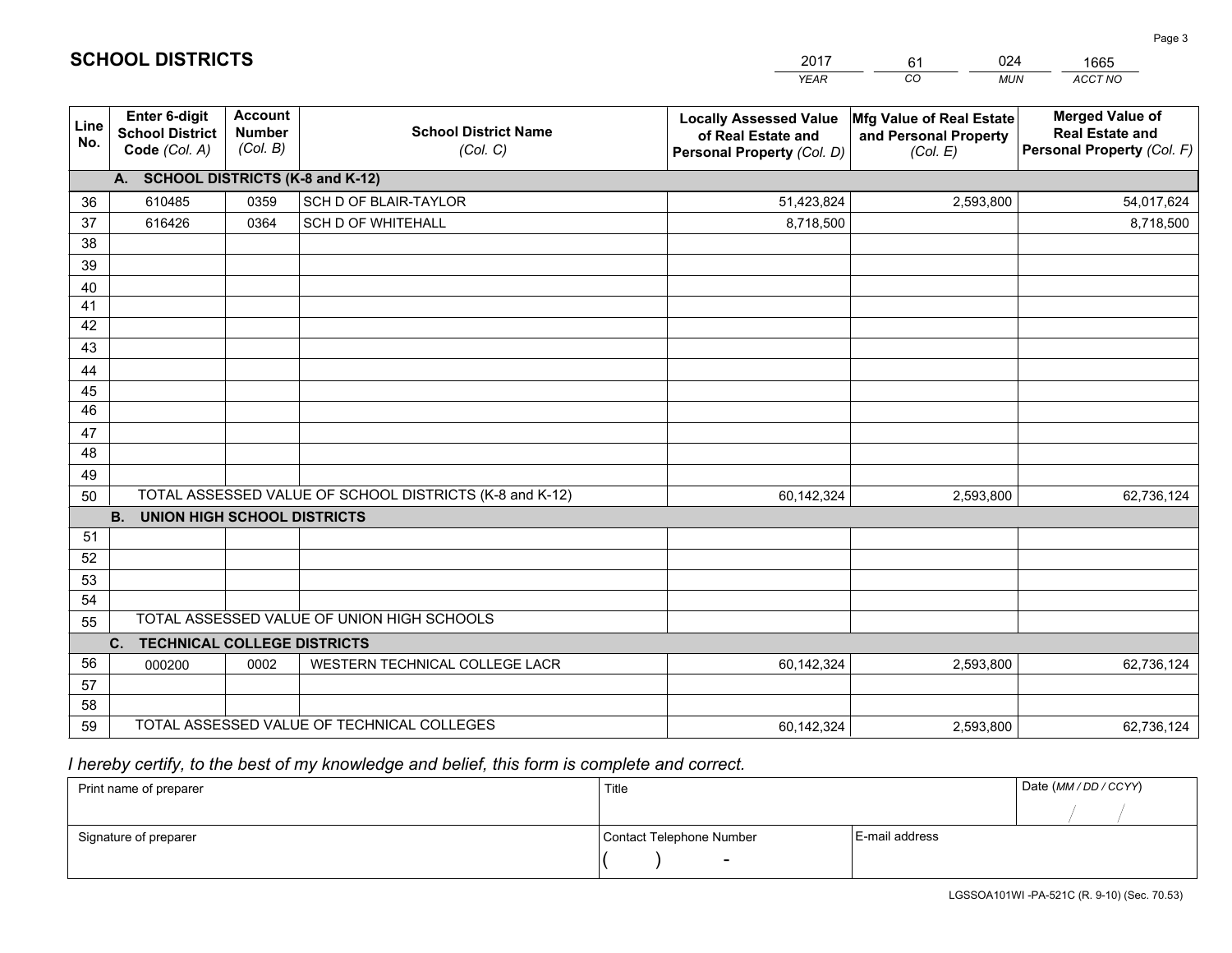# SCHOOL DISTRICTS

| 2017 | 61 | 024 | 1665 |
|---|---|---|---|
| YEAR | CO | MUN | ACCT NO |

| Line No. | Enter 6-digit School District Code (Col. A) | Account Number (Col. B) | School District Name (Col. C) | Locally Assessed Value of Real Estate and Personal Property (Col. D) | Mfg Value of Real Estate and Personal Property (Col. E) | Merged Value of Real Estate and Personal Property (Col. F) |
|---|---|---|---|---|---|---|
| | **A. SCHOOL DISTRICTS (K-8 and K-12)** | | | | | |
| 36 | 610485 | 0359 | SCH D OF BLAIR-TAYLOR | 51,423,824 | 2,593,800 | 54,017,624 |
| 37 | 616426 | 0364 | SCH D OF WHITEHALL | 8,718,500 | | 8,718,500 |
| 38 | | | | | | |
| 39 | | | | | | |
| 40 | | | | | | |
| 41 | | | | | | |
| 42 | | | | | | |
| 43 | | | | | | |
| 44 | | | | | | |
| 45 | | | | | | |
| 46 | | | | | | |
| 47 | | | | | | |
| 48 | | | | | | |
| 49 | | | | | | |
| 50 | TOTAL ASSESSED VALUE OF SCHOOL DISTRICTS (K-8 and K-12) | | | 60,142,324 | 2,593,800 | 62,736,124 |
| | **B. UNION HIGH SCHOOL DISTRICTS** | | | | | |
| 51 | | | | | | |
| 52 | | | | | | |
| 53 | | | | | | |
| 54 | | | | | | |
| 55 | TOTAL ASSESSED VALUE OF UNION HIGH SCHOOLS | | | | | |
| | **C. TECHNICAL COLLEGE DISTRICTS** | | | | | |
| 56 | 000200 | 0002 | WESTERN TECHNICAL COLLEGE LACR | 60,142,324 | 2,593,800 | 62,736,124 |
| 57 | | | | | | |
| 58 | | | | | | |
| 59 | TOTAL ASSESSED VALUE OF TECHNICAL COLLEGES | | | 60,142,324 | 2,593,800 | 62,736,124 |

*I hereby certify, to the best of my knowledge and belief, this form is complete and correct.*

| Print name of preparer | Title | | Date (MM / DD / CCYY) |
|---|---|---|---|
| | | | / / |
| Signature of preparer | Contact Telephone Number | E-mail address | |
| | ( ) - | | |

LGSSOA101WI -PA-521C (R. 9-10) (Sec. 70.53)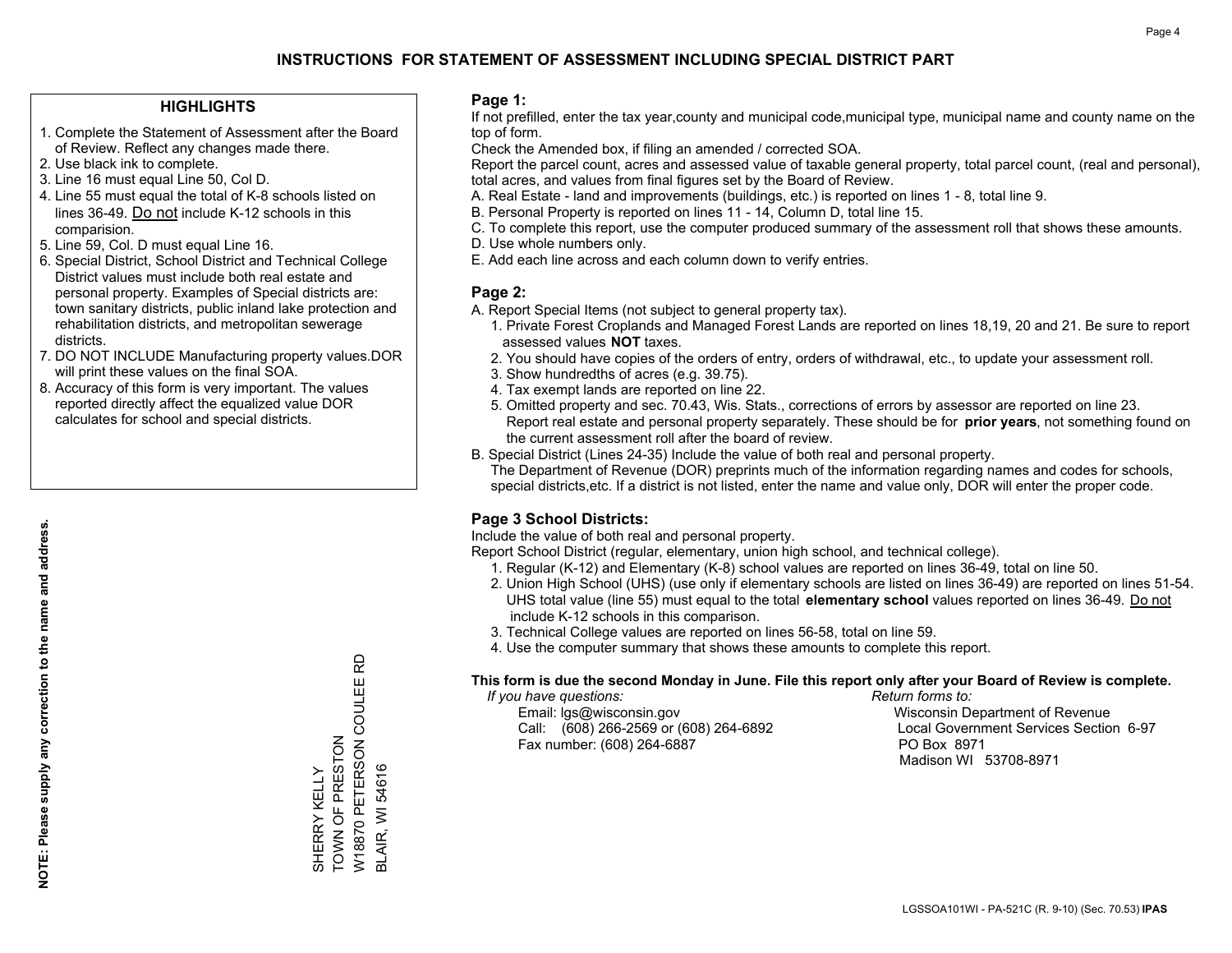# INSTRUCTIONS FOR STATEMENT OF ASSESSMENT INCLUDING SPECIAL DISTRICT PART

## HIGHLIGHTS

1. Complete the Statement of Assessment after the Board of Review. Reflect any changes made there.
2. Use black ink to complete.
3. Line 16 must equal Line 50, Col D.
4. Line 55 must equal the total of K-8 schools listed on lines 36-49. Do not include K-12 schools in this comparision.
5. Line 59, Col. D must equal Line 16.
6. Special District, School District and Technical College District values must include both real estate and personal property. Examples of Special districts are: town sanitary districts, public inland lake protection and rehabilitation districts, and metropolitan sewerage districts.
7. DO NOT INCLUDE Manufacturing property values.DOR will print these values on the final SOA.
8. Accuracy of this form is very important. The values reported directly affect the equalized value DOR calculates for school and special districts.

NOTE: Please supply any correction to the name and address.

SHERRY KELLY
TOWN OF PRESTON
W18870 PETERSON COULEE RD
BLAIR, WI 54616

## Page 1:

If not prefilled, enter the tax year,county and municipal code,municipal type, municipal name and county name on the top of form.

Check the Amended box, if filing an amended / corrected SOA.

Report the parcel count, acres and assessed value of taxable general property, total parcel count, (real and personal), total acres, and values from final figures set by the Board of Review.

A. Real Estate - land and improvements (buildings, etc.) is reported on lines 1 - 8, total line 9.
B. Personal Property is reported on lines 11 - 14, Column D, total line 15.
C. To complete this report, use the computer produced summary of the assessment roll that shows these amounts.
D. Use whole numbers only.
E. Add each line across and each column down to verify entries.

## Page 2:

A. Report Special Items (not subject to general property tax).
   1. Private Forest Croplands and Managed Forest Lands are reported on lines 18,19, 20 and 21. Be sure to report assessed values **NOT** taxes.
   2. You should have copies of the orders of entry, orders of withdrawal, etc., to update your assessment roll.
   3. Show hundredths of acres (e.g. 39.75).
   4. Tax exempt lands are reported on line 22.
   5. Omitted property and sec. 70.43, Wis. Stats., corrections of errors by assessor are reported on line 23. Report real estate and personal property separately. These should be for **prior years**, not something found on the current assessment roll after the board of review.
B. Special District (Lines 24-35) Include the value of both real and personal property.
   The Department of Revenue (DOR) preprints much of the information regarding names and codes for schools, special districts,etc. If a district is not listed, enter the name and value only, DOR will enter the proper code.

## Page 3 School Districts:

Include the value of both real and personal property.

Report School District (regular, elementary, union high school, and technical college).

1. Regular (K-12) and Elementary (K-8) school values are reported on lines 36-49, total on line 50.
2. Union High School (UHS) (use only if elementary schools are listed on lines 36-49) are reported on lines 51-54. UHS total value (line 55) must equal to the total **elementary school** values reported on lines 36-49. Do not include K-12 schools in this comparison.
3. Technical College values are reported on lines 56-58, total on line 59.
4. Use the computer summary that shows these amounts to complete this report.

**This form is due the second Monday in June. File this report only after your Board of Review is complete.**

*If you have questions:*
Email: lgs@wisconsin.gov
Call: (608) 266-2569 or (608) 264-6892
Fax number: (608) 264-6887

*Return forms to:*
Wisconsin Department of Revenue
Local Government Services Section 6-97
PO Box 8971
Madison WI 53708-8971

LGSSOA101WI - PA-521C (R. 9-10) (Sec. 70.53) **IPAS**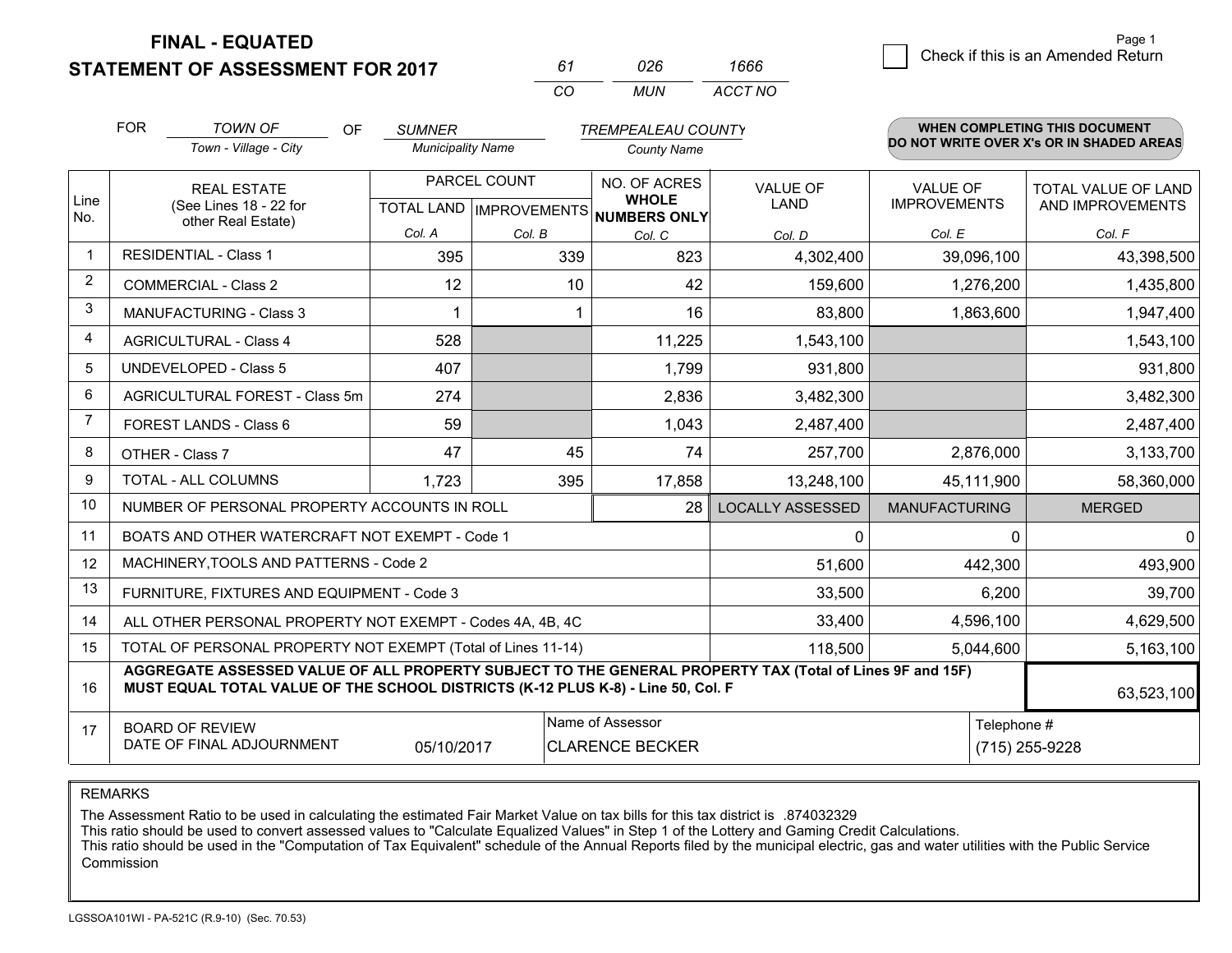**FINAL - EQUATED**
**STATEMENT OF ASSESSMENT FOR 2017**

| 61 | 026 | 1666 |
|---|---|---|
| CO | MUN | ACCT NO |

Page 1

☐ Check if this is an Amended Return

FOR *TOWN OF* (Town - Village - City) OF *SUMNER* (Municipality Name) *TREMPEALEAU COUNTY* (County Name)

**WHEN COMPLETING THIS DOCUMENT DO NOT WRITE OVER X's OR IN SHADED AREAS**

| Line No. | REAL ESTATE (See Lines 18 - 22 for other Real Estate) | PARCEL COUNT TOTAL LAND Col. A | PARCEL COUNT IMPROVEMENTS Col. B | NO. OF ACRES WHOLE NUMBERS ONLY Col. C | VALUE OF LAND Col. D | VALUE OF IMPROVEMENTS Col. E | TOTAL VALUE OF LAND AND IMPROVEMENTS Col. F |
|---|---|---|---|---|---|---|---|
| 1 | RESIDENTIAL - Class 1 | 395 | 339 | 823 | 4,302,400 | 39,096,100 | 43,398,500 |
| 2 | COMMERCIAL - Class 2 | 12 | 10 | 42 | 159,600 | 1,276,200 | 1,435,800 |
| 3 | MANUFACTURING - Class 3 | 1 | 1 | 16 | 83,800 | 1,863,600 | 1,947,400 |
| 4 | AGRICULTURAL - Class 4 | 528 | | 11,225 | 1,543,100 | | 1,543,100 |
| 5 | UNDEVELOPED - Class 5 | 407 | | 1,799 | 931,800 | | 931,800 |
| 6 | AGRICULTURAL FOREST - Class 5m | 274 | | 2,836 | 3,482,300 | | 3,482,300 |
| 7 | FOREST LANDS - Class 6 | 59 | | 1,043 | 2,487,400 | | 2,487,400 |
| 8 | OTHER - Class 7 | 47 | 45 | 74 | 257,700 | 2,876,000 | 3,133,700 |
| 9 | TOTAL - ALL COLUMNS | 1,723 | 395 | 17,858 | 13,248,100 | 45,111,900 | 58,360,000 |
| 10 | NUMBER OF PERSONAL PROPERTY ACCOUNTS IN ROLL | | | 28 | LOCALLY ASSESSED | MANUFACTURING | MERGED |
| 11 | BOATS AND OTHER WATERCRAFT NOT EXEMPT - Code 1 | | | | 0 | 0 | 0 |
| 12 | MACHINERY,TOOLS AND PATTERNS - Code 2 | | | | 51,600 | 442,300 | 493,900 |
| 13 | FURNITURE, FIXTURES AND EQUIPMENT - Code 3 | | | | 33,500 | 6,200 | 39,700 |
| 14 | ALL OTHER PERSONAL PROPERTY NOT EXEMPT - Codes 4A, 4B, 4C | | | | 33,400 | 4,596,100 | 4,629,500 |
| 15 | TOTAL OF PERSONAL PROPERTY NOT EXEMPT (Total of Lines 11-14) | | | | 118,500 | 5,044,600 | 5,163,100 |
| 16 | **AGGREGATE ASSESSED VALUE OF ALL PROPERTY SUBJECT TO THE GENERAL PROPERTY TAX (Total of Lines 9F and 15F) MUST EQUAL TOTAL VALUE OF THE SCHOOL DISTRICTS (K-12 PLUS K-8) - Line 50, Col. F** | | | | | | 63,523,100 |
| 17 | BOARD OF REVIEW DATE OF FINAL ADJOURNMENT | 05/10/2017 | | Name of Assessor: CLARENCE BECKER | | Telephone #: (715) 255-9228 | |

REMARKS

The Assessment Ratio to be used in calculating the estimated Fair Market Value on tax bills for this tax district is .874032329
This ratio should be used to convert assessed values to "Calculate Equalized Values" in Step 1 of the Lottery and Gaming Credit Calculations.
This ratio should be used in the "Computation of Tax Equivalent" schedule of the Annual Reports filed by the municipal electric, gas and water utilities with the Public Service Commission

LGSSOA101WI - PA-521C (R.9-10) (Sec. 70.53)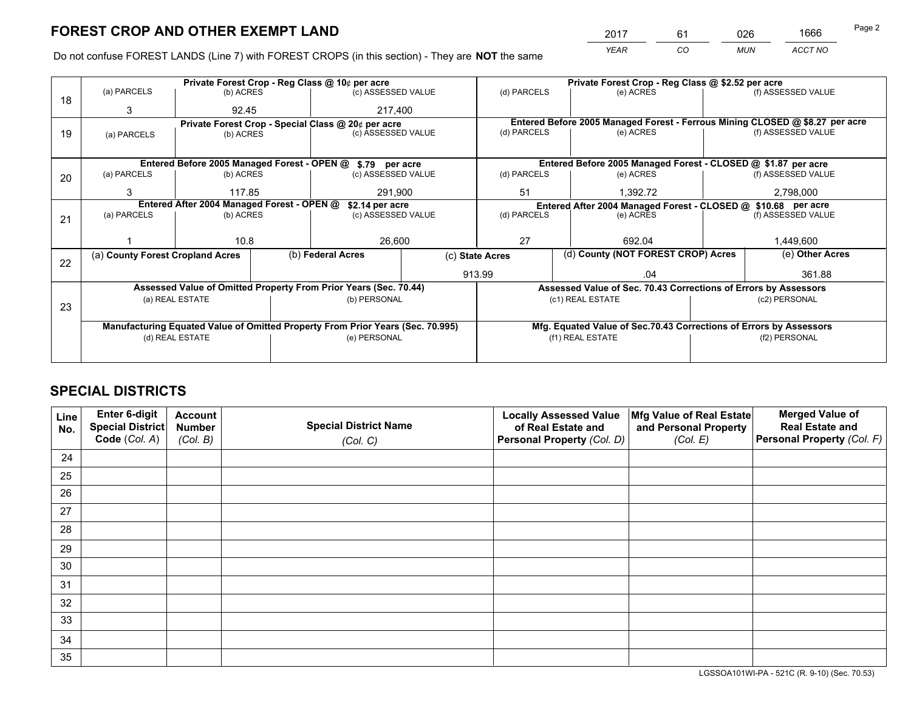# FOREST CROP AND OTHER EXEMPT LAND

| YEAR | CO | MUN | ACCT NO |
|---|---|---|---|
| 2017 | 61 | 026 | 1666 |

Do not confuse FOREST LANDS (Line 7) with FOREST CROPS (in this section) - They are **NOT** the same

| Line | Private Forest Crop - Reg Class @ 10¢ per acre | | | Private Forest Crop - Reg Class @ $2.52 per acre | | |
|---|---|---|---|---|---|---|
| | (a) PARCELS | (b) ACRES | (c) ASSESSED VALUE | (d) PARCELS | (e) ACRES | (f) ASSESSED VALUE |
| 18 | 3 | 92.45 | 217,400 | | | |
| | **Private Forest Crop - Special Class @ 20¢ per acre** | | | **Entered Before 2005 Managed Forest - Ferrous Mining CLOSED @ $8.27 per acre** | | |
| | (a) PARCELS | (b) ACRES | (c) ASSESSED VALUE | (d) PARCELS | (e) ACRES | (f) ASSESSED VALUE |
| 19 | | | | | | |
| | **Entered Before 2005 Managed Forest - OPEN @ $.79 per acre** | | | **Entered Before 2005 Managed Forest - CLOSED @ $1.87 per acre** | | |
| | (a) PARCELS | (b) ACRES | (c) ASSESSED VALUE | (d) PARCELS | (e) ACRES | (f) ASSESSED VALUE |
| 20 | 3 | 117.85 | 291,900 | 51 | 1,392.72 | 2,798,000 |
| | **Entered After 2004 Managed Forest - OPEN @ $2.14 per acre** | | | **Entered After 2004 Managed Forest - CLOSED @ $10.68 per acre** | | |
| | (a) PARCELS | (b) ACRES | (c) ASSESSED VALUE | (d) PARCELS | (e) ACRES | (f) ASSESSED VALUE |
| 21 | 1 | 10.8 | 26,600 | 27 | 692.04 | 1,449,600 |

| Line | (a) County Forest Cropland Acres | (b) Federal Acres | (c) State Acres | (d) County (NOT FOREST CROP) Acres | (e) Other Acres |
|---|---|---|---|---|---|
| 22 | | | 913.99 | .04 | 361.88 |

| Line | Assessed Value of Omitted Property From Prior Years (Sec. 70.44) | | Assessed Value of Sec. 70.43 Corrections of Errors by Assessors | |
|---|---|---|---|---|
| | (a) REAL ESTATE | (b) PERSONAL | (c1) REAL ESTATE | (c2) PERSONAL |
| 23 | | | | |
| | **Manufacturing Equated Value of Omitted Property From Prior Years (Sec. 70.995)** | | **Mfg. Equated Value of Sec.70.43 Corrections of Errors by Assessors** | |
| | (d) REAL ESTATE | (e) PERSONAL | (f1) REAL ESTATE | (f2) PERSONAL |
| | | | | |

# SPECIAL DISTRICTS

| Line No. | Enter 6-digit Special District Code (Col. A) | Account Number (Col. B) | Special District Name (Col. C) | Locally Assessed Value of Real Estate and Personal Property (Col. D) | Mfg Value of Real Estate and Personal Property (Col. E) | Merged Value of Real Estate and Personal Property (Col. F) |
|---|---|---|---|---|---|---|
| 24 | | | | | | |
| 25 | | | | | | |
| 26 | | | | | | |
| 27 | | | | | | |
| 28 | | | | | | |
| 29 | | | | | | |
| 30 | | | | | | |
| 31 | | | | | | |
| 32 | | | | | | |
| 33 | | | | | | |
| 34 | | | | | | |
| 35 | | | | | | |

LGSSOA101WI-PA - 521C (R. 9-10) (Sec. 70.53)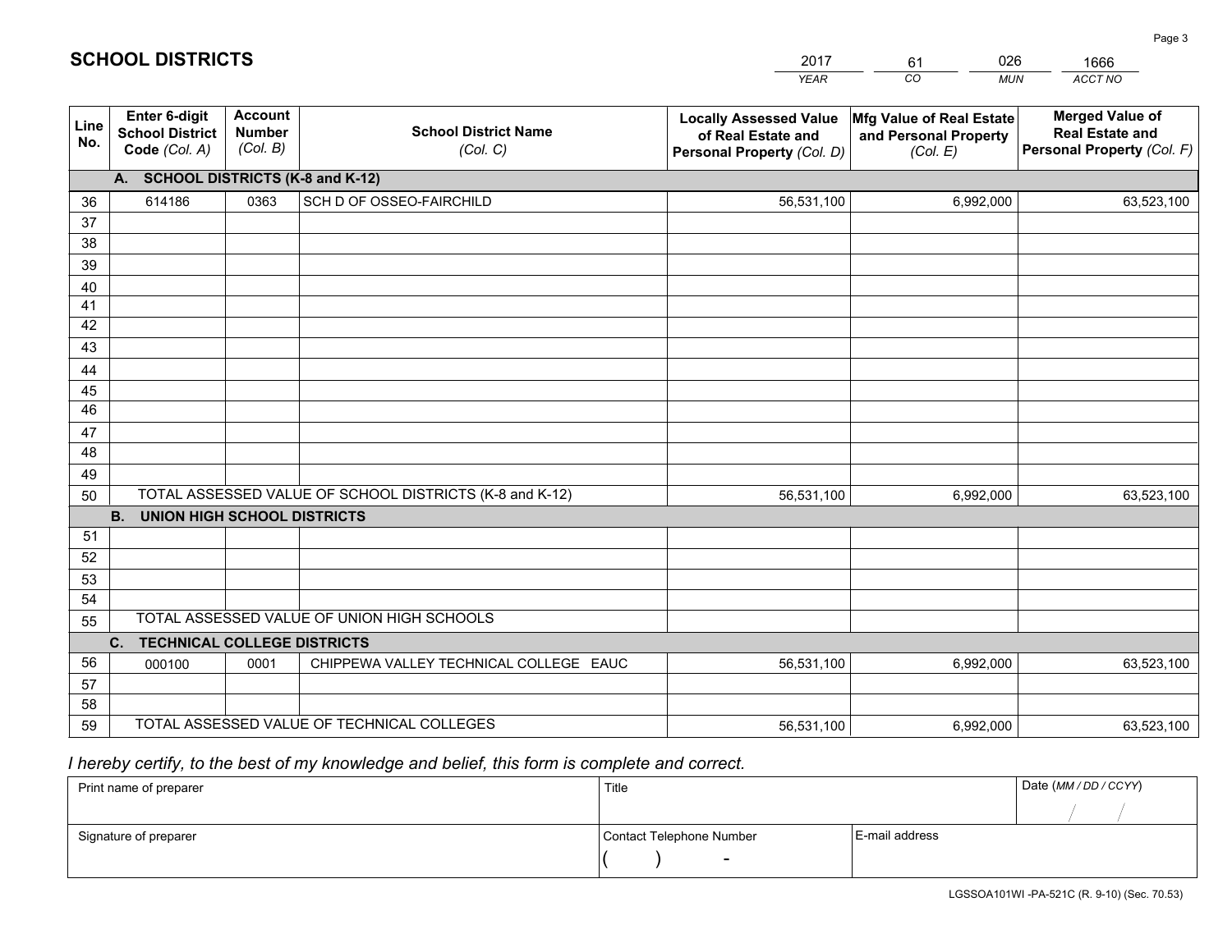# SCHOOL DISTRICTS

| 2017 | 61 | 026 | 1666 |
|---|---|---|---|
| *YEAR* | *CO* | *MUN* | *ACCT NO* |

| Line No. | Enter 6-digit School District Code *(Col. A)* | Account Number *(Col. B)* | School District Name *(Col. C)* | Locally Assessed Value of Real Estate and Personal Property *(Col. D)* | Mfg Value of Real Estate and Personal Property *(Col. E)* | Merged Value of Real Estate and Personal Property *(Col. F)* |
|---|---|---|---|---|---|---|
| | **A. SCHOOL DISTRICTS (K-8 and K-12)** | | | | | |
| 36 | 614186 | 0363 | SCH D OF OSSEO-FAIRCHILD | 56,531,100 | 6,992,000 | 63,523,100 |
| 37 | | | | | | |
| 38 | | | | | | |
| 39 | | | | | | |
| 40 | | | | | | |
| 41 | | | | | | |
| 42 | | | | | | |
| 43 | | | | | | |
| 44 | | | | | | |
| 45 | | | | | | |
| 46 | | | | | | |
| 47 | | | | | | |
| 48 | | | | | | |
| 49 | | | | | | |
| 50 | TOTAL ASSESSED VALUE OF SCHOOL DISTRICTS (K-8 and K-12) | | | 56,531,100 | 6,992,000 | 63,523,100 |
| | **B. UNION HIGH SCHOOL DISTRICTS** | | | | | |
| 51 | | | | | | |
| 52 | | | | | | |
| 53 | | | | | | |
| 54 | | | | | | |
| 55 | TOTAL ASSESSED VALUE OF UNION HIGH SCHOOLS | | | | | |
| | **C. TECHNICAL COLLEGE DISTRICTS** | | | | | |
| 56 | 000100 | 0001 | CHIPPEWA VALLEY TECHNICAL COLLEGE EAUC | 56,531,100 | 6,992,000 | 63,523,100 |
| 57 | | | | | | |
| 58 | | | | | | |
| 59 | TOTAL ASSESSED VALUE OF TECHNICAL COLLEGES | | | 56,531,100 | 6,992,000 | 63,523,100 |

*I hereby certify, to the best of my knowledge and belief, this form is complete and correct.*

| Print name of preparer | Title | | Date *(MM / DD / CCYY)* |
|---|---|---|---|
| | | | / / |
| Signature of preparer | Contact Telephone Number | E-mail address | |
| | ( ) - | | |

LGSSOA101WI -PA-521C (R. 9-10) (Sec. 70.53)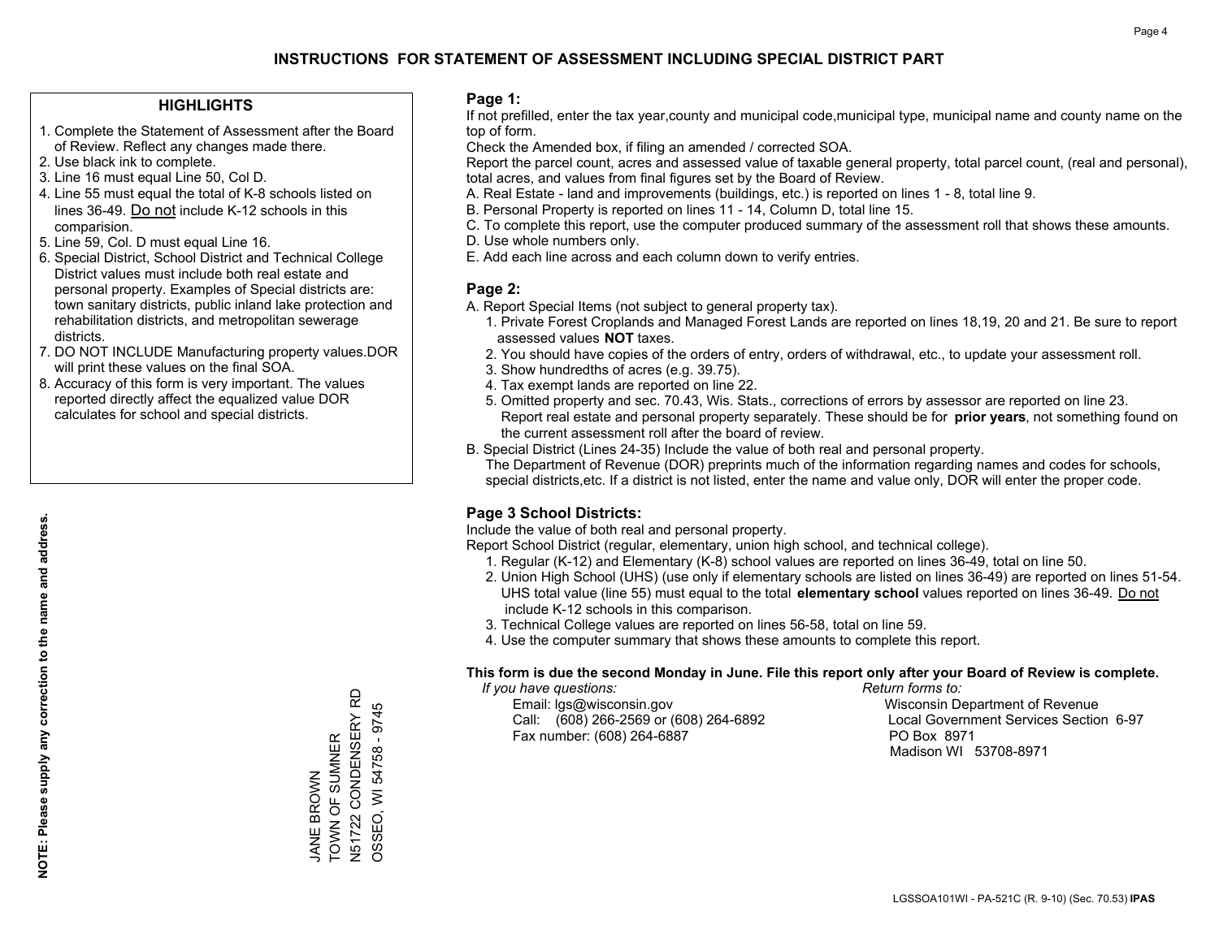# INSTRUCTIONS FOR STATEMENT OF ASSESSMENT INCLUDING SPECIAL DISTRICT PART

## HIGHLIGHTS

1. Complete the Statement of Assessment after the Board of Review. Reflect any changes made there.
2. Use black ink to complete.
3. Line 16 must equal Line 50, Col D.
4. Line 55 must equal the total of K-8 schools listed on lines 36-49. Do not include K-12 schools in this comparision.
5. Line 59, Col. D must equal Line 16.
6. Special District, School District and Technical College District values must include both real estate and personal property. Examples of Special districts are: town sanitary districts, public inland lake protection and rehabilitation districts, and metropolitan sewerage districts.
7. DO NOT INCLUDE Manufacturing property values.DOR will print these values on the final SOA.
8. Accuracy of this form is very important. The values reported directly affect the equalized value DOR calculates for school and special districts.

**NOTE: Please supply any correction to the name and address.**

JANE BROWN
TOWN OF SUMNER
N51722 CONDENSERY RD
OSSEO, WI 54758 - 9745

## Page 1:

If not prefilled, enter the tax year,county and municipal code,municipal type, municipal name and county name on the top of form.

Check the Amended box, if filing an amended / corrected SOA.

Report the parcel count, acres and assessed value of taxable general property, total parcel count, (real and personal), total acres, and values from final figures set by the Board of Review.

A. Real Estate - land and improvements (buildings, etc.) is reported on lines 1 - 8, total line 9.
B. Personal Property is reported on lines 11 - 14, Column D, total line 15.
C. To complete this report, use the computer produced summary of the assessment roll that shows these amounts.
D. Use whole numbers only.
E. Add each line across and each column down to verify entries.

## Page 2:

A. Report Special Items (not subject to general property tax).
   1. Private Forest Croplands and Managed Forest Lands are reported on lines 18,19, 20 and 21. Be sure to report assessed values **NOT** taxes.
   2. You should have copies of the orders of entry, orders of withdrawal, etc., to update your assessment roll.
   3. Show hundredths of acres (e.g. 39.75).
   4. Tax exempt lands are reported on line 22.
   5. Omitted property and sec. 70.43, Wis. Stats., corrections of errors by assessor are reported on line 23. Report real estate and personal property separately. These should be for **prior years**, not something found on the current assessment roll after the board of review.

B. Special District (Lines 24-35) Include the value of both real and personal property.
   The Department of Revenue (DOR) preprints much of the information regarding names and codes for schools, special districts,etc. If a district is not listed, enter the name and value only, DOR will enter the proper code.

## Page 3 School Districts:

Include the value of both real and personal property.

Report School District (regular, elementary, union high school, and technical college).

1. Regular (K-12) and Elementary (K-8) school values are reported on lines 36-49, total on line 50.
2. Union High School (UHS) (use only if elementary schools are listed on lines 36-49) are reported on lines 51-54. UHS total value (line 55) must equal to the total **elementary school** values reported on lines 36-49. Do not include K-12 schools in this comparison.
3. Technical College values are reported on lines 56-58, total on line 59.
4. Use the computer summary that shows these amounts to complete this report.

**This form is due the second Monday in June. File this report only after your Board of Review is complete.**

*If you have questions:*
Email: lgs@wisconsin.gov
Call: (608) 266-2569 or (608) 264-6892
Fax number: (608) 264-6887

*Return forms to:*
Wisconsin Department of Revenue
Local Government Services Section 6-97
PO Box 8971
Madison WI 53708-8971

LGSSOA101WI - PA-521C (R. 9-10) (Sec. 70.53) **IPAS**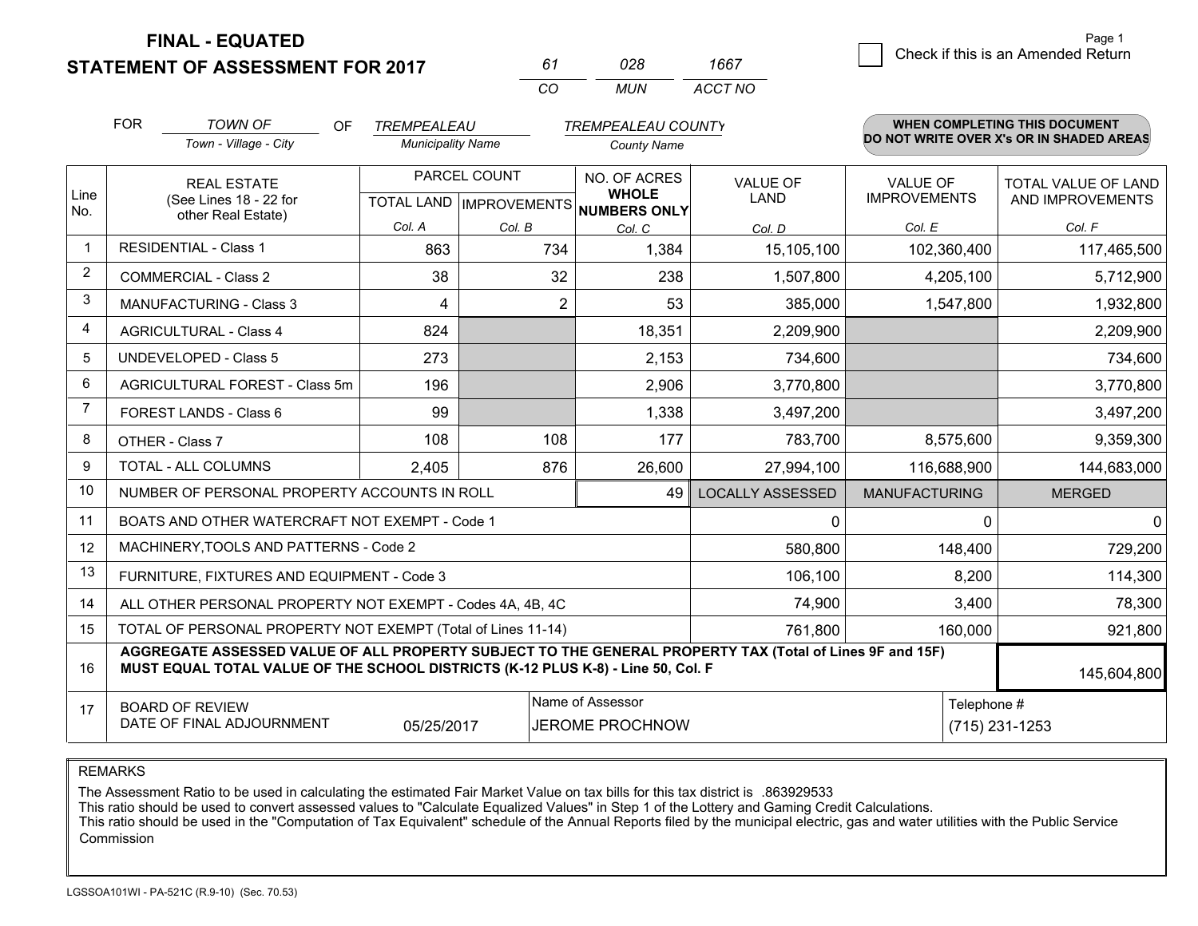# FINAL - EQUATED
# STATEMENT OF ASSESSMENT FOR 2017

| 61 | 028 | 1667 |
|---|---|---|
| CO | MUN | ACCT NO |

Page 1

☐ Check if this is an Amended Return

FOR *TOWN OF* (Town - Village - City) OF *TREMPEALEAU* (Municipality Name) *TREMPEALEAU COUNTY* (County Name)

**WHEN COMPLETING THIS DOCUMENT DO NOT WRITE OVER X's OR IN SHADED AREAS**

| Line No. | REAL ESTATE (See Lines 18 - 22 for other Real Estate) | PARCEL COUNT TOTAL LAND Col. A | PARCEL COUNT IMPROVEMENTS Col. B | NO. OF ACRES WHOLE NUMBERS ONLY Col. C | VALUE OF LAND Col. D | VALUE OF IMPROVEMENTS Col. E | TOTAL VALUE OF LAND AND IMPROVEMENTS Col. F |
|---|---|---|---|---|---|---|---|
| 1 | RESIDENTIAL - Class 1 | 863 | 734 | 1,384 | 15,105,100 | 102,360,400 | 117,465,500 |
| 2 | COMMERCIAL - Class 2 | 38 | 32 | 238 | 1,507,800 | 4,205,100 | 5,712,900 |
| 3 | MANUFACTURING - Class 3 | 4 | 2 | 53 | 385,000 | 1,547,800 | 1,932,800 |
| 4 | AGRICULTURAL - Class 4 | 824 | | 18,351 | 2,209,900 | | 2,209,900 |
| 5 | UNDEVELOPED - Class 5 | 273 | | 2,153 | 734,600 | | 734,600 |
| 6 | AGRICULTURAL FOREST - Class 5m | 196 | | 2,906 | 3,770,800 | | 3,770,800 |
| 7 | FOREST LANDS - Class 6 | 99 | | 1,338 | 3,497,200 | | 3,497,200 |
| 8 | OTHER - Class 7 | 108 | 108 | 177 | 783,700 | 8,575,600 | 9,359,300 |
| 9 | TOTAL - ALL COLUMNS | 2,405 | 876 | 26,600 | 27,994,100 | 116,688,900 | 144,683,000 |
| 10 | NUMBER OF PERSONAL PROPERTY ACCOUNTS IN ROLL | | | 49 | LOCALLY ASSESSED | MANUFACTURING | MERGED |
| 11 | BOATS AND OTHER WATERCRAFT NOT EXEMPT - Code 1 | | | | 0 | 0 | 0 |
| 12 | MACHINERY,TOOLS AND PATTERNS - Code 2 | | | | 580,800 | 148,400 | 729,200 |
| 13 | FURNITURE, FIXTURES AND EQUIPMENT - Code 3 | | | | 106,100 | 8,200 | 114,300 |
| 14 | ALL OTHER PERSONAL PROPERTY NOT EXEMPT - Codes 4A, 4B, 4C | | | | 74,900 | 3,400 | 78,300 |
| 15 | TOTAL OF PERSONAL PROPERTY NOT EXEMPT (Total of Lines 11-14) | | | | 761,800 | 160,000 | 921,800 |
| 16 | **AGGREGATE ASSESSED VALUE OF ALL PROPERTY SUBJECT TO THE GENERAL PROPERTY TAX (Total of Lines 9F and 15F) MUST EQUAL TOTAL VALUE OF THE SCHOOL DISTRICTS (K-12 PLUS K-8) - Line 50, Col. F** | | | | | | 145,604,800 |
| 17 | BOARD OF REVIEW DATE OF FINAL ADJOURNMENT | 05/25/2017 | | Name of Assessor: JEROME PROCHNOW | | Telephone #: (715) 231-1253 | |

REMARKS

The Assessment Ratio to be used in calculating the estimated Fair Market Value on tax bills for this tax district is .863929533
This ratio should be used to convert assessed values to "Calculate Equalized Values" in Step 1 of the Lottery and Gaming Credit Calculations.
This ratio should be used in the "Computation of Tax Equivalent" schedule of the Annual Reports filed by the municipal electric, gas and water utilities with the Public Service Commission

LGSSOA101WI - PA-521C (R.9-10) (Sec. 70.53)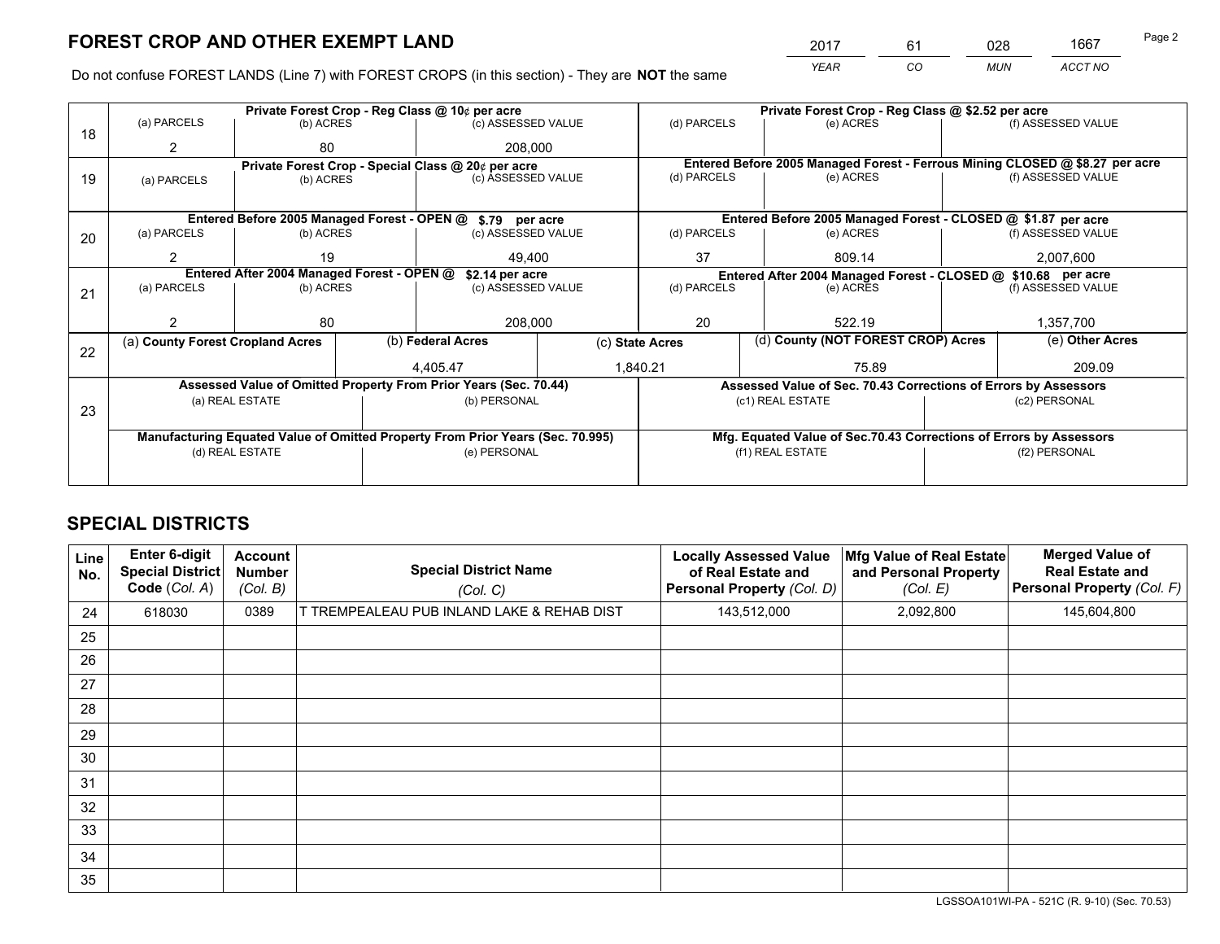# FOREST CROP AND OTHER EXEMPT LAND

| 2017 | 61 | 028 | 1667 |
|---|---|---|---|
| *YEAR* | *CO* | *MUN* | *ACCT NO* |

Do not confuse FOREST LANDS (Line 7) with FOREST CROPS (in this section) - They are **NOT** the same

| Line | Private Forest Crop - Reg Class @ 10¢ per acre | | | Private Forest Crop - Reg Class @ $2.52 per acre | | |
|---|---|---|---|---|---|---|
| | (a) PARCELS | (b) ACRES | (c) ASSESSED VALUE | (d) PARCELS | (e) ACRES | (f) ASSESSED VALUE |
| 18 | 2 | 80 | 208,000 | | | |
| | **Private Forest Crop - Special Class @ 20¢ per acre** | | | **Entered Before 2005 Managed Forest - Ferrous Mining CLOSED @ $8.27 per acre** | | |
| | (a) PARCELS | (b) ACRES | (c) ASSESSED VALUE | (d) PARCELS | (e) ACRES | (f) ASSESSED VALUE |
| 19 | | | | | | |
| | **Entered Before 2005 Managed Forest - OPEN @ $.79 per acre** | | | **Entered Before 2005 Managed Forest - CLOSED @ $1.87 per acre** | | |
| | (a) PARCELS | (b) ACRES | (c) ASSESSED VALUE | (d) PARCELS | (e) ACRES | (f) ASSESSED VALUE |
| 20 | 2 | 19 | 49,400 | 37 | 809.14 | 2,007,600 |
| | **Entered After 2004 Managed Forest - OPEN @ $2.14 per acre** | | | **Entered After 2004 Managed Forest - CLOSED @ $10.68 per acre** | | |
| | (a) PARCELS | (b) ACRES | (c) ASSESSED VALUE | (d) PARCELS | (e) ACRES | (f) ASSESSED VALUE |
| 21 | 2 | 80 | 208,000 | 20 | 522.19 | 1,357,700 |

| Line | (a) County Forest Cropland Acres | (b) Federal Acres | (c) State Acres | (d) County (NOT FOREST CROP) Acres | (e) Other Acres |
|---|---|---|---|---|---|
| 22 | | 4,405.47 | 1,840.21 | 75.89 | 209.09 |

| Line | Assessed Value of Omitted Property From Prior Years (Sec. 70.44) | | Assessed Value of Sec. 70.43 Corrections of Errors by Assessors | |
|---|---|---|---|---|
| | (a) REAL ESTATE | (b) PERSONAL | (c1) REAL ESTATE | (c2) PERSONAL |
| 23 | | | | |
| | **Manufacturing Equated Value of Omitted Property From Prior Years (Sec. 70.995)** | | **Mfg. Equated Value of Sec.70.43 Corrections of Errors by Assessors** | |
| | (d) REAL ESTATE | (e) PERSONAL | (f1) REAL ESTATE | (f2) PERSONAL |
| | | | | |

# SPECIAL DISTRICTS

| Line No. | Enter 6-digit Special District Code (*Col. A*) | Account Number (*Col. B*) | Special District Name (*Col. C*) | Locally Assessed Value of Real Estate and Personal Property (*Col. D*) | Mfg Value of Real Estate and Personal Property (*Col. E*) | Merged Value of Real Estate and Personal Property (*Col. F*) |
|---|---|---|---|---|---|---|
| 24 | 618030 | 0389 | T TREMPEALEAU PUB INLAND LAKE & REHAB DIST | 143,512,000 | 2,092,800 | 145,604,800 |
| 25 | | | | | | |
| 26 | | | | | | |
| 27 | | | | | | |
| 28 | | | | | | |
| 29 | | | | | | |
| 30 | | | | | | |
| 31 | | | | | | |
| 32 | | | | | | |
| 33 | | | | | | |
| 34 | | | | | | |
| 35 | | | | | | |

LGSSOA101WI-PA - 521C (R. 9-10) (Sec. 70.53)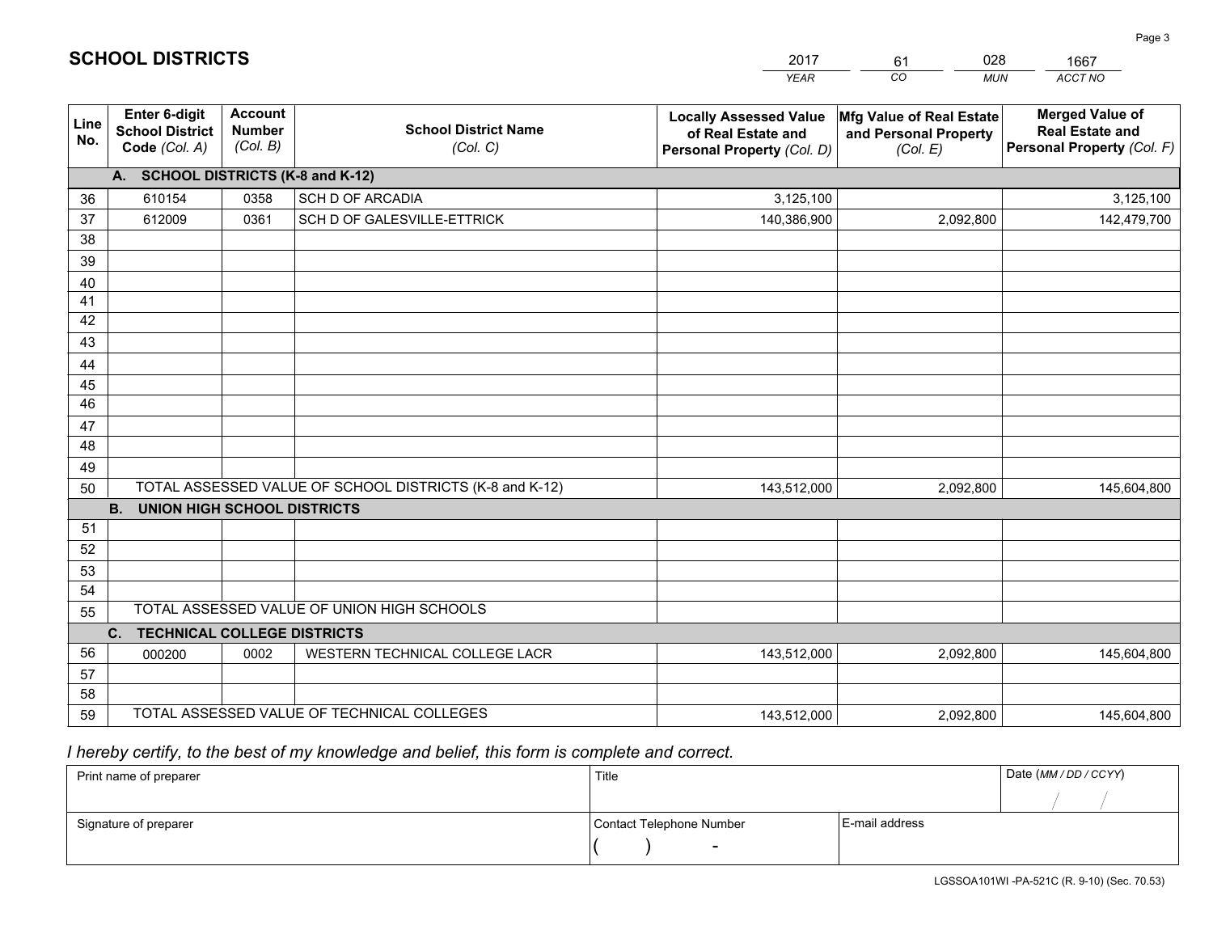# SCHOOL DISTRICTS

| 2017 | 61 | 028 | 1667 |
|---|---|---|---|
| *YEAR* | *CO* | *MUN* | *ACCT NO* |

| Line No. | Enter 6-digit School District Code *(Col. A)* | Account Number *(Col. B)* | School District Name *(Col. C)* | Locally Assessed Value of Real Estate and Personal Property *(Col. D)* | Mfg Value of Real Estate and Personal Property *(Col. E)* | Merged Value of Real Estate and Personal Property *(Col. F)* |
|---|---|---|---|---|---|---|
| **A. SCHOOL DISTRICTS (K-8 and K-12)** | | | | | | |
| 36 | 610154 | 0358 | SCH D OF ARCADIA | 3,125,100 | | 3,125,100 |
| 37 | 612009 | 0361 | SCH D OF GALESVILLE-ETTRICK | 140,386,900 | 2,092,800 | 142,479,700 |
| 38 | | | | | | |
| 39 | | | | | | |
| 40 | | | | | | |
| 41 | | | | | | |
| 42 | | | | | | |
| 43 | | | | | | |
| 44 | | | | | | |
| 45 | | | | | | |
| 46 | | | | | | |
| 47 | | | | | | |
| 48 | | | | | | |
| 49 | | | | | | |
| 50 | TOTAL ASSESSED VALUE OF SCHOOL DISTRICTS (K-8 and K-12) | | | 143,512,000 | 2,092,800 | 145,604,800 |
| **B. UNION HIGH SCHOOL DISTRICTS** | | | | | | |
| 51 | | | | | | |
| 52 | | | | | | |
| 53 | | | | | | |
| 54 | | | | | | |
| 55 | TOTAL ASSESSED VALUE OF UNION HIGH SCHOOLS | | | | | |
| **C. TECHNICAL COLLEGE DISTRICTS** | | | | | | |
| 56 | 000200 | 0002 | WESTERN TECHNICAL COLLEGE LACR | 143,512,000 | 2,092,800 | 145,604,800 |
| 57 | | | | | | |
| 58 | | | | | | |
| 59 | TOTAL ASSESSED VALUE OF TECHNICAL COLLEGES | | | 143,512,000 | 2,092,800 | 145,604,800 |

*I hereby certify, to the best of my knowledge and belief, this form is complete and correct.*

| Print name of preparer | Title | | Date *(MM / DD / CCYY)* |
|---|---|---|---|
| | | | / / |
| Signature of preparer | Contact Telephone Number | E-mail address | |
| | ( ) - | | |

LGSSOA101WI -PA-521C (R. 9-10) (Sec. 70.53)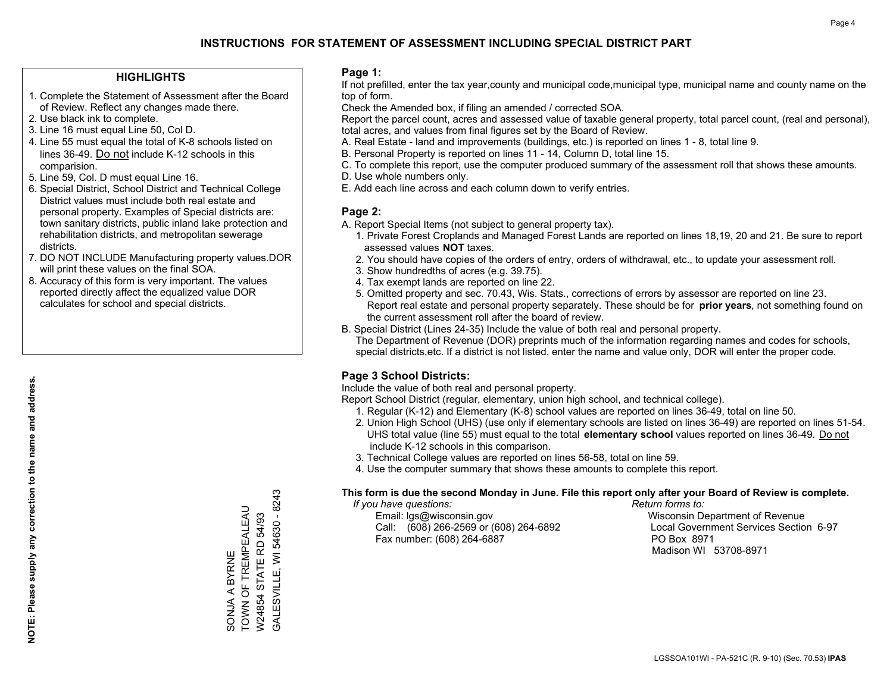# INSTRUCTIONS FOR STATEMENT OF ASSESSMENT INCLUDING SPECIAL DISTRICT PART

## HIGHLIGHTS

1. Complete the Statement of Assessment after the Board of Review. Reflect any changes made there.
2. Use black ink to complete.
3. Line 16 must equal Line 50, Col D.
4. Line 55 must equal the total of K-8 schools listed on lines 36-49. Do not include K-12 schools in this comparision.
5. Line 59, Col. D must equal Line 16.
6. Special District, School District and Technical College District values must include both real estate and personal property. Examples of Special districts are: town sanitary districts, public inland lake protection and rehabilitation districts, and metropolitan sewerage districts.
7. DO NOT INCLUDE Manufacturing property values.DOR will print these values on the final SOA.
8. Accuracy of this form is very important. The values reported directly affect the equalized value DOR calculates for school and special districts.

**NOTE: Please supply any correction to the name and address.**

SONJA A BYRNE
TOWN OF TREMPEALEAU
W24854 STATE RD 54/93
GALESVILLE, WI 54630 - 8243

## Page 1:

If not prefilled, enter the tax year,county and municipal code,municipal type, municipal name and county name on the top of form.

Check the Amended box, if filing an amended / corrected SOA.

Report the parcel count, acres and assessed value of taxable general property, total parcel count, (real and personal), total acres, and values from final figures set by the Board of Review.

A. Real Estate - land and improvements (buildings, etc.) is reported on lines 1 - 8, total line 9.
B. Personal Property is reported on lines 11 - 14, Column D, total line 15.
C. To complete this report, use the computer produced summary of the assessment roll that shows these amounts.
D. Use whole numbers only.
E. Add each line across and each column down to verify entries.

## Page 2:

A. Report Special Items (not subject to general property tax).
   1. Private Forest Croplands and Managed Forest Lands are reported on lines 18,19, 20 and 21. Be sure to report assessed values **NOT** taxes.
   2. You should have copies of the orders of entry, orders of withdrawal, etc., to update your assessment roll.
   3. Show hundredths of acres (e.g. 39.75).
   4. Tax exempt lands are reported on line 22.
   5. Omitted property and sec. 70.43, Wis. Stats., corrections of errors by assessor are reported on line 23. Report real estate and personal property separately. These should be for **prior years**, not something found on the current assessment roll after the board of review.
B. Special District (Lines 24-35) Include the value of both real and personal property.
   The Department of Revenue (DOR) preprints much of the information regarding names and codes for schools, special districts,etc. If a district is not listed, enter the name and value only, DOR will enter the proper code.

## Page 3 School Districts:

Include the value of both real and personal property.

Report School District (regular, elementary, union high school, and technical college).

1. Regular (K-12) and Elementary (K-8) school values are reported on lines 36-49, total on line 50.
2. Union High School (UHS) (use only if elementary schools are listed on lines 36-49) are reported on lines 51-54. UHS total value (line 55) must equal to the total **elementary school** values reported on lines 36-49. Do not include K-12 schools in this comparison.
3. Technical College values are reported on lines 56-58, total on line 59.
4. Use the computer summary that shows these amounts to complete this report.

**This form is due the second Monday in June. File this report only after your Board of Review is complete.**

*If you have questions:*
Email: lgs@wisconsin.gov
Call: (608) 266-2569 or (608) 264-6892
Fax number: (608) 264-6887

*Return forms to:*
Wisconsin Department of Revenue
Local Government Services Section 6-97
PO Box 8971
Madison WI 53708-8971

LGSSOA101WI - PA-521C (R. 9-10) (Sec. 70.53) **IPAS**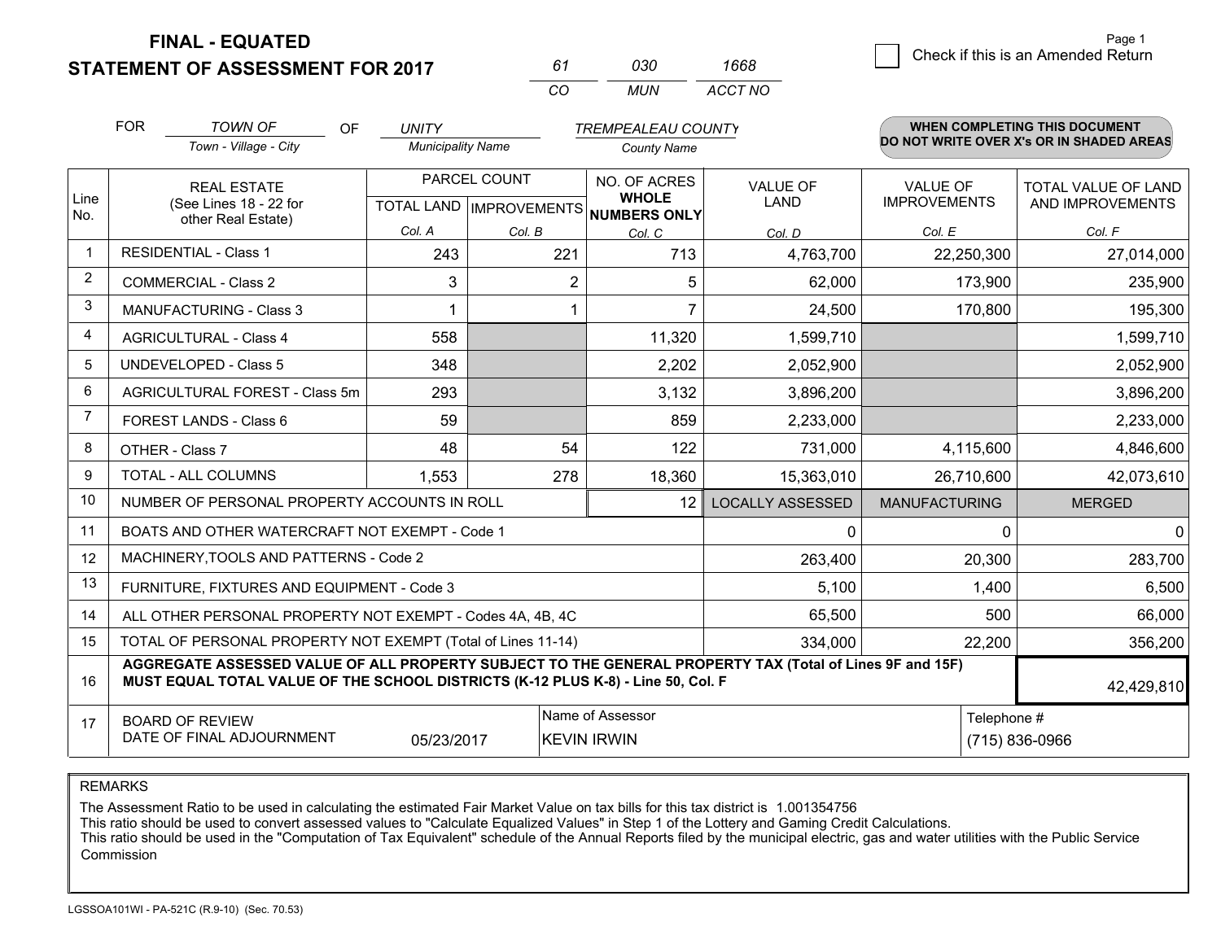**FINAL - EQUATED**
**STATEMENT OF ASSESSMENT FOR 2017**

| 61 | 030 | 1668 |
|---|---|---|
| CO | MUN | ACCT NO |

Page 1

☐ Check if this is an Amended Return

FOR *TOWN OF* (Town - Village - City) OF *UNITY* (Municipality Name) *TREMPEALEAU COUNTY* (County Name)

**WHEN COMPLETING THIS DOCUMENT DO NOT WRITE OVER X's OR IN SHADED AREAS**

| Line No. | REAL ESTATE (See Lines 18 - 22 for other Real Estate) | PARCEL COUNT TOTAL LAND Col. A | PARCEL COUNT IMPROVEMENTS Col. B | NO. OF ACRES WHOLE NUMBERS ONLY Col. C | VALUE OF LAND Col. D | VALUE OF IMPROVEMENTS Col. E | TOTAL VALUE OF LAND AND IMPROVEMENTS Col. F |
|---|---|---|---|---|---|---|---|
| 1 | RESIDENTIAL - Class 1 | 243 | 221 | 713 | 4,763,700 | 22,250,300 | 27,014,000 |
| 2 | COMMERCIAL - Class 2 | 3 | 2 | 5 | 62,000 | 173,900 | 235,900 |
| 3 | MANUFACTURING - Class 3 | 1 | 1 | 7 | 24,500 | 170,800 | 195,300 |
| 4 | AGRICULTURAL - Class 4 | 558 | | 11,320 | 1,599,710 | | 1,599,710 |
| 5 | UNDEVELOPED - Class 5 | 348 | | 2,202 | 2,052,900 | | 2,052,900 |
| 6 | AGRICULTURAL FOREST - Class 5m | 293 | | 3,132 | 3,896,200 | | 3,896,200 |
| 7 | FOREST LANDS - Class 6 | 59 | | 859 | 2,233,000 | | 2,233,000 |
| 8 | OTHER - Class 7 | 48 | 54 | 122 | 731,000 | 4,115,600 | 4,846,600 |
| 9 | TOTAL - ALL COLUMNS | 1,553 | 278 | 18,360 | 15,363,010 | 26,710,600 | 42,073,610 |
| 10 | NUMBER OF PERSONAL PROPERTY ACCOUNTS IN ROLL | | | 12 | LOCALLY ASSESSED | MANUFACTURING | MERGED |
| 11 | BOATS AND OTHER WATERCRAFT NOT EXEMPT - Code 1 | | | | 0 | 0 | 0 |
| 12 | MACHINERY,TOOLS AND PATTERNS - Code 2 | | | | 263,400 | 20,300 | 283,700 |
| 13 | FURNITURE, FIXTURES AND EQUIPMENT - Code 3 | | | | 5,100 | 1,400 | 6,500 |
| 14 | ALL OTHER PERSONAL PROPERTY NOT EXEMPT - Codes 4A, 4B, 4C | | | | 65,500 | 500 | 66,000 |
| 15 | TOTAL OF PERSONAL PROPERTY NOT EXEMPT (Total of Lines 11-14) | | | | 334,000 | 22,200 | 356,200 |
| 16 | **AGGREGATE ASSESSED VALUE OF ALL PROPERTY SUBJECT TO THE GENERAL PROPERTY TAX (Total of Lines 9F and 15F) MUST EQUAL TOTAL VALUE OF THE SCHOOL DISTRICTS (K-12 PLUS K-8) - Line 50, Col. F** | | | | | | 42,429,810 |
| 17 | BOARD OF REVIEW DATE OF FINAL ADJOURNMENT | 05/23/2017 | | Name of Assessor: KEVIN IRWIN | | Telephone #: (715) 836-0966 | |

REMARKS

The Assessment Ratio to be used in calculating the estimated Fair Market Value on tax bills for this tax district is 1.001354756
This ratio should be used to convert assessed values to "Calculate Equalized Values" in Step 1 of the Lottery and Gaming Credit Calculations.
This ratio should be used in the "Computation of Tax Equivalent" schedule of the Annual Reports filed by the municipal electric, gas and water utilities with the Public Service Commission

LGSSOA101WI - PA-521C (R.9-10) (Sec. 70.53)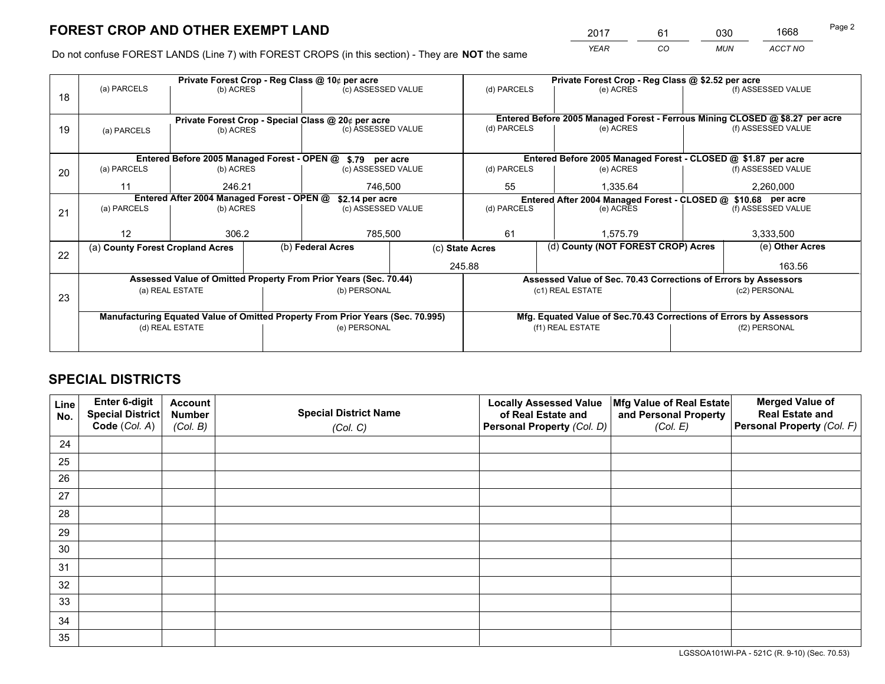# FOREST CROP AND OTHER EXEMPT LAND

| 2017 | 61 | 030 | 1668 |
|---|---|---|---|
| *YEAR* | *CO* | *MUN* | *ACCT NO* |

Do not confuse FOREST LANDS (Line 7) with FOREST CROPS (in this section) - They are **NOT** the same

| Line | Private Forest Crop - Reg Class @ 10¢ per acre | | | Private Forest Crop - Reg Class @ $2.52 per acre | | |
|---|---|---|---|---|---|---|
| 18 | (a) PARCELS | (b) ACRES | (c) ASSESSED VALUE | (d) PARCELS | (e) ACRES | (f) ASSESSED VALUE |
| | | | | | | |
| | **Private Forest Crop - Special Class @ 20¢ per acre** | | | **Entered Before 2005 Managed Forest - Ferrous Mining CLOSED @ $8.27 per acre** | | |
| 19 | (a) PARCELS | (b) ACRES | (c) ASSESSED VALUE | (d) PARCELS | (e) ACRES | (f) ASSESSED VALUE |
| | | | | | | |
| | **Entered Before 2005 Managed Forest - OPEN @ $.79 per acre** | | | **Entered Before 2005 Managed Forest - CLOSED @ $1.87 per acre** | | |
| 20 | (a) PARCELS | (b) ACRES | (c) ASSESSED VALUE | (d) PARCELS | (e) ACRES | (f) ASSESSED VALUE |
| | 11 | 246.21 | 746,500 | 55 | 1,335.64 | 2,260,000 |
| | **Entered After 2004 Managed Forest - OPEN @ $2.14 per acre** | | | **Entered After 2004 Managed Forest - CLOSED @ $10.68 per acre** | | |
| 21 | (a) PARCELS | (b) ACRES | (c) ASSESSED VALUE | (d) PARCELS | (e) ACRES | (f) ASSESSED VALUE |
| | 12 | 306.2 | 785,500 | 61 | 1,575.79 | 3,333,500 |

| Line | (a) County Forest Cropland Acres | (b) Federal Acres | (c) State Acres | (d) County (NOT FOREST CROP) Acres | (e) Other Acres |
|---|---|---|---|---|---|
| 22 | | | 245.88 | | 163.56 |

| Line | Assessed Value of Omitted Property From Prior Years (Sec. 70.44) | | Assessed Value of Sec. 70.43 Corrections of Errors by Assessors | |
|---|---|---|---|---|
| 23 | (a) REAL ESTATE | (b) PERSONAL | (c1) REAL ESTATE | (c2) PERSONAL |
| | | | | |
| | **Manufacturing Equated Value of Omitted Property From Prior Years (Sec. 70.995)** | | **Mfg. Equated Value of Sec.70.43 Corrections of Errors by Assessors** | |
| | (d) REAL ESTATE | (e) PERSONAL | (f1) REAL ESTATE | (f2) PERSONAL |
| | | | | |

# SPECIAL DISTRICTS

| Line No. | Enter 6-digit Special District Code (Col. A) | Account Number (Col. B) | Special District Name (Col. C) | Locally Assessed Value of Real Estate and Personal Property (Col. D) | Mfg Value of Real Estate and Personal Property (Col. E) | Merged Value of Real Estate and Personal Property (Col. F) |
|---|---|---|---|---|---|---|
| 24 | | | | | | |
| 25 | | | | | | |
| 26 | | | | | | |
| 27 | | | | | | |
| 28 | | | | | | |
| 29 | | | | | | |
| 30 | | | | | | |
| 31 | | | | | | |
| 32 | | | | | | |
| 33 | | | | | | |
| 34 | | | | | | |
| 35 | | | | | | |

LGSSOA101WI-PA - 521C (R. 9-10) (Sec. 70.53)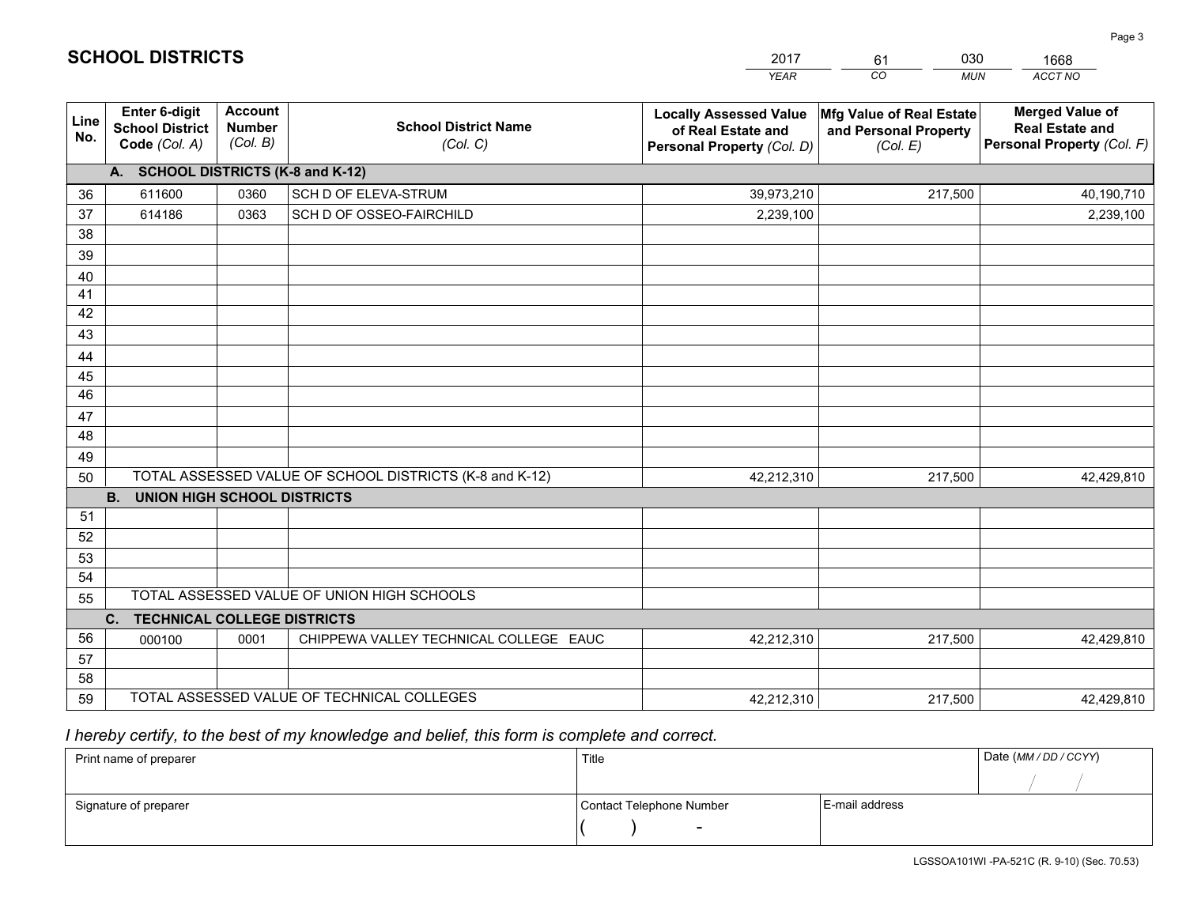# SCHOOL DISTRICTS

| 2017 | 61 | 030 | 1668 |
|---|---|---|---|
| *YEAR* | *CO* | *MUN* | *ACCT NO* |

| Line No. | Enter 6-digit School District Code *(Col. A)* | Account Number *(Col. B)* | School District Name *(Col. C)* | Locally Assessed Value of Real Estate and Personal Property *(Col. D)* | Mfg Value of Real Estate and Personal Property *(Col. E)* | Merged Value of Real Estate and Personal Property *(Col. F)* |
|---|---|---|---|---|---|---|
| | **A. SCHOOL DISTRICTS (K-8 and K-12)** | | | | | |
| 36 | 611600 | 0360 | SCH D OF ELEVA-STRUM | 39,973,210 | 217,500 | 40,190,710 |
| 37 | 614186 | 0363 | SCH D OF OSSEO-FAIRCHILD | 2,239,100 | | 2,239,100 |
| 38 | | | | | | |
| 39 | | | | | | |
| 40 | | | | | | |
| 41 | | | | | | |
| 42 | | | | | | |
| 43 | | | | | | |
| 44 | | | | | | |
| 45 | | | | | | |
| 46 | | | | | | |
| 47 | | | | | | |
| 48 | | | | | | |
| 49 | | | | | | |
| 50 | TOTAL ASSESSED VALUE OF SCHOOL DISTRICTS (K-8 and K-12) | | | 42,212,310 | 217,500 | 42,429,810 |
| | **B. UNION HIGH SCHOOL DISTRICTS** | | | | | |
| 51 | | | | | | |
| 52 | | | | | | |
| 53 | | | | | | |
| 54 | | | | | | |
| 55 | TOTAL ASSESSED VALUE OF UNION HIGH SCHOOLS | | | | | |
| | **C. TECHNICAL COLLEGE DISTRICTS** | | | | | |
| 56 | 000100 | 0001 | CHIPPEWA VALLEY TECHNICAL COLLEGE EAUC | 42,212,310 | 217,500 | 42,429,810 |
| 57 | | | | | | |
| 58 | | | | | | |
| 59 | TOTAL ASSESSED VALUE OF TECHNICAL COLLEGES | | | 42,212,310 | 217,500 | 42,429,810 |

*I hereby certify, to the best of my knowledge and belief, this form is complete and correct.*

| Print name of preparer | Title | | Date *(MM / DD / CCYY)* |
|---|---|---|---|
| | | | / / |
| **Signature of preparer** | **Contact Telephone Number** | **E-mail address** | |
| | ( ) - | | |

LGSSOA101WI -PA-521C (R. 9-10) (Sec. 70.53)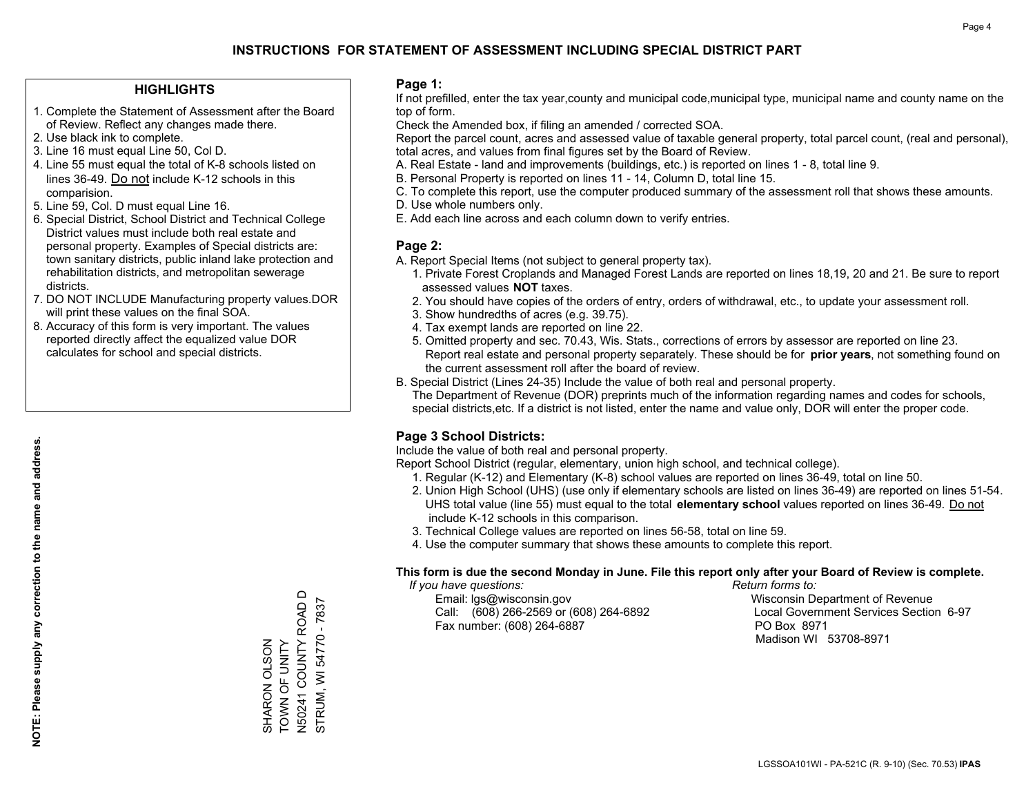# INSTRUCTIONS FOR STATEMENT OF ASSESSMENT INCLUDING SPECIAL DISTRICT PART

## HIGHLIGHTS

1. Complete the Statement of Assessment after the Board of Review. Reflect any changes made there.
2. Use black ink to complete.
3. Line 16 must equal Line 50, Col D.
4. Line 55 must equal the total of K-8 schools listed on lines 36-49. Do not include K-12 schools in this comparision.
5. Line 59, Col. D must equal Line 16.
6. Special District, School District and Technical College District values must include both real estate and personal property. Examples of Special districts are: town sanitary districts, public inland lake protection and rehabilitation districts, and metropolitan sewerage districts.
7. DO NOT INCLUDE Manufacturing property values.DOR will print these values on the final SOA.
8. Accuracy of this form is very important. The values reported directly affect the equalized value DOR calculates for school and special districts.

**NOTE: Please supply any correction to the name and address.**

SHARON OLSON
TOWN OF UNITY
N50241 COUNTY ROAD D
STRUM, WI 54770 - 7837

## Page 1:

If not prefilled, enter the tax year,county and municipal code,municipal type, municipal name and county name on the top of form.

Check the Amended box, if filing an amended / corrected SOA.

Report the parcel count, acres and assessed value of taxable general property, total parcel count, (real and personal), total acres, and values from final figures set by the Board of Review.

A. Real Estate - land and improvements (buildings, etc.) is reported on lines 1 - 8, total line 9.
B. Personal Property is reported on lines 11 - 14, Column D, total line 15.
C. To complete this report, use the computer produced summary of the assessment roll that shows these amounts.
D. Use whole numbers only.
E. Add each line across and each column down to verify entries.

## Page 2:

A. Report Special Items (not subject to general property tax).
   1. Private Forest Croplands and Managed Forest Lands are reported on lines 18,19, 20 and 21. Be sure to report assessed values **NOT** taxes.
   2. You should have copies of the orders of entry, orders of withdrawal, etc., to update your assessment roll.
   3. Show hundredths of acres (e.g. 39.75).
   4. Tax exempt lands are reported on line 22.
   5. Omitted property and sec. 70.43, Wis. Stats., corrections of errors by assessor are reported on line 23. Report real estate and personal property separately. These should be for **prior years**, not something found on the current assessment roll after the board of review.
B. Special District (Lines 24-35) Include the value of both real and personal property.
   The Department of Revenue (DOR) preprints much of the information regarding names and codes for schools, special districts,etc. If a district is not listed, enter the name and value only, DOR will enter the proper code.

## Page 3 School Districts:

Include the value of both real and personal property.

Report School District (regular, elementary, union high school, and technical college).

1. Regular (K-12) and Elementary (K-8) school values are reported on lines 36-49, total on line 50.
2. Union High School (UHS) (use only if elementary schools are listed on lines 36-49) are reported on lines 51-54. UHS total value (line 55) must equal to the total **elementary school** values reported on lines 36-49. Do not include K-12 schools in this comparison.
3. Technical College values are reported on lines 56-58, total on line 59.
4. Use the computer summary that shows these amounts to complete this report.

**This form is due the second Monday in June. File this report only after your Board of Review is complete.**

*If you have questions:*
Email: lgs@wisconsin.gov
Call: (608) 266-2569 or (608) 264-6892
Fax number: (608) 264-6887

*Return forms to:*
Wisconsin Department of Revenue
Local Government Services Section 6-97
PO Box 8971
Madison WI 53708-8971

LGSSOA101WI - PA-521C (R. 9-10) (Sec. 70.53) **IPAS**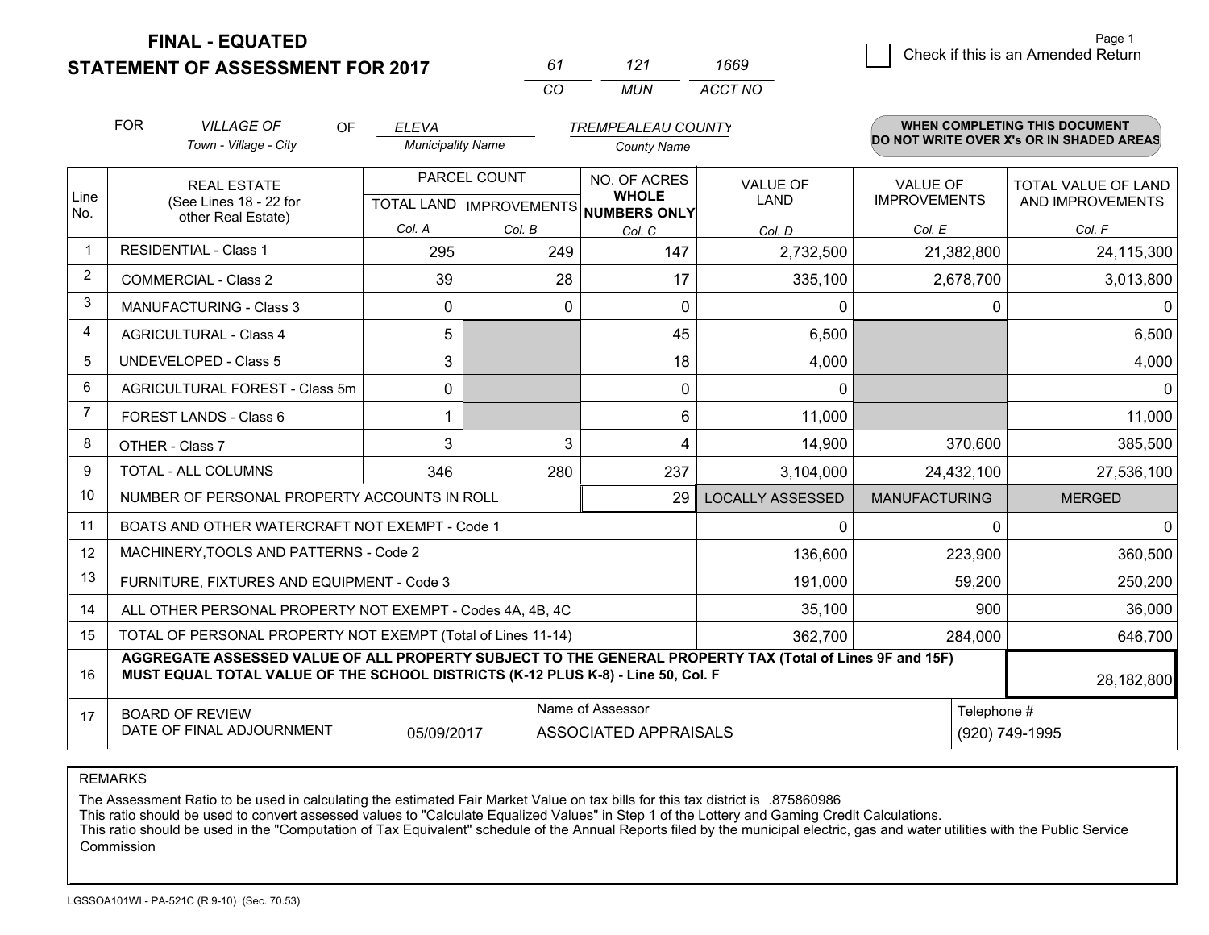**FINAL - EQUATED**
**STATEMENT OF ASSESSMENT FOR 2017**

| 61 | 121 | 1669 |
|---|---|---|
| CO | MUN | ACCT NO |

Check if this is an Amended Return

FOR *VILLAGE OF* (Town - Village - City) OF *ELEVA* (Municipality Name) *TREMPEALEAU COUNTY* (County Name)

**WHEN COMPLETING THIS DOCUMENT DO NOT WRITE OVER X's OR IN SHADED AREAS**

| Line No. | REAL ESTATE (See Lines 18 - 22 for other Real Estate) | PARCEL COUNT | | NO. OF ACRES **WHOLE NUMBERS ONLY** | VALUE OF LAND | VALUE OF IMPROVEMENTS | TOTAL VALUE OF LAND AND IMPROVEMENTS |
|---|---|---|---|---|---|---|---|
| | | TOTAL LAND | IMPROVEMENTS | | | | |
| | | Col. A | Col. B | Col. C | Col. D | Col. E | Col. F |
| 1 | RESIDENTIAL - Class 1 | 295 | 249 | 147 | 2,732,500 | 21,382,800 | 24,115,300 |
| 2 | COMMERCIAL - Class 2 | 39 | 28 | 17 | 335,100 | 2,678,700 | 3,013,800 |
| 3 | MANUFACTURING - Class 3 | 0 | 0 | 0 | 0 | 0 | 0 |
| 4 | AGRICULTURAL - Class 4 | 5 | | 45 | 6,500 | | 6,500 |
| 5 | UNDEVELOPED - Class 5 | 3 | | 18 | 4,000 | | 4,000 |
| 6 | AGRICULTURAL FOREST - Class 5m | 0 | | 0 | 0 | | 0 |
| 7 | FOREST LANDS - Class 6 | 1 | | 6 | 11,000 | | 11,000 |
| 8 | OTHER - Class 7 | 3 | 3 | 4 | 14,900 | 370,600 | 385,500 |
| 9 | TOTAL - ALL COLUMNS | 346 | 280 | 237 | 3,104,000 | 24,432,100 | 27,536,100 |
| 10 | NUMBER OF PERSONAL PROPERTY ACCOUNTS IN ROLL | | | 29 | LOCALLY ASSESSED | MANUFACTURING | MERGED |
| 11 | BOATS AND OTHER WATERCRAFT NOT EXEMPT - Code 1 | | | | 0 | 0 | 0 |
| 12 | MACHINERY,TOOLS AND PATTERNS - Code 2 | | | | 136,600 | 223,900 | 360,500 |
| 13 | FURNITURE, FIXTURES AND EQUIPMENT - Code 3 | | | | 191,000 | 59,200 | 250,200 |
| 14 | ALL OTHER PERSONAL PROPERTY NOT EXEMPT - Codes 4A, 4B, 4C | | | | 35,100 | 900 | 36,000 |
| 15 | TOTAL OF PERSONAL PROPERTY NOT EXEMPT (Total of Lines 11-14) | | | | 362,700 | 284,000 | 646,700 |
| 16 | **AGGREGATE ASSESSED VALUE OF ALL PROPERTY SUBJECT TO THE GENERAL PROPERTY TAX (Total of Lines 9F and 15F) MUST EQUAL TOTAL VALUE OF THE SCHOOL DISTRICTS (K-12 PLUS K-8) - Line 50, Col. F** | | | | | | 28,182,800 |
| 17 | BOARD OF REVIEW DATE OF FINAL ADJOURNMENT | 05/09/2017 | | Name of Assessor: ASSOCIATED APPRAISALS | | | Telephone #: (920) 749-1995 |

REMARKS

The Assessment Ratio to be used in calculating the estimated Fair Market Value on tax bills for this tax district is .875860986
This ratio should be used to convert assessed values to "Calculate Equalized Values" in Step 1 of the Lottery and Gaming Credit Calculations.
This ratio should be used in the "Computation of Tax Equivalent" schedule of the Annual Reports filed by the municipal electric, gas and water utilities with the Public Service Commission

LGSSOA101WI - PA-521C (R.9-10) (Sec. 70.53)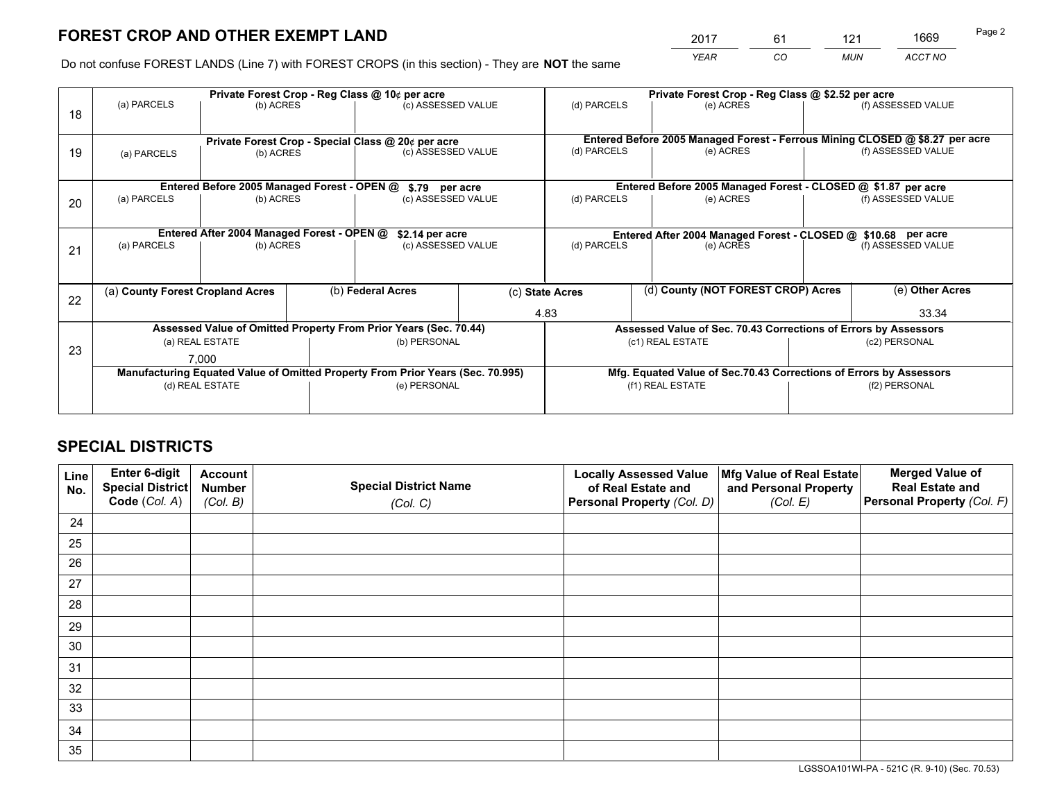# FOREST CROP AND OTHER EXEMPT LAND

| 2017 | 61 | 121 | 1669 |
|---|---|---|---|
| *YEAR* | *CO* | *MUN* | *ACCT NO* |

Do not confuse FOREST LANDS (Line 7) with FOREST CROPS (in this section) - They are **NOT** the same

| Line | Private Forest Crop - Reg Class @ 10¢ per acre | | | Private Forest Crop - Reg Class @ $2.52 per acre | | |
|---|---|---|---|---|---|---|
| 18 | (a) PARCELS | (b) ACRES | (c) ASSESSED VALUE | (d) PARCELS | (e) ACRES | (f) ASSESSED VALUE |
| | **Private Forest Crop - Special Class @ 20¢ per acre** | | | **Entered Before 2005 Managed Forest - Ferrous Mining CLOSED @ $8.27 per acre** | | |
| 19 | (a) PARCELS | (b) ACRES | (c) ASSESSED VALUE | (d) PARCELS | (e) ACRES | (f) ASSESSED VALUE |
| | **Entered Before 2005 Managed Forest - OPEN @ $.79 per acre** | | | **Entered Before 2005 Managed Forest - CLOSED @ $1.87 per acre** | | |
| 20 | (a) PARCELS | (b) ACRES | (c) ASSESSED VALUE | (d) PARCELS | (e) ACRES | (f) ASSESSED VALUE |
| | **Entered After 2004 Managed Forest - OPEN @ $2.14 per acre** | | | **Entered After 2004 Managed Forest - CLOSED @ $10.68 per acre** | | |
| 21 | (a) PARCELS | (b) ACRES | (c) ASSESSED VALUE | (d) PARCELS | (e) ACRES | (f) ASSESSED VALUE |

| Line | (a) County Forest Cropland Acres | (b) Federal Acres | (c) State Acres | (d) County (NOT FOREST CROP) Acres | (e) Other Acres |
|---|---|---|---|---|---|
| 22 | | | 4.83 | | 33.34 |

| Line | Assessed Value of Omitted Property From Prior Years (Sec. 70.44) | | Assessed Value of Sec. 70.43 Corrections of Errors by Assessors | |
|---|---|---|---|---|
| 23 | (a) REAL ESTATE | (b) PERSONAL | (c1) REAL ESTATE | (c2) PERSONAL |
| | 7,000 | | | |
| | **Manufacturing Equated Value of Omitted Property From Prior Years (Sec. 70.995)** | | **Mfg. Equated Value of Sec.70.43 Corrections of Errors by Assessors** | |
| | (d) REAL ESTATE | (e) PERSONAL | (f1) REAL ESTATE | (f2) PERSONAL |
| | | | | |

# SPECIAL DISTRICTS

| Line No. | Enter 6-digit Special District Code (Col. A) | Account Number (Col. B) | Special District Name (Col. C) | Locally Assessed Value of Real Estate and Personal Property (Col. D) | Mfg Value of Real Estate and Personal Property (Col. E) | Merged Value of Real Estate and Personal Property (Col. F) |
|---|---|---|---|---|---|---|
| 24 | | | | | | |
| 25 | | | | | | |
| 26 | | | | | | |
| 27 | | | | | | |
| 28 | | | | | | |
| 29 | | | | | | |
| 30 | | | | | | |
| 31 | | | | | | |
| 32 | | | | | | |
| 33 | | | | | | |
| 34 | | | | | | |
| 35 | | | | | | |

LGSSOA101WI-PA - 521C (R. 9-10) (Sec. 70.53)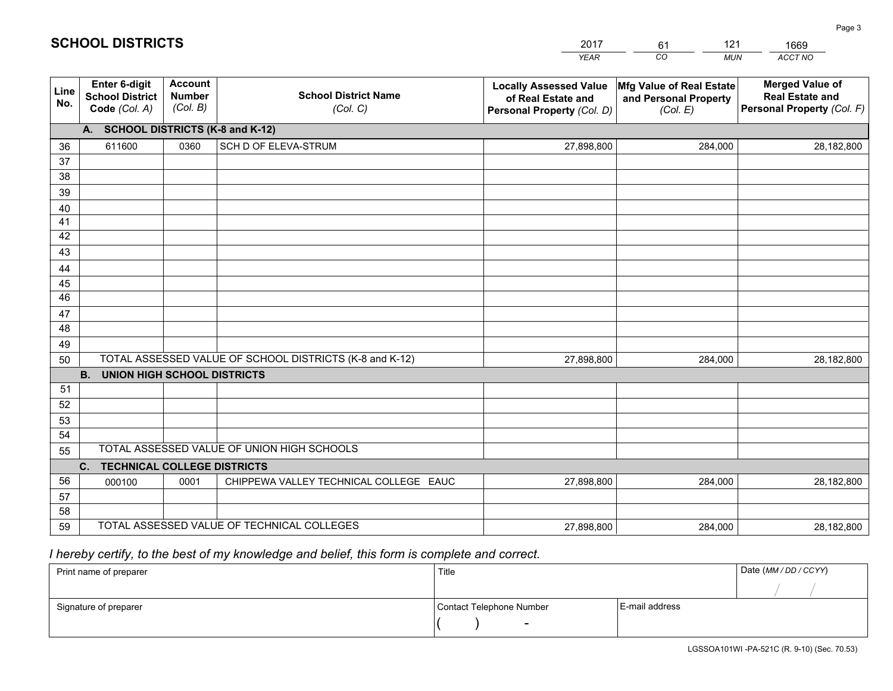# SCHOOL DISTRICTS

| 2017 | 61 | 121 | 1669 |
|---|---|---|---|
| *YEAR* | *CO* | *MUN* | *ACCT NO* |

| Line No. | Enter 6-digit School District Code *(Col. A)* | Account Number *(Col. B)* | School District Name *(Col. C)* | Locally Assessed Value of Real Estate and Personal Property *(Col. D)* | Mfg Value of Real Estate and Personal Property *(Col. E)* | Merged Value of Real Estate and Personal Property *(Col. F)* |
|---|---|---|---|---|---|---|
| **A. SCHOOL DISTRICTS (K-8 and K-12)** | | | | | | |
| 36 | 611600 | 0360 | SCH D OF ELEVA-STRUM | 27,898,800 | 284,000 | 28,182,800 |
| 37 | | | | | | |
| 38 | | | | | | |
| 39 | | | | | | |
| 40 | | | | | | |
| 41 | | | | | | |
| 42 | | | | | | |
| 43 | | | | | | |
| 44 | | | | | | |
| 45 | | | | | | |
| 46 | | | | | | |
| 47 | | | | | | |
| 48 | | | | | | |
| 49 | | | | | | |
| 50 | TOTAL ASSESSED VALUE OF SCHOOL DISTRICTS (K-8 and K-12) | | | 27,898,800 | 284,000 | 28,182,800 |
| **B. UNION HIGH SCHOOL DISTRICTS** | | | | | | |
| 51 | | | | | | |
| 52 | | | | | | |
| 53 | | | | | | |
| 54 | | | | | | |
| 55 | TOTAL ASSESSED VALUE OF UNION HIGH SCHOOLS | | | | | |
| **C. TECHNICAL COLLEGE DISTRICTS** | | | | | | |
| 56 | 000100 | 0001 | CHIPPEWA VALLEY TECHNICAL COLLEGE EAUC | 27,898,800 | 284,000 | 28,182,800 |
| 57 | | | | | | |
| 58 | | | | | | |
| 59 | TOTAL ASSESSED VALUE OF TECHNICAL COLLEGES | | | 27,898,800 | 284,000 | 28,182,800 |

*I hereby certify, to the best of my knowledge and belief, this form is complete and correct.*

| Print name of preparer | Title | | Date *(MM / DD / CCYY)* |
|---|---|---|---|
| | | | / / |
| Signature of preparer | Contact Telephone Number | E-mail address | |
| | ( ) - | | |

LGSSOA101WI -PA-521C (R. 9-10) (Sec. 70.53)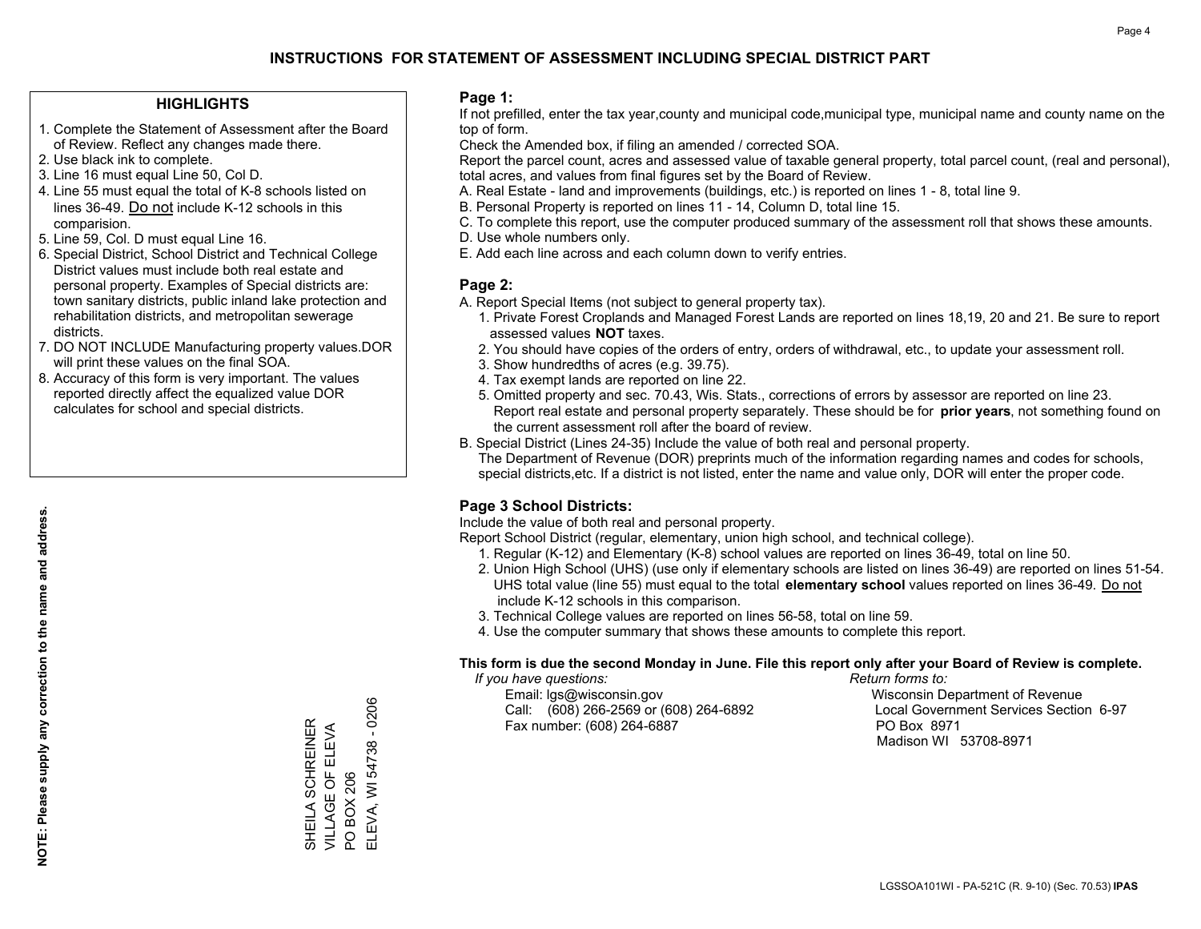# INSTRUCTIONS FOR STATEMENT OF ASSESSMENT INCLUDING SPECIAL DISTRICT PART

### HIGHLIGHTS

1. Complete the Statement of Assessment after the Board of Review. Reflect any changes made there.
2. Use black ink to complete.
3. Line 16 must equal Line 50, Col D.
4. Line 55 must equal the total of K-8 schools listed on lines 36-49. Do not include K-12 schools in this comparision.
5. Line 59, Col. D must equal Line 16.
6. Special District, School District and Technical College District values must include both real estate and personal property. Examples of Special districts are: town sanitary districts, public inland lake protection and rehabilitation districts, and metropolitan sewerage districts.
7. DO NOT INCLUDE Manufacturing property values.DOR will print these values on the final SOA.
8. Accuracy of this form is very important. The values reported directly affect the equalized value DOR calculates for school and special districts.

**NOTE: Please supply any correction to the name and address.**

SHEILA SCHREINER
VILLAGE OF ELEVA
PO BOX 206
ELEVA, WI 54738 - 0206

### Page 1:

If not prefilled, enter the tax year,county and municipal code,municipal type, municipal name and county name on the top of form.

Check the Amended box, if filing an amended / corrected SOA.

Report the parcel count, acres and assessed value of taxable general property, total parcel count, (real and personal), total acres, and values from final figures set by the Board of Review.

A. Real Estate - land and improvements (buildings, etc.) is reported on lines 1 - 8, total line 9.
B. Personal Property is reported on lines 11 - 14, Column D, total line 15.
C. To complete this report, use the computer produced summary of the assessment roll that shows these amounts.
D. Use whole numbers only.
E. Add each line across and each column down to verify entries.

### Page 2:

A. Report Special Items (not subject to general property tax).
   1. Private Forest Croplands and Managed Forest Lands are reported on lines 18,19, 20 and 21. Be sure to report assessed values **NOT** taxes.
   2. You should have copies of the orders of entry, orders of withdrawal, etc., to update your assessment roll.
   3. Show hundredths of acres (e.g. 39.75).
   4. Tax exempt lands are reported on line 22.
   5. Omitted property and sec. 70.43, Wis. Stats., corrections of errors by assessor are reported on line 23. Report real estate and personal property separately. These should be for **prior years**, not something found on the current assessment roll after the board of review.
B. Special District (Lines 24-35) Include the value of both real and personal property.
   The Department of Revenue (DOR) preprints much of the information regarding names and codes for schools, special districts,etc. If a district is not listed, enter the name and value only, DOR will enter the proper code.

### Page 3 School Districts:

Include the value of both real and personal property.

Report School District (regular, elementary, union high school, and technical college).

1. Regular (K-12) and Elementary (K-8) school values are reported on lines 36-49, total on line 50.
2. Union High School (UHS) (use only if elementary schools are listed on lines 36-49) are reported on lines 51-54. UHS total value (line 55) must equal to the total **elementary school** values reported on lines 36-49. Do not include K-12 schools in this comparison.
3. Technical College values are reported on lines 56-58, total on line 59.
4. Use the computer summary that shows these amounts to complete this report.

**This form is due the second Monday in June. File this report only after your Board of Review is complete.**

*If you have questions:*
Email: lgs@wisconsin.gov
Call: (608) 266-2569 or (608) 264-6892
Fax number: (608) 264-6887

*Return forms to:*
Wisconsin Department of Revenue
Local Government Services Section 6-97
PO Box 8971
Madison WI 53708-8971

LGSSOA101WI - PA-521C (R. 9-10) (Sec. 70.53) **IPAS**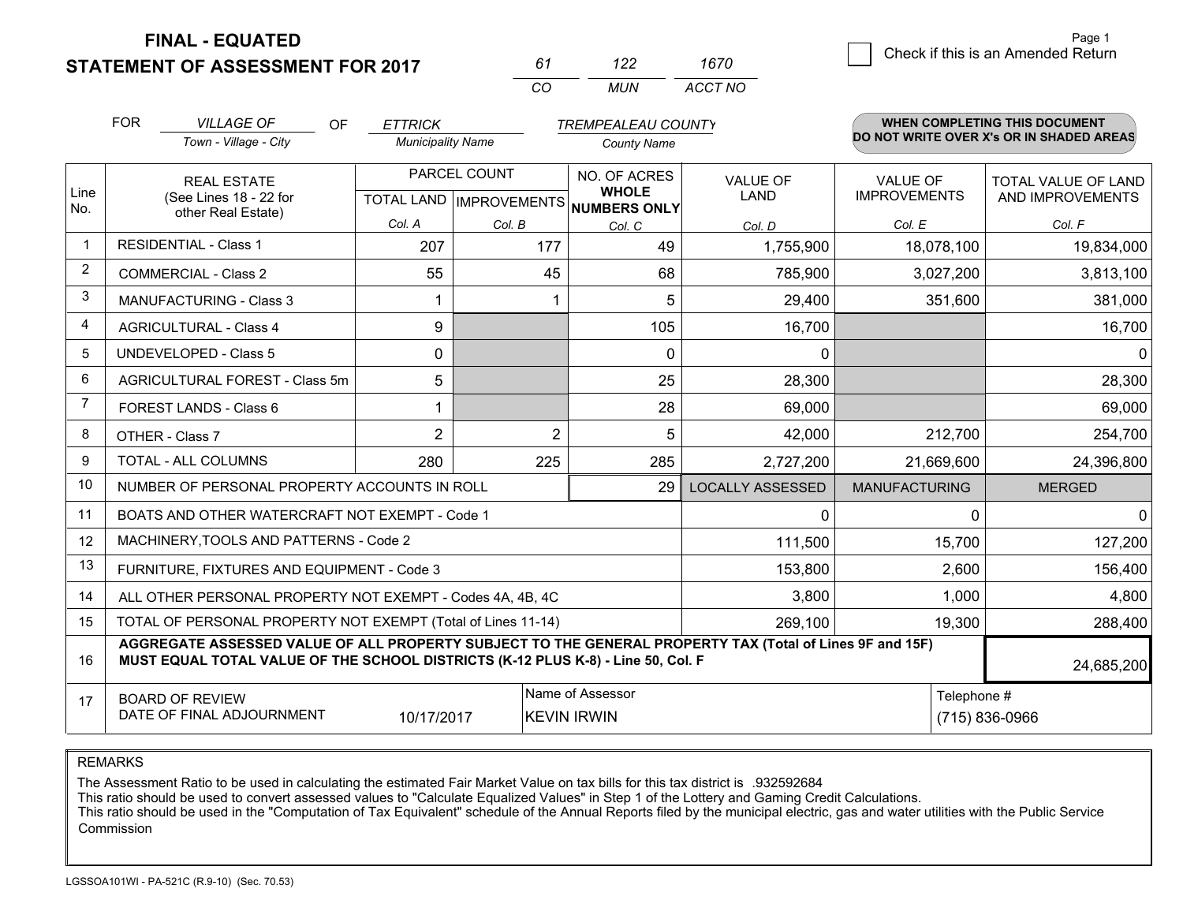# FINAL - EQUATED
## STATEMENT OF ASSESSMENT FOR 2017

| 61 | 122 | 1670 |
|---|---|---|
| CO | MUN | ACCT NO |

Page 1

☐ Check if this is an Amended Return

FOR *VILLAGE OF* (Town - Village - City) OF *ETTRICK* (Municipality Name) *TREMPEALEAU COUNTY* (County Name)

**WHEN COMPLETING THIS DOCUMENT DO NOT WRITE OVER X's OR IN SHADED AREAS**

| Line No. | REAL ESTATE (See Lines 18 - 22 for other Real Estate) | PARCEL COUNT TOTAL LAND Col. A | PARCEL COUNT IMPROVEMENTS Col. B | NO. OF ACRES WHOLE NUMBERS ONLY Col. C | VALUE OF LAND Col. D | VALUE OF IMPROVEMENTS Col. E | TOTAL VALUE OF LAND AND IMPROVEMENTS Col. F |
|---|---|---|---|---|---|---|---|
| 1 | RESIDENTIAL - Class 1 | 207 | 177 | 49 | 1,755,900 | 18,078,100 | 19,834,000 |
| 2 | COMMERCIAL - Class 2 | 55 | 45 | 68 | 785,900 | 3,027,200 | 3,813,100 |
| 3 | MANUFACTURING - Class 3 | 1 | 1 | 5 | 29,400 | 351,600 | 381,000 |
| 4 | AGRICULTURAL - Class 4 | 9 | | 105 | 16,700 | | 16,700 |
| 5 | UNDEVELOPED - Class 5 | 0 | | 0 | 0 | | 0 |
| 6 | AGRICULTURAL FOREST - Class 5m | 5 | | 25 | 28,300 | | 28,300 |
| 7 | FOREST LANDS - Class 6 | 1 | | 28 | 69,000 | | 69,000 |
| 8 | OTHER - Class 7 | 2 | 2 | 5 | 42,000 | 212,700 | 254,700 |
| 9 | TOTAL - ALL COLUMNS | 280 | 225 | 285 | 2,727,200 | 21,669,600 | 24,396,800 |
| 10 | NUMBER OF PERSONAL PROPERTY ACCOUNTS IN ROLL | | | 29 | LOCALLY ASSESSED | MANUFACTURING | MERGED |
| 11 | BOATS AND OTHER WATERCRAFT NOT EXEMPT - Code 1 | | | | 0 | 0 | 0 |
| 12 | MACHINERY,TOOLS AND PATTERNS - Code 2 | | | | 111,500 | 15,700 | 127,200 |
| 13 | FURNITURE, FIXTURES AND EQUIPMENT - Code 3 | | | | 153,800 | 2,600 | 156,400 |
| 14 | ALL OTHER PERSONAL PROPERTY NOT EXEMPT - Codes 4A, 4B, 4C | | | | 3,800 | 1,000 | 4,800 |
| 15 | TOTAL OF PERSONAL PROPERTY NOT EXEMPT (Total of Lines 11-14) | | | | 269,100 | 19,300 | 288,400 |
| 16 | **AGGREGATE ASSESSED VALUE OF ALL PROPERTY SUBJECT TO THE GENERAL PROPERTY TAX (Total of Lines 9F and 15F) MUST EQUAL TOTAL VALUE OF THE SCHOOL DISTRICTS (K-12 PLUS K-8) - Line 50, Col. F** | | | | | | 24,685,200 |
| 17 | BOARD OF REVIEW DATE OF FINAL ADJOURNMENT | 10/17/2017 | Name of Assessor: KEVIN IRWIN | | | Telephone #: (715) 836-0966 | |

REMARKS

The Assessment Ratio to be used in calculating the estimated Fair Market Value on tax bills for this tax district is .932592684
This ratio should be used to convert assessed values to "Calculate Equalized Values" in Step 1 of the Lottery and Gaming Credit Calculations.
This ratio should be used in the "Computation of Tax Equivalent" schedule of the Annual Reports filed by the municipal electric, gas and water utilities with the Public Service Commission

LGSSOA101WI - PA-521C (R.9-10) (Sec. 70.53)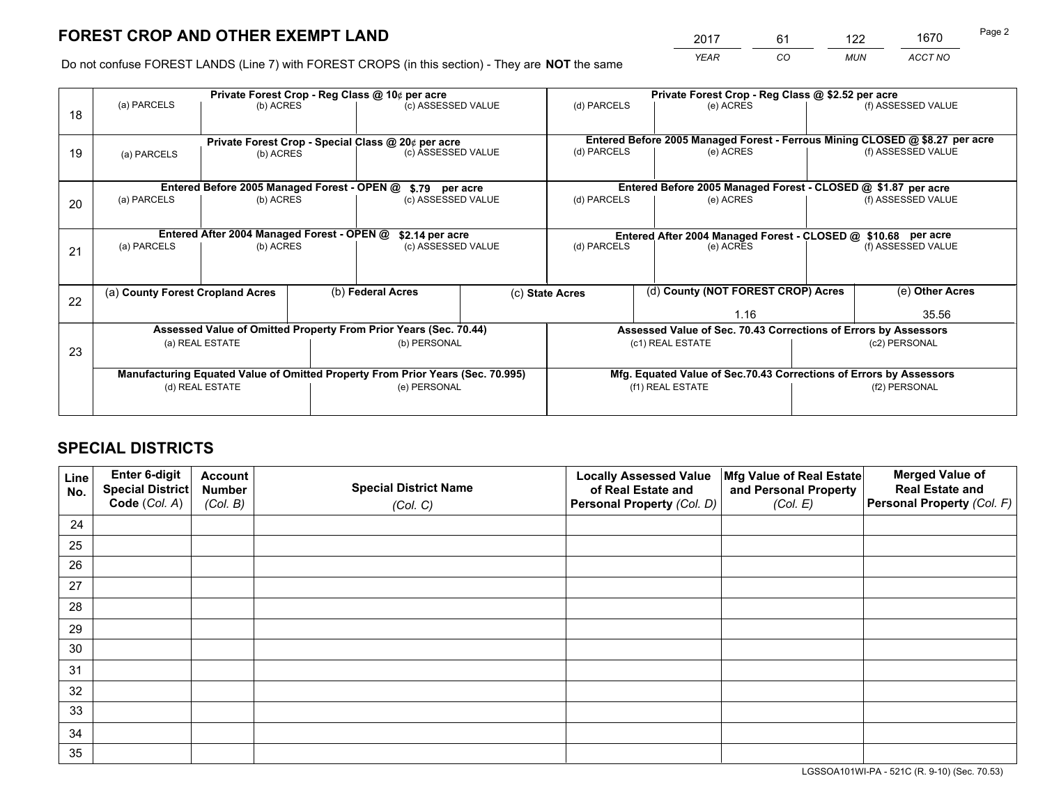# FOREST CROP AND OTHER EXEMPT LAND

| 2017 | 61 | 122 | 1670 |
|---|---|---|---|
| *YEAR* | *CO* | *MUN* | *ACCT NO* |

Do not confuse FOREST LANDS (Line 7) with FOREST CROPS (in this section) - They are **NOT** the same

| Line | Private Forest Crop - Reg Class @ 10¢ per acre | | | Private Forest Crop - Reg Class @ $2.52 per acre | | |
|---|---|---|---|---|---|---|
| | (a) PARCELS | (b) ACRES | (c) ASSESSED VALUE | (d) PARCELS | (e) ACRES | (f) ASSESSED VALUE |
| 18 | | | | | | |
| | **Private Forest Crop - Special Class @ 20¢ per acre** | | | **Entered Before 2005 Managed Forest - Ferrous Mining CLOSED @ $8.27 per acre** | | |
| | (a) PARCELS | (b) ACRES | (c) ASSESSED VALUE | (d) PARCELS | (e) ACRES | (f) ASSESSED VALUE |
| 19 | | | | | | |
| | **Entered Before 2005 Managed Forest - OPEN @ $.79 per acre** | | | **Entered Before 2005 Managed Forest - CLOSED @ $1.87 per acre** | | |
| | (a) PARCELS | (b) ACRES | (c) ASSESSED VALUE | (d) PARCELS | (e) ACRES | (f) ASSESSED VALUE |
| 20 | | | | | | |
| | **Entered After 2004 Managed Forest - OPEN @ $2.14 per acre** | | | **Entered After 2004 Managed Forest - CLOSED @ $10.68 per acre** | | |
| | (a) PARCELS | (b) ACRES | (c) ASSESSED VALUE | (d) PARCELS | (e) ACRES | (f) ASSESSED VALUE |
| 21 | | | | | | |

| Line | (a) **County Forest Cropland Acres** | (b) **Federal Acres** | (c) **State Acres** | (d) **County (NOT FOREST CROP) Acres** | (e) **Other Acres** |
|---|---|---|---|---|---|
| 22 | | | | 1.16 | 35.56 |

| Line | Assessed Value of Omitted Property From Prior Years (Sec. 70.44) | | Assessed Value of Sec. 70.43 Corrections of Errors by Assessors | |
|---|---|---|---|---|
| | (a) REAL ESTATE | (b) PERSONAL | (c1) REAL ESTATE | (c2) PERSONAL |
| 23 | | | | |
| | **Manufacturing Equated Value of Omitted Property From Prior Years (Sec. 70.995)** | | **Mfg. Equated Value of Sec.70.43 Corrections of Errors by Assessors** | |
| | (d) REAL ESTATE | (e) PERSONAL | (f1) REAL ESTATE | (f2) PERSONAL |
| | | | | |

# SPECIAL DISTRICTS

| Line No. | Enter 6-digit Special District Code (*Col. A*) | Account Number (*Col. B*) | Special District Name (*Col. C*) | Locally Assessed Value of Real Estate and Personal Property (*Col. D*) | Mfg Value of Real Estate and Personal Property (*Col. E*) | Merged Value of Real Estate and Personal Property (*Col. F*) |
|---|---|---|---|---|---|---|
| 24 | | | | | | |
| 25 | | | | | | |
| 26 | | | | | | |
| 27 | | | | | | |
| 28 | | | | | | |
| 29 | | | | | | |
| 30 | | | | | | |
| 31 | | | | | | |
| 32 | | | | | | |
| 33 | | | | | | |
| 34 | | | | | | |
| 35 | | | | | | |

LGSSOA101WI-PA - 521C (R. 9-10) (Sec. 70.53)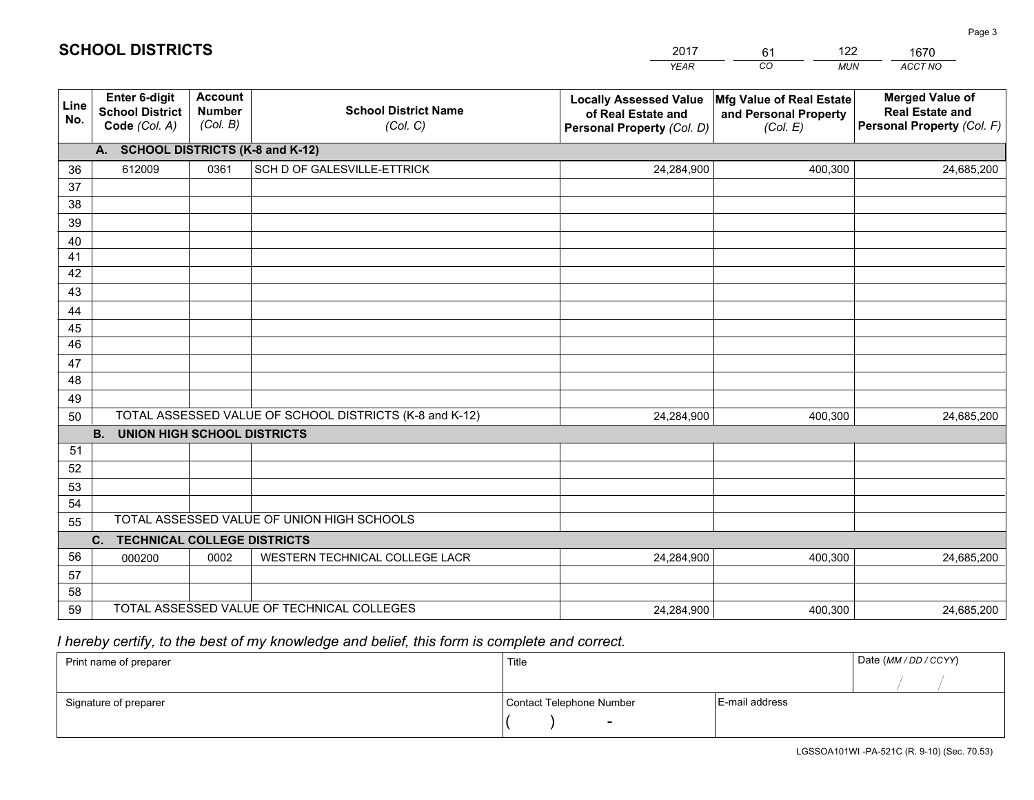# SCHOOL DISTRICTS

| 2017 | 61 | 122 | 1670 |
|---|---|---|---|
| *YEAR* | *CO* | *MUN* | *ACCT NO* |

| Line No. | Enter 6-digit School District Code *(Col. A)* | Account Number *(Col. B)* | School District Name *(Col. C)* | Locally Assessed Value of Real Estate and Personal Property *(Col. D)* | Mfg Value of Real Estate and Personal Property *(Col. E)* | Merged Value of Real Estate and Personal Property *(Col. F)* |
|---|---|---|---|---|---|---|
| **A. SCHOOL DISTRICTS (K-8 and K-12)** | | | | | | |
| 36 | 612009 | 0361 | SCH D OF GALESVILLE-ETTRICK | 24,284,900 | 400,300 | 24,685,200 |
| 37 | | | | | | |
| 38 | | | | | | |
| 39 | | | | | | |
| 40 | | | | | | |
| 41 | | | | | | |
| 42 | | | | | | |
| 43 | | | | | | |
| 44 | | | | | | |
| 45 | | | | | | |
| 46 | | | | | | |
| 47 | | | | | | |
| 48 | | | | | | |
| 49 | | | | | | |
| 50 | TOTAL ASSESSED VALUE OF SCHOOL DISTRICTS (K-8 and K-12) | | | 24,284,900 | 400,300 | 24,685,200 |
| **B. UNION HIGH SCHOOL DISTRICTS** | | | | | | |
| 51 | | | | | | |
| 52 | | | | | | |
| 53 | | | | | | |
| 54 | | | | | | |
| 55 | TOTAL ASSESSED VALUE OF UNION HIGH SCHOOLS | | | | | |
| **C. TECHNICAL COLLEGE DISTRICTS** | | | | | | |
| 56 | 000200 | 0002 | WESTERN TECHNICAL COLLEGE LACR | 24,284,900 | 400,300 | 24,685,200 |
| 57 | | | | | | |
| 58 | | | | | | |
| 59 | TOTAL ASSESSED VALUE OF TECHNICAL COLLEGES | | | 24,284,900 | 400,300 | 24,685,200 |

*I hereby certify, to the best of my knowledge and belief, this form is complete and correct.*

| Print name of preparer | Title | | Date *(MM / DD / CCYY)* |
|---|---|---|---|
| | | | / / |
| Signature of preparer | Contact Telephone Number | E-mail address | |
| | ( ) - | | |

LGSSOA101WI -PA-521C (R. 9-10) (Sec. 70.53)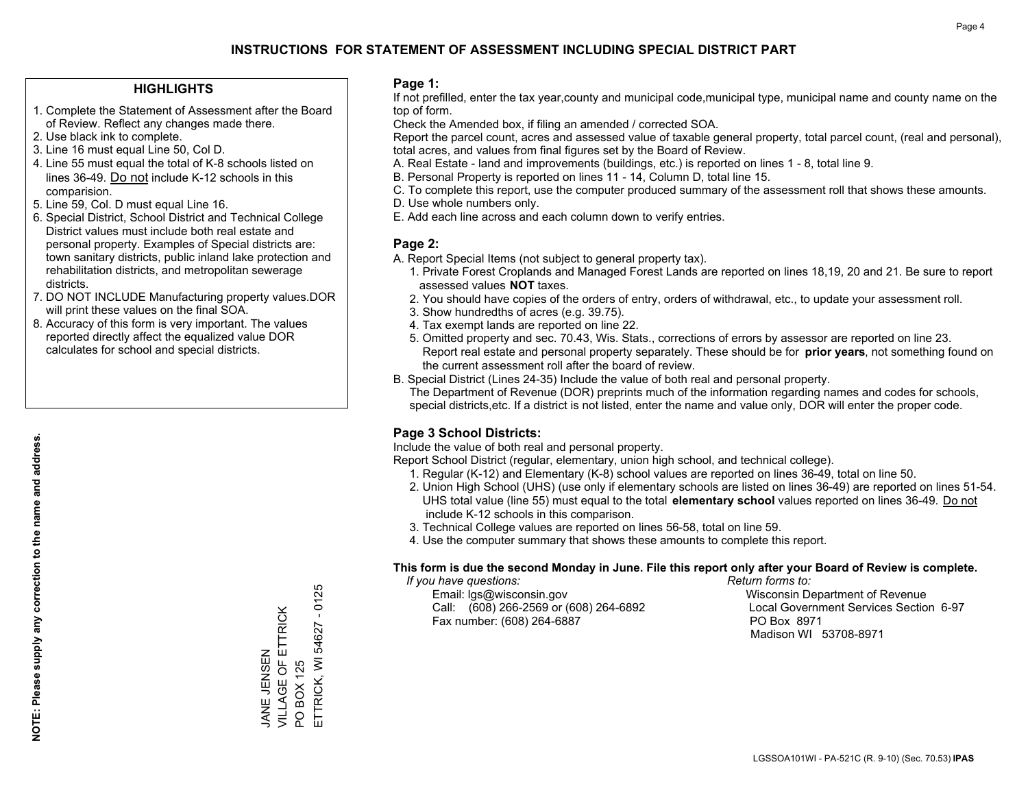# INSTRUCTIONS FOR STATEMENT OF ASSESSMENT INCLUDING SPECIAL DISTRICT PART

## HIGHLIGHTS

1. Complete the Statement of Assessment after the Board of Review. Reflect any changes made there.
2. Use black ink to complete.
3. Line 16 must equal Line 50, Col D.
4. Line 55 must equal the total of K-8 schools listed on lines 36-49. Do not include K-12 schools in this comparision.
5. Line 59, Col. D must equal Line 16.
6. Special District, School District and Technical College District values must include both real estate and personal property. Examples of Special districts are: town sanitary districts, public inland lake protection and rehabilitation districts, and metropolitan sewerage districts.
7. DO NOT INCLUDE Manufacturing property values.DOR will print these values on the final SOA.
8. Accuracy of this form is very important. The values reported directly affect the equalized value DOR calculates for school and special districts.

**NOTE: Please supply any correction to the name and address.**

JANE JENSEN
VILLAGE OF ETTRICK
PO BOX 125
ETTRICK, WI 54627 - 0125

## Page 1:

If not prefilled, enter the tax year,county and municipal code,municipal type, municipal name and county name on the top of form.

Check the Amended box, if filing an amended / corrected SOA.

Report the parcel count, acres and assessed value of taxable general property, total parcel count, (real and personal), total acres, and values from final figures set by the Board of Review.

A. Real Estate - land and improvements (buildings, etc.) is reported on lines 1 - 8, total line 9.
B. Personal Property is reported on lines 11 - 14, Column D, total line 15.
C. To complete this report, use the computer produced summary of the assessment roll that shows these amounts.
D. Use whole numbers only.
E. Add each line across and each column down to verify entries.

## Page 2:

A. Report Special Items (not subject to general property tax).
   1. Private Forest Croplands and Managed Forest Lands are reported on lines 18,19, 20 and 21. Be sure to report assessed values **NOT** taxes.
   2. You should have copies of the orders of entry, orders of withdrawal, etc., to update your assessment roll.
   3. Show hundredths of acres (e.g. 39.75).
   4. Tax exempt lands are reported on line 22.
   5. Omitted property and sec. 70.43, Wis. Stats., corrections of errors by assessor are reported on line 23. Report real estate and personal property separately. These should be for **prior years**, not something found on the current assessment roll after the board of review.
B. Special District (Lines 24-35) Include the value of both real and personal property.
   The Department of Revenue (DOR) preprints much of the information regarding names and codes for schools, special districts,etc. If a district is not listed, enter the name and value only, DOR will enter the proper code.

## Page 3 School Districts:

Include the value of both real and personal property.

Report School District (regular, elementary, union high school, and technical college).

1. Regular (K-12) and Elementary (K-8) school values are reported on lines 36-49, total on line 50.
2. Union High School (UHS) (use only if elementary schools are listed on lines 36-49) are reported on lines 51-54. UHS total value (line 55) must equal to the total **elementary school** values reported on lines 36-49. Do not include K-12 schools in this comparison.
3. Technical College values are reported on lines 56-58, total on line 59.
4. Use the computer summary that shows these amounts to complete this report.

**This form is due the second Monday in June. File this report only after your Board of Review is complete.**

*If you have questions:*
Email: lgs@wisconsin.gov
Call: (608) 266-2569 or (608) 264-6892
Fax number: (608) 264-6887

*Return forms to:*
Wisconsin Department of Revenue
Local Government Services Section 6-97
PO Box 8971
Madison WI 53708-8971

LGSSOA101WI - PA-521C (R. 9-10) (Sec. 70.53) **IPAS**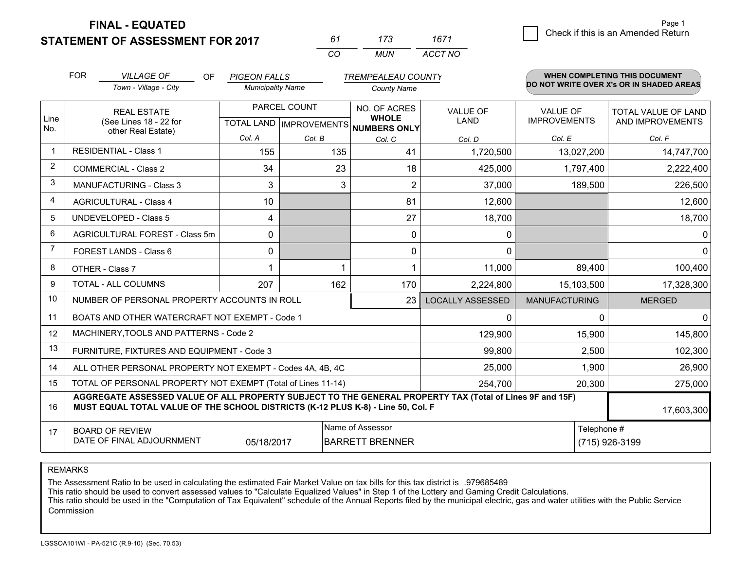**FINAL - EQUATED**
**STATEMENT OF ASSESSMENT FOR 2017**

| 61 | 173 | 1671 |
|---|---|---|
| CO | MUN | ACCT NO |

Check if this is an Amended Return

FOR *VILLAGE OF* (Town - Village - City) OF *PIGEON FALLS* (Municipality Name) *TREMPEALEAU COUNTY* (County Name)

**WHEN COMPLETING THIS DOCUMENT DO NOT WRITE OVER X's OR IN SHADED AREAS**

| Line No. | REAL ESTATE (See Lines 18 - 22 for other Real Estate) | PARCEL COUNT TOTAL LAND Col. A | PARCEL COUNT IMPROVEMENTS Col. B | NO. OF ACRES WHOLE NUMBERS ONLY Col. C | VALUE OF LAND Col. D | VALUE OF IMPROVEMENTS Col. E | TOTAL VALUE OF LAND AND IMPROVEMENTS Col. F |
|---|---|---|---|---|---|---|---|
| 1 | RESIDENTIAL - Class 1 | 155 | 135 | 41 | 1,720,500 | 13,027,200 | 14,747,700 |
| 2 | COMMERCIAL - Class 2 | 34 | 23 | 18 | 425,000 | 1,797,400 | 2,222,400 |
| 3 | MANUFACTURING - Class 3 | 3 | 3 | 2 | 37,000 | 189,500 | 226,500 |
| 4 | AGRICULTURAL - Class 4 | 10 | | 81 | 12,600 | | 12,600 |
| 5 | UNDEVELOPED - Class 5 | 4 | | 27 | 18,700 | | 18,700 |
| 6 | AGRICULTURAL FOREST - Class 5m | 0 | | 0 | 0 | | 0 |
| 7 | FOREST LANDS - Class 6 | 0 | | 0 | 0 | | 0 |
| 8 | OTHER - Class 7 | 1 | 1 | 1 | 11,000 | 89,400 | 100,400 |
| 9 | TOTAL - ALL COLUMNS | 207 | 162 | 170 | 2,224,800 | 15,103,500 | 17,328,300 |
| 10 | NUMBER OF PERSONAL PROPERTY ACCOUNTS IN ROLL | | | 23 | LOCALLY ASSESSED | MANUFACTURING | MERGED |
| 11 | BOATS AND OTHER WATERCRAFT NOT EXEMPT - Code 1 | | | | 0 | 0 | 0 |
| 12 | MACHINERY,TOOLS AND PATTERNS - Code 2 | | | | 129,900 | 15,900 | 145,800 |
| 13 | FURNITURE, FIXTURES AND EQUIPMENT - Code 3 | | | | 99,800 | 2,500 | 102,300 |
| 14 | ALL OTHER PERSONAL PROPERTY NOT EXEMPT - Codes 4A, 4B, 4C | | | | 25,000 | 1,900 | 26,900 |
| 15 | TOTAL OF PERSONAL PROPERTY NOT EXEMPT (Total of Lines 11-14) | | | | 254,700 | 20,300 | 275,000 |
| 16 | **AGGREGATE ASSESSED VALUE OF ALL PROPERTY SUBJECT TO THE GENERAL PROPERTY TAX (Total of Lines 9F and 15F) MUST EQUAL TOTAL VALUE OF THE SCHOOL DISTRICTS (K-12 PLUS K-8) - Line 50, Col. F** | | | | | | 17,603,300 |
| 17 | BOARD OF REVIEW DATE OF FINAL ADJOURNMENT | 05/18/2017 | | Name of Assessor: BARRETT BRENNER | | Telephone #: (715) 926-3199 | |

REMARKS

The Assessment Ratio to be used in calculating the estimated Fair Market Value on tax bills for this tax district is .979685489
This ratio should be used to convert assessed values to "Calculate Equalized Values" in Step 1 of the Lottery and Gaming Credit Calculations.
This ratio should be used in the "Computation of Tax Equivalent" schedule of the Annual Reports filed by the municipal electric, gas and water utilities with the Public Service Commission

LGSSOA101WI - PA-521C (R.9-10) (Sec. 70.53)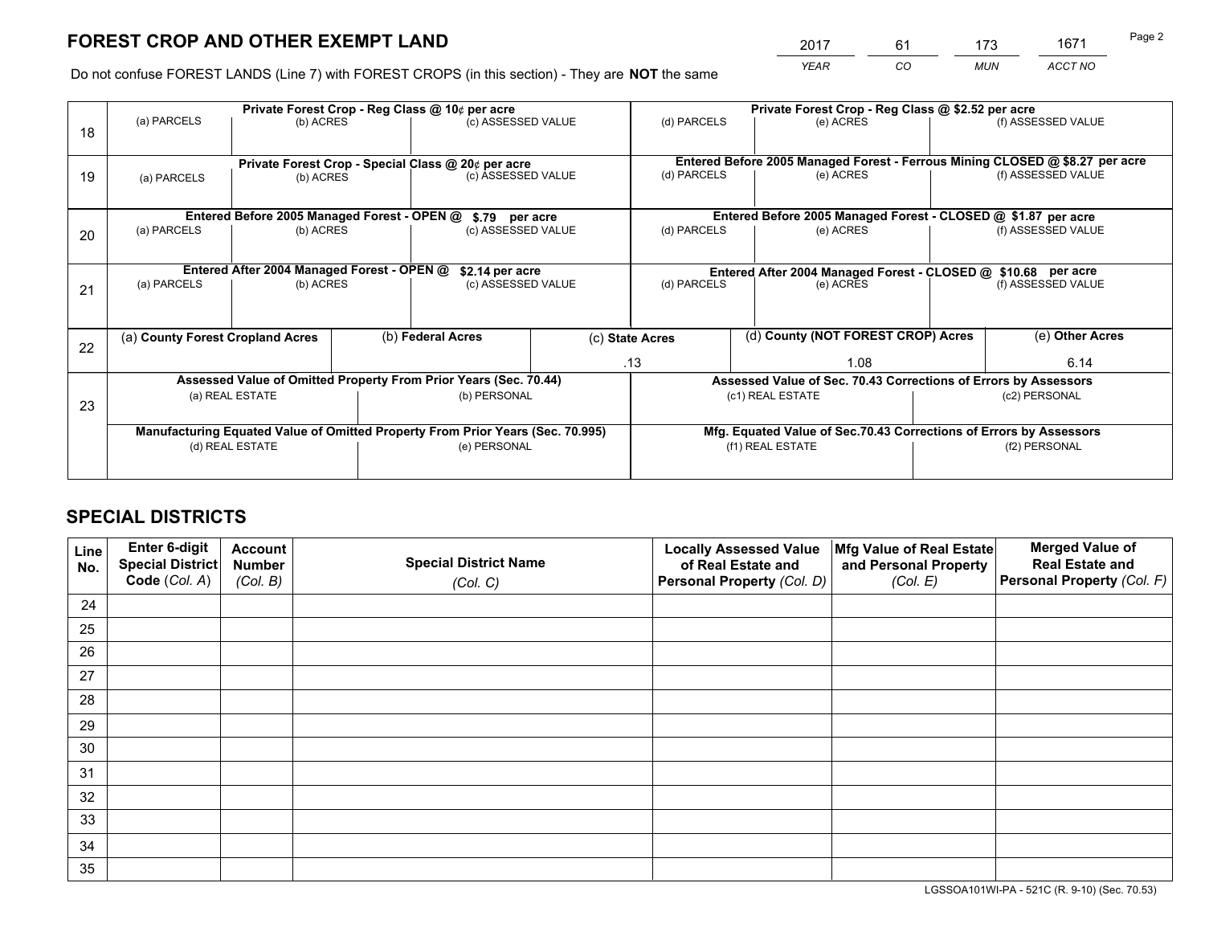# FOREST CROP AND OTHER EXEMPT LAND

| 2017 | 61 | 173 | 1671 |
|---|---|---|---|
| *YEAR* | *CO* | *MUN* | *ACCT NO* |

Do not confuse FOREST LANDS (Line 7) with FOREST CROPS (in this section) - They are **NOT** the same

| Line | Private Forest Crop - Reg Class @ 10¢ per acre | | | Private Forest Crop - Reg Class @ $2.52 per acre | | |
|---|---|---|---|---|---|---|
| 18 | (a) PARCELS | (b) ACRES | (c) ASSESSED VALUE | (d) PARCELS | (e) ACRES | (f) ASSESSED VALUE |
| | | | | | | |
| | **Private Forest Crop - Special Class @ 20¢ per acre** | | | **Entered Before 2005 Managed Forest - Ferrous Mining CLOSED @ $8.27 per acre** | | |
| 19 | (a) PARCELS | (b) ACRES | (c) ASSESSED VALUE | (d) PARCELS | (e) ACRES | (f) ASSESSED VALUE |
| | | | | | | |
| | **Entered Before 2005 Managed Forest - OPEN @ $.79 per acre** | | | **Entered Before 2005 Managed Forest - CLOSED @ $1.87 per acre** | | |
| 20 | (a) PARCELS | (b) ACRES | (c) ASSESSED VALUE | (d) PARCELS | (e) ACRES | (f) ASSESSED VALUE |
| | | | | | | |
| | **Entered After 2004 Managed Forest - OPEN @ $2.14 per acre** | | | **Entered After 2004 Managed Forest - CLOSED @ $10.68 per acre** | | |
| 21 | (a) PARCELS | (b) ACRES | (c) ASSESSED VALUE | (d) PARCELS | (e) ACRES | (f) ASSESSED VALUE |
| | | | | | | |

| Line | (a) County Forest Cropland Acres | (b) Federal Acres | (c) State Acres | (d) County (NOT FOREST CROP) Acres | (e) Other Acres |
|---|---|---|---|---|---|
| 22 | | | .13 | 1.08 | 6.14 |

| Line | Assessed Value of Omitted Property From Prior Years (Sec. 70.44) | | Assessed Value of Sec. 70.43 Corrections of Errors by Assessors | |
|---|---|---|---|---|
| 23 | (a) REAL ESTATE | (b) PERSONAL | (c1) REAL ESTATE | (c2) PERSONAL |
| | | | | |
| | **Manufacturing Equated Value of Omitted Property From Prior Years (Sec. 70.995)** | | **Mfg. Equated Value of Sec.70.43 Corrections of Errors by Assessors** | |
| | (d) REAL ESTATE | (e) PERSONAL | (f1) REAL ESTATE | (f2) PERSONAL |
| | | | | |

# SPECIAL DISTRICTS

| Line No. | Enter 6-digit Special District Code (*Col. A*) | Account Number (*Col. B*) | Special District Name (*Col. C*) | Locally Assessed Value of Real Estate and Personal Property (*Col. D*) | Mfg Value of Real Estate and Personal Property (*Col. E*) | Merged Value of Real Estate and Personal Property (*Col. F*) |
|---|---|---|---|---|---|---|
| 24 | | | | | | |
| 25 | | | | | | |
| 26 | | | | | | |
| 27 | | | | | | |
| 28 | | | | | | |
| 29 | | | | | | |
| 30 | | | | | | |
| 31 | | | | | | |
| 32 | | | | | | |
| 33 | | | | | | |
| 34 | | | | | | |
| 35 | | | | | | |

LGSSOA101WI-PA - 521C (R. 9-10) (Sec. 70.53)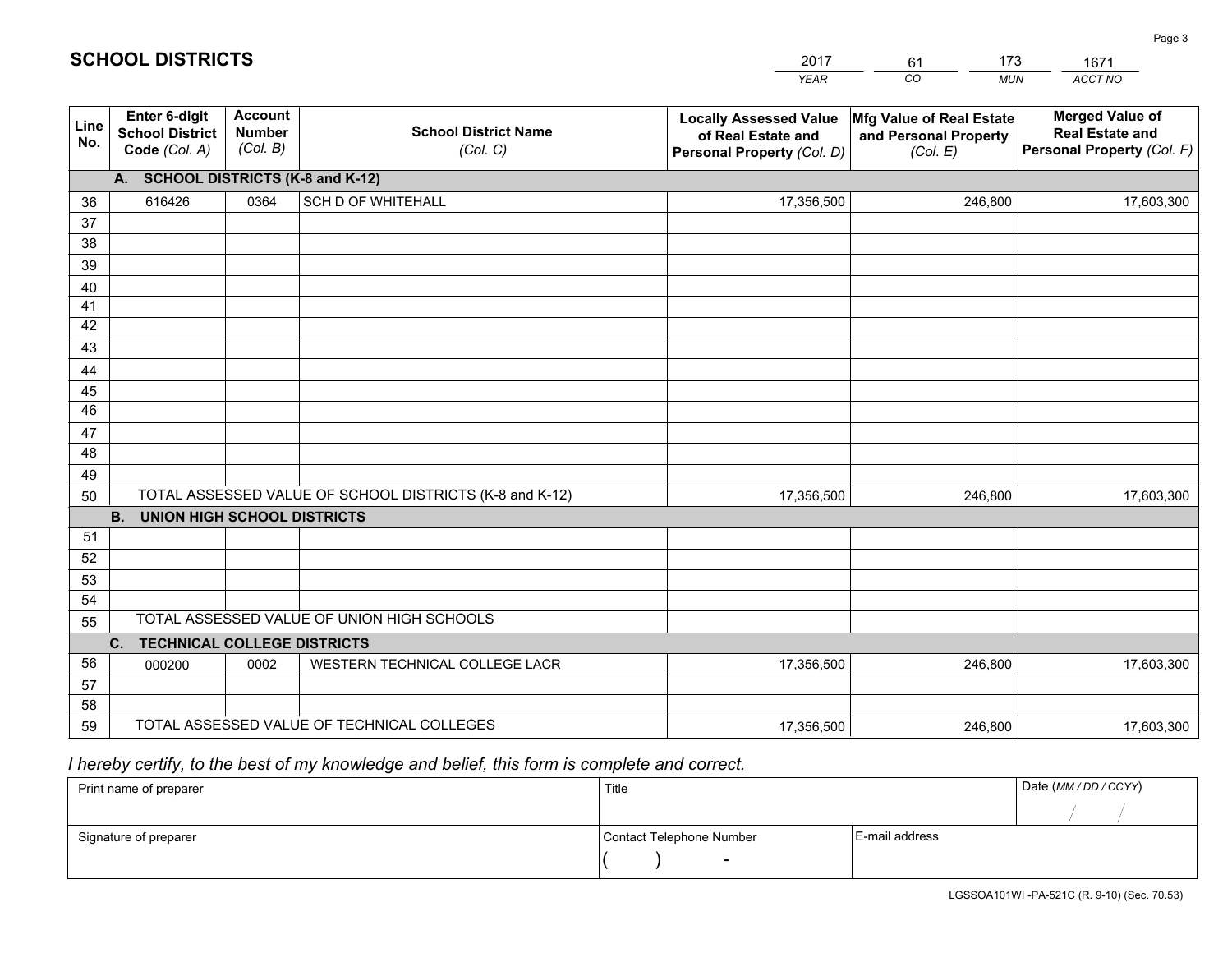# SCHOOL DISTRICTS

| 2017 | 61 | 173 | 1671 |
|---|---|---|---|
| *YEAR* | *CO* | *MUN* | *ACCT NO* |

| Line No. | Enter 6-digit School District Code *(Col. A)* | Account Number *(Col. B)* | School District Name *(Col. C)* | Locally Assessed Value of Real Estate and Personal Property *(Col. D)* | Mfg Value of Real Estate and Personal Property *(Col. E)* | Merged Value of Real Estate and Personal Property *(Col. F)* |
|---|---|---|---|---|---|---|
| **A. SCHOOL DISTRICTS (K-8 and K-12)** | | | | | | |
| 36 | 616426 | 0364 | SCH D OF WHITEHALL | 17,356,500 | 246,800 | 17,603,300 |
| 37 | | | | | | |
| 38 | | | | | | |
| 39 | | | | | | |
| 40 | | | | | | |
| 41 | | | | | | |
| 42 | | | | | | |
| 43 | | | | | | |
| 44 | | | | | | |
| 45 | | | | | | |
| 46 | | | | | | |
| 47 | | | | | | |
| 48 | | | | | | |
| 49 | | | | | | |
| 50 | TOTAL ASSESSED VALUE OF SCHOOL DISTRICTS (K-8 and K-12) | | | 17,356,500 | 246,800 | 17,603,300 |
| **B. UNION HIGH SCHOOL DISTRICTS** | | | | | | |
| 51 | | | | | | |
| 52 | | | | | | |
| 53 | | | | | | |
| 54 | | | | | | |
| 55 | TOTAL ASSESSED VALUE OF UNION HIGH SCHOOLS | | | | | |
| **C. TECHNICAL COLLEGE DISTRICTS** | | | | | | |
| 56 | 000200 | 0002 | WESTERN TECHNICAL COLLEGE LACR | 17,356,500 | 246,800 | 17,603,300 |
| 57 | | | | | | |
| 58 | | | | | | |
| 59 | TOTAL ASSESSED VALUE OF TECHNICAL COLLEGES | | | 17,356,500 | 246,800 | 17,603,300 |

*I hereby certify, to the best of my knowledge and belief, this form is complete and correct.*

| Print name of preparer | Title | | Date *(MM / DD / CCYY)* |
|---|---|---|---|
| | | | / / |
| Signature of preparer | Contact Telephone Number | E-mail address | |
| | ( ) - | | |

LGSSOA101WI -PA-521C (R. 9-10) (Sec. 70.53)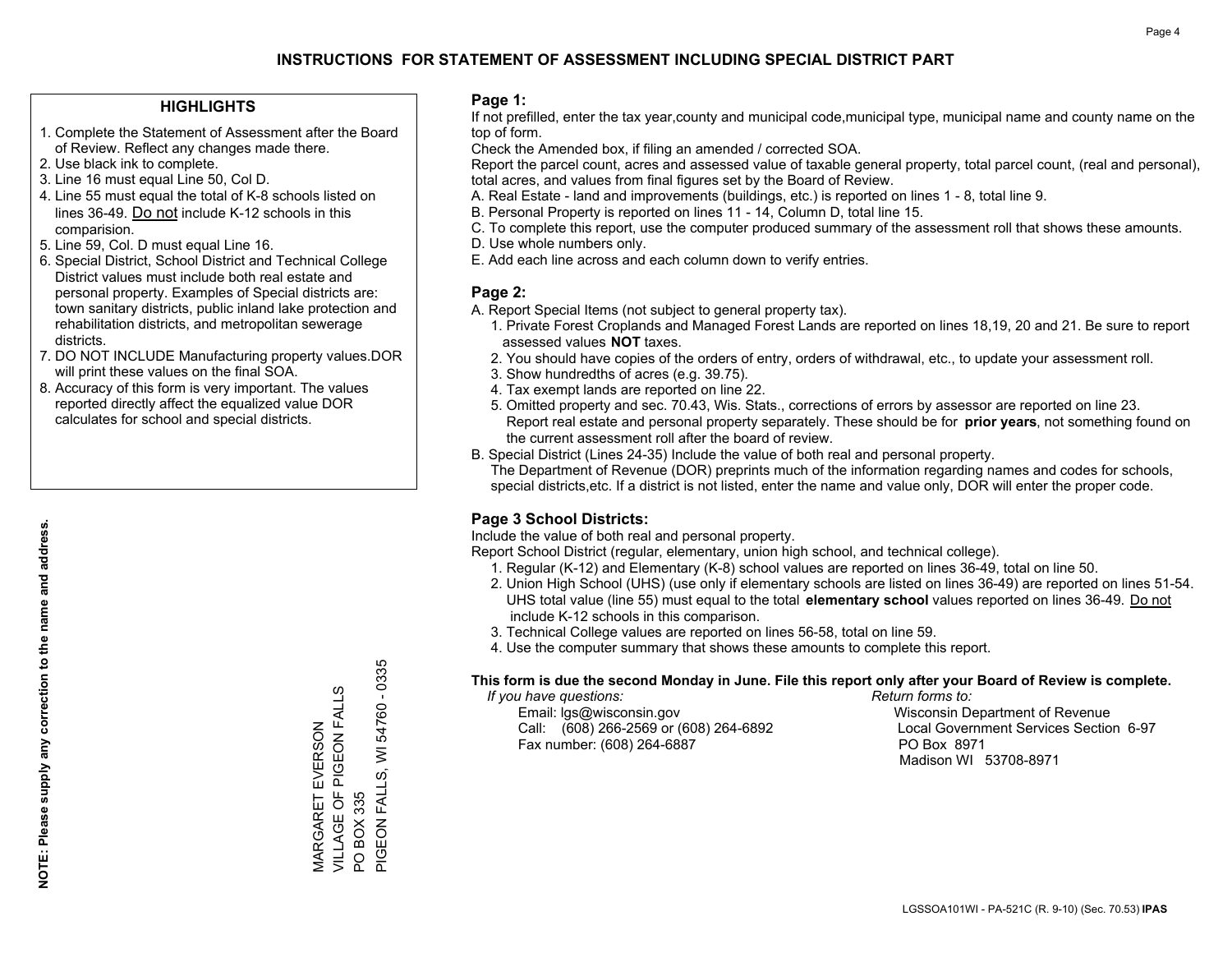# INSTRUCTIONS FOR STATEMENT OF ASSESSMENT INCLUDING SPECIAL DISTRICT PART

## HIGHLIGHTS

1. Complete the Statement of Assessment after the Board of Review. Reflect any changes made there.
2. Use black ink to complete.
3. Line 16 must equal Line 50, Col D.
4. Line 55 must equal the total of K-8 schools listed on lines 36-49. Do not include K-12 schools in this comparision.
5. Line 59, Col. D must equal Line 16.
6. Special District, School District and Technical College District values must include both real estate and personal property. Examples of Special districts are: town sanitary districts, public inland lake protection and rehabilitation districts, and metropolitan sewerage districts.
7. DO NOT INCLUDE Manufacturing property values.DOR will print these values on the final SOA.
8. Accuracy of this form is very important. The values reported directly affect the equalized value DOR calculates for school and special districts.

**NOTE: Please supply any correction to the name and address.**

MARGARET EVERSON
VILLAGE OF PIGEON FALLS
PO BOX 335
PIGEON FALLS, WI 54760 - 0335

## Page 1:

If not prefilled, enter the tax year,county and municipal code,municipal type, municipal name and county name on the top of form.

Check the Amended box, if filing an amended / corrected SOA.

Report the parcel count, acres and assessed value of taxable general property, total parcel count, (real and personal), total acres, and values from final figures set by the Board of Review.

A. Real Estate - land and improvements (buildings, etc.) is reported on lines 1 - 8, total line 9.
B. Personal Property is reported on lines 11 - 14, Column D, total line 15.
C. To complete this report, use the computer produced summary of the assessment roll that shows these amounts.
D. Use whole numbers only.
E. Add each line across and each column down to verify entries.

## Page 2:

A. Report Special Items (not subject to general property tax).
   1. Private Forest Croplands and Managed Forest Lands are reported on lines 18,19, 20 and 21. Be sure to report assessed values **NOT** taxes.
   2. You should have copies of the orders of entry, orders of withdrawal, etc., to update your assessment roll.
   3. Show hundredths of acres (e.g. 39.75).
   4. Tax exempt lands are reported on line 22.
   5. Omitted property and sec. 70.43, Wis. Stats., corrections of errors by assessor are reported on line 23. Report real estate and personal property separately. These should be for **prior years**, not something found on the current assessment roll after the board of review.
B. Special District (Lines 24-35) Include the value of both real and personal property.
   The Department of Revenue (DOR) preprints much of the information regarding names and codes for schools, special districts,etc. If a district is not listed, enter the name and value only, DOR will enter the proper code.

## Page 3 School Districts:

Include the value of both real and personal property.

Report School District (regular, elementary, union high school, and technical college).

1. Regular (K-12) and Elementary (K-8) school values are reported on lines 36-49, total on line 50.
2. Union High School (UHS) (use only if elementary schools are listed on lines 36-49) are reported on lines 51-54. UHS total value (line 55) must equal to the total **elementary school** values reported on lines 36-49. Do not include K-12 schools in this comparison.
3. Technical College values are reported on lines 56-58, total on line 59.
4. Use the computer summary that shows these amounts to complete this report.

**This form is due the second Monday in June. File this report only after your Board of Review is complete.**

*If you have questions:*
Email: lgs@wisconsin.gov
Call: (608) 266-2569 or (608) 264-6892
Fax number: (608) 264-6887

*Return forms to:*
Wisconsin Department of Revenue
Local Government Services Section 6-97
PO Box 8971
Madison WI 53708-8971

LGSSOA101WI - PA-521C (R. 9-10) (Sec. 70.53) **IPAS**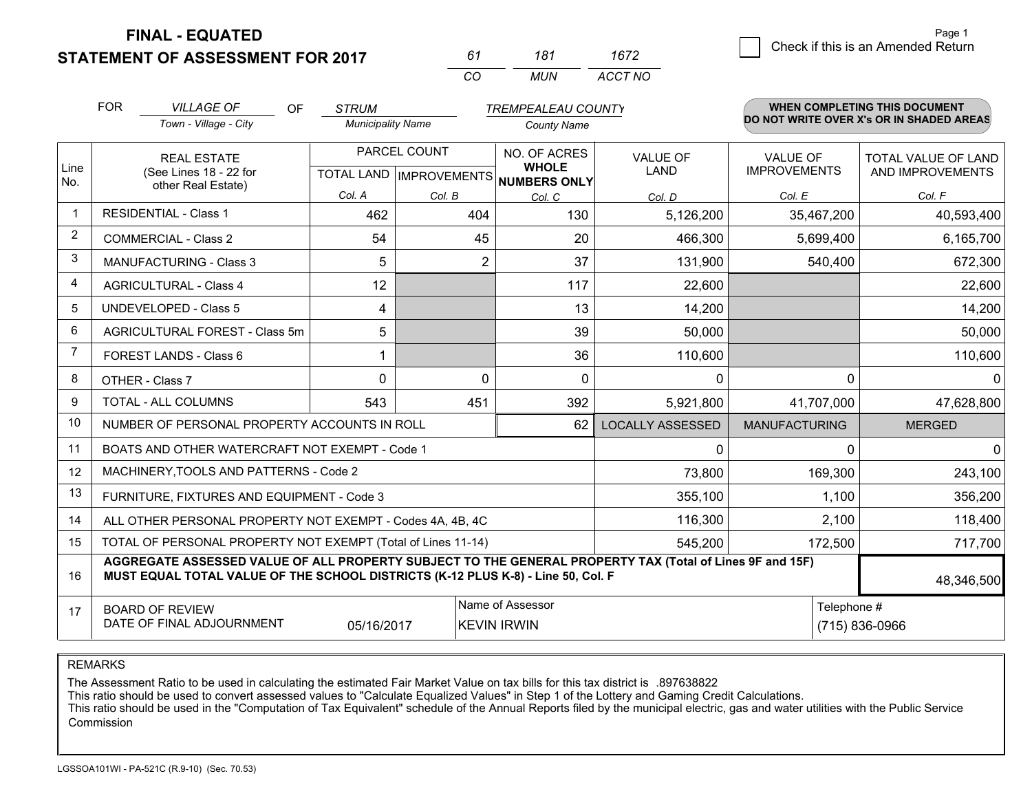**FINAL - EQUATED**

**STATEMENT OF ASSESSMENT FOR 2017**

| 61 | 181 | 1672 |
|---|---|---|
| CO | MUN | ACCT NO |

☐ Check if this is an Amended Return

FOR *VILLAGE OF* (Town - Village - City) OF *STRUM* (Municipality Name) *TREMPEALEAU COUNTY* (County Name)

**WHEN COMPLETING THIS DOCUMENT DO NOT WRITE OVER X's OR IN SHADED AREAS**

| Line No. | REAL ESTATE (See Lines 18 - 22 for other Real Estate) | PARCEL COUNT TOTAL LAND Col. A | PARCEL COUNT IMPROVEMENTS Col. B | NO. OF ACRES WHOLE NUMBERS ONLY Col. C | VALUE OF LAND Col. D | VALUE OF IMPROVEMENTS Col. E | TOTAL VALUE OF LAND AND IMPROVEMENTS Col. F |
|---|---|---|---|---|---|---|---|
| 1 | RESIDENTIAL - Class 1 | 462 | 404 | 130 | 5,126,200 | 35,467,200 | 40,593,400 |
| 2 | COMMERCIAL - Class 2 | 54 | 45 | 20 | 466,300 | 5,699,400 | 6,165,700 |
| 3 | MANUFACTURING - Class 3 | 5 | 2 | 37 | 131,900 | 540,400 | 672,300 |
| 4 | AGRICULTURAL - Class 4 | 12 | | 117 | 22,600 | | 22,600 |
| 5 | UNDEVELOPED - Class 5 | 4 | | 13 | 14,200 | | 14,200 |
| 6 | AGRICULTURAL FOREST - Class 5m | 5 | | 39 | 50,000 | | 50,000 |
| 7 | FOREST LANDS - Class 6 | 1 | | 36 | 110,600 | | 110,600 |
| 8 | OTHER - Class 7 | 0 | 0 | 0 | 0 | 0 | 0 |
| 9 | TOTAL - ALL COLUMNS | 543 | 451 | 392 | 5,921,800 | 41,707,000 | 47,628,800 |
| 10 | NUMBER OF PERSONAL PROPERTY ACCOUNTS IN ROLL | | | 62 | LOCALLY ASSESSED | MANUFACTURING | MERGED |
| 11 | BOATS AND OTHER WATERCRAFT NOT EXEMPT - Code 1 | | | | 0 | 0 | 0 |
| 12 | MACHINERY,TOOLS AND PATTERNS - Code 2 | | | | 73,800 | 169,300 | 243,100 |
| 13 | FURNITURE, FIXTURES AND EQUIPMENT - Code 3 | | | | 355,100 | 1,100 | 356,200 |
| 14 | ALL OTHER PERSONAL PROPERTY NOT EXEMPT - Codes 4A, 4B, 4C | | | | 116,300 | 2,100 | 118,400 |
| 15 | TOTAL OF PERSONAL PROPERTY NOT EXEMPT (Total of Lines 11-14) | | | | 545,200 | 172,500 | 717,700 |
| 16 | **AGGREGATE ASSESSED VALUE OF ALL PROPERTY SUBJECT TO THE GENERAL PROPERTY TAX (Total of Lines 9F and 15F) MUST EQUAL TOTAL VALUE OF THE SCHOOL DISTRICTS (K-12 PLUS K-8) - Line 50, Col. F** | | | | | | 48,346,500 |
| 17 | BOARD OF REVIEW DATE OF FINAL ADJOURNMENT | 05/16/2017 | Name of Assessor | KEVIN IRWIN | | Telephone # | (715) 836-0966 |

REMARKS

The Assessment Ratio to be used in calculating the estimated Fair Market Value on tax bills for this tax district is .897638822
This ratio should be used to convert assessed values to "Calculate Equalized Values" in Step 1 of the Lottery and Gaming Credit Calculations.
This ratio should be used in the "Computation of Tax Equivalent" schedule of the Annual Reports filed by the municipal electric, gas and water utilities with the Public Service Commission

LGSSOA101WI - PA-521C (R.9-10) (Sec. 70.53)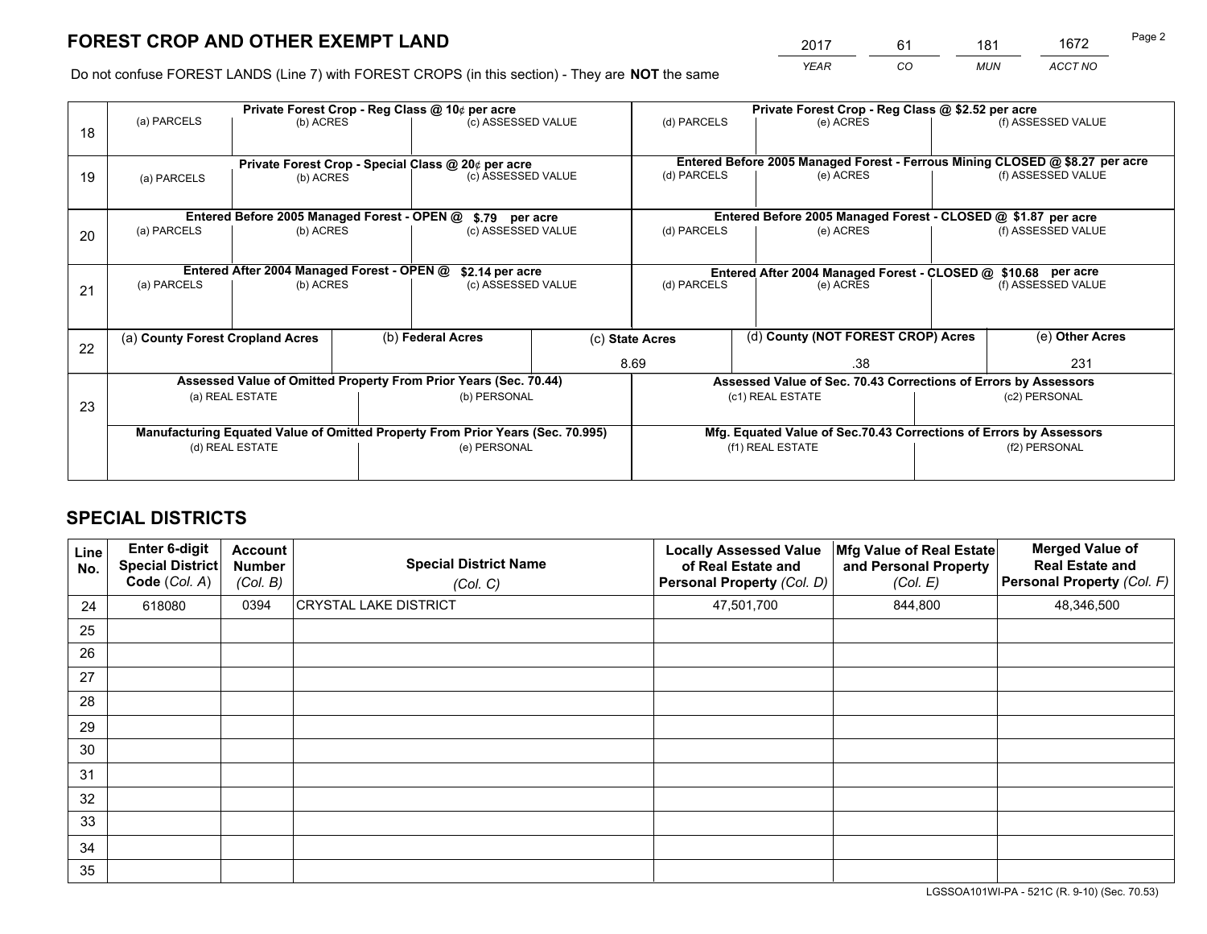# FOREST CROP AND OTHER EXEMPT LAND

| 2017 | 61 | 181 | 1672 |
|---|---|---|---|
| *YEAR* | *CO* | *MUN* | *ACCT NO* |

Do not confuse FOREST LANDS (Line 7) with FOREST CROPS (in this section) - They are **NOT** the same

| Line | | | | | | |
|---|---|---|---|---|---|---|
| 18 | Private Forest Crop - Reg Class @ 10¢ per acre | | | Private Forest Crop - Reg Class @ $2.52 per acre | | |
| | (a) PARCELS | (b) ACRES | (c) ASSESSED VALUE | (d) PARCELS | (e) ACRES | (f) ASSESSED VALUE |
| | | | | | | |
| 19 | Private Forest Crop - Special Class @ 20¢ per acre | | | Entered Before 2005 Managed Forest - Ferrous Mining CLOSED @ $8.27 per acre | | |
| | (a) PARCELS | (b) ACRES | (c) ASSESSED VALUE | (d) PARCELS | (e) ACRES | (f) ASSESSED VALUE |
| | | | | | | |
| 20 | Entered Before 2005 Managed Forest - OPEN @ $.79 per acre | | | Entered Before 2005 Managed Forest - CLOSED @ $1.87 per acre | | |
| | (a) PARCELS | (b) ACRES | (c) ASSESSED VALUE | (d) PARCELS | (e) ACRES | (f) ASSESSED VALUE |
| | | | | | | |
| 21 | Entered After 2004 Managed Forest - OPEN @ $2.14 per acre | | | Entered After 2004 Managed Forest - CLOSED @ $10.68 per acre | | |
| | (a) PARCELS | (b) ACRES | (c) ASSESSED VALUE | (d) PARCELS | (e) ACRES | (f) ASSESSED VALUE |
| | | | | | | |

| Line | (a) County Forest Cropland Acres | (b) Federal Acres | (c) State Acres | (d) County (NOT FOREST CROP) Acres | (e) Other Acres |
|---|---|---|---|---|---|
| 22 | | | 8.69 | .38 | 231 |

| Line | Assessed Value of Omitted Property From Prior Years (Sec. 70.44) | | Assessed Value of Sec. 70.43 Corrections of Errors by Assessors | |
|---|---|---|---|---|
| 23 | (a) REAL ESTATE | (b) PERSONAL | (c1) REAL ESTATE | (c2) PERSONAL |
| | | | | |
| | **Manufacturing Equated Value of Omitted Property From Prior Years (Sec. 70.995)** | | **Mfg. Equated Value of Sec.70.43 Corrections of Errors by Assessors** | |
| | (d) REAL ESTATE | (e) PERSONAL | (f1) REAL ESTATE | (f2) PERSONAL |
| | | | | |

# SPECIAL DISTRICTS

| Line No. | Enter 6-digit Special District Code (*Col. A*) | Account Number (*Col. B*) | Special District Name (*Col. C*) | Locally Assessed Value of Real Estate and Personal Property (*Col. D*) | Mfg Value of Real Estate and Personal Property (*Col. E*) | Merged Value of Real Estate and Personal Property (*Col. F*) |
|---|---|---|---|---|---|---|
| 24 | 618080 | 0394 | CRYSTAL LAKE DISTRICT | 47,501,700 | 844,800 | 48,346,500 |
| 25 | | | | | | |
| 26 | | | | | | |
| 27 | | | | | | |
| 28 | | | | | | |
| 29 | | | | | | |
| 30 | | | | | | |
| 31 | | | | | | |
| 32 | | | | | | |
| 33 | | | | | | |
| 34 | | | | | | |
| 35 | | | | | | |

LGSSOA101WI-PA - 521C (R. 9-10) (Sec. 70.53)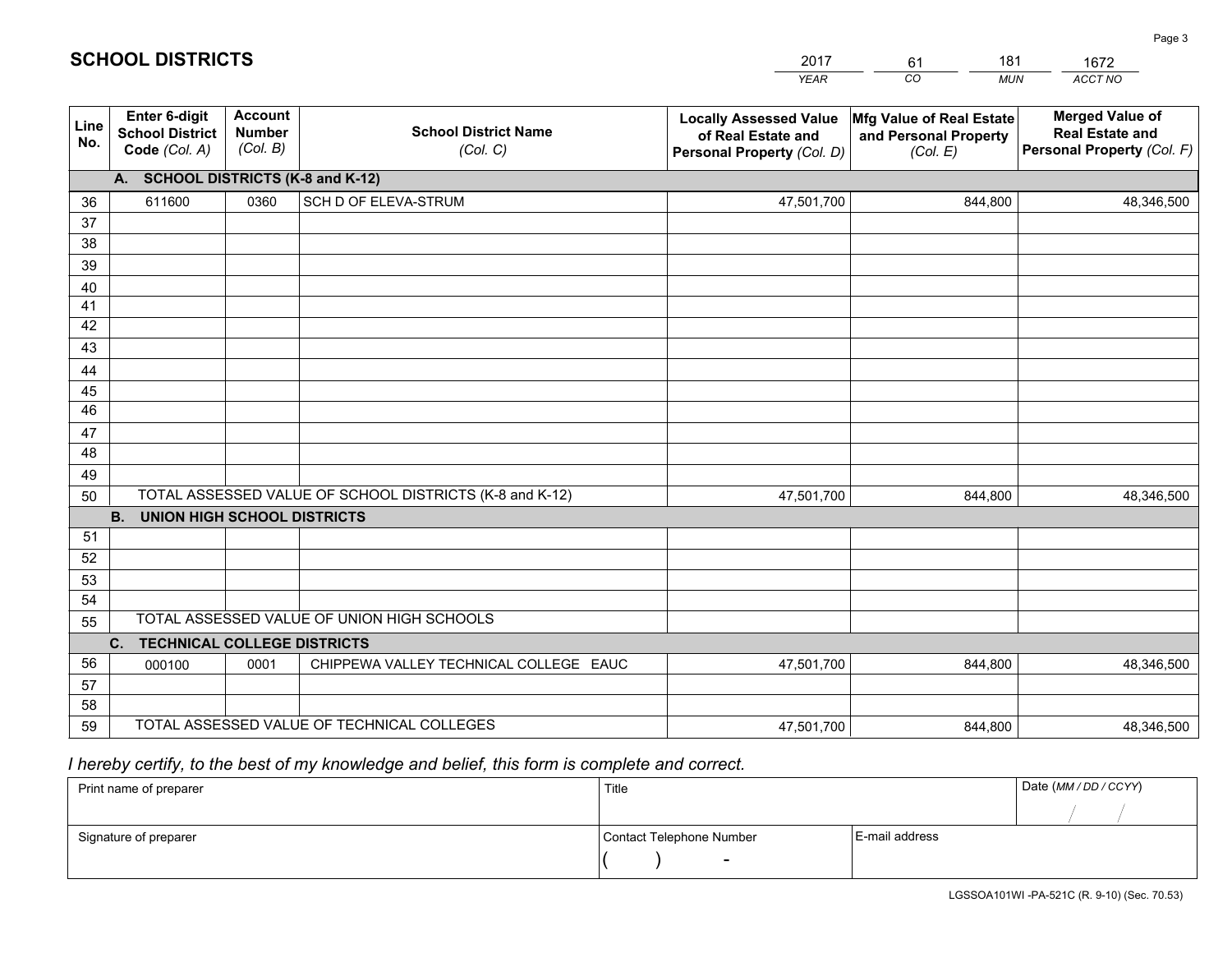# SCHOOL DISTRICTS

| 2017 | 61 | 181 | 1672 |
|---|---|---|---|
| *YEAR* | *CO* | *MUN* | *ACCT NO* |

| Line No. | Enter 6-digit School District Code *(Col. A)* | Account Number *(Col. B)* | School District Name *(Col. C)* | Locally Assessed Value of Real Estate and Personal Property *(Col. D)* | Mfg Value of Real Estate and Personal Property *(Col. E)* | Merged Value of Real Estate and Personal Property *(Col. F)* |
|---|---|---|---|---|---|---|
| | **A. SCHOOL DISTRICTS (K-8 and K-12)** | | | | | |
| 36 | 611600 | 0360 | SCH D OF ELEVA-STRUM | 47,501,700 | 844,800 | 48,346,500 |
| 37 | | | | | | |
| 38 | | | | | | |
| 39 | | | | | | |
| 40 | | | | | | |
| 41 | | | | | | |
| 42 | | | | | | |
| 43 | | | | | | |
| 44 | | | | | | |
| 45 | | | | | | |
| 46 | | | | | | |
| 47 | | | | | | |
| 48 | | | | | | |
| 49 | | | | | | |
| 50 | TOTAL ASSESSED VALUE OF SCHOOL DISTRICTS (K-8 and K-12) | | | 47,501,700 | 844,800 | 48,346,500 |
| | **B. UNION HIGH SCHOOL DISTRICTS** | | | | | |
| 51 | | | | | | |
| 52 | | | | | | |
| 53 | | | | | | |
| 54 | | | | | | |
| 55 | TOTAL ASSESSED VALUE OF UNION HIGH SCHOOLS | | | | | |
| | **C. TECHNICAL COLLEGE DISTRICTS** | | | | | |
| 56 | 000100 | 0001 | CHIPPEWA VALLEY TECHNICAL COLLEGE EAUC | 47,501,700 | 844,800 | 48,346,500 |
| 57 | | | | | | |
| 58 | | | | | | |
| 59 | TOTAL ASSESSED VALUE OF TECHNICAL COLLEGES | | | 47,501,700 | 844,800 | 48,346,500 |

*I hereby certify, to the best of my knowledge and belief, this form is complete and correct.*

| Print name of preparer | Title | | Date *(MM / DD / CCYY)* |
|---|---|---|---|
| | | | / / |
| Signature of preparer | Contact Telephone Number | E-mail address | |
| | ( ) - | | |

LGSSOA101WI -PA-521C (R. 9-10) (Sec. 70.53)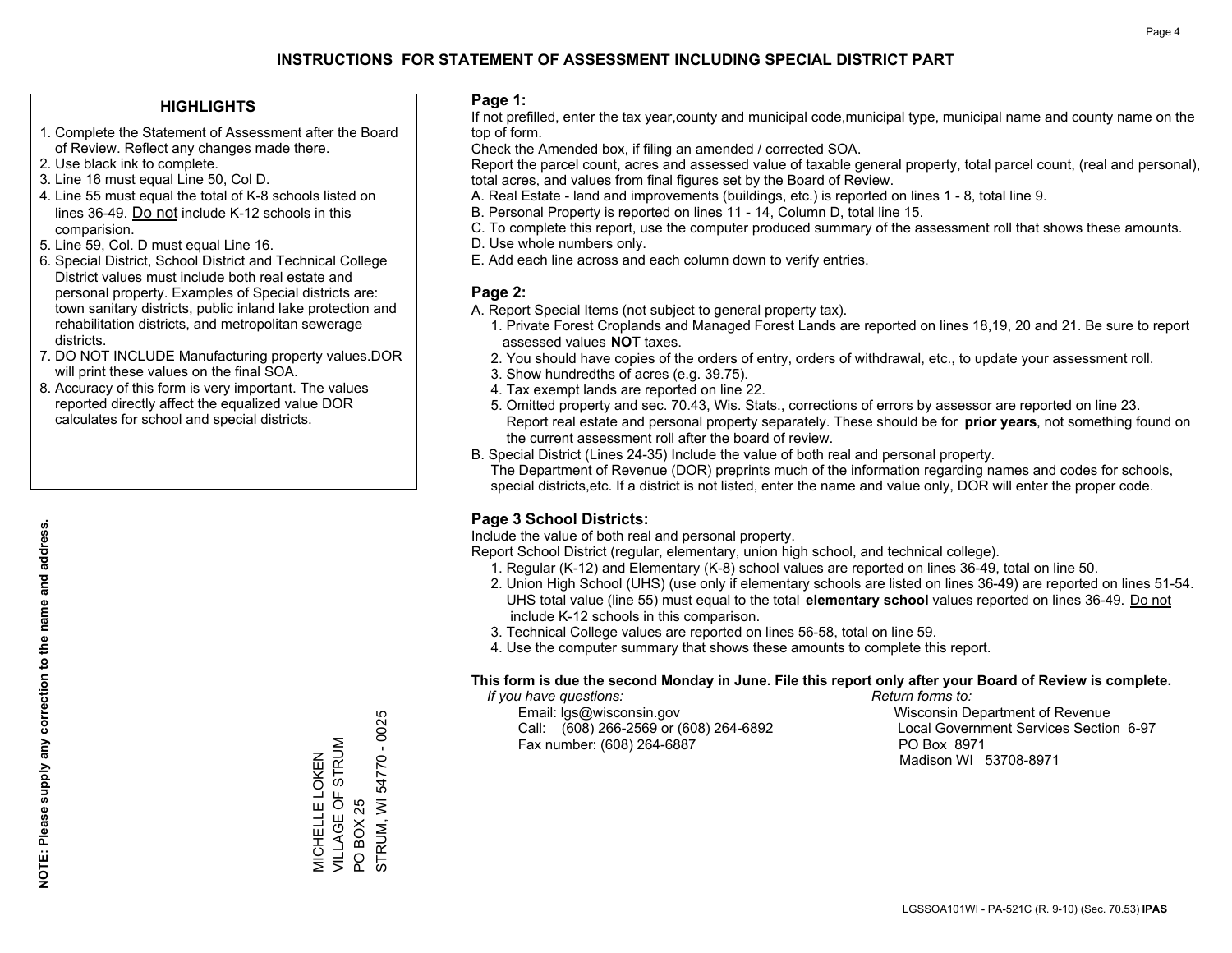# INSTRUCTIONS FOR STATEMENT OF ASSESSMENT INCLUDING SPECIAL DISTRICT PART

## HIGHLIGHTS

1. Complete the Statement of Assessment after the Board of Review. Reflect any changes made there.
2. Use black ink to complete.
3. Line 16 must equal Line 50, Col D.
4. Line 55 must equal the total of K-8 schools listed on lines 36-49. Do not include K-12 schools in this comparision.
5. Line 59, Col. D must equal Line 16.
6. Special District, School District and Technical College District values must include both real estate and personal property. Examples of Special districts are: town sanitary districts, public inland lake protection and rehabilitation districts, and metropolitan sewerage districts.
7. DO NOT INCLUDE Manufacturing property values.DOR will print these values on the final SOA.
8. Accuracy of this form is very important. The values reported directly affect the equalized value DOR calculates for school and special districts.

**NOTE: Please supply any correction to the name and address.**

MICHELLE LOKEN
VILLAGE OF STRUM
PO BOX 25
STRUM, WI 54770 - 0025

## Page 1:

If not prefilled, enter the tax year,county and municipal code,municipal type, municipal name and county name on the top of form.

Check the Amended box, if filing an amended / corrected SOA.

Report the parcel count, acres and assessed value of taxable general property, total parcel count, (real and personal), total acres, and values from final figures set by the Board of Review.

A. Real Estate - land and improvements (buildings, etc.) is reported on lines 1 - 8, total line 9.
B. Personal Property is reported on lines 11 - 14, Column D, total line 15.
C. To complete this report, use the computer produced summary of the assessment roll that shows these amounts.
D. Use whole numbers only.
E. Add each line across and each column down to verify entries.

## Page 2:

A. Report Special Items (not subject to general property tax).
   1. Private Forest Croplands and Managed Forest Lands are reported on lines 18,19, 20 and 21. Be sure to report assessed values **NOT** taxes.
   2. You should have copies of the orders of entry, orders of withdrawal, etc., to update your assessment roll.
   3. Show hundredths of acres (e.g. 39.75).
   4. Tax exempt lands are reported on line 22.
   5. Omitted property and sec. 70.43, Wis. Stats., corrections of errors by assessor are reported on line 23. Report real estate and personal property separately. These should be for **prior years**, not something found on the current assessment roll after the board of review.
B. Special District (Lines 24-35) Include the value of both real and personal property.
   The Department of Revenue (DOR) preprints much of the information regarding names and codes for schools, special districts,etc. If a district is not listed, enter the name and value only, DOR will enter the proper code.

## Page 3 School Districts:

Include the value of both real and personal property.

Report School District (regular, elementary, union high school, and technical college).

1. Regular (K-12) and Elementary (K-8) school values are reported on lines 36-49, total on line 50.
2. Union High School (UHS) (use only if elementary schools are listed on lines 36-49) are reported on lines 51-54. UHS total value (line 55) must equal to the total **elementary school** values reported on lines 36-49. Do not include K-12 schools in this comparison.
3. Technical College values are reported on lines 56-58, total on line 59.
4. Use the computer summary that shows these amounts to complete this report.

**This form is due the second Monday in June. File this report only after your Board of Review is complete.**

*If you have questions:*
Email: lgs@wisconsin.gov
Call: (608) 266-2569 or (608) 264-6892
Fax number: (608) 264-6887

*Return forms to:*
Wisconsin Department of Revenue
Local Government Services Section 6-97
PO Box 8971
Madison WI 53708-8971

LGSSOA101WI - PA-521C (R. 9-10) (Sec. 70.53) **IPAS**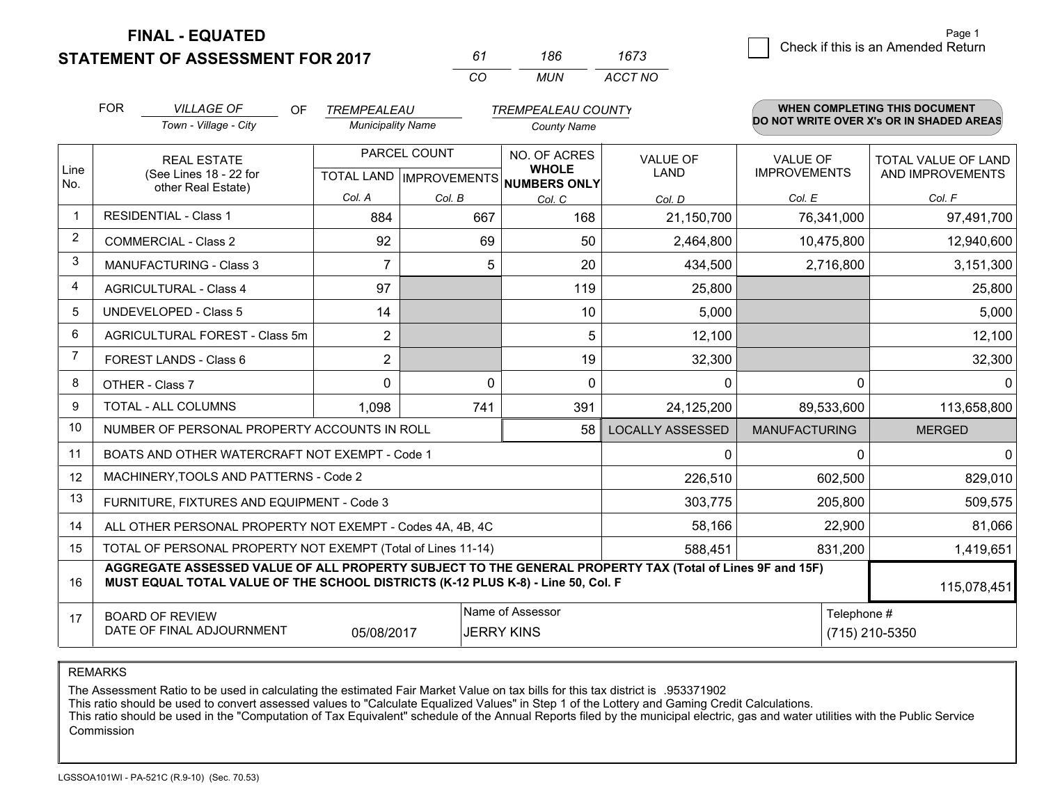**FINAL - EQUATED**
**STATEMENT OF ASSESSMENT FOR 2017**

| 61 | 186 | 1673 |
|---|---|---|
| CO | MUN | ACCT NO |

Page 1

☐ Check if this is an Amended Return

FOR *VILLAGE OF* (Town - Village - City) OF *TREMPEALEAU* (Municipality Name) *TREMPEALEAU COUNTY* (County Name)

**WHEN COMPLETING THIS DOCUMENT DO NOT WRITE OVER X's OR IN SHADED AREAS**

| Line No. | REAL ESTATE (See Lines 18 - 22 for other Real Estate) | PARCEL COUNT TOTAL LAND Col. A | PARCEL COUNT IMPROVEMENTS Col. B | NO. OF ACRES WHOLE NUMBERS ONLY Col. C | VALUE OF LAND Col. D | VALUE OF IMPROVEMENTS Col. E | TOTAL VALUE OF LAND AND IMPROVEMENTS Col. F |
|---|---|---|---|---|---|---|---|
| 1 | RESIDENTIAL - Class 1 | 884 | 667 | 168 | 21,150,700 | 76,341,000 | 97,491,700 |
| 2 | COMMERCIAL - Class 2 | 92 | 69 | 50 | 2,464,800 | 10,475,800 | 12,940,600 |
| 3 | MANUFACTURING - Class 3 | 7 | 5 | 20 | 434,500 | 2,716,800 | 3,151,300 |
| 4 | AGRICULTURAL - Class 4 | 97 | | 119 | 25,800 | | 25,800 |
| 5 | UNDEVELOPED - Class 5 | 14 | | 10 | 5,000 | | 5,000 |
| 6 | AGRICULTURAL FOREST - Class 5m | 2 | | 5 | 12,100 | | 12,100 |
| 7 | FOREST LANDS - Class 6 | 2 | | 19 | 32,300 | | 32,300 |
| 8 | OTHER - Class 7 | 0 | 0 | 0 | 0 | 0 | 0 |
| 9 | TOTAL - ALL COLUMNS | 1,098 | 741 | 391 | 24,125,200 | 89,533,600 | 113,658,800 |
| 10 | NUMBER OF PERSONAL PROPERTY ACCOUNTS IN ROLL | | | 58 | LOCALLY ASSESSED | MANUFACTURING | MERGED |
| 11 | BOATS AND OTHER WATERCRAFT NOT EXEMPT - Code 1 | | | | 0 | 0 | 0 |
| 12 | MACHINERY,TOOLS AND PATTERNS - Code 2 | | | | 226,510 | 602,500 | 829,010 |
| 13 | FURNITURE, FIXTURES AND EQUIPMENT - Code 3 | | | | 303,775 | 205,800 | 509,575 |
| 14 | ALL OTHER PERSONAL PROPERTY NOT EXEMPT - Codes 4A, 4B, 4C | | | | 58,166 | 22,900 | 81,066 |
| 15 | TOTAL OF PERSONAL PROPERTY NOT EXEMPT (Total of Lines 11-14) | | | | 588,451 | 831,200 | 1,419,651 |
| 16 | **AGGREGATE ASSESSED VALUE OF ALL PROPERTY SUBJECT TO THE GENERAL PROPERTY TAX (Total of Lines 9F and 15F) MUST EQUAL TOTAL VALUE OF THE SCHOOL DISTRICTS (K-12 PLUS K-8) - Line 50, Col. F** | | | | | | 115,078,451 |
| 17 | BOARD OF REVIEW DATE OF FINAL ADJOURNMENT | 05/08/2017 | Name of Assessor: JERRY KINS | | | Telephone #: (715) 210-5350 | |

REMARKS

The Assessment Ratio to be used in calculating the estimated Fair Market Value on tax bills for this tax district is .953371902
This ratio should be used to convert assessed values to "Calculate Equalized Values" in Step 1 of the Lottery and Gaming Credit Calculations.
This ratio should be used in the "Computation of Tax Equivalent" schedule of the Annual Reports filed by the municipal electric, gas and water utilities with the Public Service Commission

LGSSOA101WI - PA-521C (R.9-10) (Sec. 70.53)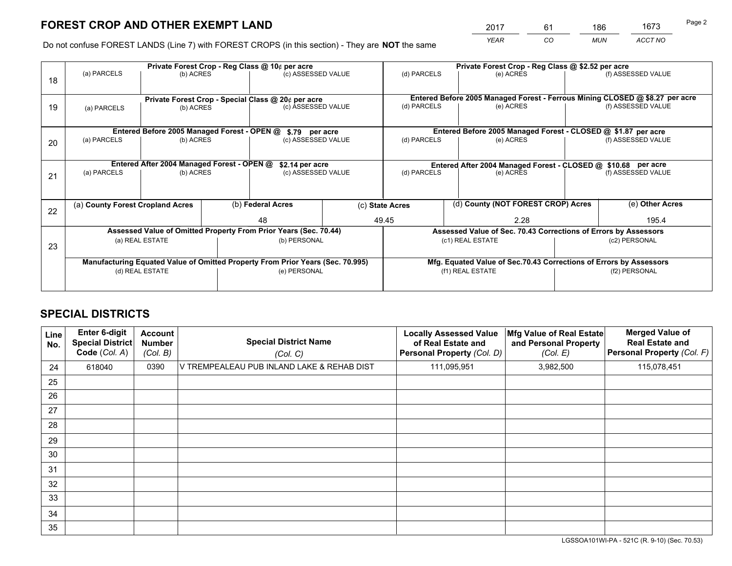# FOREST CROP AND OTHER EXEMPT LAND

| YEAR | CO | MUN | ACCT NO |
|---|---|---|---|
| 2017 | 61 | 186 | 1673 |

Do not confuse FOREST LANDS (Line 7) with FOREST CROPS (in this section) - They are **NOT** the same

| Line | Private Forest Crop - Reg Class @ 10¢ per acre | | | Private Forest Crop - Reg Class @ $2.52 per acre | | |
|---|---|---|---|---|---|---|
| | (a) PARCELS | (b) ACRES | (c) ASSESSED VALUE | (d) PARCELS | (e) ACRES | (f) ASSESSED VALUE |
| 18 | | | | | | |
| | **Private Forest Crop - Special Class @ 20¢ per acre** | | | **Entered Before 2005 Managed Forest - Ferrous Mining CLOSED @ $8.27 per acre** | | |
| 19 | (a) PARCELS | (b) ACRES | (c) ASSESSED VALUE | (d) PARCELS | (e) ACRES | (f) ASSESSED VALUE |
| | **Entered Before 2005 Managed Forest - OPEN @ $.79 per acre** | | | **Entered Before 2005 Managed Forest - CLOSED @ $1.87 per acre** | | |
| 20 | (a) PARCELS | (b) ACRES | (c) ASSESSED VALUE | (d) PARCELS | (e) ACRES | (f) ASSESSED VALUE |
| | **Entered After 2004 Managed Forest - OPEN @ $2.14 per acre** | | | **Entered After 2004 Managed Forest - CLOSED @ $10.68 per acre** | | |
| 21 | (a) PARCELS | (b) ACRES | (c) ASSESSED VALUE | (d) PARCELS | (e) ACRES | (f) ASSESSED VALUE |

| Line | (a) County Forest Cropland Acres | (b) Federal Acres | (c) State Acres | (d) County (NOT FOREST CROP) Acres | (e) Other Acres |
|---|---|---|---|---|---|
| 22 | | 48 | 49.45 | 2.28 | 195.4 |

| Line | Assessed Value of Omitted Property From Prior Years (Sec. 70.44) | | Assessed Value of Sec. 70.43 Corrections of Errors by Assessors | |
|---|---|---|---|---|
| 23 | (a) REAL ESTATE | (b) PERSONAL | (c1) REAL ESTATE | (c2) PERSONAL |
| | **Manufacturing Equated Value of Omitted Property From Prior Years (Sec. 70.995)** | | **Mfg. Equated Value of Sec.70.43 Corrections of Errors by Assessors** | |
| | (d) REAL ESTATE | (e) PERSONAL | (f1) REAL ESTATE | (f2) PERSONAL |

# SPECIAL DISTRICTS

| Line No. | Enter 6-digit Special District Code (Col. A) | Account Number (Col. B) | Special District Name (Col. C) | Locally Assessed Value of Real Estate and Personal Property (Col. D) | Mfg Value of Real Estate and Personal Property (Col. E) | Merged Value of Real Estate and Personal Property (Col. F) |
|---|---|---|---|---|---|---|
| 24 | 618040 | 0390 | V TREMPEALEAU PUB INLAND LAKE & REHAB DIST | 111,095,951 | 3,982,500 | 115,078,451 |
| 25 | | | | | | |
| 26 | | | | | | |
| 27 | | | | | | |
| 28 | | | | | | |
| 29 | | | | | | |
| 30 | | | | | | |
| 31 | | | | | | |
| 32 | | | | | | |
| 33 | | | | | | |
| 34 | | | | | | |
| 35 | | | | | | |

LGSSOA101WI-PA - 521C (R. 9-10) (Sec. 70.53)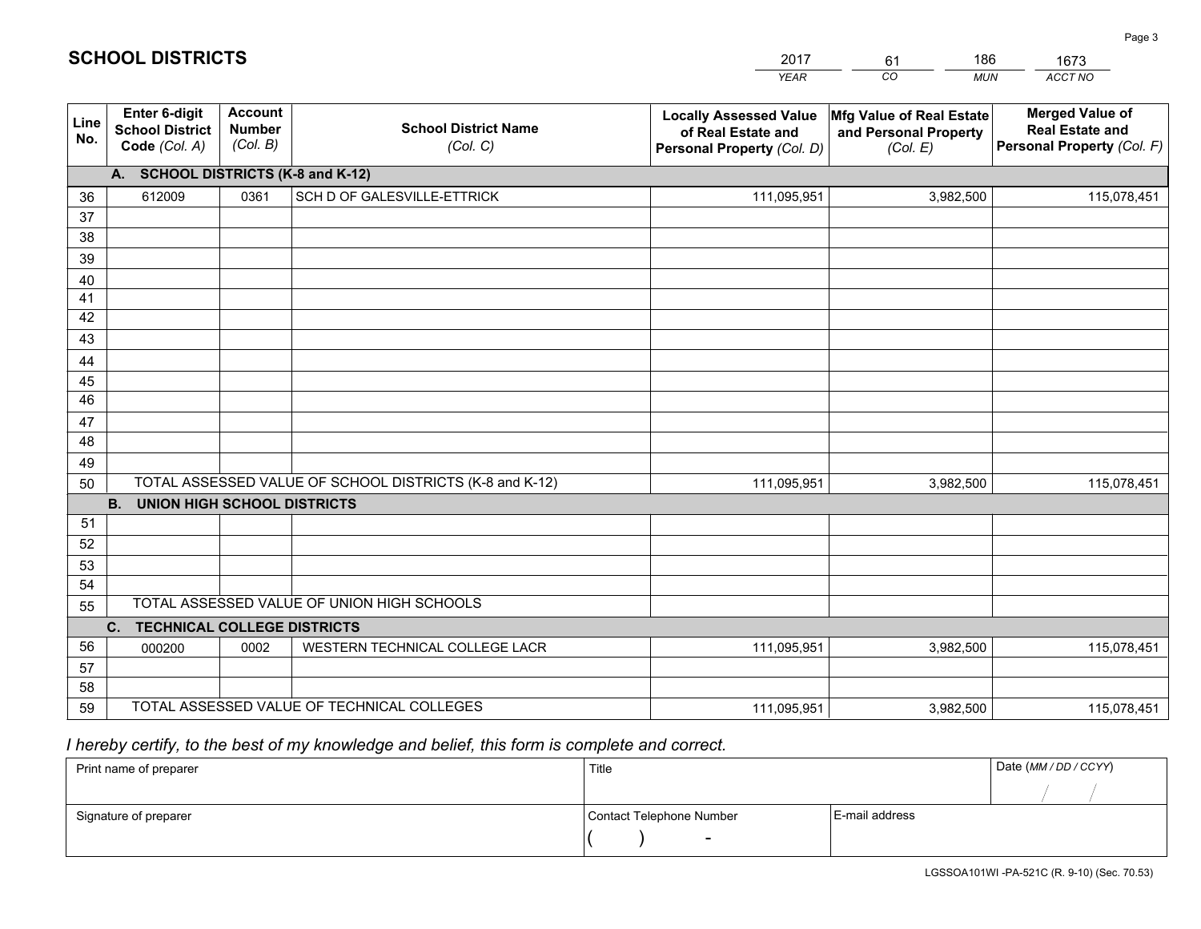## SCHOOL DISTRICTS

| 2017 | 61 | 186 | 1673 |
|---|---|---|---|
| *YEAR* | *CO* | *MUN* | *ACCT NO* |

| Line No. | Enter 6-digit School District Code *(Col. A)* | Account Number *(Col. B)* | School District Name *(Col. C)* | Locally Assessed Value of Real Estate and Personal Property *(Col. D)* | Mfg Value of Real Estate and Personal Property *(Col. E)* | Merged Value of Real Estate and Personal Property *(Col. F)* |
|---|---|---|---|---|---|---|
| **A. SCHOOL DISTRICTS (K-8 and K-12)** | | | | | | |
| 36 | 612009 | 0361 | SCH D OF GALESVILLE-ETTRICK | 111,095,951 | 3,982,500 | 115,078,451 |
| 37 | | | | | | |
| 38 | | | | | | |
| 39 | | | | | | |
| 40 | | | | | | |
| 41 | | | | | | |
| 42 | | | | | | |
| 43 | | | | | | |
| 44 | | | | | | |
| 45 | | | | | | |
| 46 | | | | | | |
| 47 | | | | | | |
| 48 | | | | | | |
| 49 | | | | | | |
| 50 | TOTAL ASSESSED VALUE OF SCHOOL DISTRICTS (K-8 and K-12) | | | 111,095,951 | 3,982,500 | 115,078,451 |
| **B. UNION HIGH SCHOOL DISTRICTS** | | | | | | |
| 51 | | | | | | |
| 52 | | | | | | |
| 53 | | | | | | |
| 54 | | | | | | |
| 55 | TOTAL ASSESSED VALUE OF UNION HIGH SCHOOLS | | | | | |
| **C. TECHNICAL COLLEGE DISTRICTS** | | | | | | |
| 56 | 000200 | 0002 | WESTERN TECHNICAL COLLEGE LACR | 111,095,951 | 3,982,500 | 115,078,451 |
| 57 | | | | | | |
| 58 | | | | | | |
| 59 | TOTAL ASSESSED VALUE OF TECHNICAL COLLEGES | | | 111,095,951 | 3,982,500 | 115,078,451 |

*I hereby certify, to the best of my knowledge and belief, this form is complete and correct.*

| Print name of preparer | Title | | Date *(MM / DD / CCYY)* |
|---|---|---|---|
| | | | / / |
| Signature of preparer | Contact Telephone Number | E-mail address | |
| | ( ) - | | |

LGSSOA101WI -PA-521C (R. 9-10) (Sec. 70.53)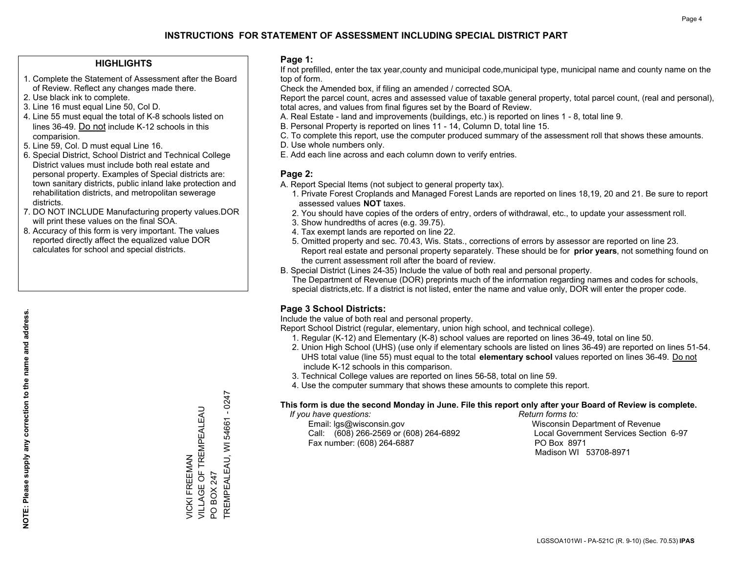# INSTRUCTIONS FOR STATEMENT OF ASSESSMENT INCLUDING SPECIAL DISTRICT PART

## HIGHLIGHTS

1. Complete the Statement of Assessment after the Board of Review. Reflect any changes made there.
2. Use black ink to complete.
3. Line 16 must equal Line 50, Col D.
4. Line 55 must equal the total of K-8 schools listed on lines 36-49. Do not include K-12 schools in this comparision.
5. Line 59, Col. D must equal Line 16.
6. Special District, School District and Technical College District values must include both real estate and personal property. Examples of Special districts are: town sanitary districts, public inland lake protection and rehabilitation districts, and metropolitan sewerage districts.
7. DO NOT INCLUDE Manufacturing property values.DOR will print these values on the final SOA.
8. Accuracy of this form is very important. The values reported directly affect the equalized value DOR calculates for school and special districts.

**NOTE: Please supply any correction to the name and address.**

VICKI FREEMAN
VILLAGE OF TREMPEALEAU
PO BOX 247
TREMPEALEAU, WI 54661 - 0247

## Page 1:

If not prefilled, enter the tax year,county and municipal code,municipal type, municipal name and county name on the top of form.

Check the Amended box, if filing an amended / corrected SOA.

Report the parcel count, acres and assessed value of taxable general property, total parcel count, (real and personal), total acres, and values from final figures set by the Board of Review.

A. Real Estate - land and improvements (buildings, etc.) is reported on lines 1 - 8, total line 9.
B. Personal Property is reported on lines 11 - 14, Column D, total line 15.
C. To complete this report, use the computer produced summary of the assessment roll that shows these amounts.
D. Use whole numbers only.
E. Add each line across and each column down to verify entries.

## Page 2:

A. Report Special Items (not subject to general property tax).
   1. Private Forest Croplands and Managed Forest Lands are reported on lines 18,19, 20 and 21. Be sure to report assessed values **NOT** taxes.
   2. You should have copies of the orders of entry, orders of withdrawal, etc., to update your assessment roll.
   3. Show hundredths of acres (e.g. 39.75).
   4. Tax exempt lands are reported on line 22.
   5. Omitted property and sec. 70.43, Wis. Stats., corrections of errors by assessor are reported on line 23. Report real estate and personal property separately. These should be for **prior years**, not something found on the current assessment roll after the board of review.

B. Special District (Lines 24-35) Include the value of both real and personal property.
   The Department of Revenue (DOR) preprints much of the information regarding names and codes for schools, special districts,etc. If a district is not listed, enter the name and value only, DOR will enter the proper code.

## Page 3 School Districts:

Include the value of both real and personal property.

Report School District (regular, elementary, union high school, and technical college).

1. Regular (K-12) and Elementary (K-8) school values are reported on lines 36-49, total on line 50.
2. Union High School (UHS) (use only if elementary schools are listed on lines 36-49) are reported on lines 51-54. UHS total value (line 55) must equal to the total **elementary school** values reported on lines 36-49. Do not include K-12 schools in this comparison.
3. Technical College values are reported on lines 56-58, total on line 59.
4. Use the computer summary that shows these amounts to complete this report.

**This form is due the second Monday in June. File this report only after your Board of Review is complete.**

*If you have questions:*
Email: lgs@wisconsin.gov
Call: (608) 266-2569 or (608) 264-6892
Fax number: (608) 264-6887

*Return forms to:*
Wisconsin Department of Revenue
Local Government Services Section 6-97
PO Box 8971
Madison WI 53708-8971

LGSSOA101WI - PA-521C (R. 9-10) (Sec. 70.53) **IPAS**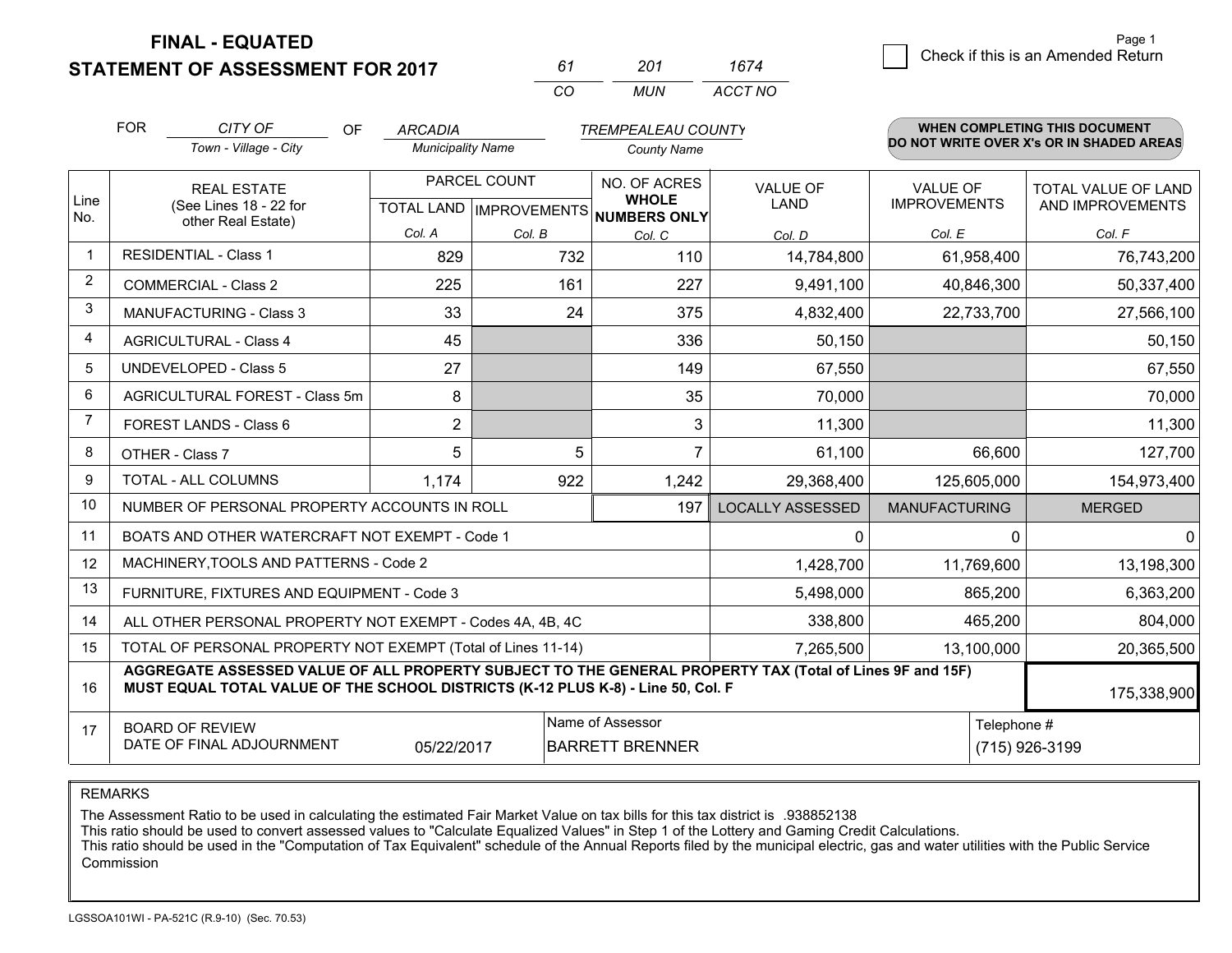# FINAL - EQUATED
## STATEMENT OF ASSESSMENT FOR 2017

| 61 | 201 | 1674 |
|---|---|---|
| CO | MUN | ACCT NO |

☐ Check if this is an Amended Return

Page 1

FOR *CITY OF* (Town - Village - City) OF *ARCADIA* (Municipality Name) *TREMPEALEAU COUNTY* (County Name)

**WHEN COMPLETING THIS DOCUMENT DO NOT WRITE OVER X's OR IN SHADED AREAS**

| Line No. | REAL ESTATE (See Lines 18 - 22 for other Real Estate) | PARCEL COUNT TOTAL LAND Col. A | PARCEL COUNT IMPROVEMENTS Col. B | NO. OF ACRES WHOLE NUMBERS ONLY Col. C | VALUE OF LAND Col. D | VALUE OF IMPROVEMENTS Col. E | TOTAL VALUE OF LAND AND IMPROVEMENTS Col. F |
|---|---|---|---|---|---|---|---|
| 1 | RESIDENTIAL - Class 1 | 829 | 732 | 110 | 14,784,800 | 61,958,400 | 76,743,200 |
| 2 | COMMERCIAL - Class 2 | 225 | 161 | 227 | 9,491,100 | 40,846,300 | 50,337,400 |
| 3 | MANUFACTURING - Class 3 | 33 | 24 | 375 | 4,832,400 | 22,733,700 | 27,566,100 |
| 4 | AGRICULTURAL - Class 4 | 45 | | 336 | 50,150 | | 50,150 |
| 5 | UNDEVELOPED - Class 5 | 27 | | 149 | 67,550 | | 67,550 |
| 6 | AGRICULTURAL FOREST - Class 5m | 8 | | 35 | 70,000 | | 70,000 |
| 7 | FOREST LANDS - Class 6 | 2 | | 3 | 11,300 | | 11,300 |
| 8 | OTHER - Class 7 | 5 | 5 | 7 | 61,100 | 66,600 | 127,700 |
| 9 | TOTAL - ALL COLUMNS | 1,174 | 922 | 1,242 | 29,368,400 | 125,605,000 | 154,973,400 |
| 10 | NUMBER OF PERSONAL PROPERTY ACCOUNTS IN ROLL | | | 197 | LOCALLY ASSESSED | MANUFACTURING | MERGED |
| 11 | BOATS AND OTHER WATERCRAFT NOT EXEMPT - Code 1 | | | | 0 | 0 | 0 |
| 12 | MACHINERY,TOOLS AND PATTERNS - Code 2 | | | | 1,428,700 | 11,769,600 | 13,198,300 |
| 13 | FURNITURE, FIXTURES AND EQUIPMENT - Code 3 | | | | 5,498,000 | 865,200 | 6,363,200 |
| 14 | ALL OTHER PERSONAL PROPERTY NOT EXEMPT - Codes 4A, 4B, 4C | | | | 338,800 | 465,200 | 804,000 |
| 15 | TOTAL OF PERSONAL PROPERTY NOT EXEMPT (Total of Lines 11-14) | | | | 7,265,500 | 13,100,000 | 20,365,500 |
| 16 | **AGGREGATE ASSESSED VALUE OF ALL PROPERTY SUBJECT TO THE GENERAL PROPERTY TAX (Total of Lines 9F and 15F) MUST EQUAL TOTAL VALUE OF THE SCHOOL DISTRICTS (K-12 PLUS K-8) - Line 50, Col. F** | | | | | | 175,338,900 |
| 17 | BOARD OF REVIEW DATE OF FINAL ADJOURNMENT | 05/22/2017 | Name of Assessor: BARRETT BRENNER | | | Telephone #: (715) 926-3199 | |

REMARKS

The Assessment Ratio to be used in calculating the estimated Fair Market Value on tax bills for this tax district is .938852138
This ratio should be used to convert assessed values to "Calculate Equalized Values" in Step 1 of the Lottery and Gaming Credit Calculations.
This ratio should be used in the "Computation of Tax Equivalent" schedule of the Annual Reports filed by the municipal electric, gas and water utilities with the Public Service Commission

LGSSOA101WI - PA-521C (R.9-10) (Sec. 70.53)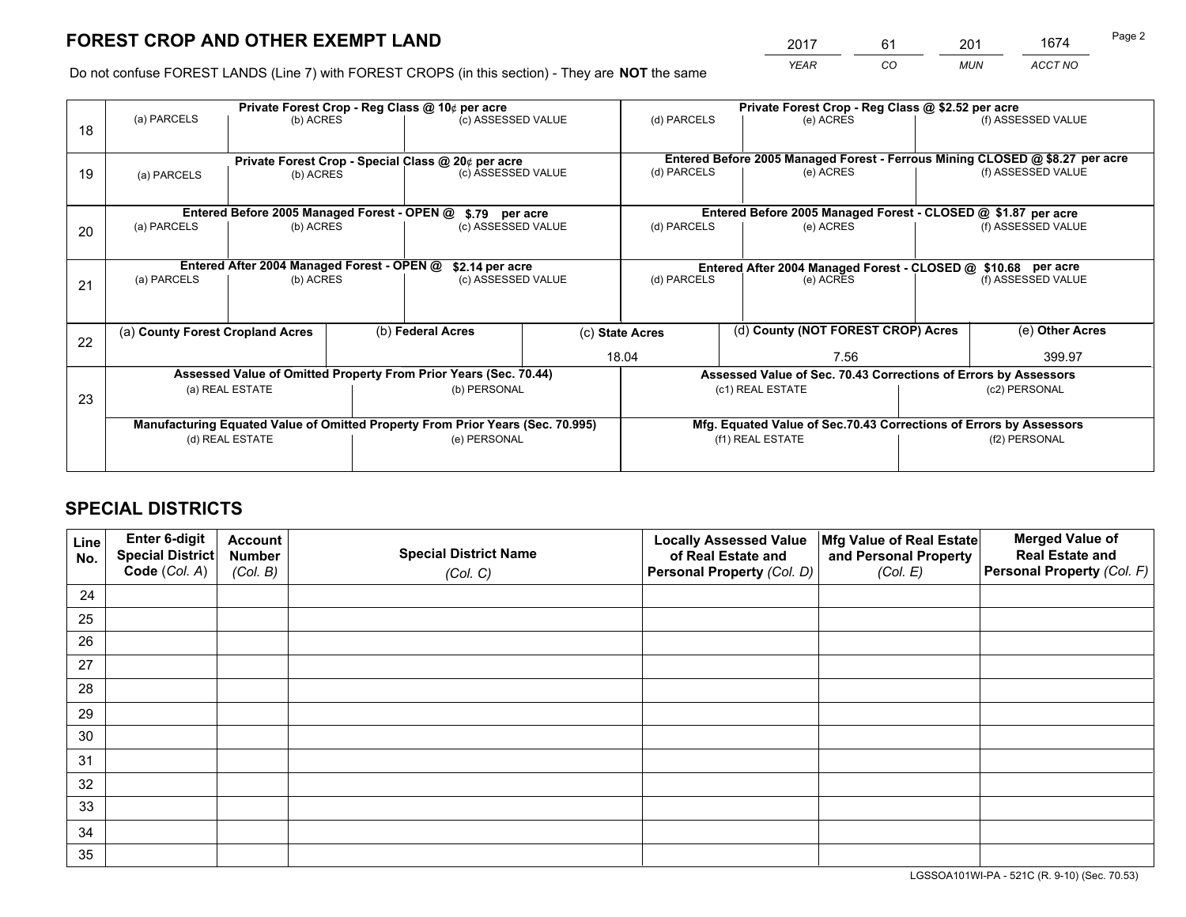# FOREST CROP AND OTHER EXEMPT LAND

| 2017 | 61 | 201 | 1674 |
|---|---|---|---|
| *YEAR* | *CO* | *MUN* | *ACCT NO* |

Do not confuse FOREST LANDS (Line 7) with FOREST CROPS (in this section) - They are **NOT** the same

| Line | Private Forest Crop - Reg Class @ 10¢ per acre | | | Private Forest Crop - Reg Class @ $2.52 per acre | | |
|---|---|---|---|---|---|---|
| 18 | (a) PARCELS | (b) ACRES | (c) ASSESSED VALUE | (d) PARCELS | (e) ACRES | (f) ASSESSED VALUE |
| | **Private Forest Crop - Special Class @ 20¢ per acre** | | | **Entered Before 2005 Managed Forest - Ferrous Mining CLOSED @ $8.27 per acre** | | |
| 19 | (a) PARCELS | (b) ACRES | (c) ASSESSED VALUE | (d) PARCELS | (e) ACRES | (f) ASSESSED VALUE |
| | **Entered Before 2005 Managed Forest - OPEN @ $.79 per acre** | | | **Entered Before 2005 Managed Forest - CLOSED @ $1.87 per acre** | | |
| 20 | (a) PARCELS | (b) ACRES | (c) ASSESSED VALUE | (d) PARCELS | (e) ACRES | (f) ASSESSED VALUE |
| | **Entered After 2004 Managed Forest - OPEN @ $2.14 per acre** | | | **Entered After 2004 Managed Forest - CLOSED @ $10.68 per acre** | | |
| 21 | (a) PARCELS | (b) ACRES | (c) ASSESSED VALUE | (d) PARCELS | (e) ACRES | (f) ASSESSED VALUE |

| Line | (a) County Forest Cropland Acres | (b) Federal Acres | (c) State Acres | (d) County (NOT FOREST CROP) Acres | (e) Other Acres |
|---|---|---|---|---|---|
| 22 | | | 18.04 | 7.56 | 399.97 |

| Line | Assessed Value of Omitted Property From Prior Years (Sec. 70.44) | | Assessed Value of Sec. 70.43 Corrections of Errors by Assessors | |
|---|---|---|---|---|
| 23 | (a) REAL ESTATE | (b) PERSONAL | (c1) REAL ESTATE | (c2) PERSONAL |
| | **Manufacturing Equated Value of Omitted Property From Prior Years (Sec. 70.995)** | | **Mfg. Equated Value of Sec.70.43 Corrections of Errors by Assessors** | |
| | (d) REAL ESTATE | (e) PERSONAL | (f1) REAL ESTATE | (f2) PERSONAL |

# SPECIAL DISTRICTS

| Line No. | Enter 6-digit Special District Code (*Col. A*) | Account Number (*Col. B*) | Special District Name (*Col. C*) | Locally Assessed Value of Real Estate and Personal Property (*Col. D*) | Mfg Value of Real Estate and Personal Property (*Col. E*) | Merged Value of Real Estate and Personal Property (*Col. F*) |
|---|---|---|---|---|---|---|
| 24 | | | | | | |
| 25 | | | | | | |
| 26 | | | | | | |
| 27 | | | | | | |
| 28 | | | | | | |
| 29 | | | | | | |
| 30 | | | | | | |
| 31 | | | | | | |
| 32 | | | | | | |
| 33 | | | | | | |
| 34 | | | | | | |
| 35 | | | | | | |

LGSSOA101WI-PA - 521C (R. 9-10) (Sec. 70.53)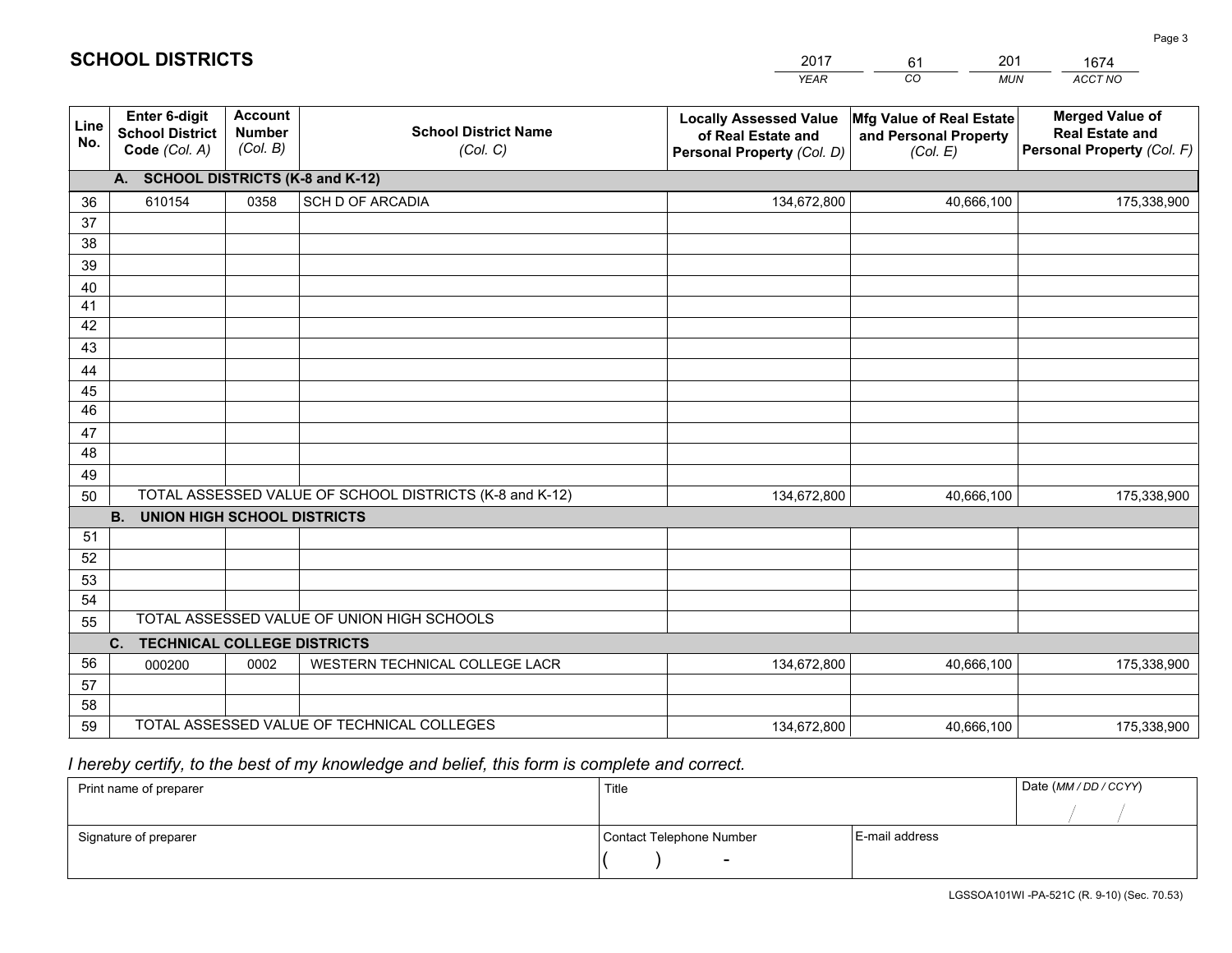# SCHOOL DISTRICTS

| 2017 | 61 | 201 | 1674 |
|---|---|---|---|
| YEAR | CO | MUN | ACCT NO |

| Line No. | Enter 6-digit School District Code (Col. A) | Account Number (Col. B) | School District Name (Col. C) | Locally Assessed Value of Real Estate and Personal Property (Col. D) | Mfg Value of Real Estate and Personal Property (Col. E) | Merged Value of Real Estate and Personal Property (Col. F) |
|---|---|---|---|---|---|---|
| | **A. SCHOOL DISTRICTS (K-8 and K-12)** | | | | | |
| 36 | 610154 | 0358 | SCH D OF ARCADIA | 134,672,800 | 40,666,100 | 175,338,900 |
| 37 | | | | | | |
| 38 | | | | | | |
| 39 | | | | | | |
| 40 | | | | | | |
| 41 | | | | | | |
| 42 | | | | | | |
| 43 | | | | | | |
| 44 | | | | | | |
| 45 | | | | | | |
| 46 | | | | | | |
| 47 | | | | | | |
| 48 | | | | | | |
| 49 | | | | | | |
| 50 | TOTAL ASSESSED VALUE OF SCHOOL DISTRICTS (K-8 and K-12) | | | 134,672,800 | 40,666,100 | 175,338,900 |
| | **B. UNION HIGH SCHOOL DISTRICTS** | | | | | |
| 51 | | | | | | |
| 52 | | | | | | |
| 53 | | | | | | |
| 54 | | | | | | |
| 55 | TOTAL ASSESSED VALUE OF UNION HIGH SCHOOLS | | | | | |
| | **C. TECHNICAL COLLEGE DISTRICTS** | | | | | |
| 56 | 000200 | 0002 | WESTERN TECHNICAL COLLEGE LACR | 134,672,800 | 40,666,100 | 175,338,900 |
| 57 | | | | | | |
| 58 | | | | | | |
| 59 | TOTAL ASSESSED VALUE OF TECHNICAL COLLEGES | | | 134,672,800 | 40,666,100 | 175,338,900 |

*I hereby certify, to the best of my knowledge and belief, this form is complete and correct.*

| Print name of preparer | Title | | Date (MM / DD / CCYY) |
|---|---|---|---|
| | | | / / |
| Signature of preparer | Contact Telephone Number | E-mail address | |
| | ( ) - | | |

LGSSOA101WI -PA-521C (R. 9-10) (Sec. 70.53)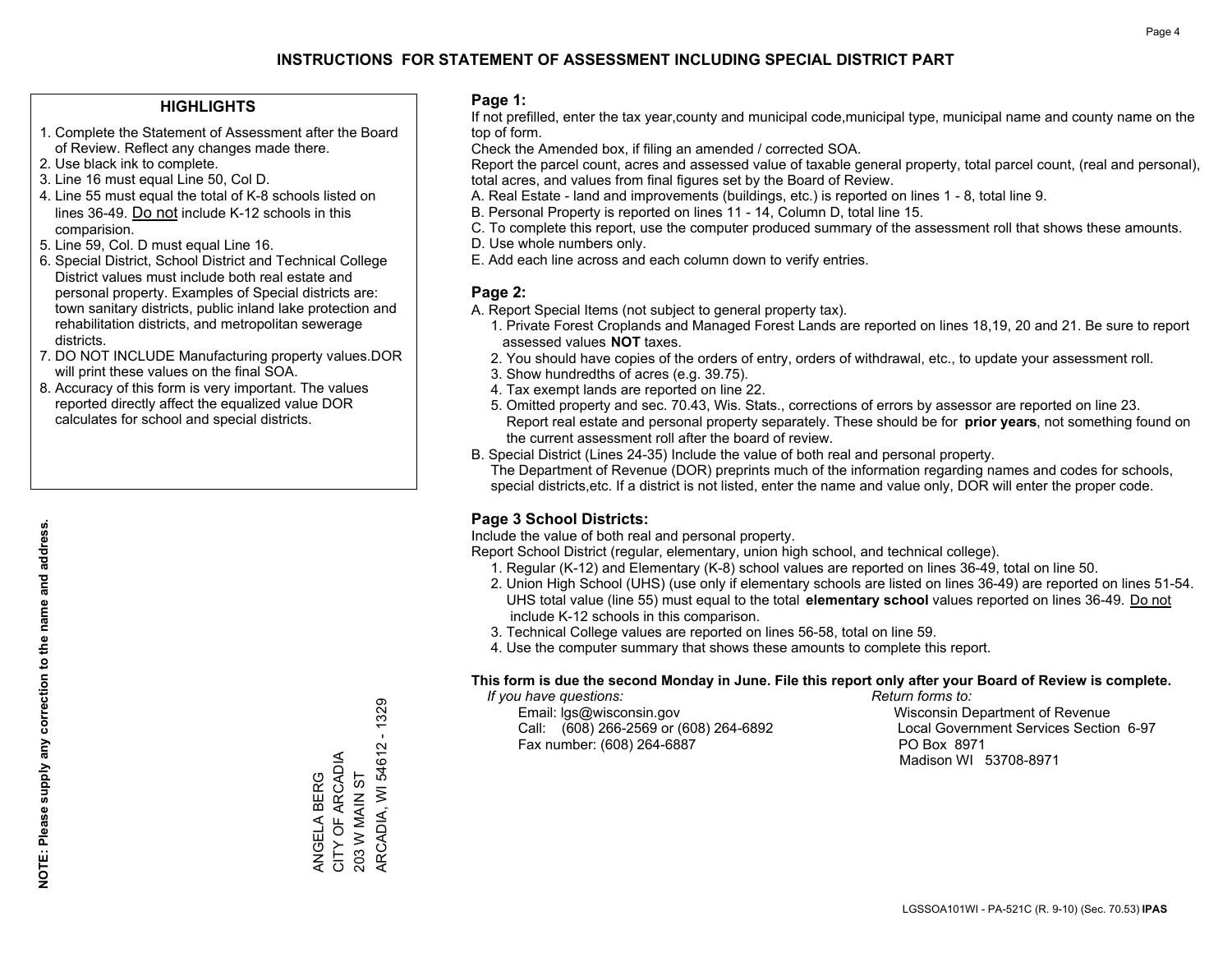# INSTRUCTIONS FOR STATEMENT OF ASSESSMENT INCLUDING SPECIAL DISTRICT PART

## HIGHLIGHTS

1. Complete the Statement of Assessment after the Board of Review. Reflect any changes made there.
2. Use black ink to complete.
3. Line 16 must equal Line 50, Col D.
4. Line 55 must equal the total of K-8 schools listed on lines 36-49. Do not include K-12 schools in this comparision.
5. Line 59, Col. D must equal Line 16.
6. Special District, School District and Technical College District values must include both real estate and personal property. Examples of Special districts are: town sanitary districts, public inland lake protection and rehabilitation districts, and metropolitan sewerage districts.
7. DO NOT INCLUDE Manufacturing property values.DOR will print these values on the final SOA.
8. Accuracy of this form is very important. The values reported directly affect the equalized value DOR calculates for school and special districts.

**NOTE: Please supply any correction to the name and address.**

ANGELA BERG
CITY OF ARCADIA
203 W MAIN ST
ARCADIA, WI 54612 - 1329

## Page 1:

If not prefilled, enter the tax year,county and municipal code,municipal type, municipal name and county name on the top of form.

Check the Amended box, if filing an amended / corrected SOA.

Report the parcel count, acres and assessed value of taxable general property, total parcel count, (real and personal), total acres, and values from final figures set by the Board of Review.

A. Real Estate - land and improvements (buildings, etc.) is reported on lines 1 - 8, total line 9.
B. Personal Property is reported on lines 11 - 14, Column D, total line 15.
C. To complete this report, use the computer produced summary of the assessment roll that shows these amounts.
D. Use whole numbers only.
E. Add each line across and each column down to verify entries.

## Page 2:

A. Report Special Items (not subject to general property tax).
   1. Private Forest Croplands and Managed Forest Lands are reported on lines 18,19, 20 and 21. Be sure to report assessed values **NOT** taxes.
   2. You should have copies of the orders of entry, orders of withdrawal, etc., to update your assessment roll.
   3. Show hundredths of acres (e.g. 39.75).
   4. Tax exempt lands are reported on line 22.
   5. Omitted property and sec. 70.43, Wis. Stats., corrections of errors by assessor are reported on line 23. Report real estate and personal property separately. These should be for **prior years**, not something found on the current assessment roll after the board of review.
B. Special District (Lines 24-35) Include the value of both real and personal property.
   The Department of Revenue (DOR) preprints much of the information regarding names and codes for schools, special districts,etc. If a district is not listed, enter the name and value only, DOR will enter the proper code.

## Page 3 School Districts:

Include the value of both real and personal property.

Report School District (regular, elementary, union high school, and technical college).

1. Regular (K-12) and Elementary (K-8) school values are reported on lines 36-49, total on line 50.
2. Union High School (UHS) (use only if elementary schools are listed on lines 36-49) are reported on lines 51-54. UHS total value (line 55) must equal to the total **elementary school** values reported on lines 36-49. Do not include K-12 schools in this comparison.
3. Technical College values are reported on lines 56-58, total on line 59.
4. Use the computer summary that shows these amounts to complete this report.

**This form is due the second Monday in June. File this report only after your Board of Review is complete.**

*If you have questions:*
Email: lgs@wisconsin.gov
Call: (608) 266-2569 or (608) 264-6892
Fax number: (608) 264-6887

*Return forms to:*
Wisconsin Department of Revenue
Local Government Services Section 6-97
PO Box 8971
Madison WI 53708-8971

LGSSOA101WI - PA-521C (R. 9-10) (Sec. 70.53) **IPAS**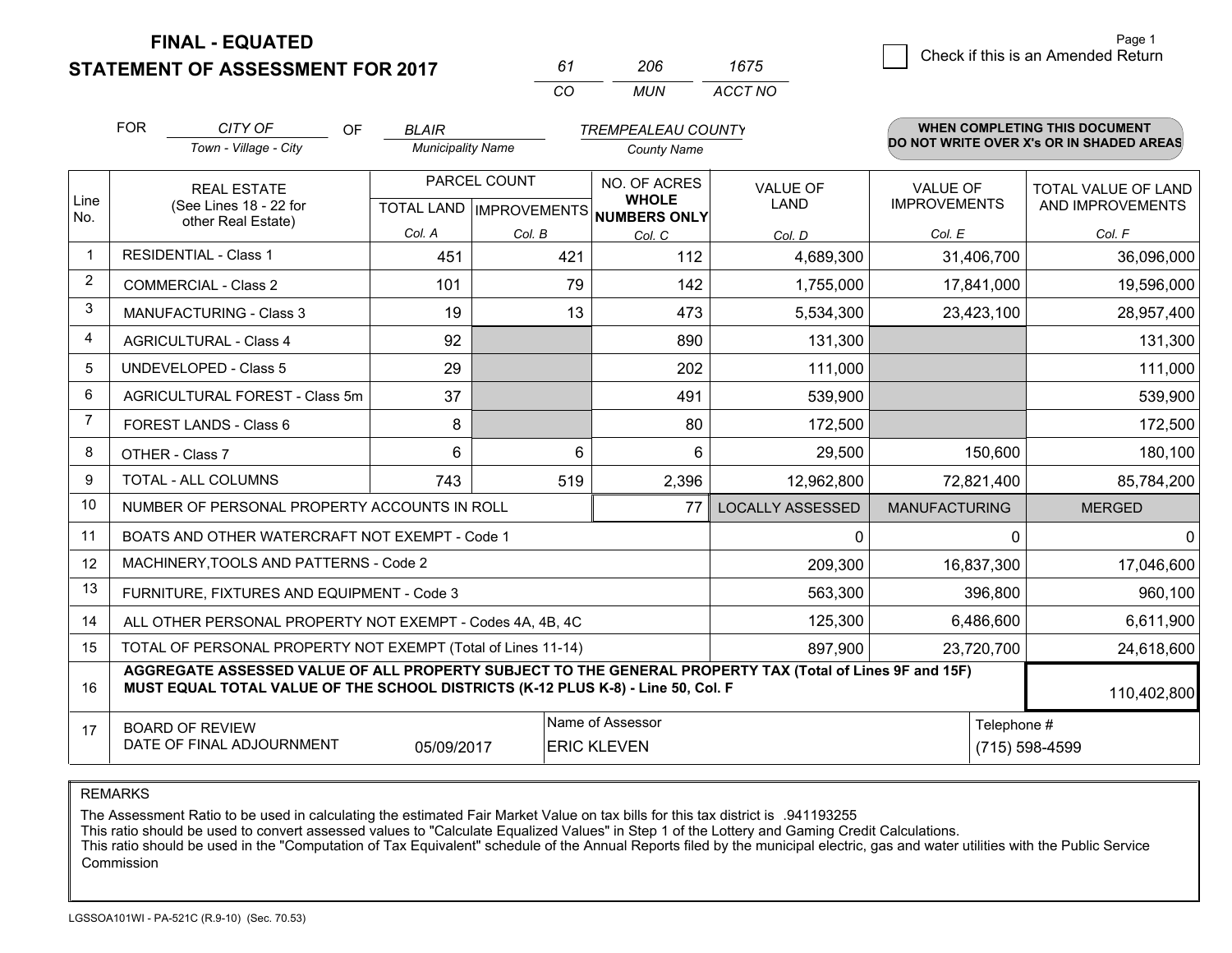**FINAL - EQUATED**
**STATEMENT OF ASSESSMENT FOR 2017**

| 61 | 206 | 1675 |
|---|---|---|
| CO | MUN | ACCT NO |

Page 1

☐ Check if this is an Amended Return

FOR *CITY OF* (Town - Village - City) OF *BLAIR* (Municipality Name) *TREMPEALEAU COUNTY* (County Name)

**WHEN COMPLETING THIS DOCUMENT DO NOT WRITE OVER X's OR IN SHADED AREAS**

| Line No. | REAL ESTATE (See Lines 18 - 22 for other Real Estate) | PARCEL COUNT TOTAL LAND Col. A | PARCEL COUNT IMPROVEMENTS Col. B | NO. OF ACRES WHOLE NUMBERS ONLY Col. C | VALUE OF LAND Col. D | VALUE OF IMPROVEMENTS Col. E | TOTAL VALUE OF LAND AND IMPROVEMENTS Col. F |
|---|---|---|---|---|---|---|---|
| 1 | RESIDENTIAL - Class 1 | 451 | 421 | 112 | 4,689,300 | 31,406,700 | 36,096,000 |
| 2 | COMMERCIAL - Class 2 | 101 | 79 | 142 | 1,755,000 | 17,841,000 | 19,596,000 |
| 3 | MANUFACTURING - Class 3 | 19 | 13 | 473 | 5,534,300 | 23,423,100 | 28,957,400 |
| 4 | AGRICULTURAL - Class 4 | 92 | | 890 | 131,300 | | 131,300 |
| 5 | UNDEVELOPED - Class 5 | 29 | | 202 | 111,000 | | 111,000 |
| 6 | AGRICULTURAL FOREST - Class 5m | 37 | | 491 | 539,900 | | 539,900 |
| 7 | FOREST LANDS - Class 6 | 8 | | 80 | 172,500 | | 172,500 |
| 8 | OTHER - Class 7 | 6 | 6 | 6 | 29,500 | 150,600 | 180,100 |
| 9 | TOTAL - ALL COLUMNS | 743 | 519 | 2,396 | 12,962,800 | 72,821,400 | 85,784,200 |
| 10 | NUMBER OF PERSONAL PROPERTY ACCOUNTS IN ROLL | | | 77 | LOCALLY ASSESSED | MANUFACTURING | MERGED |
| 11 | BOATS AND OTHER WATERCRAFT NOT EXEMPT - Code 1 | | | | 0 | 0 | 0 |
| 12 | MACHINERY,TOOLS AND PATTERNS - Code 2 | | | | 209,300 | 16,837,300 | 17,046,600 |
| 13 | FURNITURE, FIXTURES AND EQUIPMENT - Code 3 | | | | 563,300 | 396,800 | 960,100 |
| 14 | ALL OTHER PERSONAL PROPERTY NOT EXEMPT - Codes 4A, 4B, 4C | | | | 125,300 | 6,486,600 | 6,611,900 |
| 15 | TOTAL OF PERSONAL PROPERTY NOT EXEMPT (Total of Lines 11-14) | | | | 897,900 | 23,720,700 | 24,618,600 |
| 16 | **AGGREGATE ASSESSED VALUE OF ALL PROPERTY SUBJECT TO THE GENERAL PROPERTY TAX (Total of Lines 9F and 15F) MUST EQUAL TOTAL VALUE OF THE SCHOOL DISTRICTS (K-12 PLUS K-8) - Line 50, Col. F** | | | | | | 110,402,800 |
| 17 | BOARD OF REVIEW DATE OF FINAL ADJOURNMENT | 05/09/2017 | Name of Assessor: ERIC KLEVEN | | | Telephone #: (715) 598-4599 | |

REMARKS

The Assessment Ratio to be used in calculating the estimated Fair Market Value on tax bills for this tax district is .941193255
This ratio should be used to convert assessed values to "Calculate Equalized Values" in Step 1 of the Lottery and Gaming Credit Calculations.
This ratio should be used in the "Computation of Tax Equivalent" schedule of the Annual Reports filed by the municipal electric, gas and water utilities with the Public Service Commission

LGSSOA101WI - PA-521C (R.9-10) (Sec. 70.53)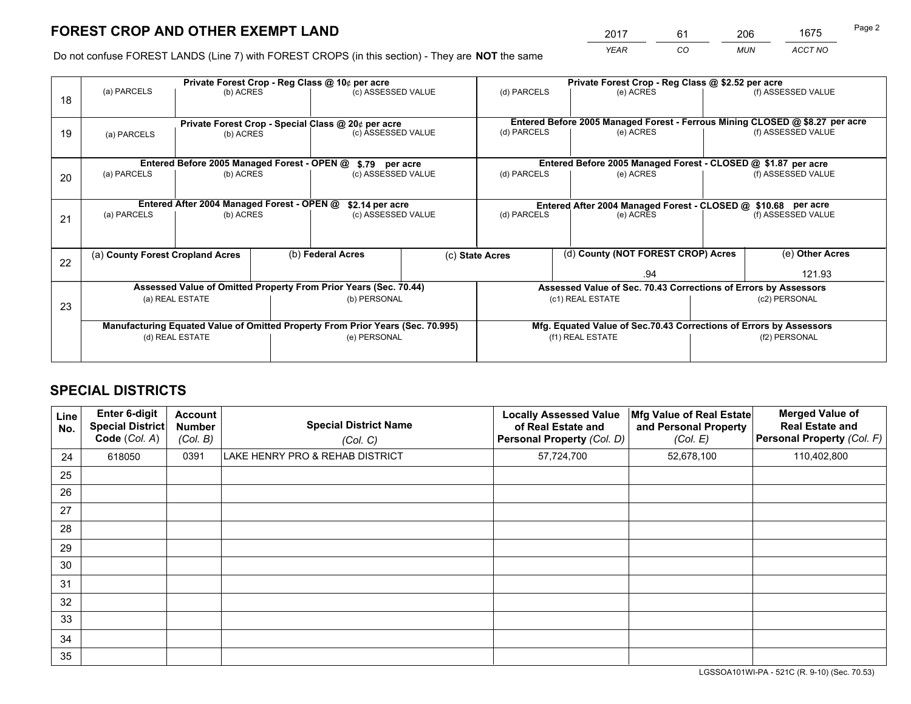# FOREST CROP AND OTHER EXEMPT LAND

| 2017 | 61 | 206 | 1675 |
|---|---|---|---|
| *YEAR* | *CO* | *MUN* | *ACCT NO* |

Do not confuse FOREST LANDS (Line 7) with FOREST CROPS (in this section) - They are **NOT** the same

| Line | | | | | | |
|---|---|---|---|---|---|---|
| 18 | **Private Forest Crop - Reg Class @ 10¢ per acre** | | | **Private Forest Crop - Reg Class @ $2.52 per acre** | | |
| | (a) PARCELS | (b) ACRES | (c) ASSESSED VALUE | (d) PARCELS | (e) ACRES | (f) ASSESSED VALUE |
| | | | | | | |
| 19 | **Private Forest Crop - Special Class @ 20¢ per acre** | | | **Entered Before 2005 Managed Forest - Ferrous Mining CLOSED @ $8.27 per acre** | | |
| | (a) PARCELS | (b) ACRES | (c) ASSESSED VALUE | (d) PARCELS | (e) ACRES | (f) ASSESSED VALUE |
| | | | | | | |
| 20 | **Entered Before 2005 Managed Forest - OPEN @ $.79 per acre** | | | **Entered Before 2005 Managed Forest - CLOSED @ $1.87 per acre** | | |
| | (a) PARCELS | (b) ACRES | (c) ASSESSED VALUE | (d) PARCELS | (e) ACRES | (f) ASSESSED VALUE |
| | | | | | | |
| 21 | **Entered After 2004 Managed Forest - OPEN @ $2.14 per acre** | | | **Entered After 2004 Managed Forest - CLOSED @ $10.68 per acre** | | |
| | (a) PARCELS | (b) ACRES | (c) ASSESSED VALUE | (d) PARCELS | (e) ACRES | (f) ASSESSED VALUE |
| | | | | | | |

| Line | (a) County Forest Cropland Acres | (b) Federal Acres | (c) State Acres | (d) County (NOT FOREST CROP) Acres | (e) Other Acres |
|---|---|---|---|---|---|
| 22 | | | | .94 | 121.93 |

| Line | | | | |
|---|---|---|---|---|
| 23 | **Assessed Value of Omitted Property From Prior Years (Sec. 70.44)** | | **Assessed Value of Sec. 70.43 Corrections of Errors by Assessors** | |
| | (a) REAL ESTATE | (b) PERSONAL | (c1) REAL ESTATE | (c2) PERSONAL |
| | | | | |
| | **Manufacturing Equated Value of Omitted Property From Prior Years (Sec. 70.995)** | | **Mfg. Equated Value of Sec.70.43 Corrections of Errors by Assessors** | |
| | (d) REAL ESTATE | (e) PERSONAL | (f1) REAL ESTATE | (f2) PERSONAL |
| | | | | |

# SPECIAL DISTRICTS

| Line No. | Enter 6-digit Special District Code (*Col. A*) | Account Number (*Col. B*) | Special District Name (*Col. C*) | Locally Assessed Value of Real Estate and Personal Property (*Col. D*) | Mfg Value of Real Estate and Personal Property (*Col. E*) | Merged Value of Real Estate and Personal Property (*Col. F*) |
|---|---|---|---|---|---|---|
| 24 | 618050 | 0391 | LAKE HENRY PRO & REHAB DISTRICT | 57,724,700 | 52,678,100 | 110,402,800 |
| 25 | | | | | | |
| 26 | | | | | | |
| 27 | | | | | | |
| 28 | | | | | | |
| 29 | | | | | | |
| 30 | | | | | | |
| 31 | | | | | | |
| 32 | | | | | | |
| 33 | | | | | | |
| 34 | | | | | | |
| 35 | | | | | | |

LGSSOA101WI-PA - 521C (R. 9-10) (Sec. 70.53)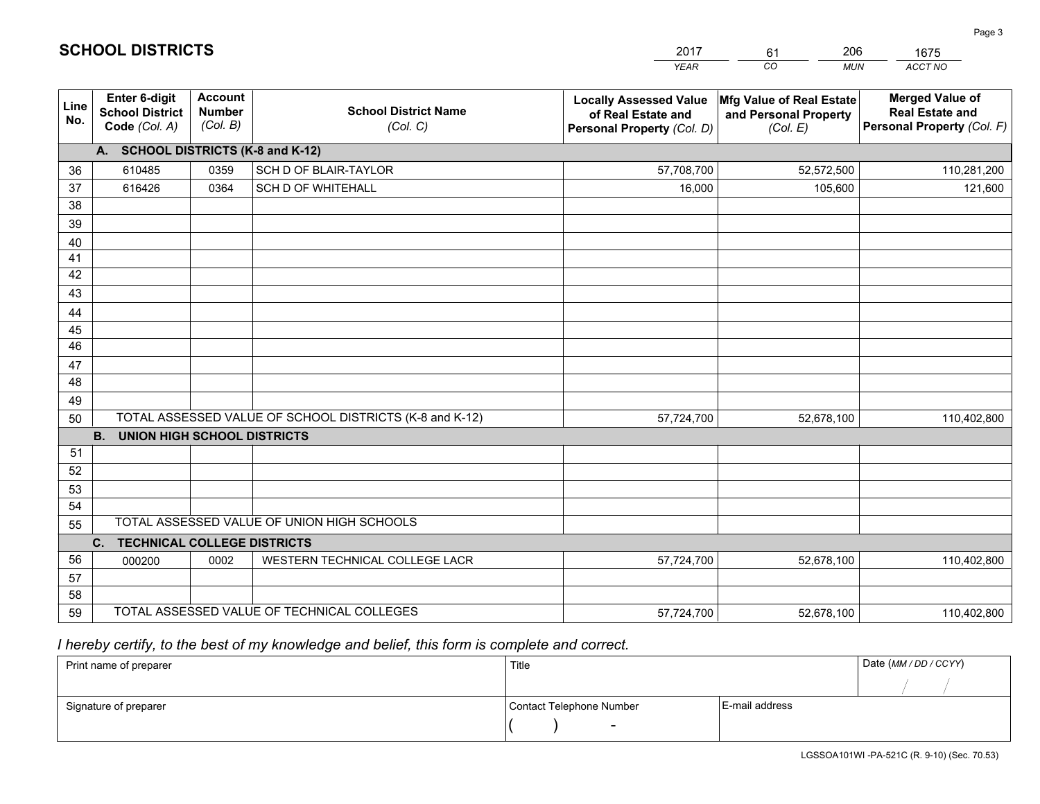## SCHOOL DISTRICTS

| 2017 | 61 | 206 | 1675 |
|---|---|---|---|
| *YEAR* | *CO* | *MUN* | *ACCT NO* |

| Line No. | Enter 6-digit School District Code *(Col. A)* | Account Number *(Col. B)* | School District Name *(Col. C)* | Locally Assessed Value of Real Estate and Personal Property *(Col. D)* | Mfg Value of Real Estate and Personal Property *(Col. E)* | Merged Value of Real Estate and Personal Property *(Col. F)* |
|---|---|---|---|---|---|---|
| | **A. SCHOOL DISTRICTS (K-8 and K-12)** | | | | | |
| 36 | 610485 | 0359 | SCH D OF BLAIR-TAYLOR | 57,708,700 | 52,572,500 | 110,281,200 |
| 37 | 616426 | 0364 | SCH D OF WHITEHALL | 16,000 | 105,600 | 121,600 |
| 38 | | | | | | |
| 39 | | | | | | |
| 40 | | | | | | |
| 41 | | | | | | |
| 42 | | | | | | |
| 43 | | | | | | |
| 44 | | | | | | |
| 45 | | | | | | |
| 46 | | | | | | |
| 47 | | | | | | |
| 48 | | | | | | |
| 49 | | | | | | |
| 50 | TOTAL ASSESSED VALUE OF SCHOOL DISTRICTS (K-8 and K-12) | | | 57,724,700 | 52,678,100 | 110,402,800 |
| | **B. UNION HIGH SCHOOL DISTRICTS** | | | | | |
| 51 | | | | | | |
| 52 | | | | | | |
| 53 | | | | | | |
| 54 | | | | | | |
| 55 | TOTAL ASSESSED VALUE OF UNION HIGH SCHOOLS | | | | | |
| | **C. TECHNICAL COLLEGE DISTRICTS** | | | | | |
| 56 | 000200 | 0002 | WESTERN TECHNICAL COLLEGE LACR | 57,724,700 | 52,678,100 | 110,402,800 |
| 57 | | | | | | |
| 58 | | | | | | |
| 59 | TOTAL ASSESSED VALUE OF TECHNICAL COLLEGES | | | 57,724,700 | 52,678,100 | 110,402,800 |

*I hereby certify, to the best of my knowledge and belief, this form is complete and correct.*

| Print name of preparer | Title | | Date *(MM / DD / CCYY)* |
|---|---|---|---|
| | | | / / |
| Signature of preparer | Contact Telephone Number | E-mail address | |
| | ( ) - | | |

LGSSOA101WI -PA-521C (R. 9-10) (Sec. 70.53)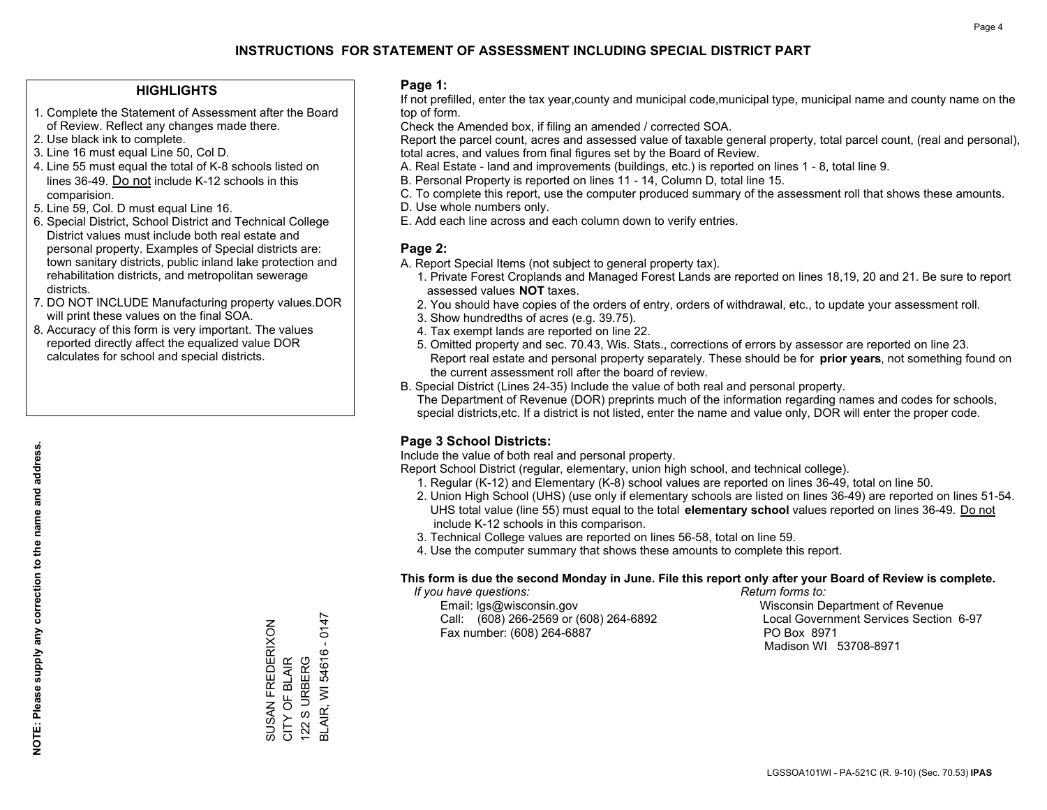# INSTRUCTIONS FOR STATEMENT OF ASSESSMENT INCLUDING SPECIAL DISTRICT PART

## HIGHLIGHTS

1. Complete the Statement of Assessment after the Board of Review. Reflect any changes made there.
2. Use black ink to complete.
3. Line 16 must equal Line 50, Col D.
4. Line 55 must equal the total of K-8 schools listed on lines 36-49. Do not include K-12 schools in this comparision.
5. Line 59, Col. D must equal Line 16.
6. Special District, School District and Technical College District values must include both real estate and personal property. Examples of Special districts are: town sanitary districts, public inland lake protection and rehabilitation districts, and metropolitan sewerage districts.
7. DO NOT INCLUDE Manufacturing property values.DOR will print these values on the final SOA.
8. Accuracy of this form is very important. The values reported directly affect the equalized value DOR calculates for school and special districts.

**NOTE: Please supply any correction to the name and address.**

SUSAN FREDERIXON
CITY OF BLAIR
122 S URBERG
BLAIR, WI 54616 - 0147

## Page 1:

If not prefilled, enter the tax year,county and municipal code,municipal type, municipal name and county name on the top of form.

Check the Amended box, if filing an amended / corrected SOA.

Report the parcel count, acres and assessed value of taxable general property, total parcel count, (real and personal), total acres, and values from final figures set by the Board of Review.

A. Real Estate - land and improvements (buildings, etc.) is reported on lines 1 - 8, total line 9.
B. Personal Property is reported on lines 11 - 14, Column D, total line 15.
C. To complete this report, use the computer produced summary of the assessment roll that shows these amounts.
D. Use whole numbers only.
E. Add each line across and each column down to verify entries.

## Page 2:

A. Report Special Items (not subject to general property tax).
   1. Private Forest Croplands and Managed Forest Lands are reported on lines 18,19, 20 and 21. Be sure to report assessed values **NOT** taxes.
   2. You should have copies of the orders of entry, orders of withdrawal, etc., to update your assessment roll.
   3. Show hundredths of acres (e.g. 39.75).
   4. Tax exempt lands are reported on line 22.
   5. Omitted property and sec. 70.43, Wis. Stats., corrections of errors by assessor are reported on line 23. Report real estate and personal property separately. These should be for **prior years**, not something found on the current assessment roll after the board of review.
B. Special District (Lines 24-35) Include the value of both real and personal property.
   The Department of Revenue (DOR) preprints much of the information regarding names and codes for schools, special districts,etc. If a district is not listed, enter the name and value only, DOR will enter the proper code.

## Page 3 School Districts:

Include the value of both real and personal property.

Report School District (regular, elementary, union high school, and technical college).

1. Regular (K-12) and Elementary (K-8) school values are reported on lines 36-49, total on line 50.
2. Union High School (UHS) (use only if elementary schools are listed on lines 36-49) are reported on lines 51-54. UHS total value (line 55) must equal to the total **elementary school** values reported on lines 36-49. Do not include K-12 schools in this comparison.
3. Technical College values are reported on lines 56-58, total on line 59.
4. Use the computer summary that shows these amounts to complete this report.

**This form is due the second Monday in June. File this report only after your Board of Review is complete.**

*If you have questions:*
Email: lgs@wisconsin.gov
Call: (608) 266-2569 or (608) 264-6892
Fax number: (608) 264-6887

*Return forms to:*
Wisconsin Department of Revenue
Local Government Services Section 6-97
PO Box 8971
Madison WI 53708-8971

LGSSOA101WI - PA-521C (R. 9-10) (Sec. 70.53) **IPAS**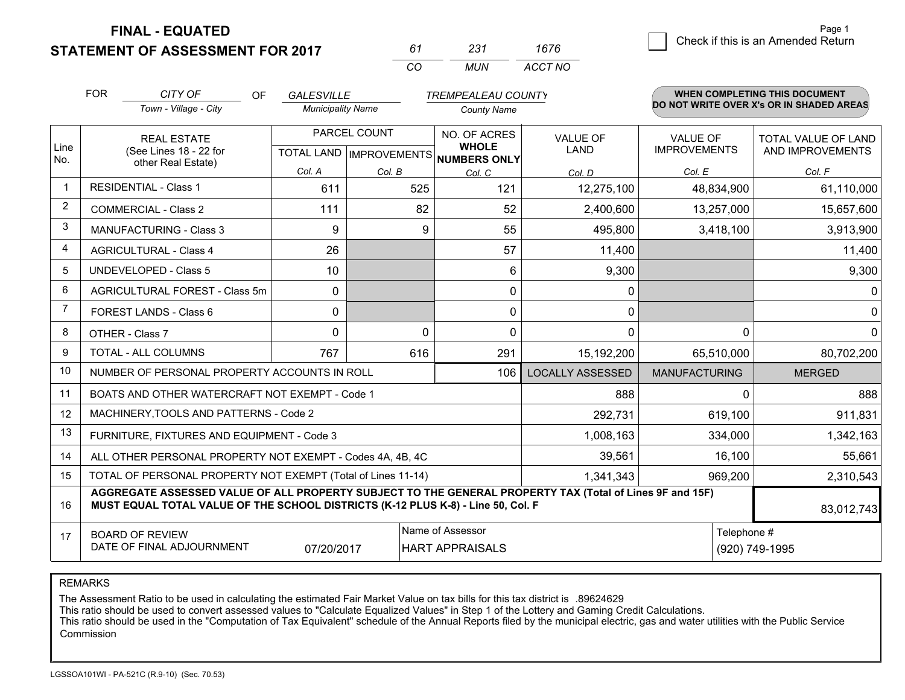**FINAL - EQUATED**
**STATEMENT OF ASSESSMENT FOR 2017**

| 61 | 231 | 1676 |
|---|---|---|
| CO | MUN | ACCT NO |

☐ Check if this is an Amended Return

FOR *CITY OF* (Town - Village - City) OF *GALESVILLE* (Municipality Name) *TREMPEALEAU COUNTY* (County Name)

**WHEN COMPLETING THIS DOCUMENT DO NOT WRITE OVER X's OR IN SHADED AREAS**

| Line No. | REAL ESTATE (See Lines 18 - 22 for other Real Estate) | PARCEL COUNT TOTAL LAND Col. A | PARCEL COUNT IMPROVEMENTS Col. B | NO. OF ACRES WHOLE NUMBERS ONLY Col. C | VALUE OF LAND Col. D | VALUE OF IMPROVEMENTS Col. E | TOTAL VALUE OF LAND AND IMPROVEMENTS Col. F |
|---|---|---|---|---|---|---|---|
| 1 | RESIDENTIAL - Class 1 | 611 | 525 | 121 | 12,275,100 | 48,834,900 | 61,110,000 |
| 2 | COMMERCIAL - Class 2 | 111 | 82 | 52 | 2,400,600 | 13,257,000 | 15,657,600 |
| 3 | MANUFACTURING - Class 3 | 9 | 9 | 55 | 495,800 | 3,418,100 | 3,913,900 |
| 4 | AGRICULTURAL - Class 4 | 26 | | 57 | 11,400 | | 11,400 |
| 5 | UNDEVELOPED - Class 5 | 10 | | 6 | 9,300 | | 9,300 |
| 6 | AGRICULTURAL FOREST - Class 5m | 0 | | 0 | 0 | | 0 |
| 7 | FOREST LANDS - Class 6 | 0 | | 0 | 0 | | 0 |
| 8 | OTHER - Class 7 | 0 | 0 | 0 | 0 | 0 | 0 |
| 9 | TOTAL - ALL COLUMNS | 767 | 616 | 291 | 15,192,200 | 65,510,000 | 80,702,200 |
| 10 | NUMBER OF PERSONAL PROPERTY ACCOUNTS IN ROLL | | | 106 | LOCALLY ASSESSED | MANUFACTURING | MERGED |
| 11 | BOATS AND OTHER WATERCRAFT NOT EXEMPT - Code 1 | | | | 888 | 0 | 888 |
| 12 | MACHINERY,TOOLS AND PATTERNS - Code 2 | | | | 292,731 | 619,100 | 911,831 |
| 13 | FURNITURE, FIXTURES AND EQUIPMENT - Code 3 | | | | 1,008,163 | 334,000 | 1,342,163 |
| 14 | ALL OTHER PERSONAL PROPERTY NOT EXEMPT - Codes 4A, 4B, 4C | | | | 39,561 | 16,100 | 55,661 |
| 15 | TOTAL OF PERSONAL PROPERTY NOT EXEMPT (Total of Lines 11-14) | | | | 1,341,343 | 969,200 | 2,310,543 |
| 16 | **AGGREGATE ASSESSED VALUE OF ALL PROPERTY SUBJECT TO THE GENERAL PROPERTY TAX (Total of Lines 9F and 15F) MUST EQUAL TOTAL VALUE OF THE SCHOOL DISTRICTS (K-12 PLUS K-8) - Line 50, Col. F** | | | | | | 83,012,743 |
| 17 | BOARD OF REVIEW DATE OF FINAL ADJOURNMENT | 07/20/2017 | Name of Assessor: HART APPRAISALS | | | Telephone #: (920) 749-1995 | |

REMARKS

The Assessment Ratio to be used in calculating the estimated Fair Market Value on tax bills for this tax district is .89624629
This ratio should be used to convert assessed values to "Calculate Equalized Values" in Step 1 of the Lottery and Gaming Credit Calculations.
This ratio should be used in the "Computation of Tax Equivalent" schedule of the Annual Reports filed by the municipal electric, gas and water utilities with the Public Service Commission

LGSSOA101WI - PA-521C (R.9-10) (Sec. 70.53)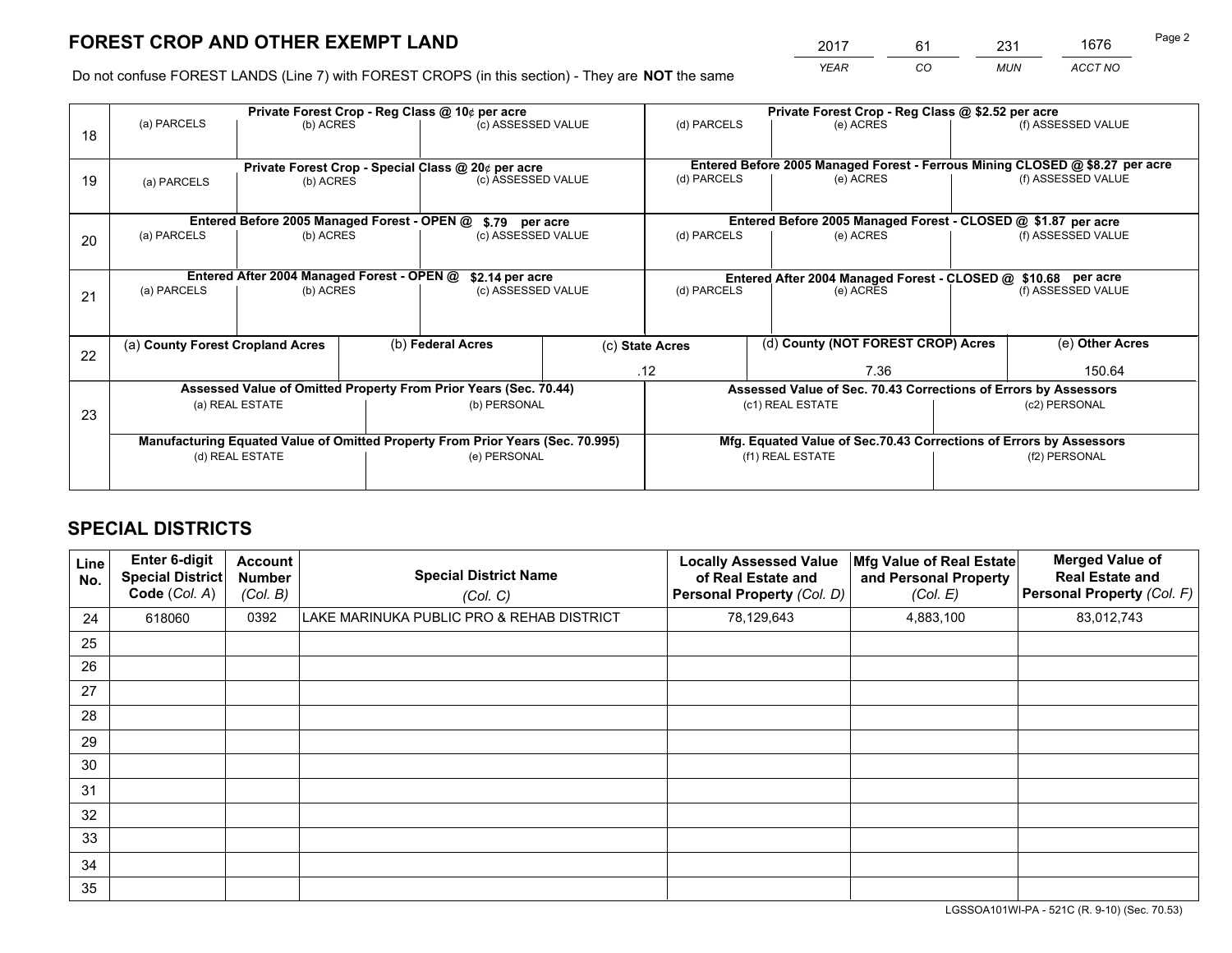# FOREST CROP AND OTHER EXEMPT LAND

| 2017 | 61 | 231 | 1676 |
|---|---|---|---|
| *YEAR* | *CO* | *MUN* | *ACCT NO* |

Do not confuse FOREST LANDS (Line 7) with FOREST CROPS (in this section) - They are **NOT** the same

| Line | Private Forest Crop - Reg Class @ 10¢ per acre | | | Private Forest Crop - Reg Class @ $2.52 per acre | | |
|---|---|---|---|---|---|---|
| 18 | (a) PARCELS | (b) ACRES | (c) ASSESSED VALUE | (d) PARCELS | (e) ACRES | (f) ASSESSED VALUE |
| | | | | | | |
| | **Private Forest Crop - Special Class @ 20¢ per acre** | | | **Entered Before 2005 Managed Forest - Ferrous Mining CLOSED @ $8.27 per acre** | | |
| 19 | (a) PARCELS | (b) ACRES | (c) ASSESSED VALUE | (d) PARCELS | (e) ACRES | (f) ASSESSED VALUE |
| | | | | | | |
| | **Entered Before 2005 Managed Forest - OPEN @ $.79 per acre** | | | **Entered Before 2005 Managed Forest - CLOSED @ $1.87 per acre** | | |
| 20 | (a) PARCELS | (b) ACRES | (c) ASSESSED VALUE | (d) PARCELS | (e) ACRES | (f) ASSESSED VALUE |
| | | | | | | |
| | **Entered After 2004 Managed Forest - OPEN @ $2.14 per acre** | | | **Entered After 2004 Managed Forest - CLOSED @ $10.68 per acre** | | |
| 21 | (a) PARCELS | (b) ACRES | (c) ASSESSED VALUE | (d) PARCELS | (e) ACRES | (f) ASSESSED VALUE |
| | | | | | | |

| Line | (a) County Forest Cropland Acres | (b) Federal Acres | (c) State Acres | (d) County (NOT FOREST CROP) Acres | (e) Other Acres |
|---|---|---|---|---|---|
| 22 | | | .12 | 7.36 | 150.64 |

| Line | Assessed Value of Omitted Property From Prior Years (Sec. 70.44) | | Assessed Value of Sec. 70.43 Corrections of Errors by Assessors | |
|---|---|---|---|---|
| 23 | (a) REAL ESTATE | (b) PERSONAL | (c1) REAL ESTATE | (c2) PERSONAL |
| | | | | |
| | **Manufacturing Equated Value of Omitted Property From Prior Years (Sec. 70.995)** | | **Mfg. Equated Value of Sec.70.43 Corrections of Errors by Assessors** | |
| | (d) REAL ESTATE | (e) PERSONAL | (f1) REAL ESTATE | (f2) PERSONAL |
| | | | | |

# SPECIAL DISTRICTS

| Line No. | Enter 6-digit Special District Code (Col. A) | Account Number (Col. B) | Special District Name (Col. C) | Locally Assessed Value of Real Estate and Personal Property (Col. D) | Mfg Value of Real Estate and Personal Property (Col. E) | Merged Value of Real Estate and Personal Property (Col. F) |
|---|---|---|---|---|---|---|
| 24 | 618060 | 0392 | LAKE MARINUKA PUBLIC PRO & REHAB DISTRICT | 78,129,643 | 4,883,100 | 83,012,743 |
| 25 | | | | | | |
| 26 | | | | | | |
| 27 | | | | | | |
| 28 | | | | | | |
| 29 | | | | | | |
| 30 | | | | | | |
| 31 | | | | | | |
| 32 | | | | | | |
| 33 | | | | | | |
| 34 | | | | | | |
| 35 | | | | | | |

LGSSOA101WI-PA - 521C (R. 9-10) (Sec. 70.53)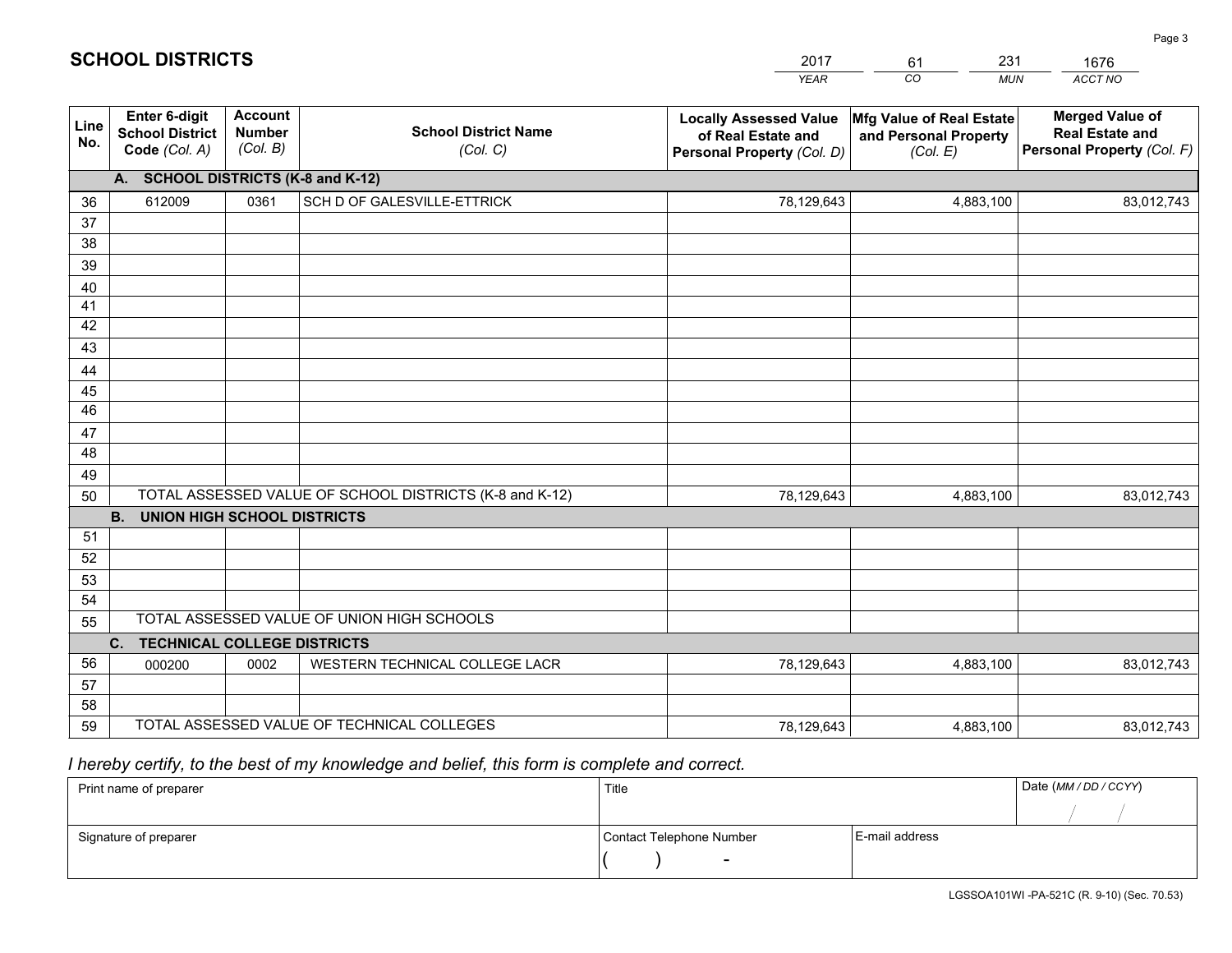# SCHOOL DISTRICTS

| 2017 | 61 | 231 | 1676 |
|---|---|---|---|
| *YEAR* | *CO* | *MUN* | *ACCT NO* |

| Line No. | Enter 6-digit School District Code *(Col. A)* | Account Number *(Col. B)* | School District Name *(Col. C)* | Locally Assessed Value of Real Estate and Personal Property *(Col. D)* | Mfg Value of Real Estate and Personal Property *(Col. E)* | Merged Value of Real Estate and Personal Property *(Col. F)* |
|---|---|---|---|---|---|---|
| | **A. SCHOOL DISTRICTS (K-8 and K-12)** | | | | | |
| 36 | 612009 | 0361 | SCH D OF GALESVILLE-ETTRICK | 78,129,643 | 4,883,100 | 83,012,743 |
| 37 | | | | | | |
| 38 | | | | | | |
| 39 | | | | | | |
| 40 | | | | | | |
| 41 | | | | | | |
| 42 | | | | | | |
| 43 | | | | | | |
| 44 | | | | | | |
| 45 | | | | | | |
| 46 | | | | | | |
| 47 | | | | | | |
| 48 | | | | | | |
| 49 | | | | | | |
| 50 | TOTAL ASSESSED VALUE OF SCHOOL DISTRICTS (K-8 and K-12) | | | 78,129,643 | 4,883,100 | 83,012,743 |
| | **B. UNION HIGH SCHOOL DISTRICTS** | | | | | |
| 51 | | | | | | |
| 52 | | | | | | |
| 53 | | | | | | |
| 54 | | | | | | |
| 55 | TOTAL ASSESSED VALUE OF UNION HIGH SCHOOLS | | | | | |
| | **C. TECHNICAL COLLEGE DISTRICTS** | | | | | |
| 56 | 000200 | 0002 | WESTERN TECHNICAL COLLEGE LACR | 78,129,643 | 4,883,100 | 83,012,743 |
| 57 | | | | | | |
| 58 | | | | | | |
| 59 | TOTAL ASSESSED VALUE OF TECHNICAL COLLEGES | | | 78,129,643 | 4,883,100 | 83,012,743 |

*I hereby certify, to the best of my knowledge and belief, this form is complete and correct.*

| Print name of preparer | Title | | Date *(MM / DD / CCYY)* |
|---|---|---|---|
| | | | / / |
| Signature of preparer | Contact Telephone Number | E-mail address | |
| | ( ) - | | |

LGSSOA101WI -PA-521C (R. 9-10) (Sec. 70.53)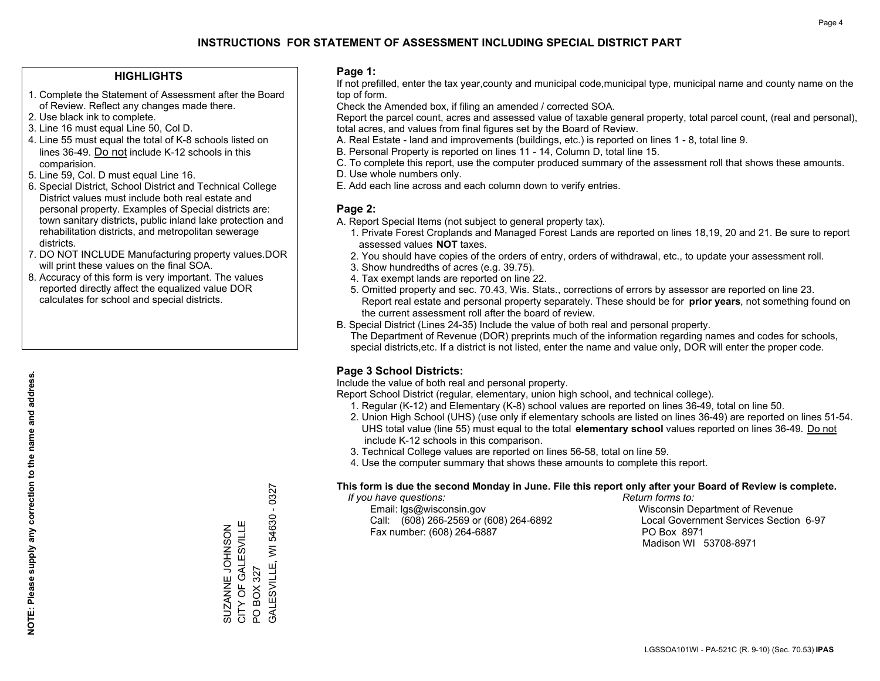# INSTRUCTIONS FOR STATEMENT OF ASSESSMENT INCLUDING SPECIAL DISTRICT PART

## HIGHLIGHTS

1. Complete the Statement of Assessment after the Board of Review. Reflect any changes made there.
2. Use black ink to complete.
3. Line 16 must equal Line 50, Col D.
4. Line 55 must equal the total of K-8 schools listed on lines 36-49. Do not include K-12 schools in this comparision.
5. Line 59, Col. D must equal Line 16.
6. Special District, School District and Technical College District values must include both real estate and personal property. Examples of Special districts are: town sanitary districts, public inland lake protection and rehabilitation districts, and metropolitan sewerage districts.
7. DO NOT INCLUDE Manufacturing property values.DOR will print these values on the final SOA.
8. Accuracy of this form is very important. The values reported directly affect the equalized value DOR calculates for school and special districts.

**NOTE: Please supply any correction to the name and address.**

SUZANNE JOHNSON
CITY OF GALESVILLE
PO BOX 327
GALESVILLE, WI 54630 - 0327

## Page 1:

If not prefilled, enter the tax year,county and municipal code,municipal type, municipal name and county name on the top of form.

Check the Amended box, if filing an amended / corrected SOA.

Report the parcel count, acres and assessed value of taxable general property, total parcel count, (real and personal), total acres, and values from final figures set by the Board of Review.

A. Real Estate - land and improvements (buildings, etc.) is reported on lines 1 - 8, total line 9.
B. Personal Property is reported on lines 11 - 14, Column D, total line 15.
C. To complete this report, use the computer produced summary of the assessment roll that shows these amounts.
D. Use whole numbers only.
E. Add each line across and each column down to verify entries.

## Page 2:

A. Report Special Items (not subject to general property tax).
   1. Private Forest Croplands and Managed Forest Lands are reported on lines 18,19, 20 and 21. Be sure to report assessed values **NOT** taxes.
   2. You should have copies of the orders of entry, orders of withdrawal, etc., to update your assessment roll.
   3. Show hundredths of acres (e.g. 39.75).
   4. Tax exempt lands are reported on line 22.
   5. Omitted property and sec. 70.43, Wis. Stats., corrections of errors by assessor are reported on line 23. Report real estate and personal property separately. These should be for **prior years**, not something found on the current assessment roll after the board of review.

B. Special District (Lines 24-35) Include the value of both real and personal property.
The Department of Revenue (DOR) preprints much of the information regarding names and codes for schools, special districts,etc. If a district is not listed, enter the name and value only, DOR will enter the proper code.

## Page 3 School Districts:

Include the value of both real and personal property.

Report School District (regular, elementary, union high school, and technical college).

1. Regular (K-12) and Elementary (K-8) school values are reported on lines 36-49, total on line 50.
2. Union High School (UHS) (use only if elementary schools are listed on lines 36-49) are reported on lines 51-54. UHS total value (line 55) must equal to the total **elementary school** values reported on lines 36-49. Do not include K-12 schools in this comparison.
3. Technical College values are reported on lines 56-58, total on line 59.
4. Use the computer summary that shows these amounts to complete this report.

**This form is due the second Monday in June. File this report only after your Board of Review is complete.**

*If you have questions:*
Email: lgs@wisconsin.gov
Call: (608) 266-2569 or (608) 264-6892
Fax number: (608) 264-6887

*Return forms to:*
Wisconsin Department of Revenue
Local Government Services Section 6-97
PO Box 8971
Madison WI 53708-8971

LGSSOA101WI - PA-521C (R. 9-10) (Sec. 70.53) **IPAS**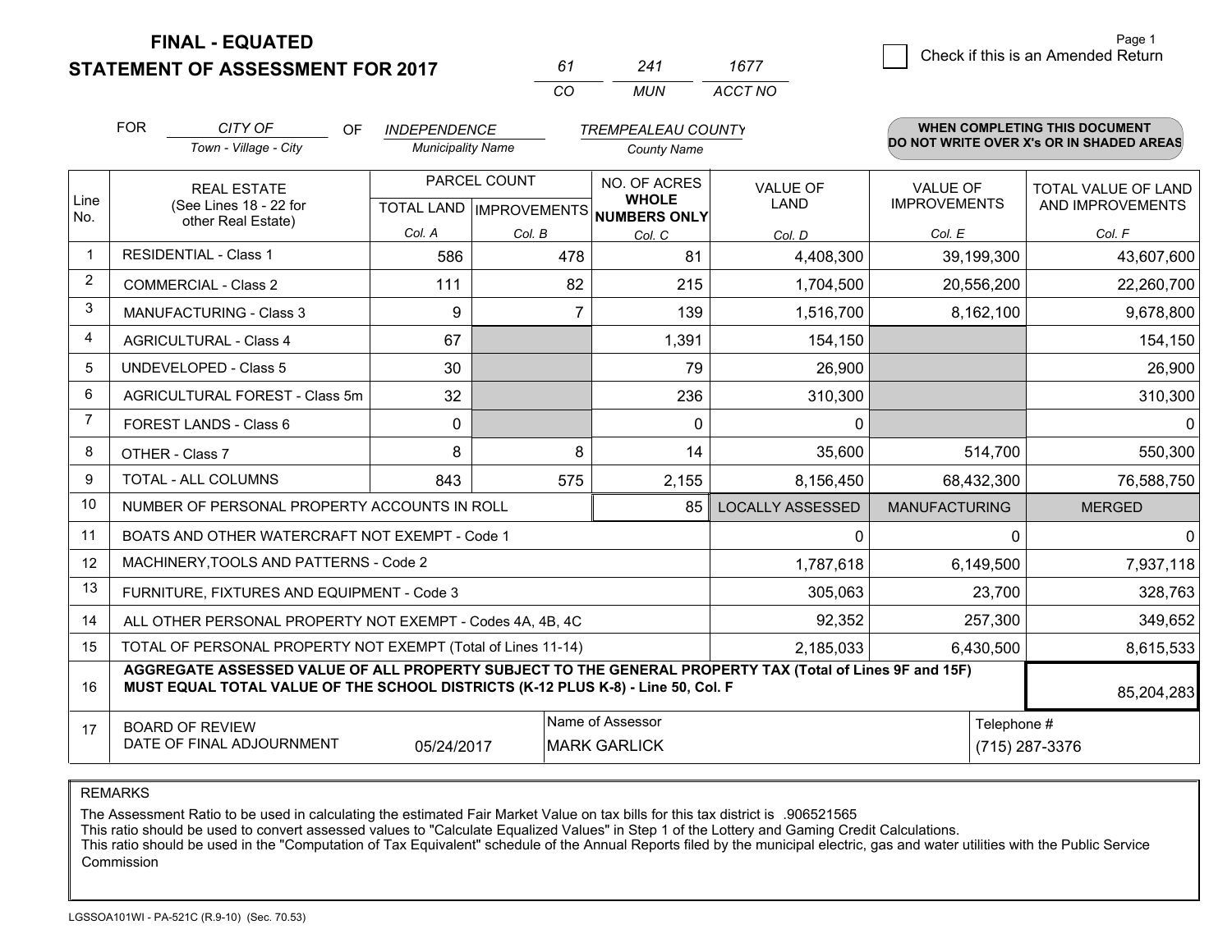**FINAL - EQUATED**
**STATEMENT OF ASSESSMENT FOR 2017**

| 61 | 241 | 1677 |
|---|---|---|
| CO | MUN | ACCT NO |

☐ Check if this is an Amended Return

FOR *CITY OF* (Town - Village - City) OF *INDEPENDENCE* (Municipality Name) *TREMPEALEAU COUNTY* (County Name)

**WHEN COMPLETING THIS DOCUMENT DO NOT WRITE OVER X's OR IN SHADED AREAS**

| Line No. | REAL ESTATE (See Lines 18 - 22 for other Real Estate) | PARCEL COUNT TOTAL LAND Col. A | PARCEL COUNT IMPROVEMENTS Col. B | NO. OF ACRES WHOLE NUMBERS ONLY Col. C | VALUE OF LAND Col. D | VALUE OF IMPROVEMENTS Col. E | TOTAL VALUE OF LAND AND IMPROVEMENTS Col. F |
|---|---|---|---|---|---|---|---|
| 1 | RESIDENTIAL - Class 1 | 586 | 478 | 81 | 4,408,300 | 39,199,300 | 43,607,600 |
| 2 | COMMERCIAL - Class 2 | 111 | 82 | 215 | 1,704,500 | 20,556,200 | 22,260,700 |
| 3 | MANUFACTURING - Class 3 | 9 | 7 | 139 | 1,516,700 | 8,162,100 | 9,678,800 |
| 4 | AGRICULTURAL - Class 4 | 67 | | 1,391 | 154,150 | | 154,150 |
| 5 | UNDEVELOPED - Class 5 | 30 | | 79 | 26,900 | | 26,900 |
| 6 | AGRICULTURAL FOREST - Class 5m | 32 | | 236 | 310,300 | | 310,300 |
| 7 | FOREST LANDS - Class 6 | 0 | | 0 | 0 | | 0 |
| 8 | OTHER - Class 7 | 8 | 8 | 14 | 35,600 | 514,700 | 550,300 |
| 9 | TOTAL - ALL COLUMNS | 843 | 575 | 2,155 | 8,156,450 | 68,432,300 | 76,588,750 |
| 10 | NUMBER OF PERSONAL PROPERTY ACCOUNTS IN ROLL | | | 85 | LOCALLY ASSESSED | MANUFACTURING | MERGED |
| 11 | BOATS AND OTHER WATERCRAFT NOT EXEMPT - Code 1 | | | | 0 | 0 | 0 |
| 12 | MACHINERY,TOOLS AND PATTERNS - Code 2 | | | | 1,787,618 | 6,149,500 | 7,937,118 |
| 13 | FURNITURE, FIXTURES AND EQUIPMENT - Code 3 | | | | 305,063 | 23,700 | 328,763 |
| 14 | ALL OTHER PERSONAL PROPERTY NOT EXEMPT - Codes 4A, 4B, 4C | | | | 92,352 | 257,300 | 349,652 |
| 15 | TOTAL OF PERSONAL PROPERTY NOT EXEMPT (Total of Lines 11-14) | | | | 2,185,033 | 6,430,500 | 8,615,533 |
| 16 | **AGGREGATE ASSESSED VALUE OF ALL PROPERTY SUBJECT TO THE GENERAL PROPERTY TAX (Total of Lines 9F and 15F) MUST EQUAL TOTAL VALUE OF THE SCHOOL DISTRICTS (K-12 PLUS K-8) - Line 50, Col. F** | | | | | | 85,204,283 |
| 17 | BOARD OF REVIEW DATE OF FINAL ADJOURNMENT | 05/24/2017 | Name of Assessor: MARK GARLICK | | | Telephone #: (715) 287-3376 | |

REMARKS

The Assessment Ratio to be used in calculating the estimated Fair Market Value on tax bills for this tax district is .906521565
This ratio should be used to convert assessed values to "Calculate Equalized Values" in Step 1 of the Lottery and Gaming Credit Calculations.
This ratio should be used in the "Computation of Tax Equivalent" schedule of the Annual Reports filed by the municipal electric, gas and water utilities with the Public Service Commission

LGSSOA101WI - PA-521C (R.9-10) (Sec. 70.53)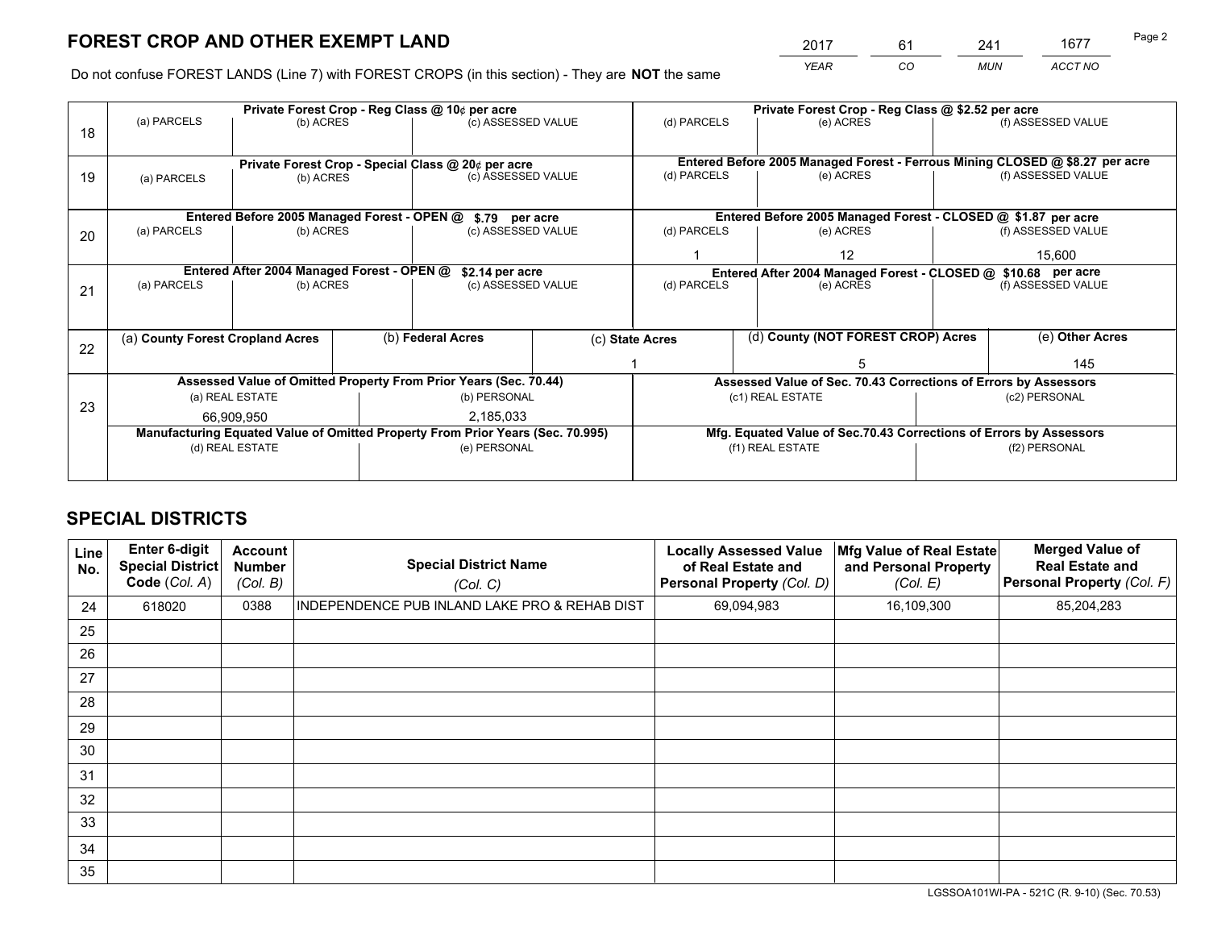# FOREST CROP AND OTHER EXEMPT LAND

| 2017 | 61 | 241 | 1677 |
|---|---|---|---|
| *YEAR* | *CO* | *MUN* | *ACCT NO* |

Do not confuse FOREST LANDS (Line 7) with FOREST CROPS (in this section) - They are **NOT** the same

| Line | Private Forest Crop - Reg Class @ 10¢ per acre | | | Private Forest Crop - Reg Class @ $2.52 per acre | | |
|---|---|---|---|---|---|---|
| 18 | (a) PARCELS | (b) ACRES | (c) ASSESSED VALUE | (d) PARCELS | (e) ACRES | (f) ASSESSED VALUE |
| | | | | | | |
| | **Private Forest Crop - Special Class @ 20¢ per acre** | | | **Entered Before 2005 Managed Forest - Ferrous Mining CLOSED @ $8.27 per acre** | | |
| 19 | (a) PARCELS | (b) ACRES | (c) ASSESSED VALUE | (d) PARCELS | (e) ACRES | (f) ASSESSED VALUE |
| | | | | | | |
| | **Entered Before 2005 Managed Forest - OPEN @ $.79 per acre** | | | **Entered Before 2005 Managed Forest - CLOSED @ $1.87 per acre** | | |
| 20 | (a) PARCELS | (b) ACRES | (c) ASSESSED VALUE | (d) PARCELS | (e) ACRES | (f) ASSESSED VALUE |
| | | | | 1 | 12 | 15,600 |
| | **Entered After 2004 Managed Forest - OPEN @ $2.14 per acre** | | | **Entered After 2004 Managed Forest - CLOSED @ $10.68 per acre** | | |
| 21 | (a) PARCELS | (b) ACRES | (c) ASSESSED VALUE | (d) PARCELS | (e) ACRES | (f) ASSESSED VALUE |
| | | | | | | |

| Line | (a) County Forest Cropland Acres | (b) Federal Acres | (c) State Acres | (d) County (NOT FOREST CROP) Acres | (e) Other Acres |
|---|---|---|---|---|---|
| 22 | | | 1 | 5 | 145 |

| Line | Assessed Value of Omitted Property From Prior Years (Sec. 70.44) | | Assessed Value of Sec. 70.43 Corrections of Errors by Assessors | |
|---|---|---|---|---|
| 23 | (a) REAL ESTATE | (b) PERSONAL | (c1) REAL ESTATE | (c2) PERSONAL |
| | 66,909,950 | 2,185,033 | | |
| | **Manufacturing Equated Value of Omitted Property From Prior Years (Sec. 70.995)** | | **Mfg. Equated Value of Sec.70.43 Corrections of Errors by Assessors** | |
| | (d) REAL ESTATE | (e) PERSONAL | (f1) REAL ESTATE | (f2) PERSONAL |
| | | | | |

# SPECIAL DISTRICTS

| Line No. | Enter 6-digit Special District Code (Col. A) | Account Number (Col. B) | Special District Name (Col. C) | Locally Assessed Value of Real Estate and Personal Property (Col. D) | Mfg Value of Real Estate and Personal Property (Col. E) | Merged Value of Real Estate and Personal Property (Col. F) |
|---|---|---|---|---|---|---|
| 24 | 618020 | 0388 | INDEPENDENCE PUB INLAND LAKE PRO & REHAB DIST | 69,094,983 | 16,109,300 | 85,204,283 |
| 25 | | | | | | |
| 26 | | | | | | |
| 27 | | | | | | |
| 28 | | | | | | |
| 29 | | | | | | |
| 30 | | | | | | |
| 31 | | | | | | |
| 32 | | | | | | |
| 33 | | | | | | |
| 34 | | | | | | |
| 35 | | | | | | |

LGSSOA101WI-PA - 521C (R. 9-10) (Sec. 70.53)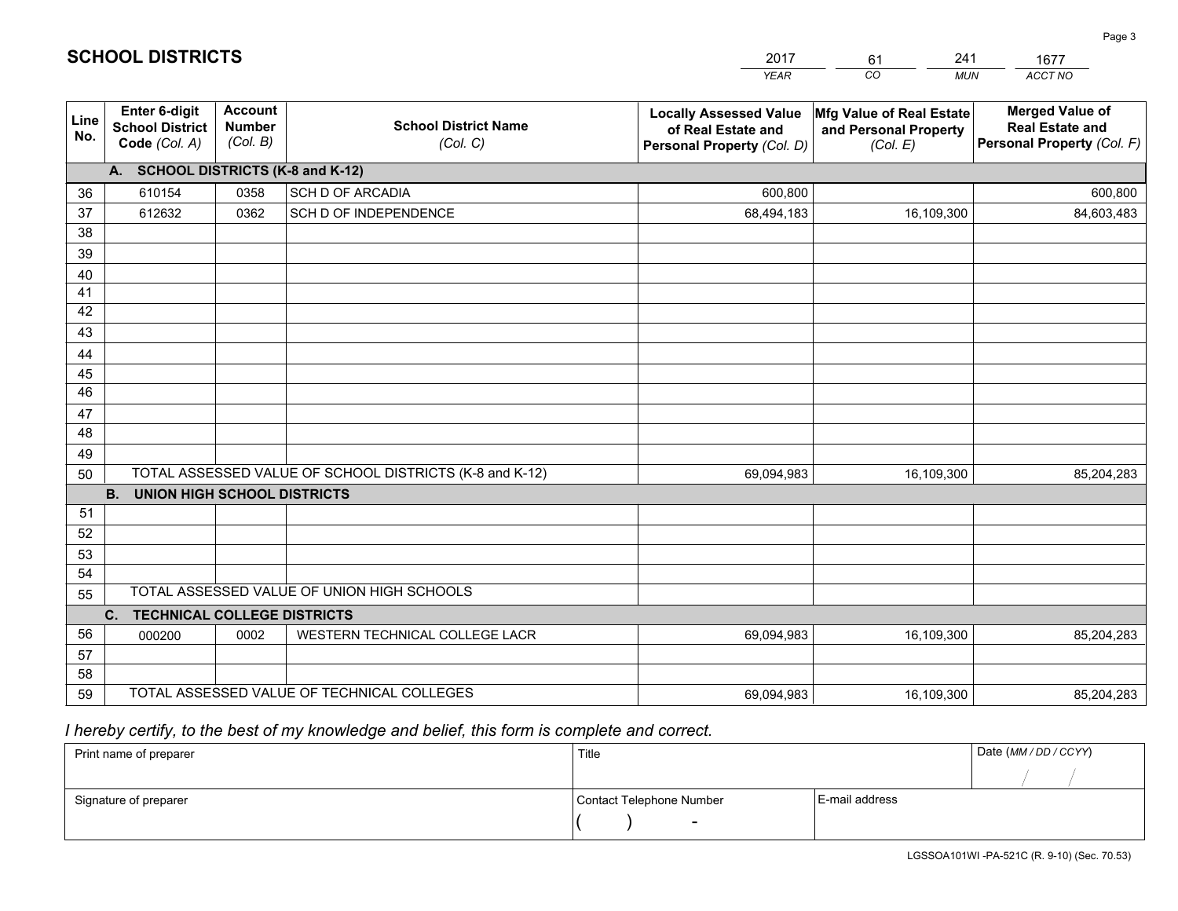# SCHOOL DISTRICTS

| 2017 | 61 | 241 | 1677 |
|---|---|---|---|
| *YEAR* | *CO* | *MUN* | *ACCT NO* |

| Line No. | Enter 6-digit School District Code *(Col. A)* | Account Number *(Col. B)* | School District Name *(Col. C)* | Locally Assessed Value of Real Estate and Personal Property *(Col. D)* | Mfg Value of Real Estate and Personal Property *(Col. E)* | Merged Value of Real Estate and Personal Property *(Col. F)* |
|---|---|---|---|---|---|---|
| **A. SCHOOL DISTRICTS (K-8 and K-12)** | | | | | | |
| 36 | 610154 | 0358 | SCH D OF ARCADIA | 600,800 | | 600,800 |
| 37 | 612632 | 0362 | SCH D OF INDEPENDENCE | 68,494,183 | 16,109,300 | 84,603,483 |
| 38 | | | | | | |
| 39 | | | | | | |
| 40 | | | | | | |
| 41 | | | | | | |
| 42 | | | | | | |
| 43 | | | | | | |
| 44 | | | | | | |
| 45 | | | | | | |
| 46 | | | | | | |
| 47 | | | | | | |
| 48 | | | | | | |
| 49 | | | | | | |
| 50 | TOTAL ASSESSED VALUE OF SCHOOL DISTRICTS (K-8 and K-12) | | | 69,094,983 | 16,109,300 | 85,204,283 |
| **B. UNION HIGH SCHOOL DISTRICTS** | | | | | | |
| 51 | | | | | | |
| 52 | | | | | | |
| 53 | | | | | | |
| 54 | | | | | | |
| 55 | TOTAL ASSESSED VALUE OF UNION HIGH SCHOOLS | | | | | |
| **C. TECHNICAL COLLEGE DISTRICTS** | | | | | | |
| 56 | 000200 | 0002 | WESTERN TECHNICAL COLLEGE LACR | 69,094,983 | 16,109,300 | 85,204,283 |
| 57 | | | | | | |
| 58 | | | | | | |
| 59 | TOTAL ASSESSED VALUE OF TECHNICAL COLLEGES | | | 69,094,983 | 16,109,300 | 85,204,283 |

*I hereby certify, to the best of my knowledge and belief, this form is complete and correct.*

| Print name of preparer | Title | | Date *(MM / DD / CCYY)* |
|---|---|---|---|
| | | | / / |
| Signature of preparer | Contact Telephone Number | E-mail address | |
| | ( ) - | | |

LGSSOA101WI -PA-521C (R. 9-10) (Sec. 70.53)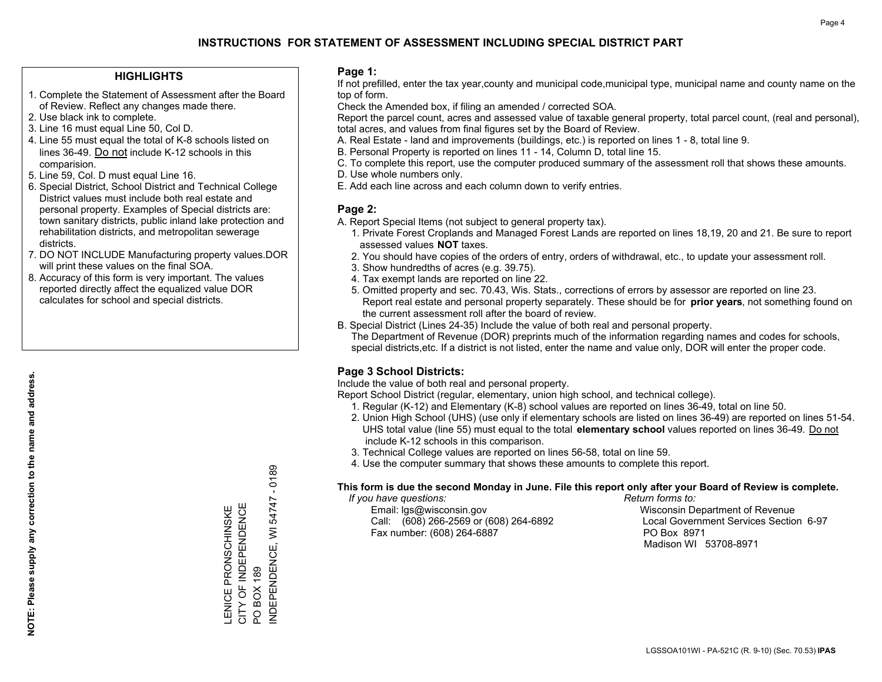# INSTRUCTIONS FOR STATEMENT OF ASSESSMENT INCLUDING SPECIAL DISTRICT PART

## HIGHLIGHTS

1. Complete the Statement of Assessment after the Board of Review. Reflect any changes made there.
2. Use black ink to complete.
3. Line 16 must equal Line 50, Col D.
4. Line 55 must equal the total of K-8 schools listed on lines 36-49. Do not include K-12 schools in this comparision.
5. Line 59, Col. D must equal Line 16.
6. Special District, School District and Technical College District values must include both real estate and personal property. Examples of Special districts are: town sanitary districts, public inland lake protection and rehabilitation districts, and metropolitan sewerage districts.
7. DO NOT INCLUDE Manufacturing property values.DOR will print these values on the final SOA.
8. Accuracy of this form is very important. The values reported directly affect the equalized value DOR calculates for school and special districts.

**NOTE: Please supply any correction to the name and address.**

LENICE PRONSCHINSKE
CITY OF INDEPENDENCE
PO BOX 189
INDEPENDENCE, WI 54747 - 0189

## Page 1:

If not prefilled, enter the tax year,county and municipal code,municipal type, municipal name and county name on the top of form.

Check the Amended box, if filing an amended / corrected SOA.

Report the parcel count, acres and assessed value of taxable general property, total parcel count, (real and personal), total acres, and values from final figures set by the Board of Review.

A. Real Estate - land and improvements (buildings, etc.) is reported on lines 1 - 8, total line 9.
B. Personal Property is reported on lines 11 - 14, Column D, total line 15.
C. To complete this report, use the computer produced summary of the assessment roll that shows these amounts.
D. Use whole numbers only.
E. Add each line across and each column down to verify entries.

## Page 2:

A. Report Special Items (not subject to general property tax).
   1. Private Forest Croplands and Managed Forest Lands are reported on lines 18,19, 20 and 21. Be sure to report assessed values **NOT** taxes.
   2. You should have copies of the orders of entry, orders of withdrawal, etc., to update your assessment roll.
   3. Show hundredths of acres (e.g. 39.75).
   4. Tax exempt lands are reported on line 22.
   5. Omitted property and sec. 70.43, Wis. Stats., corrections of errors by assessor are reported on line 23. Report real estate and personal property separately. These should be for **prior years**, not something found on the current assessment roll after the board of review.
B. Special District (Lines 24-35) Include the value of both real and personal property.
   The Department of Revenue (DOR) preprints much of the information regarding names and codes for schools, special districts,etc. If a district is not listed, enter the name and value only, DOR will enter the proper code.

## Page 3 School Districts:

Include the value of both real and personal property.

Report School District (regular, elementary, union high school, and technical college).

1. Regular (K-12) and Elementary (K-8) school values are reported on lines 36-49, total on line 50.
2. Union High School (UHS) (use only if elementary schools are listed on lines 36-49) are reported on lines 51-54. UHS total value (line 55) must equal to the total **elementary school** values reported on lines 36-49. Do not include K-12 schools in this comparison.
3. Technical College values are reported on lines 56-58, total on line 59.
4. Use the computer summary that shows these amounts to complete this report.

**This form is due the second Monday in June. File this report only after your Board of Review is complete.**

*If you have questions:*
Email: lgs@wisconsin.gov
Call: (608) 266-2569 or (608) 264-6892
Fax number: (608) 264-6887

*Return forms to:*
Wisconsin Department of Revenue
Local Government Services Section 6-97
PO Box 8971
Madison WI 53708-8971

LGSSOA101WI - PA-521C (R. 9-10) (Sec. 70.53) **IPAS**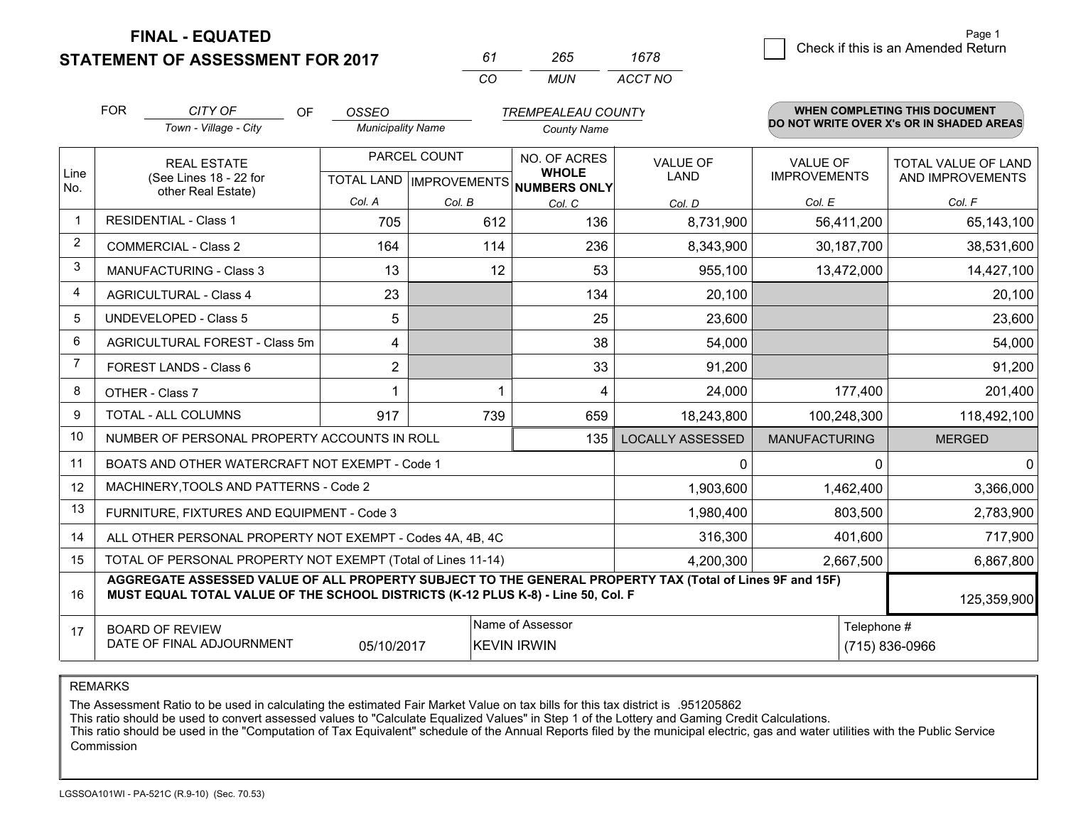**FINAL - EQUATED**
**STATEMENT OF ASSESSMENT FOR 2017**

| 61 | 265 | 1678 |
|---|---|---|
| CO | MUN | ACCT NO |

Page 1

☐ Check if this is an Amended Return

FOR *CITY OF* (Town - Village - City) OF *OSSEO* (Municipality Name) *TREMPEALEAU COUNTY* (County Name)

**WHEN COMPLETING THIS DOCUMENT DO NOT WRITE OVER X's OR IN SHADED AREAS**

| Line No. | REAL ESTATE (See Lines 18 - 22 for other Real Estate) | PARCEL COUNT | | NO. OF ACRES **WHOLE NUMBERS ONLY** | VALUE OF LAND | VALUE OF IMPROVEMENTS | TOTAL VALUE OF LAND AND IMPROVEMENTS |
|---|---|---|---|---|---|---|---|
| | | TOTAL LAND | IMPROVEMENTS | | | | |
| | | Col. A | Col. B | Col. C | Col. D | Col. E | Col. F |
| 1 | RESIDENTIAL - Class 1 | 705 | 612 | 136 | 8,731,900 | 56,411,200 | 65,143,100 |
| 2 | COMMERCIAL - Class 2 | 164 | 114 | 236 | 8,343,900 | 30,187,700 | 38,531,600 |
| 3 | MANUFACTURING - Class 3 | 13 | 12 | 53 | 955,100 | 13,472,000 | 14,427,100 |
| 4 | AGRICULTURAL - Class 4 | 23 | | 134 | 20,100 | | 20,100 |
| 5 | UNDEVELOPED - Class 5 | 5 | | 25 | 23,600 | | 23,600 |
| 6 | AGRICULTURAL FOREST - Class 5m | 4 | | 38 | 54,000 | | 54,000 |
| 7 | FOREST LANDS - Class 6 | 2 | | 33 | 91,200 | | 91,200 |
| 8 | OTHER - Class 7 | 1 | 1 | 4 | 24,000 | 177,400 | 201,400 |
| 9 | TOTAL - ALL COLUMNS | 917 | 739 | 659 | 18,243,800 | 100,248,300 | 118,492,100 |
| 10 | NUMBER OF PERSONAL PROPERTY ACCOUNTS IN ROLL | | | 135 | LOCALLY ASSESSED | MANUFACTURING | MERGED |
| 11 | BOATS AND OTHER WATERCRAFT NOT EXEMPT - Code 1 | | | | 0 | 0 | 0 |
| 12 | MACHINERY,TOOLS AND PATTERNS - Code 2 | | | | 1,903,600 | 1,462,400 | 3,366,000 |
| 13 | FURNITURE, FIXTURES AND EQUIPMENT - Code 3 | | | | 1,980,400 | 803,500 | 2,783,900 |
| 14 | ALL OTHER PERSONAL PROPERTY NOT EXEMPT - Codes 4A, 4B, 4C | | | | 316,300 | 401,600 | 717,900 |
| 15 | TOTAL OF PERSONAL PROPERTY NOT EXEMPT (Total of Lines 11-14) | | | | 4,200,300 | 2,667,500 | 6,867,800 |
| 16 | **AGGREGATE ASSESSED VALUE OF ALL PROPERTY SUBJECT TO THE GENERAL PROPERTY TAX (Total of Lines 9F and 15F) MUST EQUAL TOTAL VALUE OF THE SCHOOL DISTRICTS (K-12 PLUS K-8) - Line 50, Col. F** | | | | | | 125,359,900 |
| 17 | BOARD OF REVIEW DATE OF FINAL ADJOURNMENT | 05/10/2017 | Name of Assessor | KEVIN IRWIN | | Telephone # | (715) 836-0966 |

REMARKS

The Assessment Ratio to be used in calculating the estimated Fair Market Value on tax bills for this tax district is .951205862
This ratio should be used to convert assessed values to "Calculate Equalized Values" in Step 1 of the Lottery and Gaming Credit Calculations.
This ratio should be used in the "Computation of Tax Equivalent" schedule of the Annual Reports filed by the municipal electric, gas and water utilities with the Public Service Commission

LGSSOA101WI - PA-521C (R.9-10) (Sec. 70.53)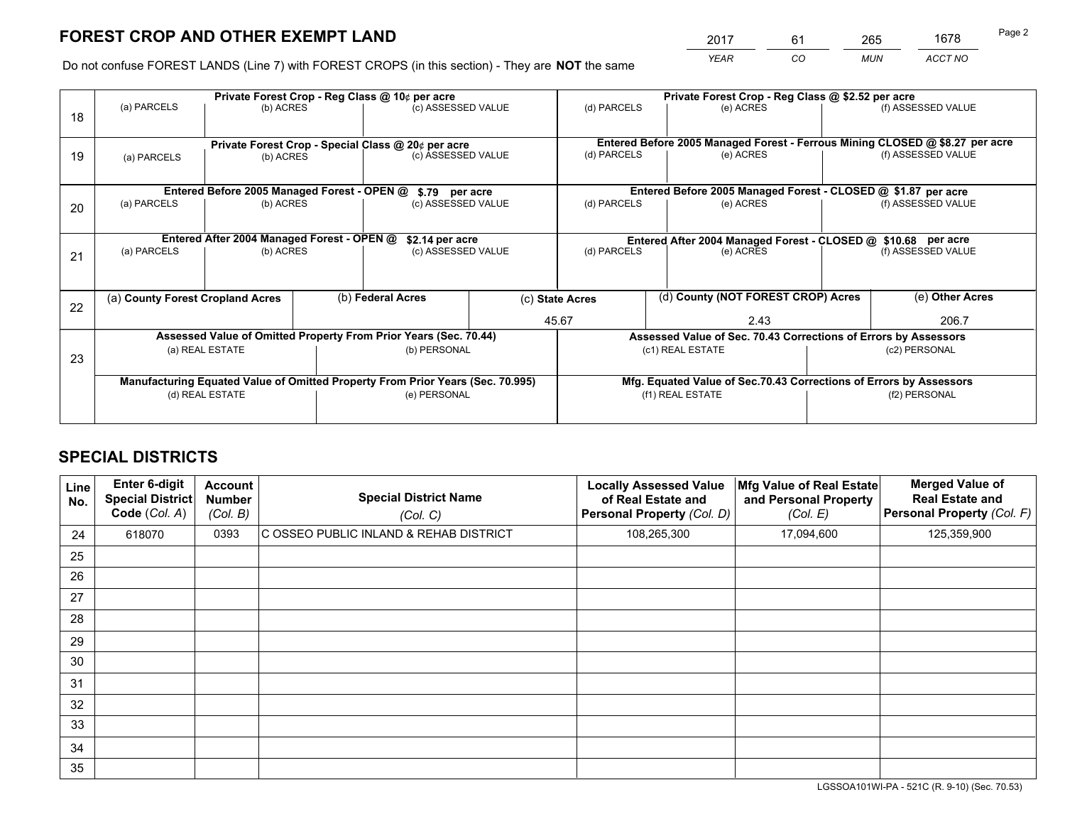# FOREST CROP AND OTHER EXEMPT LAND

| 2017 | 61 | 265 | 1678 |
|---|---|---|---|
| *YEAR* | *CO* | *MUN* | *ACCT NO* |

Do not confuse FOREST LANDS (Line 7) with FOREST CROPS (in this section) - They are **NOT** the same

| Line | | | | | | |
|---|---|---|---|---|---|---|
| 18 | Private Forest Crop - Reg Class @ 10¢ per acre | | | Private Forest Crop - Reg Class @ $2.52 per acre | | |
| | (a) PARCELS | (b) ACRES | (c) ASSESSED VALUE | (d) PARCELS | (e) ACRES | (f) ASSESSED VALUE |
| | | | | | | |
| 19 | Private Forest Crop - Special Class @ 20¢ per acre | | | Entered Before 2005 Managed Forest - Ferrous Mining CLOSED @ $8.27 per acre | | |
| | (a) PARCELS | (b) ACRES | (c) ASSESSED VALUE | (d) PARCELS | (e) ACRES | (f) ASSESSED VALUE |
| | | | | | | |
| 20 | Entered Before 2005 Managed Forest - OPEN @ $.79 per acre | | | Entered Before 2005 Managed Forest - CLOSED @ $1.87 per acre | | |
| | (a) PARCELS | (b) ACRES | (c) ASSESSED VALUE | (d) PARCELS | (e) ACRES | (f) ASSESSED VALUE |
| | | | | | | |
| 21 | Entered After 2004 Managed Forest - OPEN @ $2.14 per acre | | | Entered After 2004 Managed Forest - CLOSED @ $10.68 per acre | | |
| | (a) PARCELS | (b) ACRES | (c) ASSESSED VALUE | (d) PARCELS | (e) ACRES | (f) ASSESSED VALUE |
| | | | | | | |

| Line | (a) County Forest Cropland Acres | (b) Federal Acres | (c) State Acres | (d) County (NOT FOREST CROP) Acres | (e) Other Acres |
|---|---|---|---|---|---|
| 22 | | | 45.67 | 2.43 | 206.7 |

| Line | Assessed Value of Omitted Property From Prior Years (Sec. 70.44) | | Assessed Value of Sec. 70.43 Corrections of Errors by Assessors | |
|---|---|---|---|---|
| 23 | (a) REAL ESTATE | (b) PERSONAL | (c1) REAL ESTATE | (c2) PERSONAL |
| | | | | |
| | Manufacturing Equated Value of Omitted Property From Prior Years (Sec. 70.995) | | Mfg. Equated Value of Sec.70.43 Corrections of Errors by Assessors | |
| | (d) REAL ESTATE | (e) PERSONAL | (f1) REAL ESTATE | (f2) PERSONAL |
| | | | | |

# SPECIAL DISTRICTS

| Line No. | Enter 6-digit Special District Code (Col. A) | Account Number (Col. B) | Special District Name (Col. C) | Locally Assessed Value of Real Estate and Personal Property (Col. D) | Mfg Value of Real Estate and Personal Property (Col. E) | Merged Value of Real Estate and Personal Property (Col. F) |
|---|---|---|---|---|---|---|
| 24 | 618070 | 0393 | C OSSEO PUBLIC INLAND & REHAB DISTRICT | 108,265,300 | 17,094,600 | 125,359,900 |
| 25 | | | | | | |
| 26 | | | | | | |
| 27 | | | | | | |
| 28 | | | | | | |
| 29 | | | | | | |
| 30 | | | | | | |
| 31 | | | | | | |
| 32 | | | | | | |
| 33 | | | | | | |
| 34 | | | | | | |
| 35 | | | | | | |

LGSSOA101WI-PA - 521C (R. 9-10) (Sec. 70.53)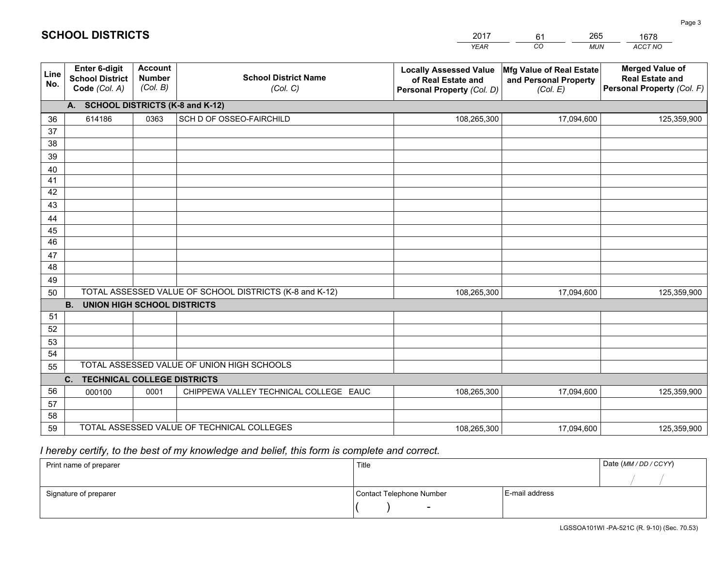# SCHOOL DISTRICTS

| 2017 | 61 | 265 | 1678 |
|---|---|---|---|
| *YEAR* | *CO* | *MUN* | *ACCT NO* |

| Line No. | Enter 6-digit School District Code *(Col. A)* | Account Number *(Col. B)* | School District Name *(Col. C)* | Locally Assessed Value of Real Estate and Personal Property *(Col. D)* | Mfg Value of Real Estate and Personal Property *(Col. E)* | Merged Value of Real Estate and Personal Property *(Col. F)* |
|---|---|---|---|---|---|---|
| | **A. SCHOOL DISTRICTS (K-8 and K-12)** | | | | | |
| 36 | 614186 | 0363 | SCH D OF OSSEO-FAIRCHILD | 108,265,300 | 17,094,600 | 125,359,900 |
| 37 | | | | | | |
| 38 | | | | | | |
| 39 | | | | | | |
| 40 | | | | | | |
| 41 | | | | | | |
| 42 | | | | | | |
| 43 | | | | | | |
| 44 | | | | | | |
| 45 | | | | | | |
| 46 | | | | | | |
| 47 | | | | | | |
| 48 | | | | | | |
| 49 | | | | | | |
| 50 | TOTAL ASSESSED VALUE OF SCHOOL DISTRICTS (K-8 and K-12) | | | 108,265,300 | 17,094,600 | 125,359,900 |
| | **B. UNION HIGH SCHOOL DISTRICTS** | | | | | |
| 51 | | | | | | |
| 52 | | | | | | |
| 53 | | | | | | |
| 54 | | | | | | |
| 55 | TOTAL ASSESSED VALUE OF UNION HIGH SCHOOLS | | | | | |
| | **C. TECHNICAL COLLEGE DISTRICTS** | | | | | |
| 56 | 000100 | 0001 | CHIPPEWA VALLEY TECHNICAL COLLEGE EAUC | 108,265,300 | 17,094,600 | 125,359,900 |
| 57 | | | | | | |
| 58 | | | | | | |
| 59 | TOTAL ASSESSED VALUE OF TECHNICAL COLLEGES | | | 108,265,300 | 17,094,600 | 125,359,900 |

*I hereby certify, to the best of my knowledge and belief, this form is complete and correct.*

| Print name of preparer | Title | | Date *(MM / DD / CCYY)* |
|---|---|---|---|
| | | | / / |
| Signature of preparer | Contact Telephone Number | E-mail address | |
| | ( ) - | | |

LGSSOA101WI -PA-521C (R. 9-10) (Sec. 70.53)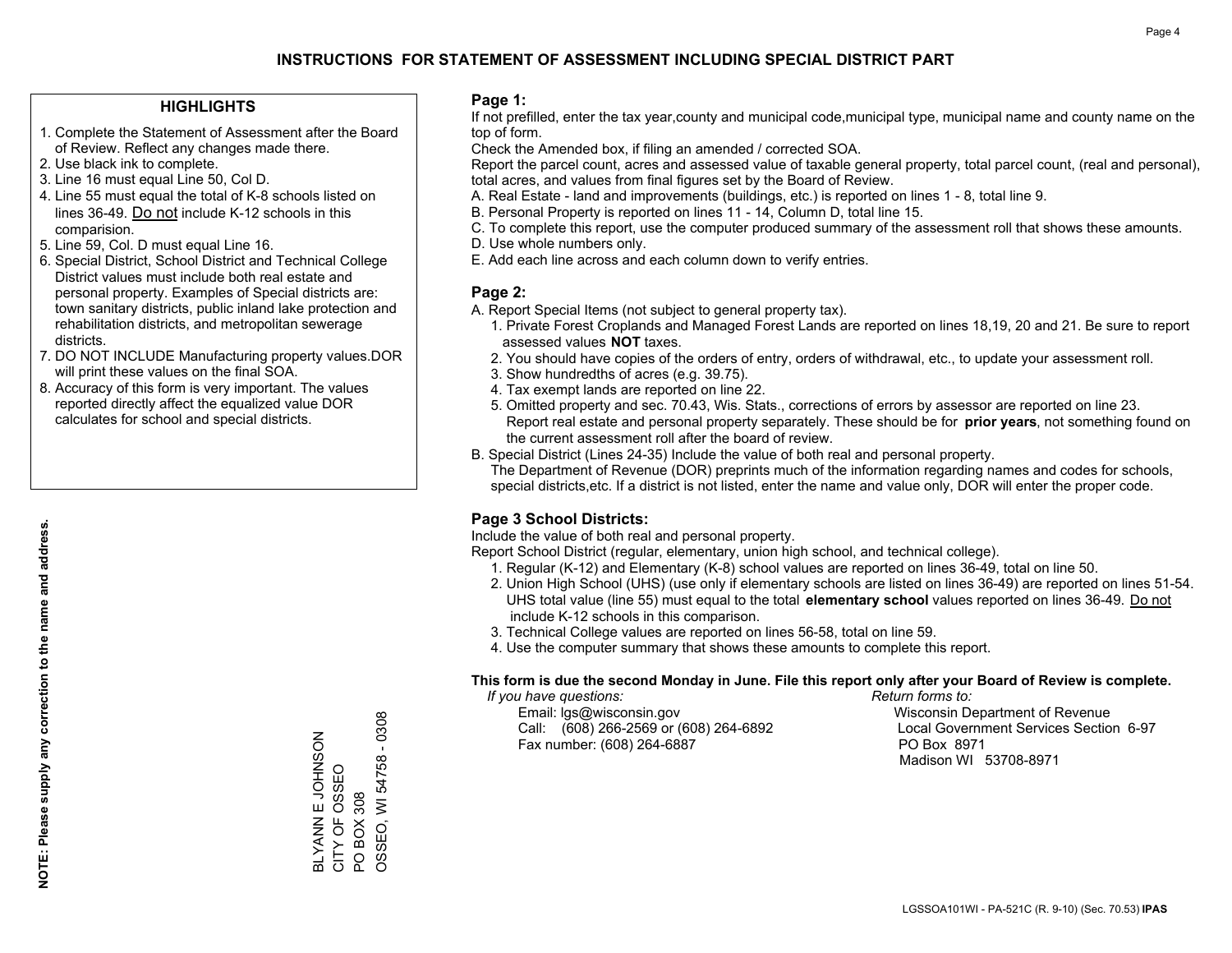# INSTRUCTIONS FOR STATEMENT OF ASSESSMENT INCLUDING SPECIAL DISTRICT PART

## HIGHLIGHTS

1. Complete the Statement of Assessment after the Board of Review. Reflect any changes made there.
2. Use black ink to complete.
3. Line 16 must equal Line 50, Col D.
4. Line 55 must equal the total of K-8 schools listed on lines 36-49. Do not include K-12 schools in this comparision.
5. Line 59, Col. D must equal Line 16.
6. Special District, School District and Technical College District values must include both real estate and personal property. Examples of Special districts are: town sanitary districts, public inland lake protection and rehabilitation districts, and metropolitan sewerage districts.
7. DO NOT INCLUDE Manufacturing property values.DOR will print these values on the final SOA.
8. Accuracy of this form is very important. The values reported directly affect the equalized value DOR calculates for school and special districts.

**NOTE: Please supply any correction to the name and address.**

BLYANN E JOHNSON
CITY OF OSSEO
PO BOX 308
OSSEO, WI 54758 - 0308

## Page 1:

If not prefilled, enter the tax year,county and municipal code,municipal type, municipal name and county name on the top of form.

Check the Amended box, if filing an amended / corrected SOA.

Report the parcel count, acres and assessed value of taxable general property, total parcel count, (real and personal), total acres, and values from final figures set by the Board of Review.

A. Real Estate - land and improvements (buildings, etc.) is reported on lines 1 - 8, total line 9.
B. Personal Property is reported on lines 11 - 14, Column D, total line 15.
C. To complete this report, use the computer produced summary of the assessment roll that shows these amounts.
D. Use whole numbers only.
E. Add each line across and each column down to verify entries.

## Page 2:

A. Report Special Items (not subject to general property tax).
   1. Private Forest Croplands and Managed Forest Lands are reported on lines 18,19, 20 and 21. Be sure to report assessed values **NOT** taxes.
   2. You should have copies of the orders of entry, orders of withdrawal, etc., to update your assessment roll.
   3. Show hundredths of acres (e.g. 39.75).
   4. Tax exempt lands are reported on line 22.
   5. Omitted property and sec. 70.43, Wis. Stats., corrections of errors by assessor are reported on line 23. Report real estate and personal property separately. These should be for **prior years**, not something found on the current assessment roll after the board of review.

B. Special District (Lines 24-35) Include the value of both real and personal property.
   The Department of Revenue (DOR) preprints much of the information regarding names and codes for schools, special districts,etc. If a district is not listed, enter the name and value only, DOR will enter the proper code.

## Page 3 School Districts:

Include the value of both real and personal property.

Report School District (regular, elementary, union high school, and technical college).

1. Regular (K-12) and Elementary (K-8) school values are reported on lines 36-49, total on line 50.
2. Union High School (UHS) (use only if elementary schools are listed on lines 36-49) are reported on lines 51-54. UHS total value (line 55) must equal to the total **elementary school** values reported on lines 36-49. Do not include K-12 schools in this comparison.
3. Technical College values are reported on lines 56-58, total on line 59.
4. Use the computer summary that shows these amounts to complete this report.

**This form is due the second Monday in June. File this report only after your Board of Review is complete.**

*If you have questions:*
Email: lgs@wisconsin.gov
Call: (608) 266-2569 or (608) 264-6892
Fax number: (608) 264-6887

*Return forms to:*
Wisconsin Department of Revenue
Local Government Services Section 6-97
PO Box 8971
Madison WI 53708-8971

LGSSOA101WI - PA-521C (R. 9-10) (Sec. 70.53) **IPAS**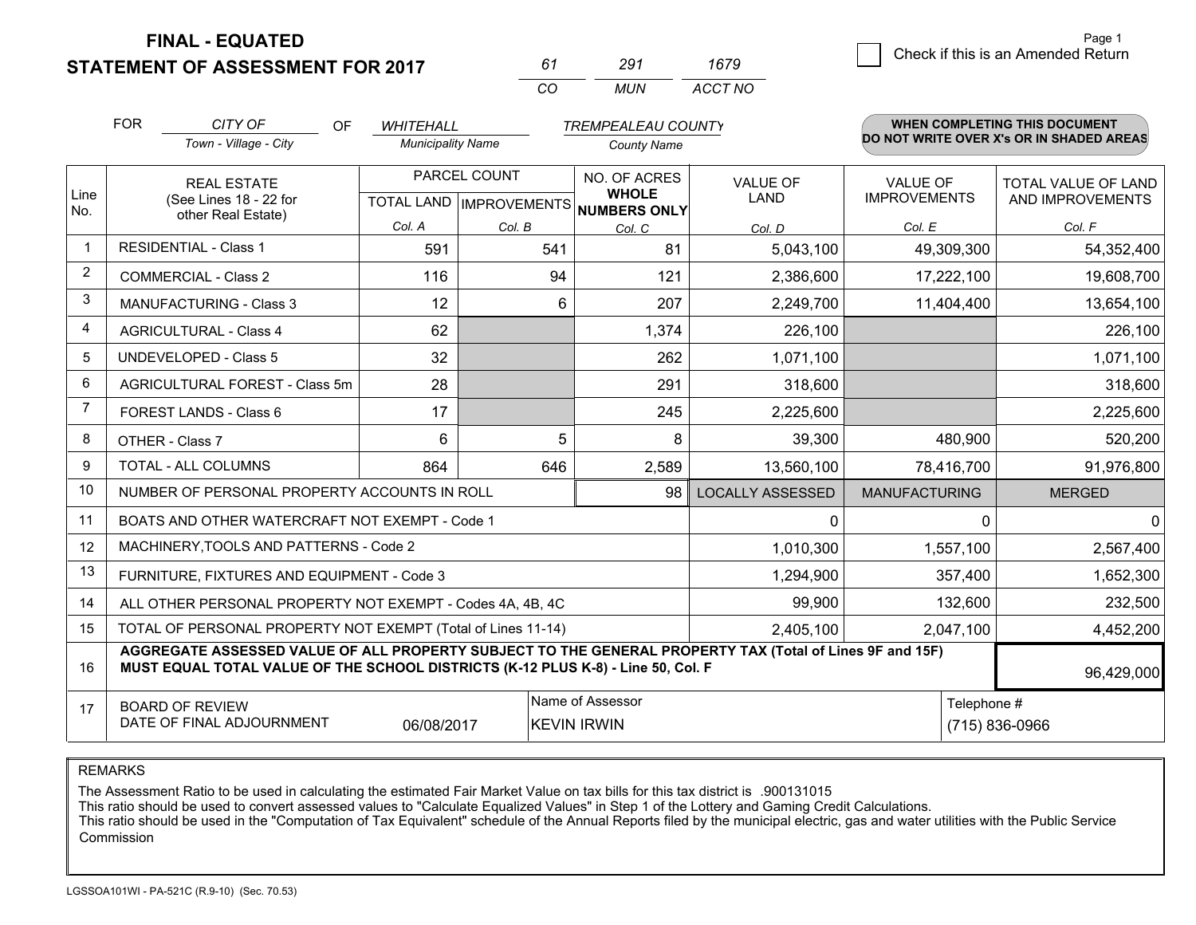# FINAL - EQUATED
## STATEMENT OF ASSESSMENT FOR 2017

| 61 | 291 | 1679 |
|---|---|---|
| CO | MUN | ACCT NO |

☐ Check if this is an Amended Return

FOR *CITY OF* (Town - Village - City) OF *WHITEHALL* (Municipality Name) *TREMPEALEAU COUNTY* (County Name)

**WHEN COMPLETING THIS DOCUMENT DO NOT WRITE OVER X's OR IN SHADED AREAS**

| Line No. | REAL ESTATE (See Lines 18 - 22 for other Real Estate) | PARCEL COUNT TOTAL LAND Col. A | PARCEL COUNT IMPROVEMENTS Col. B | NO. OF ACRES WHOLE NUMBERS ONLY Col. C | VALUE OF LAND Col. D | VALUE OF IMPROVEMENTS Col. E | TOTAL VALUE OF LAND AND IMPROVEMENTS Col. F |
|---|---|---|---|---|---|---|---|
| 1 | RESIDENTIAL - Class 1 | 591 | 541 | 81 | 5,043,100 | 49,309,300 | 54,352,400 |
| 2 | COMMERCIAL - Class 2 | 116 | 94 | 121 | 2,386,600 | 17,222,100 | 19,608,700 |
| 3 | MANUFACTURING - Class 3 | 12 | 6 | 207 | 2,249,700 | 11,404,400 | 13,654,100 |
| 4 | AGRICULTURAL - Class 4 | 62 | | 1,374 | 226,100 | | 226,100 |
| 5 | UNDEVELOPED - Class 5 | 32 | | 262 | 1,071,100 | | 1,071,100 |
| 6 | AGRICULTURAL FOREST - Class 5m | 28 | | 291 | 318,600 | | 318,600 |
| 7 | FOREST LANDS - Class 6 | 17 | | 245 | 2,225,600 | | 2,225,600 |
| 8 | OTHER - Class 7 | 6 | 5 | 8 | 39,300 | 480,900 | 520,200 |
| 9 | TOTAL - ALL COLUMNS | 864 | 646 | 2,589 | 13,560,100 | 78,416,700 | 91,976,800 |

| Line No. | | | LOCALLY ASSESSED | MANUFACTURING | MERGED |
|---|---|---|---|---|---|
| 10 | NUMBER OF PERSONAL PROPERTY ACCOUNTS IN ROLL | 98 | | | |
| 11 | BOATS AND OTHER WATERCRAFT NOT EXEMPT - Code 1 | | 0 | 0 | 0 |
| 12 | MACHINERY,TOOLS AND PATTERNS - Code 2 | | 1,010,300 | 1,557,100 | 2,567,400 |
| 13 | FURNITURE, FIXTURES AND EQUIPMENT - Code 3 | | 1,294,900 | 357,400 | 1,652,300 |
| 14 | ALL OTHER PERSONAL PROPERTY NOT EXEMPT - Codes 4A, 4B, 4C | | 99,900 | 132,600 | 232,500 |
| 15 | TOTAL OF PERSONAL PROPERTY NOT EXEMPT (Total of Lines 11-14) | | 2,405,100 | 2,047,100 | 4,452,200 |

| 16 | **AGGREGATE ASSESSED VALUE OF ALL PROPERTY SUBJECT TO THE GENERAL PROPERTY TAX (Total of Lines 9F and 15F) MUST EQUAL TOTAL VALUE OF THE SCHOOL DISTRICTS (K-12 PLUS K-8) - Line 50, Col. F** | 96,429,000 |
|---|---|---|

| 17 | BOARD OF REVIEW DATE OF FINAL ADJOURNMENT | 06/08/2017 | Name of Assessor: KEVIN IRWIN | Telephone #: (715) 836-0966 |
|---|---|---|---|---|

REMARKS

The Assessment Ratio to be used in calculating the estimated Fair Market Value on tax bills for this tax district is .900131015
This ratio should be used to convert assessed values to "Calculate Equalized Values" in Step 1 of the Lottery and Gaming Credit Calculations.
This ratio should be used in the "Computation of Tax Equivalent" schedule of the Annual Reports filed by the municipal electric, gas and water utilities with the Public Service Commission

LGSSOA101WI - PA-521C (R.9-10) (Sec. 70.53)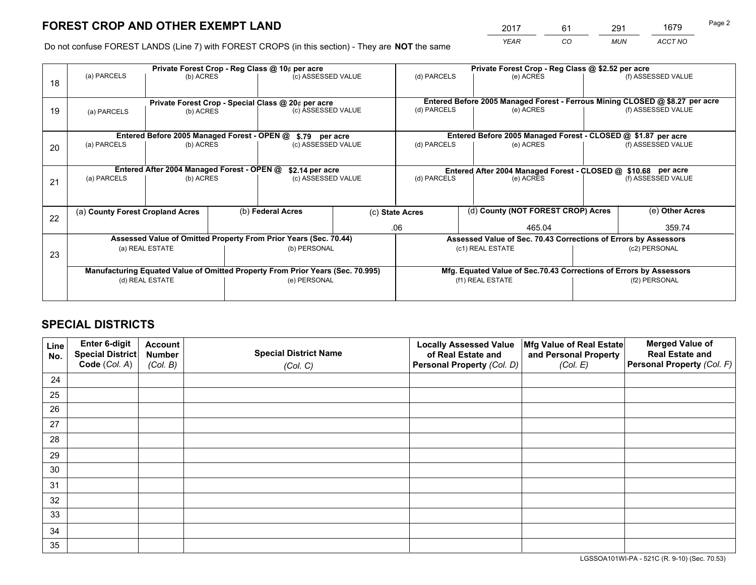# FOREST CROP AND OTHER EXEMPT LAND

| 2017 | 61 | 291 | 1679 |
|---|---|---|---|
| *YEAR* | *CO* | *MUN* | *ACCT NO* |

Do not confuse FOREST LANDS (Line 7) with FOREST CROPS (in this section) - They are **NOT** the same

| Line | Private Forest Crop - Reg Class @ 10¢ per acre | | | Private Forest Crop - Reg Class @ $2.52 per acre | | |
|---|---|---|---|---|---|---|
| 18 | (a) PARCELS | (b) ACRES | (c) ASSESSED VALUE | (d) PARCELS | (e) ACRES | (f) ASSESSED VALUE |
| | | | | | | |
| | **Private Forest Crop - Special Class @ 20¢ per acre** | | | **Entered Before 2005 Managed Forest - Ferrous Mining CLOSED @ $8.27 per acre** | | |
| 19 | (a) PARCELS | (b) ACRES | (c) ASSESSED VALUE | (d) PARCELS | (e) ACRES | (f) ASSESSED VALUE |
| | | | | | | |
| | **Entered Before 2005 Managed Forest - OPEN @ $.79 per acre** | | | **Entered Before 2005 Managed Forest - CLOSED @ $1.87 per acre** | | |
| 20 | (a) PARCELS | (b) ACRES | (c) ASSESSED VALUE | (d) PARCELS | (e) ACRES | (f) ASSESSED VALUE |
| | | | | | | |
| | **Entered After 2004 Managed Forest - OPEN @ $2.14 per acre** | | | **Entered After 2004 Managed Forest - CLOSED @ $10.68 per acre** | | |
| 21 | (a) PARCELS | (b) ACRES | (c) ASSESSED VALUE | (d) PARCELS | (e) ACRES | (f) ASSESSED VALUE |
| | | | | | | |

| Line | (a) County Forest Cropland Acres | (b) Federal Acres | (c) State Acres | (d) County (NOT FOREST CROP) Acres | (e) Other Acres |
|---|---|---|---|---|---|
| 22 | | | .06 | 465.04 | 359.74 |

| Line | Assessed Value of Omitted Property From Prior Years (Sec. 70.44) | | Assessed Value of Sec. 70.43 Corrections of Errors by Assessors | |
|---|---|---|---|---|
| 23 | (a) REAL ESTATE | (b) PERSONAL | (c1) REAL ESTATE | (c2) PERSONAL |
| | | | | |
| | **Manufacturing Equated Value of Omitted Property From Prior Years (Sec. 70.995)** | | **Mfg. Equated Value of Sec.70.43 Corrections of Errors by Assessors** | |
| | (d) REAL ESTATE | (e) PERSONAL | (f1) REAL ESTATE | (f2) PERSONAL |
| | | | | |

# SPECIAL DISTRICTS

| Line No. | Enter 6-digit Special District Code (*Col. A*) | Account Number (*Col. B*) | Special District Name (*Col. C*) | Locally Assessed Value of Real Estate and Personal Property (*Col. D*) | Mfg Value of Real Estate and Personal Property (*Col. E*) | Merged Value of Real Estate and Personal Property (*Col. F*) |
|---|---|---|---|---|---|---|
| 24 | | | | | | |
| 25 | | | | | | |
| 26 | | | | | | |
| 27 | | | | | | |
| 28 | | | | | | |
| 29 | | | | | | |
| 30 | | | | | | |
| 31 | | | | | | |
| 32 | | | | | | |
| 33 | | | | | | |
| 34 | | | | | | |
| 35 | | | | | | |

LGSSOA101WI-PA - 521C (R. 9-10) (Sec. 70.53)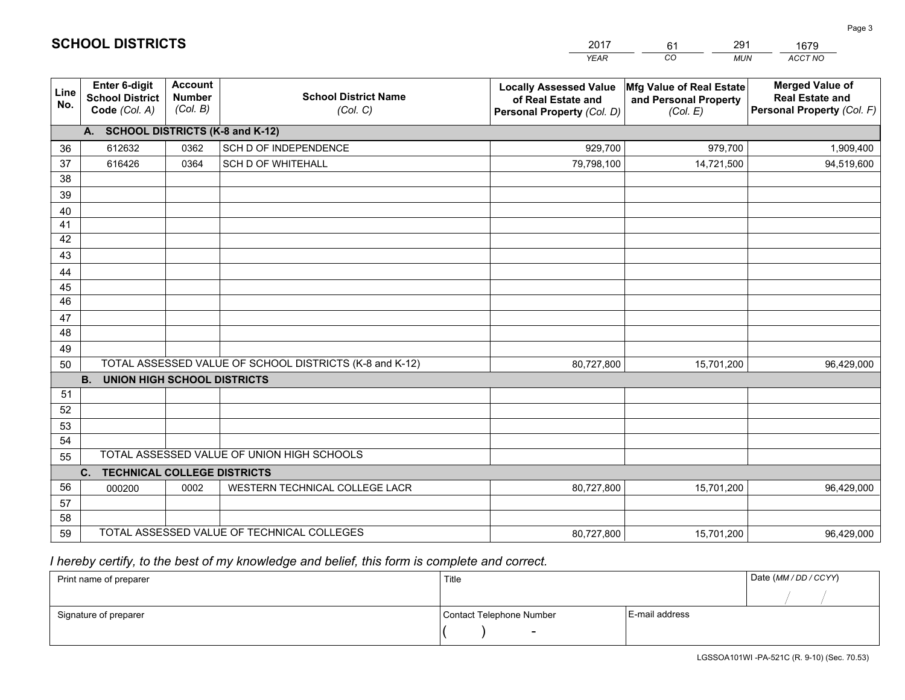# SCHOOL DISTRICTS

| 2017 | 61 | 291 | 1679 |
|---|---|---|---|
| *YEAR* | *CO* | *MUN* | *ACCT NO* |

| Line No. | Enter 6-digit School District Code *(Col. A)* | Account Number *(Col. B)* | School District Name *(Col. C)* | Locally Assessed Value of Real Estate and Personal Property *(Col. D)* | Mfg Value of Real Estate and Personal Property *(Col. E)* | Merged Value of Real Estate and Personal Property *(Col. F)* |
|---|---|---|---|---|---|---|
| | **A. SCHOOL DISTRICTS (K-8 and K-12)** | | | | | |
| 36 | 612632 | 0362 | SCH D OF INDEPENDENCE | 929,700 | 979,700 | 1,909,400 |
| 37 | 616426 | 0364 | SCH D OF WHITEHALL | 79,798,100 | 14,721,500 | 94,519,600 |
| 38 | | | | | | |
| 39 | | | | | | |
| 40 | | | | | | |
| 41 | | | | | | |
| 42 | | | | | | |
| 43 | | | | | | |
| 44 | | | | | | |
| 45 | | | | | | |
| 46 | | | | | | |
| 47 | | | | | | |
| 48 | | | | | | |
| 49 | | | | | | |
| 50 | TOTAL ASSESSED VALUE OF SCHOOL DISTRICTS (K-8 and K-12) | | | 80,727,800 | 15,701,200 | 96,429,000 |
| | **B. UNION HIGH SCHOOL DISTRICTS** | | | | | |
| 51 | | | | | | |
| 52 | | | | | | |
| 53 | | | | | | |
| 54 | | | | | | |
| 55 | TOTAL ASSESSED VALUE OF UNION HIGH SCHOOLS | | | | | |
| | **C. TECHNICAL COLLEGE DISTRICTS** | | | | | |
| 56 | 000200 | 0002 | WESTERN TECHNICAL COLLEGE LACR | 80,727,800 | 15,701,200 | 96,429,000 |
| 57 | | | | | | |
| 58 | | | | | | |
| 59 | TOTAL ASSESSED VALUE OF TECHNICAL COLLEGES | | | 80,727,800 | 15,701,200 | 96,429,000 |

*I hereby certify, to the best of my knowledge and belief, this form is complete and correct.*

| Print name of preparer | Title | | Date *(MM / DD / CCYY)* |
|---|---|---|---|
| | | | / / |
| Signature of preparer | Contact Telephone Number | E-mail address | |
| | ( ) - | | |

LGSSOA101WI -PA-521C (R. 9-10) (Sec. 70.53)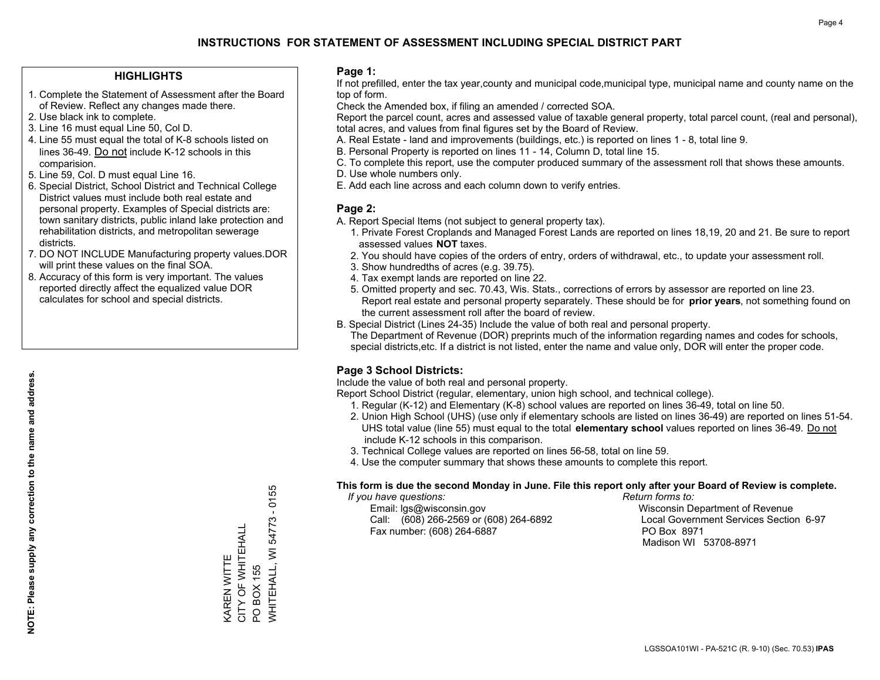# INSTRUCTIONS FOR STATEMENT OF ASSESSMENT INCLUDING SPECIAL DISTRICT PART

## HIGHLIGHTS

1. Complete the Statement of Assessment after the Board of Review. Reflect any changes made there.
2. Use black ink to complete.
3. Line 16 must equal Line 50, Col D.
4. Line 55 must equal the total of K-8 schools listed on lines 36-49. Do not include K-12 schools in this comparision.
5. Line 59, Col. D must equal Line 16.
6. Special District, School District and Technical College District values must include both real estate and personal property. Examples of Special districts are: town sanitary districts, public inland lake protection and rehabilitation districts, and metropolitan sewerage districts.
7. DO NOT INCLUDE Manufacturing property values.DOR will print these values on the final SOA.
8. Accuracy of this form is very important. The values reported directly affect the equalized value DOR calculates for school and special districts.

**NOTE: Please supply any correction to the name and address.**

KAREN WITTE
CITY OF WHITEHALL
PO BOX 155
WHITEHALL, WI 54773 - 0155

**Page 1:**

If not prefilled, enter the tax year,county and municipal code,municipal type, municipal name and county name on the top of form.

Check the Amended box, if filing an amended / corrected SOA.

Report the parcel count, acres and assessed value of taxable general property, total parcel count, (real and personal), total acres, and values from final figures set by the Board of Review.

A. Real Estate - land and improvements (buildings, etc.) is reported on lines 1 - 8, total line 9.
B. Personal Property is reported on lines 11 - 14, Column D, total line 15.
C. To complete this report, use the computer produced summary of the assessment roll that shows these amounts.
D. Use whole numbers only.
E. Add each line across and each column down to verify entries.

**Page 2:**

A. Report Special Items (not subject to general property tax).
   1. Private Forest Croplands and Managed Forest Lands are reported on lines 18,19, 20 and 21. Be sure to report assessed values **NOT** taxes.
   2. You should have copies of the orders of entry, orders of withdrawal, etc., to update your assessment roll.
   3. Show hundredths of acres (e.g. 39.75).
   4. Tax exempt lands are reported on line 22.
   5. Omitted property and sec. 70.43, Wis. Stats., corrections of errors by assessor are reported on line 23. Report real estate and personal property separately. These should be for **prior years**, not something found on the current assessment roll after the board of review.
B. Special District (Lines 24-35) Include the value of both real and personal property.
   The Department of Revenue (DOR) preprints much of the information regarding names and codes for schools, special districts,etc. If a district is not listed, enter the name and value only, DOR will enter the proper code.

**Page 3 School Districts:**

Include the value of both real and personal property.

Report School District (regular, elementary, union high school, and technical college).

1. Regular (K-12) and Elementary (K-8) school values are reported on lines 36-49, total on line 50.
2. Union High School (UHS) (use only if elementary schools are listed on lines 36-49) are reported on lines 51-54. UHS total value (line 55) must equal to the total **elementary school** values reported on lines 36-49. Do not include K-12 schools in this comparison.
3. Technical College values are reported on lines 56-58, total on line 59.
4. Use the computer summary that shows these amounts to complete this report.

**This form is due the second Monday in June. File this report only after your Board of Review is complete.**

*If you have questions:*
Email: lgs@wisconsin.gov
Call: (608) 266-2569 or (608) 264-6892
Fax number: (608) 264-6887

*Return forms to:*
Wisconsin Department of Revenue
Local Government Services Section 6-97
PO Box 8971
Madison WI 53708-8971

LGSSOA101WI - PA-521C (R. 9-10) (Sec. 70.53) **IPAS**